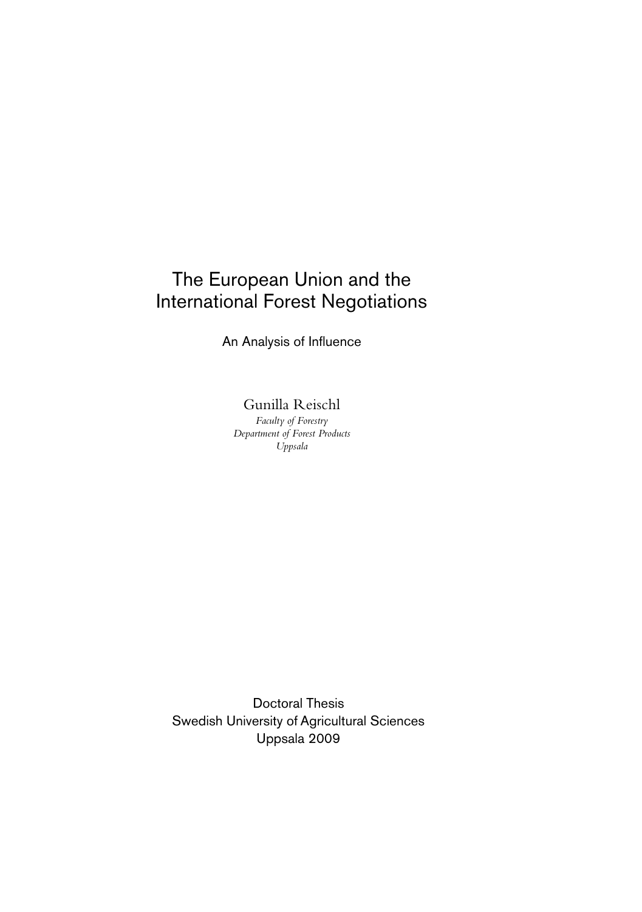# The European Union and the International Forest Negotiations

An Analysis of Influence

Gunilla Reischl

*Faculty of Forestry*
*Department of Forest Products*
*Uppsala*

Doctoral Thesis
Swedish University of Agricultural Sciences
Uppsala 2009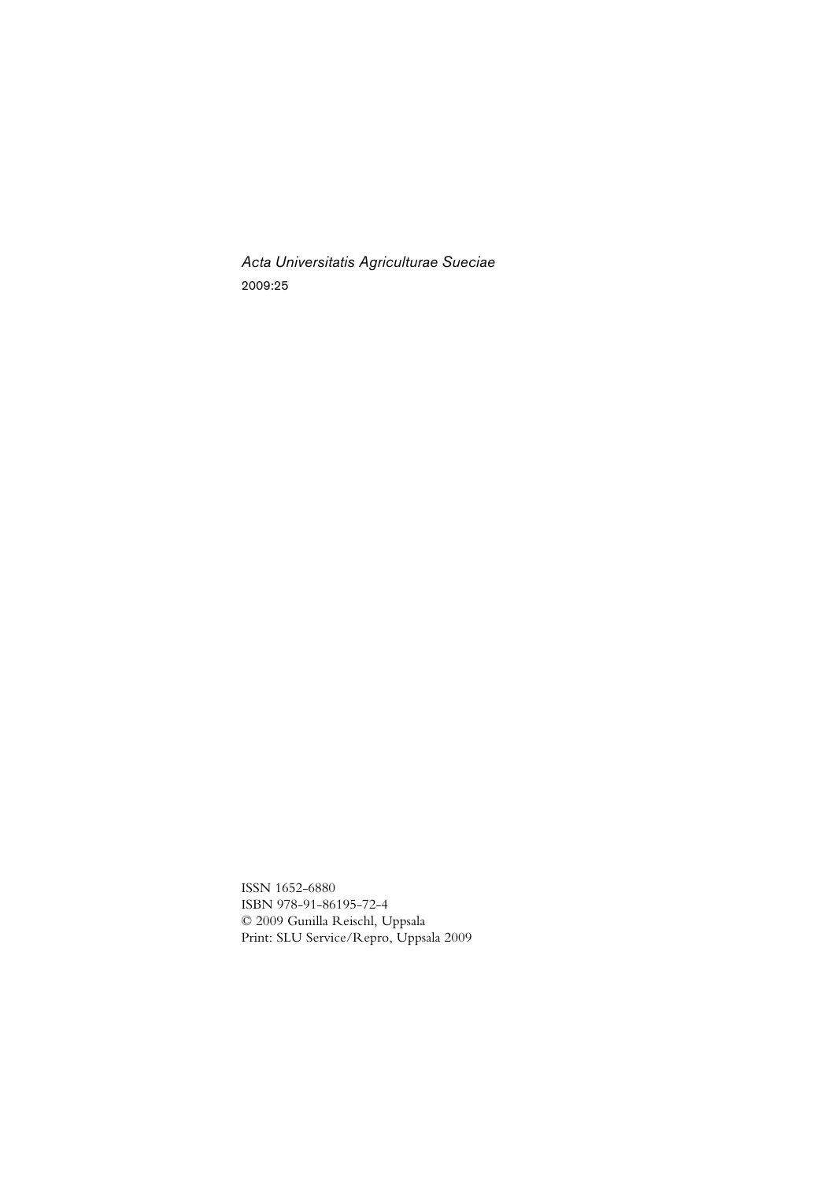*Acta Universitatis Agriculturae Sueciae*

2009:25

ISSN 1652-6880
ISBN 978-91-86195-72-4
© 2009 Gunilla Reischl, Uppsala
Print: SLU Service/Repro, Uppsala 2009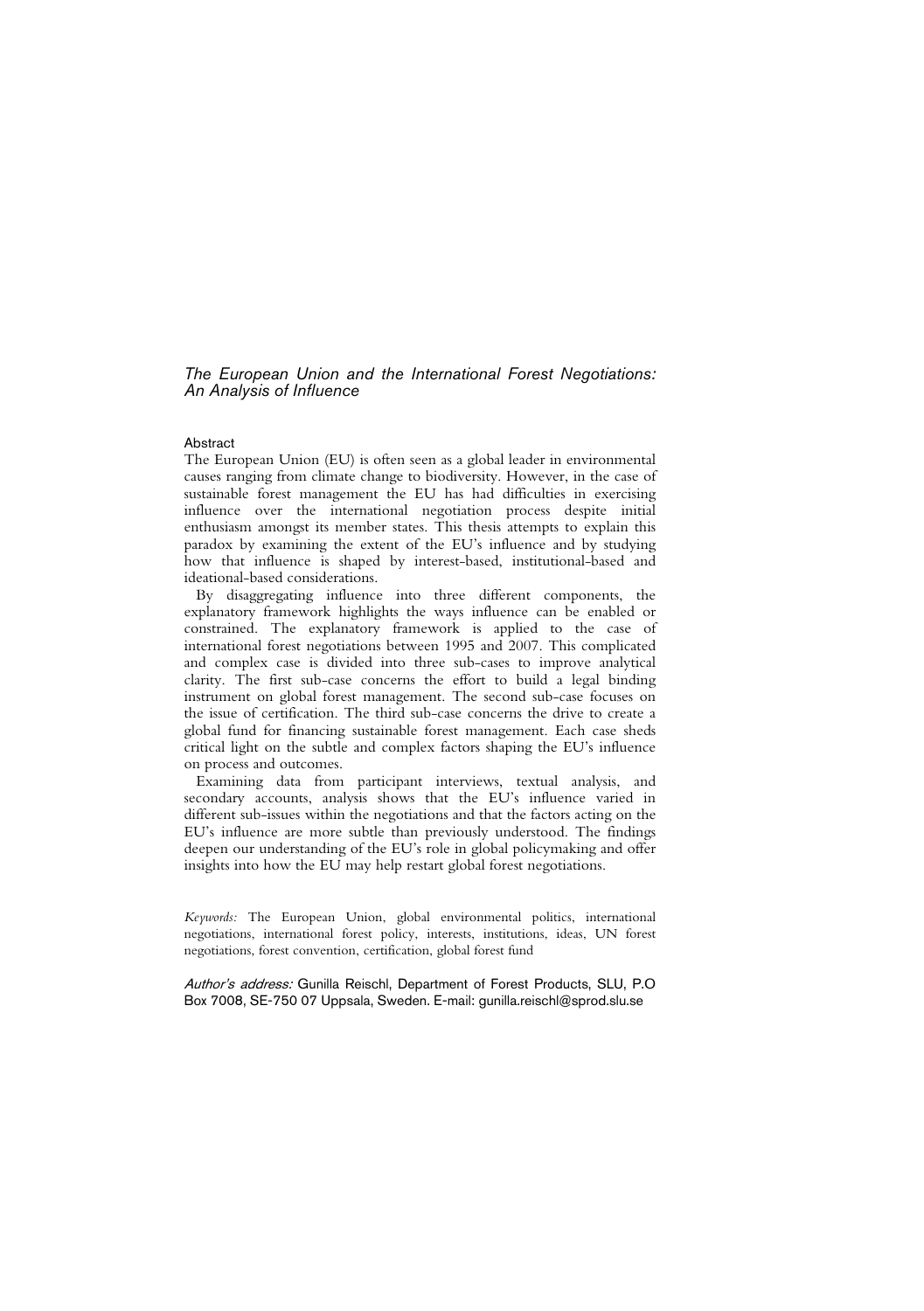*The European Union and the International Forest Negotiations: An Analysis of Influence*

**Abstract**

The European Union (EU) is often seen as a global leader in environmental causes ranging from climate change to biodiversity. However, in the case of sustainable forest management the EU has had difficulties in exercising influence over the international negotiation process despite initial enthusiasm amongst its member states. This thesis attempts to explain this paradox by examining the extent of the EU's influence and by studying how that influence is shaped by interest-based, institutional-based and ideational-based considerations.

By disaggregating influence into three different components, the explanatory framework highlights the ways influence can be enabled or constrained. The explanatory framework is applied to the case of international forest negotiations between 1995 and 2007. This complicated and complex case is divided into three sub-cases to improve analytical clarity. The first sub-case concerns the effort to build a legal binding instrument on global forest management. The second sub-case focuses on the issue of certification. The third sub-case concerns the drive to create a global fund for financing sustainable forest management. Each case sheds critical light on the subtle and complex factors shaping the EU's influence on process and outcomes.

Examining data from participant interviews, textual analysis, and secondary accounts, analysis shows that the EU's influence varied in different sub-issues within the negotiations and that the factors acting on the EU's influence are more subtle than previously understood. The findings deepen our understanding of the EU's role in global policymaking and offer insights into how the EU may help restart global forest negotiations.

*Keywords:* The European Union, global environmental politics, international negotiations, international forest policy, interests, institutions, ideas, UN forest negotiations, forest convention, certification, global forest fund

*Author's address:* Gunilla Reischl, Department of Forest Products, SLU, P.O Box 7008, SE-750 07 Uppsala, Sweden. E-mail: gunilla.reischl@sprod.slu.se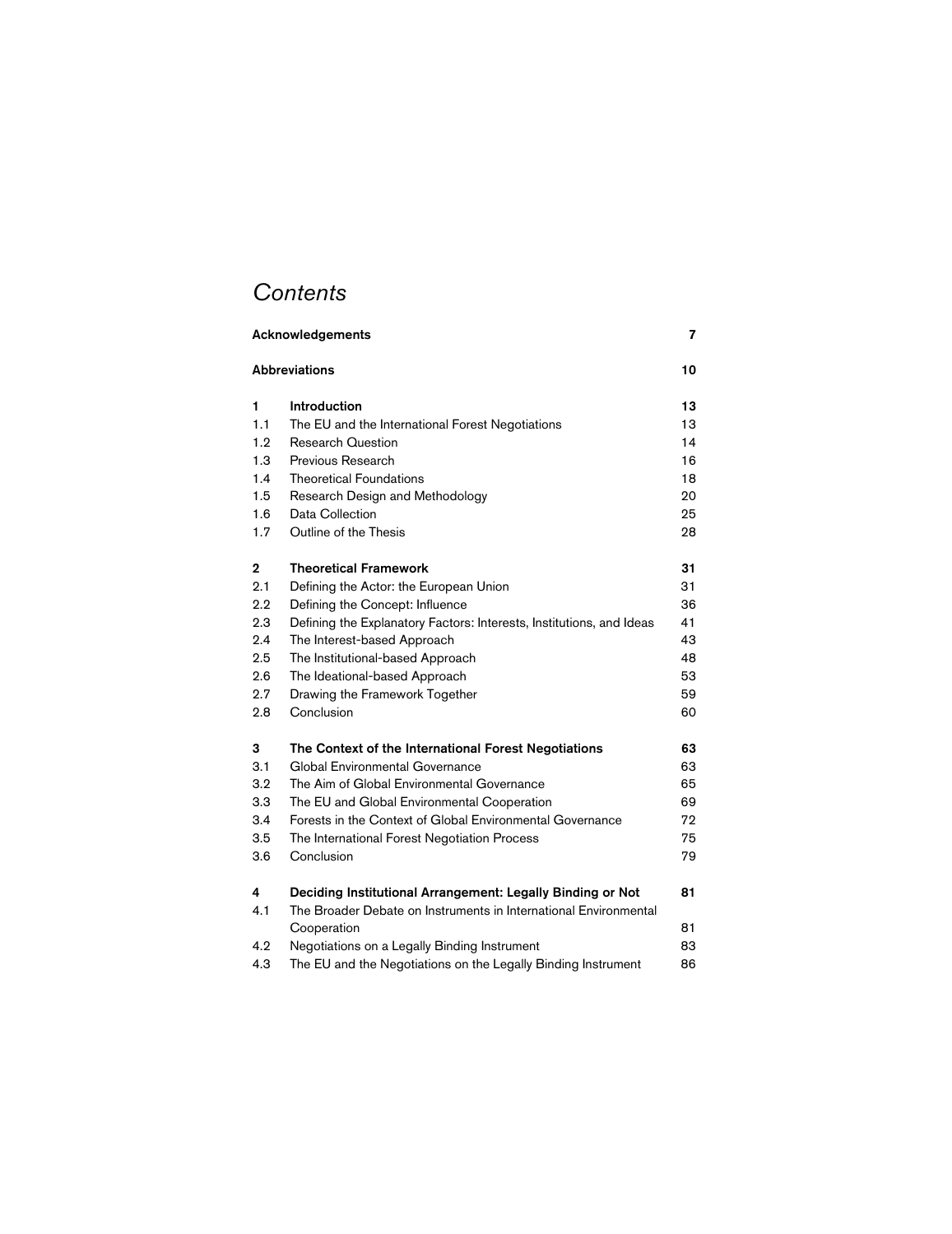# *Contents*

| | | |
|---|---|---|
| **Acknowledgements** | | **7** |
| **Abbreviations** | | **10** |
| **1** | **Introduction** | **13** |
| 1.1 | The EU and the International Forest Negotiations | 13 |
| 1.2 | Research Question | 14 |
| 1.3 | Previous Research | 16 |
| 1.4 | Theoretical Foundations | 18 |
| 1.5 | Research Design and Methodology | 20 |
| 1.6 | Data Collection | 25 |
| 1.7 | Outline of the Thesis | 28 |
| **2** | **Theoretical Framework** | **31** |
| 2.1 | Defining the Actor: the European Union | 31 |
| 2.2 | Defining the Concept: Influence | 36 |
| 2.3 | Defining the Explanatory Factors: Interests, Institutions, and Ideas | 41 |
| 2.4 | The Interest-based Approach | 43 |
| 2.5 | The Institutional-based Approach | 48 |
| 2.6 | The Ideational-based Approach | 53 |
| 2.7 | Drawing the Framework Together | 59 |
| 2.8 | Conclusion | 60 |
| **3** | **The Context of the International Forest Negotiations** | **63** |
| 3.1 | Global Environmental Governance | 63 |
| 3.2 | The Aim of Global Environmental Governance | 65 |
| 3.3 | The EU and Global Environmental Cooperation | 69 |
| 3.4 | Forests in the Context of Global Environmental Governance | 72 |
| 3.5 | The International Forest Negotiation Process | 75 |
| 3.6 | Conclusion | 79 |
| **4** | **Deciding Institutional Arrangement: Legally Binding or Not** | **81** |
| 4.1 | The Broader Debate on Instruments in International Environmental Cooperation | 81 |
| 4.2 | Negotiations on a Legally Binding Instrument | 83 |
| 4.3 | The EU and the Negotiations on the Legally Binding Instrument | 86 |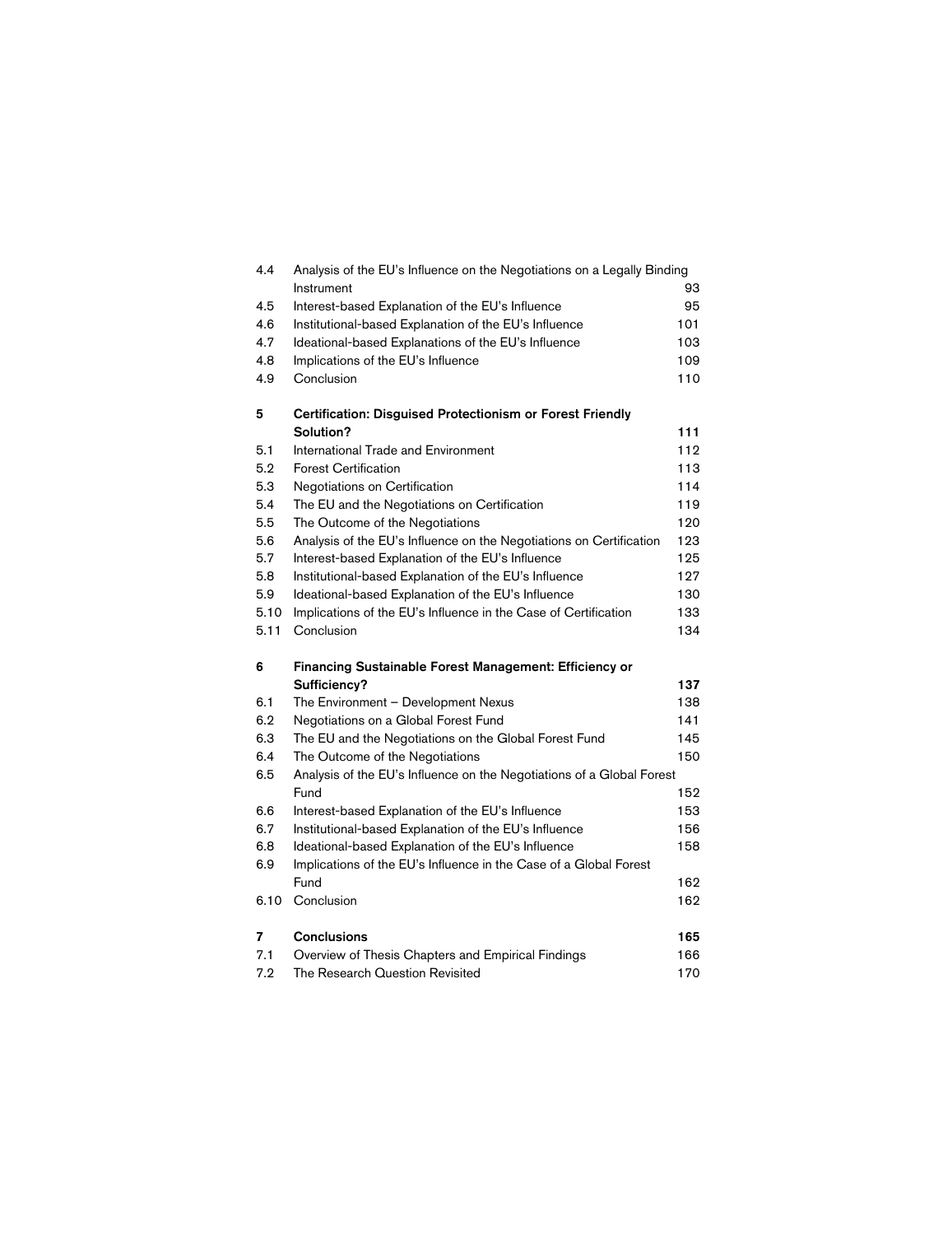| | | |
|---|---|---|
| 4.4 | Analysis of the EU's Influence on the Negotiations on a Legally Binding Instrument | 93 |
| 4.5 | Interest-based Explanation of the EU's Influence | 95 |
| 4.6 | Institutional-based Explanation of the EU's Influence | 101 |
| 4.7 | Ideational-based Explanations of the EU's Influence | 103 |
| 4.8 | Implications of the EU's Influence | 109 |
| 4.9 | Conclusion | 110 |
| **5** | **Certification: Disguised Protectionism or Forest Friendly Solution?** | **111** |
| 5.1 | International Trade and Environment | 112 |
| 5.2 | Forest Certification | 113 |
| 5.3 | Negotiations on Certification | 114 |
| 5.4 | The EU and the Negotiations on Certification | 119 |
| 5.5 | The Outcome of the Negotiations | 120 |
| 5.6 | Analysis of the EU's Influence on the Negotiations on Certification | 123 |
| 5.7 | Interest-based Explanation of the EU's Influence | 125 |
| 5.8 | Institutional-based Explanation of the EU's Influence | 127 |
| 5.9 | Ideational-based Explanation of the EU's Influence | 130 |
| 5.10 | Implications of the EU's Influence in the Case of Certification | 133 |
| 5.11 | Conclusion | 134 |
| **6** | **Financing Sustainable Forest Management: Efficiency or Sufficiency?** | **137** |
| 6.1 | The Environment – Development Nexus | 138 |
| 6.2 | Negotiations on a Global Forest Fund | 141 |
| 6.3 | The EU and the Negotiations on the Global Forest Fund | 145 |
| 6.4 | The Outcome of the Negotiations | 150 |
| 6.5 | Analysis of the EU's Influence on the Negotiations of a Global Forest Fund | 152 |
| 6.6 | Interest-based Explanation of the EU's Influence | 153 |
| 6.7 | Institutional-based Explanation of the EU's Influence | 156 |
| 6.8 | Ideational-based Explanation of the EU's Influence | 158 |
| 6.9 | Implications of the EU's Influence in the Case of a Global Forest Fund | 162 |
| 6.10 | Conclusion | 162 |
| **7** | **Conclusions** | **165** |
| 7.1 | Overview of Thesis Chapters and Empirical Findings | 166 |
| 7.2 | The Research Question Revisited | 170 |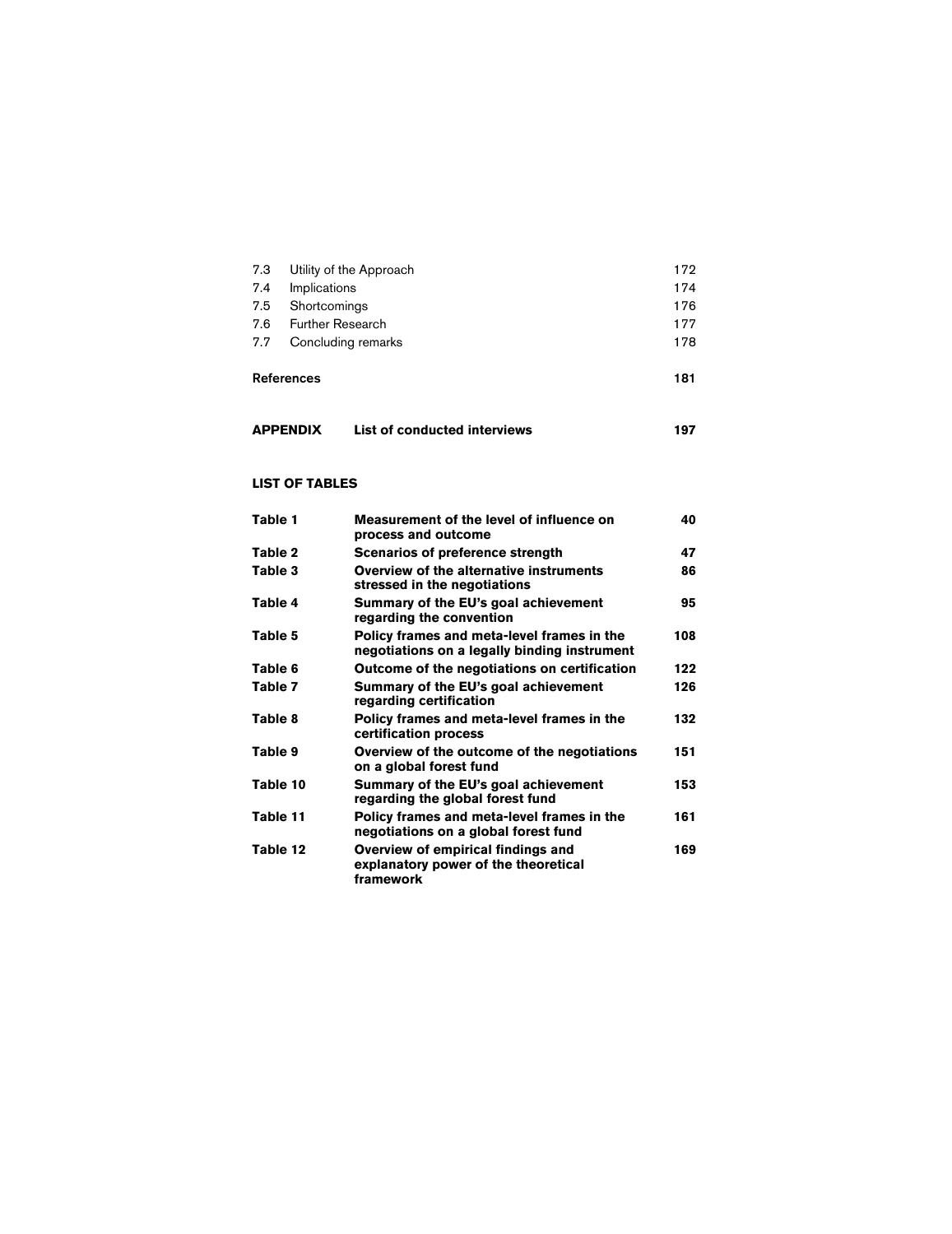| | | |
|---|---|---|
| 7.3 | Utility of the Approach | 172 |
| 7.4 | Implications | 174 |
| 7.5 | Shortcomings | 176 |
| 7.6 | Further Research | 177 |
| 7.7 | Concluding remarks | 178 |

**References** **181**

**APPENDIX** **List of conducted interviews** **197**

## LIST OF TABLES

| | | |
|---|---|---|
| **Table 1** | **Measurement of the level of influence on process and outcome** | **40** |
| **Table 2** | **Scenarios of preference strength** | **47** |
| **Table 3** | **Overview of the alternative instruments stressed in the negotiations** | **86** |
| **Table 4** | **Summary of the EU's goal achievement regarding the convention** | **95** |
| **Table 5** | **Policy frames and meta-level frames in the negotiations on a legally binding instrument** | **108** |
| **Table 6** | **Outcome of the negotiations on certification** | **122** |
| **Table 7** | **Summary of the EU's goal achievement regarding certification** | **126** |
| **Table 8** | **Policy frames and meta-level frames in the certification process** | **132** |
| **Table 9** | **Overview of the outcome of the negotiations on a global forest fund** | **151** |
| **Table 10** | **Summary of the EU's goal achievement regarding the global forest fund** | **153** |
| **Table 11** | **Policy frames and meta-level frames in the negotiations on a global forest fund** | **161** |
| **Table 12** | **Overview of empirical findings and explanatory power of the theoretical framework** | **169** |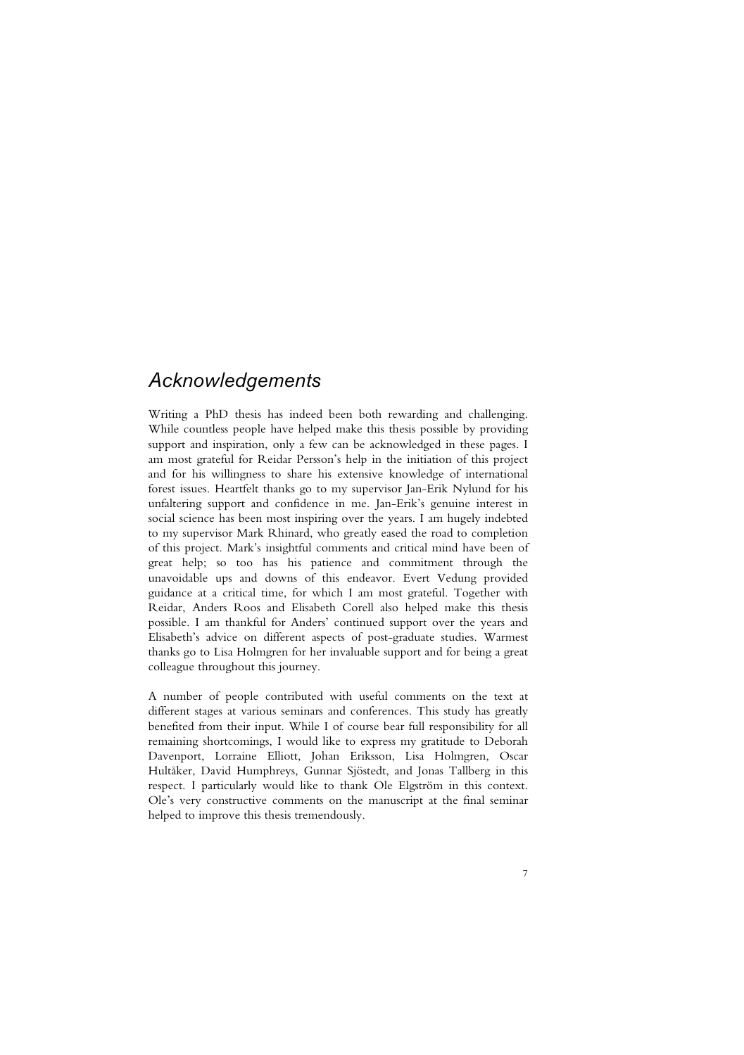# *Acknowledgements*

Writing a PhD thesis has indeed been both rewarding and challenging. While countless people have helped make this thesis possible by providing support and inspiration, only a few can be acknowledged in these pages. I am most grateful for Reidar Persson's help in the initiation of this project and for his willingness to share his extensive knowledge of international forest issues. Heartfelt thanks go to my supervisor Jan-Erik Nylund for his unfaltering support and confidence in me. Jan-Erik's genuine interest in social science has been most inspiring over the years. I am hugely indebted to my supervisor Mark Rhinard, who greatly eased the road to completion of this project. Mark's insightful comments and critical mind have been of great help; so too has his patience and commitment through the unavoidable ups and downs of this endeavor. Evert Vedung provided guidance at a critical time, for which I am most grateful. Together with Reidar, Anders Roos and Elisabeth Corell also helped make this thesis possible. I am thankful for Anders' continued support over the years and Elisabeth's advice on different aspects of post-graduate studies. Warmest thanks go to Lisa Holmgren for her invaluable support and for being a great colleague throughout this journey.

A number of people contributed with useful comments on the text at different stages at various seminars and conferences. This study has greatly benefited from their input. While I of course bear full responsibility for all remaining shortcomings, I would like to express my gratitude to Deborah Davenport, Lorraine Elliott, Johan Eriksson, Lisa Holmgren, Oscar Hultåker, David Humphreys, Gunnar Sjöstedt, and Jonas Tallberg in this respect. I particularly would like to thank Ole Elgström in this context. Ole's very constructive comments on the manuscript at the final seminar helped to improve this thesis tremendously.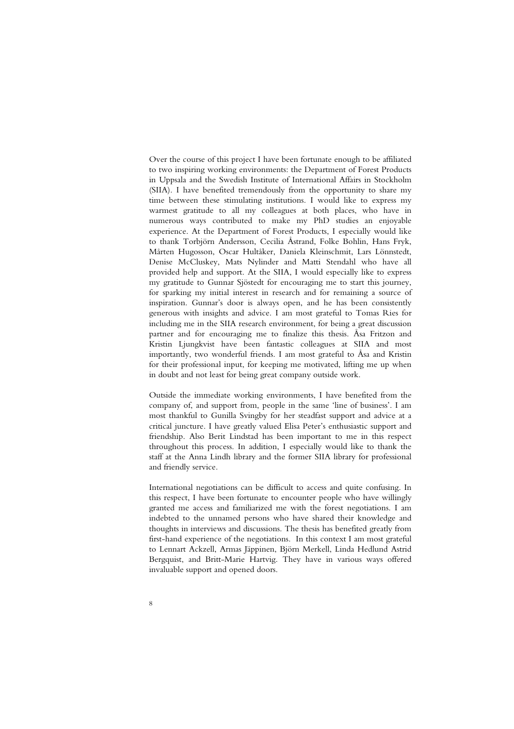Over the course of this project I have been fortunate enough to be affiliated to two inspiring working environments: the Department of Forest Products in Uppsala and the Swedish Institute of International Affairs in Stockholm (SIIA). I have benefited tremendously from the opportunity to share my time between these stimulating institutions. I would like to express my warmest gratitude to all my colleagues at both places, who have in numerous ways contributed to make my PhD studies an enjoyable experience. At the Department of Forest Products, I especially would like to thank Torbjörn Andersson, Cecilia Åstrand, Folke Bohlin, Hans Fryk, Mårten Hugosson, Oscar Hultåker, Daniela Kleinschmit, Lars Lönnstedt, Denise McCluskey, Mats Nylinder and Matti Stendahl who have all provided help and support. At the SIIA, I would especially like to express my gratitude to Gunnar Sjöstedt for encouraging me to start this journey, for sparking my initial interest in research and for remaining a source of inspiration. Gunnar's door is always open, and he has been consistently generous with insights and advice. I am most grateful to Tomas Ries for including me in the SIIA research environment, for being a great discussion partner and for encouraging me to finalize this thesis. Åsa Fritzon and Kristin Ljungkvist have been fantastic colleagues at SIIA and most importantly, two wonderful friends. I am most grateful to Åsa and Kristin for their professional input, for keeping me motivated, lifting me up when in doubt and not least for being great company outside work.

Outside the immediate working environments, I have benefited from the company of, and support from, people in the same 'line of business'. I am most thankful to Gunilla Svingby for her steadfast support and advice at a critical juncture. I have greatly valued Elisa Peter's enthusiastic support and friendship. Also Berit Lindstad has been important to me in this respect throughout this process. In addition, I especially would like to thank the staff at the Anna Lindh library and the former SIIA library for professional and friendly service.

International negotiations can be difficult to access and quite confusing. In this respect, I have been fortunate to encounter people who have willingly granted me access and familiarized me with the forest negotiations. I am indebted to the unnamed persons who have shared their knowledge and thoughts in interviews and discussions. The thesis has benefited greatly from first-hand experience of the negotiations. In this context I am most grateful to Lennart Ackzell, Armas Jäppinen, Björn Merkell, Linda Hedlund Astrid Bergquist, and Britt-Marie Hartvig. They have in various ways offered invaluable support and opened doors.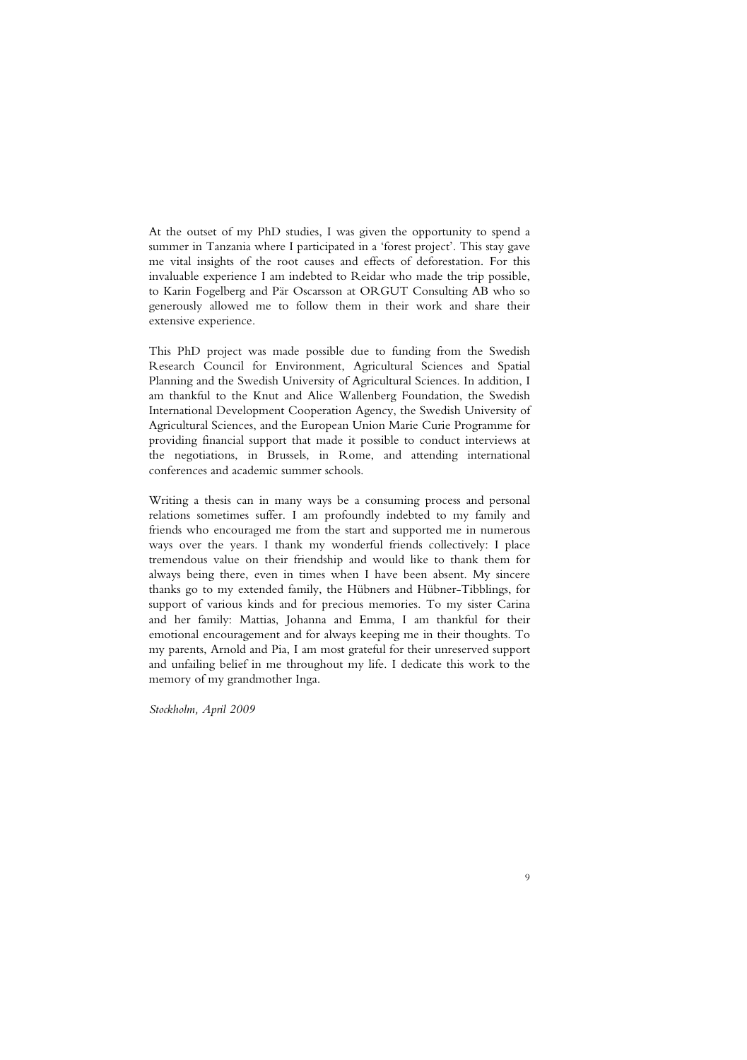At the outset of my PhD studies, I was given the opportunity to spend a summer in Tanzania where I participated in a 'forest project'. This stay gave me vital insights of the root causes and effects of deforestation. For this invaluable experience I am indebted to Reidar who made the trip possible, to Karin Fogelberg and Pär Oscarsson at ORGUT Consulting AB who so generously allowed me to follow them in their work and share their extensive experience.

This PhD project was made possible due to funding from the Swedish Research Council for Environment, Agricultural Sciences and Spatial Planning and the Swedish University of Agricultural Sciences. In addition, I am thankful to the Knut and Alice Wallenberg Foundation, the Swedish International Development Cooperation Agency, the Swedish University of Agricultural Sciences, and the European Union Marie Curie Programme for providing financial support that made it possible to conduct interviews at the negotiations, in Brussels, in Rome, and attending international conferences and academic summer schools.

Writing a thesis can in many ways be a consuming process and personal relations sometimes suffer. I am profoundly indebted to my family and friends who encouraged me from the start and supported me in numerous ways over the years. I thank my wonderful friends collectively: I place tremendous value on their friendship and would like to thank them for always being there, even in times when I have been absent. My sincere thanks go to my extended family, the Hübners and Hübner-Tibblings, for support of various kinds and for precious memories. To my sister Carina and her family: Mattias, Johanna and Emma, I am thankful for their emotional encouragement and for always keeping me in their thoughts. To my parents, Arnold and Pia, I am most grateful for their unreserved support and unfailing belief in me throughout my life. I dedicate this work to the memory of my grandmother Inga.

*Stockholm, April 2009*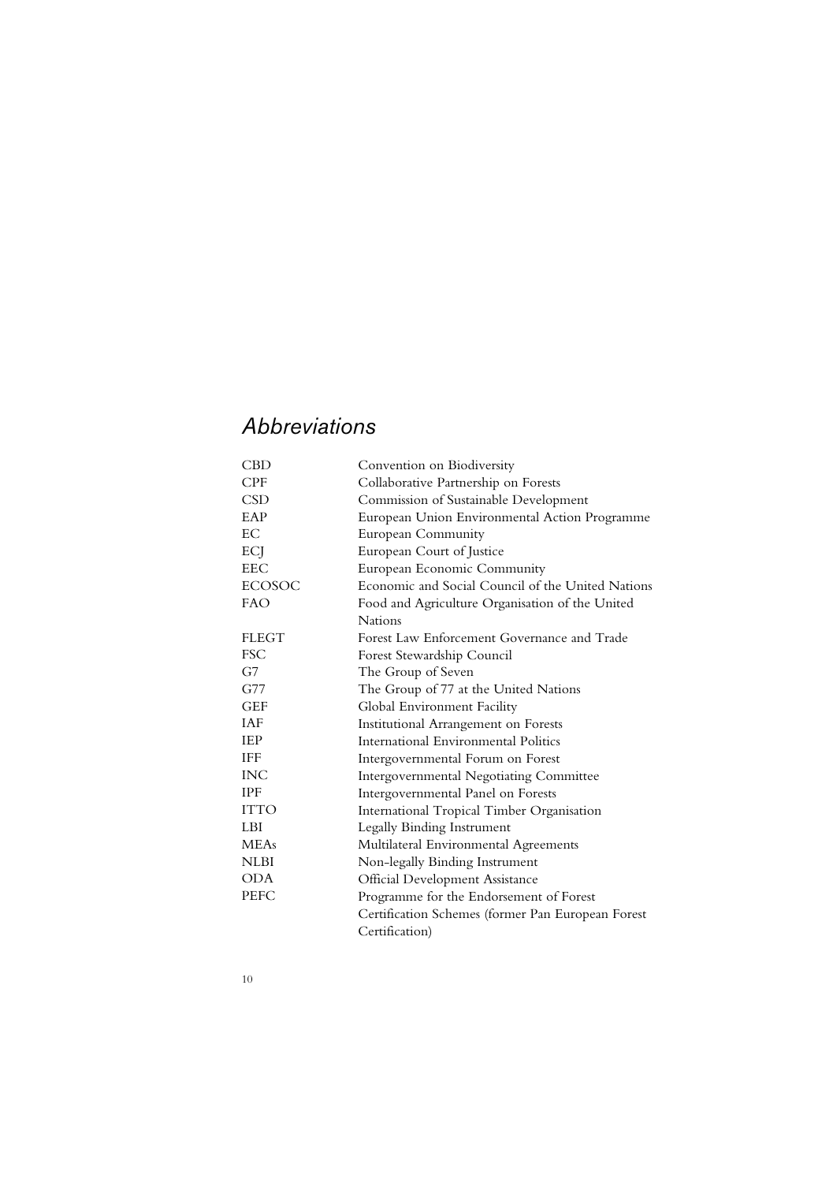## *Abbreviations*

| | |
|---|---|
| CBD | Convention on Biodiversity |
| CPF | Collaborative Partnership on Forests |
| CSD | Commission of Sustainable Development |
| EAP | European Union Environmental Action Programme |
| EC | European Community |
| ECJ | European Court of Justice |
| EEC | European Economic Community |
| ECOSOC | Economic and Social Council of the United Nations |
| FAO | Food and Agriculture Organisation of the United Nations |
| FLEGT | Forest Law Enforcement Governance and Trade |
| FSC | Forest Stewardship Council |
| G7 | The Group of Seven |
| G77 | The Group of 77 at the United Nations |
| GEF | Global Environment Facility |
| IAF | Institutional Arrangement on Forests |
| IEP | International Environmental Politics |
| IFF | Intergovernmental Forum on Forest |
| INC | Intergovernmental Negotiating Committee |
| IPF | Intergovernmental Panel on Forests |
| ITTO | International Tropical Timber Organisation |
| LBI | Legally Binding Instrument |
| MEAs | Multilateral Environmental Agreements |
| NLBI | Non-legally Binding Instrument |
| ODA | Official Development Assistance |
| PEFC | Programme for the Endorsement of Forest Certification Schemes (former Pan European Forest Certification) |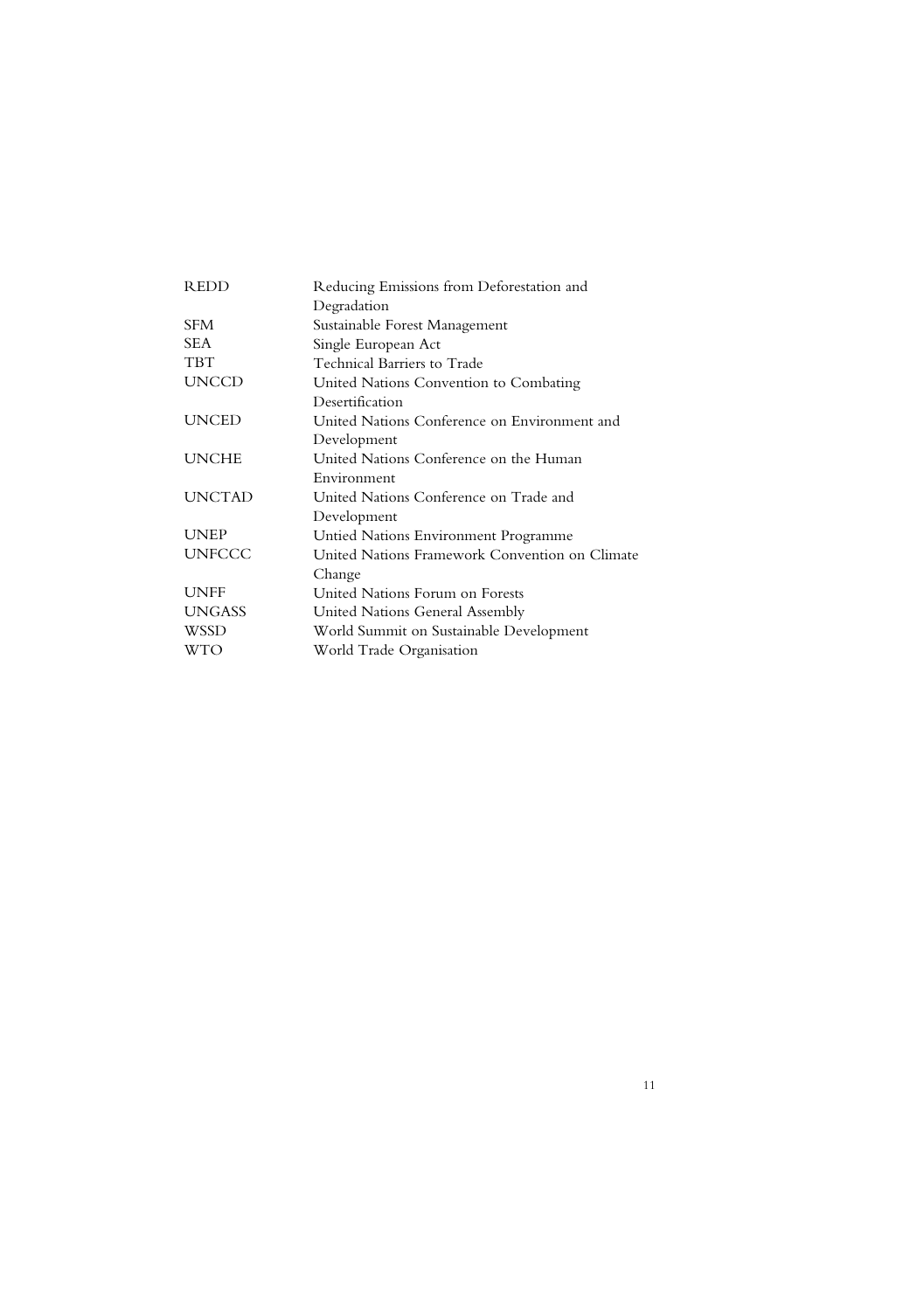| | |
|---|---|
| REDD | Reducing Emissions from Deforestation and Degradation |
| SFM | Sustainable Forest Management |
| SEA | Single European Act |
| TBT | Technical Barriers to Trade |
| UNCCD | United Nations Convention to Combating Desertification |
| UNCED | United Nations Conference on Environment and Development |
| UNCHE | United Nations Conference on the Human Environment |
| UNCTAD | United Nations Conference on Trade and Development |
| UNEP | Untied Nations Environment Programme |
| UNFCCC | United Nations Framework Convention on Climate Change |
| UNFF | United Nations Forum on Forests |
| UNGASS | United Nations General Assembly |
| WSSD | World Summit on Sustainable Development |
| WTO | World Trade Organisation |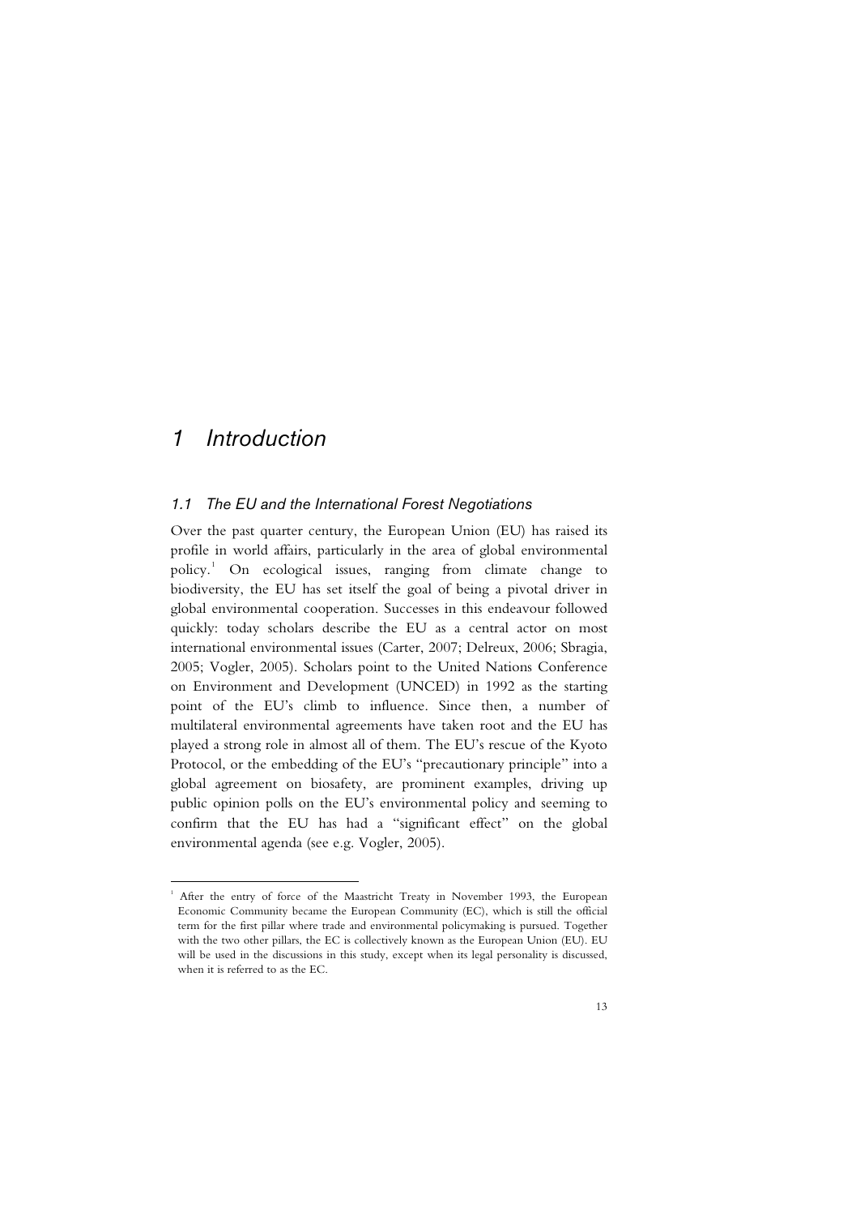# 1 Introduction

## 1.1 The EU and the International Forest Negotiations

Over the past quarter century, the European Union (EU) has raised its profile in world affairs, particularly in the area of global environmental policy.[1] On ecological issues, ranging from climate change to biodiversity, the EU has set itself the goal of being a pivotal driver in global environmental cooperation. Successes in this endeavour followed quickly: today scholars describe the EU as a central actor on most international environmental issues (Carter, 2007; Delreux, 2006; Sbragia, 2005; Vogler, 2005). Scholars point to the United Nations Conference on Environment and Development (UNCED) in 1992 as the starting point of the EU's climb to influence. Since then, a number of multilateral environmental agreements have taken root and the EU has played a strong role in almost all of them. The EU's rescue of the Kyoto Protocol, or the embedding of the EU's "precautionary principle" into a global agreement on biosafety, are prominent examples, driving up public opinion polls on the EU's environmental policy and seeming to confirm that the EU has had a "significant effect" on the global environmental agenda (see e.g. Vogler, 2005).

[1] After the entry of force of the Maastricht Treaty in November 1993, the European Economic Community became the European Community (EC), which is still the official term for the first pillar where trade and environmental policymaking is pursued. Together with the two other pillars, the EC is collectively known as the European Union (EU). EU will be used in the discussions in this study, except when its legal personality is discussed, when it is referred to as the EC.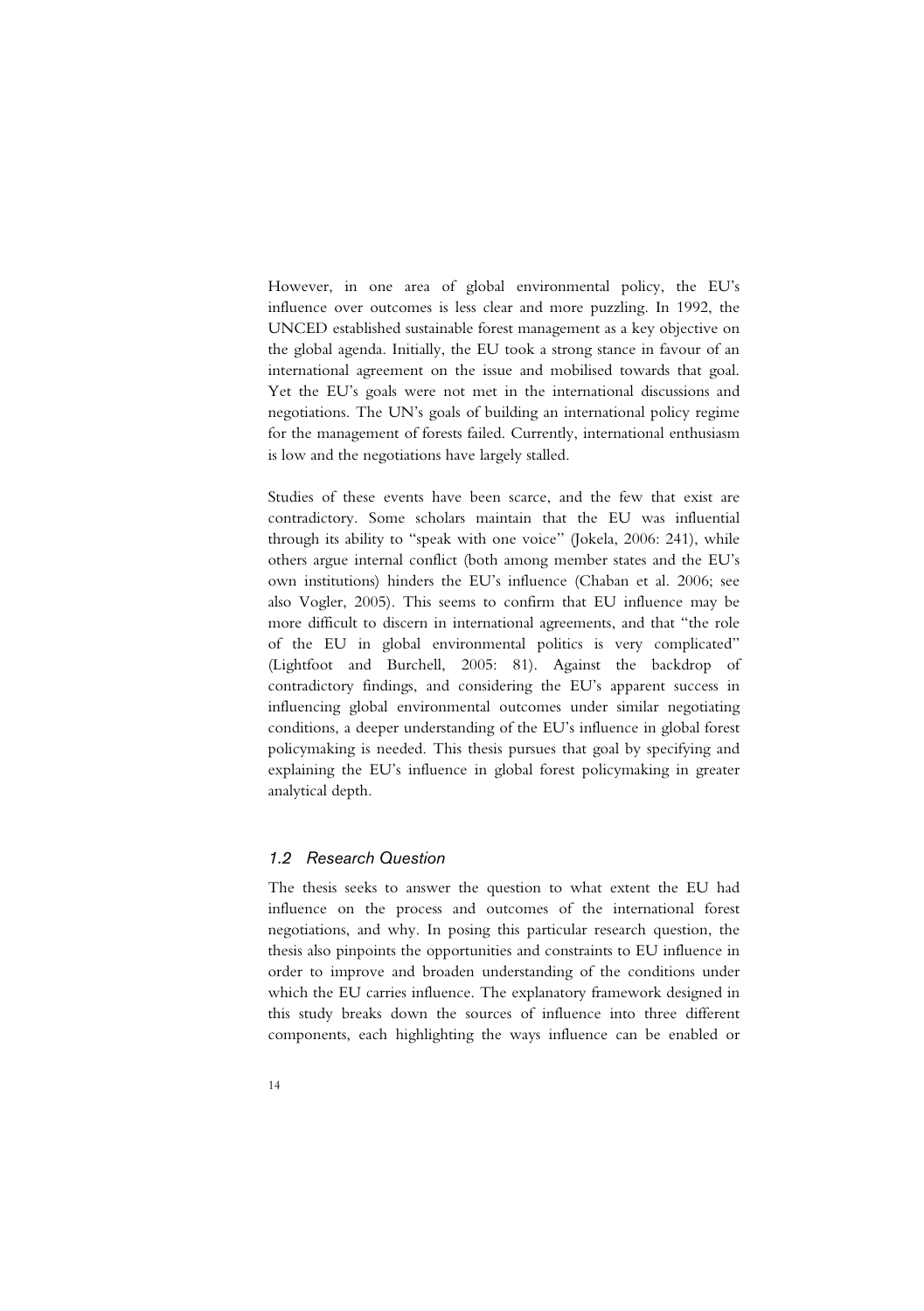However, in one area of global environmental policy, the EU's influence over outcomes is less clear and more puzzling. In 1992, the UNCED established sustainable forest management as a key objective on the global agenda. Initially, the EU took a strong stance in favour of an international agreement on the issue and mobilised towards that goal. Yet the EU's goals were not met in the international discussions and negotiations. The UN's goals of building an international policy regime for the management of forests failed. Currently, international enthusiasm is low and the negotiations have largely stalled.

Studies of these events have been scarce, and the few that exist are contradictory. Some scholars maintain that the EU was influential through its ability to "speak with one voice" (Jokela, 2006: 241), while others argue internal conflict (both among member states and the EU's own institutions) hinders the EU's influence (Chaban et al. 2006; see also Vogler, 2005). This seems to confirm that EU influence may be more difficult to discern in international agreements, and that "the role of the EU in global environmental politics is very complicated" (Lightfoot and Burchell, 2005: 81). Against the backdrop of contradictory findings, and considering the EU's apparent success in influencing global environmental outcomes under similar negotiating conditions, a deeper understanding of the EU's influence in global forest policymaking is needed. This thesis pursues that goal by specifying and explaining the EU's influence in global forest policymaking in greater analytical depth.

## 1.2 Research Question

The thesis seeks to answer the question to what extent the EU had influence on the process and outcomes of the international forest negotiations, and why. In posing this particular research question, the thesis also pinpoints the opportunities and constraints to EU influence in order to improve and broaden understanding of the conditions under which the EU carries influence. The explanatory framework designed in this study breaks down the sources of influence into three different components, each highlighting the ways influence can be enabled or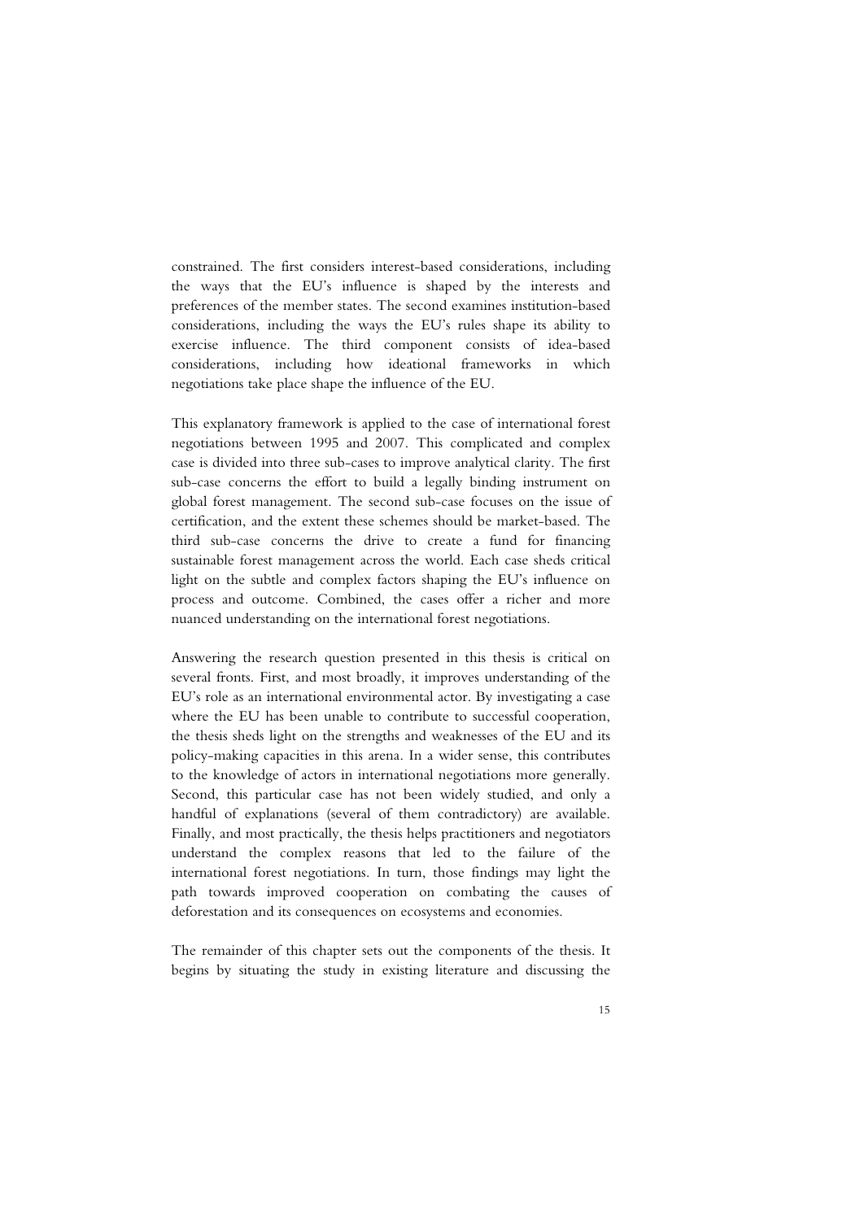constrained. The first considers interest-based considerations, including the ways that the EU's influence is shaped by the interests and preferences of the member states. The second examines institution-based considerations, including the ways the EU's rules shape its ability to exercise influence. The third component consists of idea-based considerations, including how ideational frameworks in which negotiations take place shape the influence of the EU.

This explanatory framework is applied to the case of international forest negotiations between 1995 and 2007. This complicated and complex case is divided into three sub-cases to improve analytical clarity. The first sub-case concerns the effort to build a legally binding instrument on global forest management. The second sub-case focuses on the issue of certification, and the extent these schemes should be market-based. The third sub-case concerns the drive to create a fund for financing sustainable forest management across the world. Each case sheds critical light on the subtle and complex factors shaping the EU's influence on process and outcome. Combined, the cases offer a richer and more nuanced understanding on the international forest negotiations.

Answering the research question presented in this thesis is critical on several fronts. First, and most broadly, it improves understanding of the EU's role as an international environmental actor. By investigating a case where the EU has been unable to contribute to successful cooperation, the thesis sheds light on the strengths and weaknesses of the EU and its policy-making capacities in this arena. In a wider sense, this contributes to the knowledge of actors in international negotiations more generally. Second, this particular case has not been widely studied, and only a handful of explanations (several of them contradictory) are available. Finally, and most practically, the thesis helps practitioners and negotiators understand the complex reasons that led to the failure of the international forest negotiations. In turn, those findings may light the path towards improved cooperation on combating the causes of deforestation and its consequences on ecosystems and economies.

The remainder of this chapter sets out the components of the thesis. It begins by situating the study in existing literature and discussing the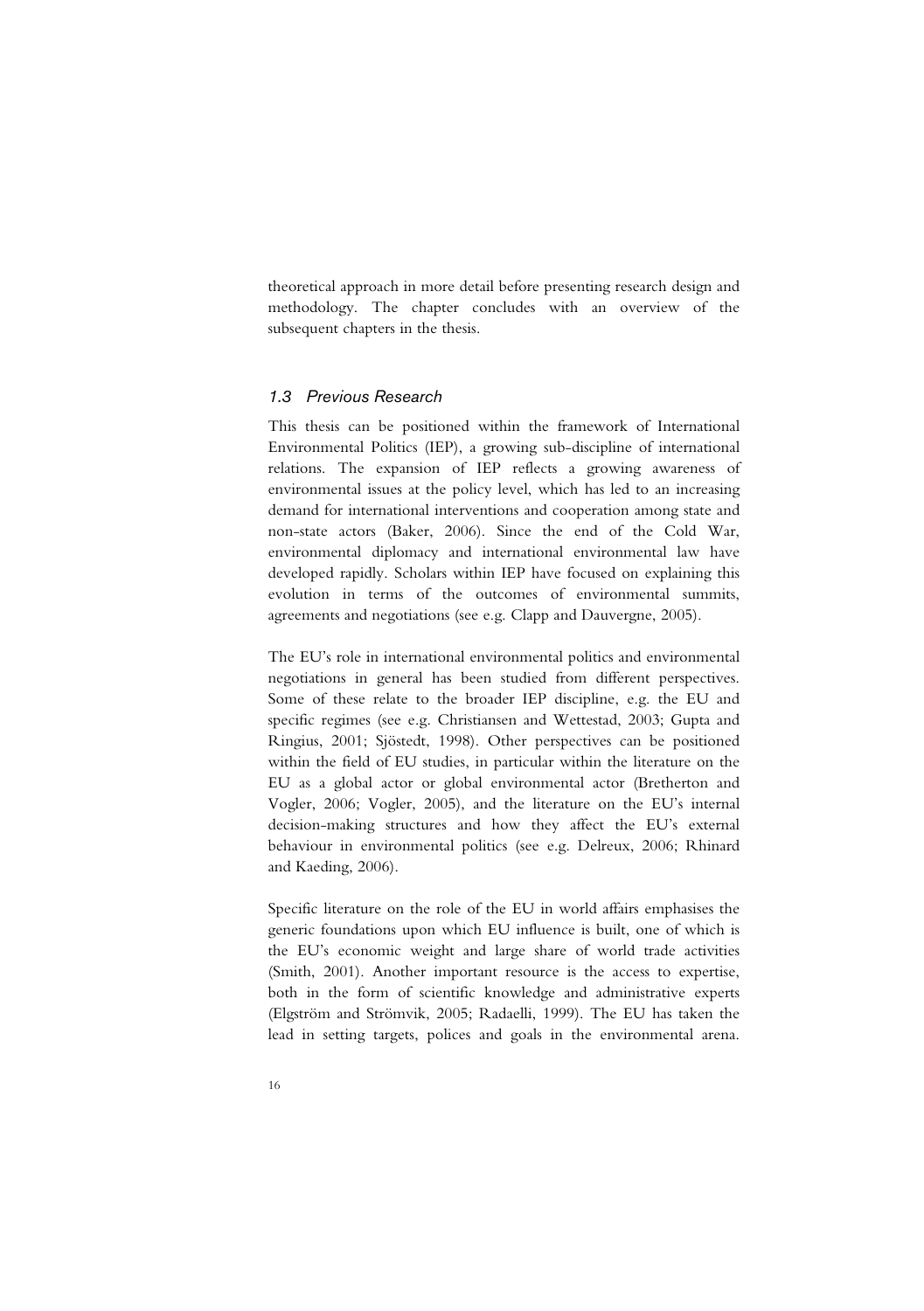theoretical approach in more detail before presenting research design and methodology. The chapter concludes with an overview of the subsequent chapters in the thesis.

### *1.3 Previous Research*

This thesis can be positioned within the framework of International Environmental Politics (IEP), a growing sub-discipline of international relations. The expansion of IEP reflects a growing awareness of environmental issues at the policy level, which has led to an increasing demand for international interventions and cooperation among state and non-state actors (Baker, 2006). Since the end of the Cold War, environmental diplomacy and international environmental law have developed rapidly. Scholars within IEP have focused on explaining this evolution in terms of the outcomes of environmental summits, agreements and negotiations (see e.g. Clapp and Dauvergne, 2005).

The EU's role in international environmental politics and environmental negotiations in general has been studied from different perspectives. Some of these relate to the broader IEP discipline, e.g. the EU and specific regimes (see e.g. Christiansen and Wettestad, 2003; Gupta and Ringius, 2001; Sjöstedt, 1998). Other perspectives can be positioned within the field of EU studies, in particular within the literature on the EU as a global actor or global environmental actor (Bretherton and Vogler, 2006; Vogler, 2005), and the literature on the EU's internal decision-making structures and how they affect the EU's external behaviour in environmental politics (see e.g. Delreux, 2006; Rhinard and Kaeding, 2006).

Specific literature on the role of the EU in world affairs emphasises the generic foundations upon which EU influence is built, one of which is the EU's economic weight and large share of world trade activities (Smith, 2001). Another important resource is the access to expertise, both in the form of scientific knowledge and administrative experts (Elgström and Strömvik, 2005; Radaelli, 1999). The EU has taken the lead in setting targets, polices and goals in the environmental arena.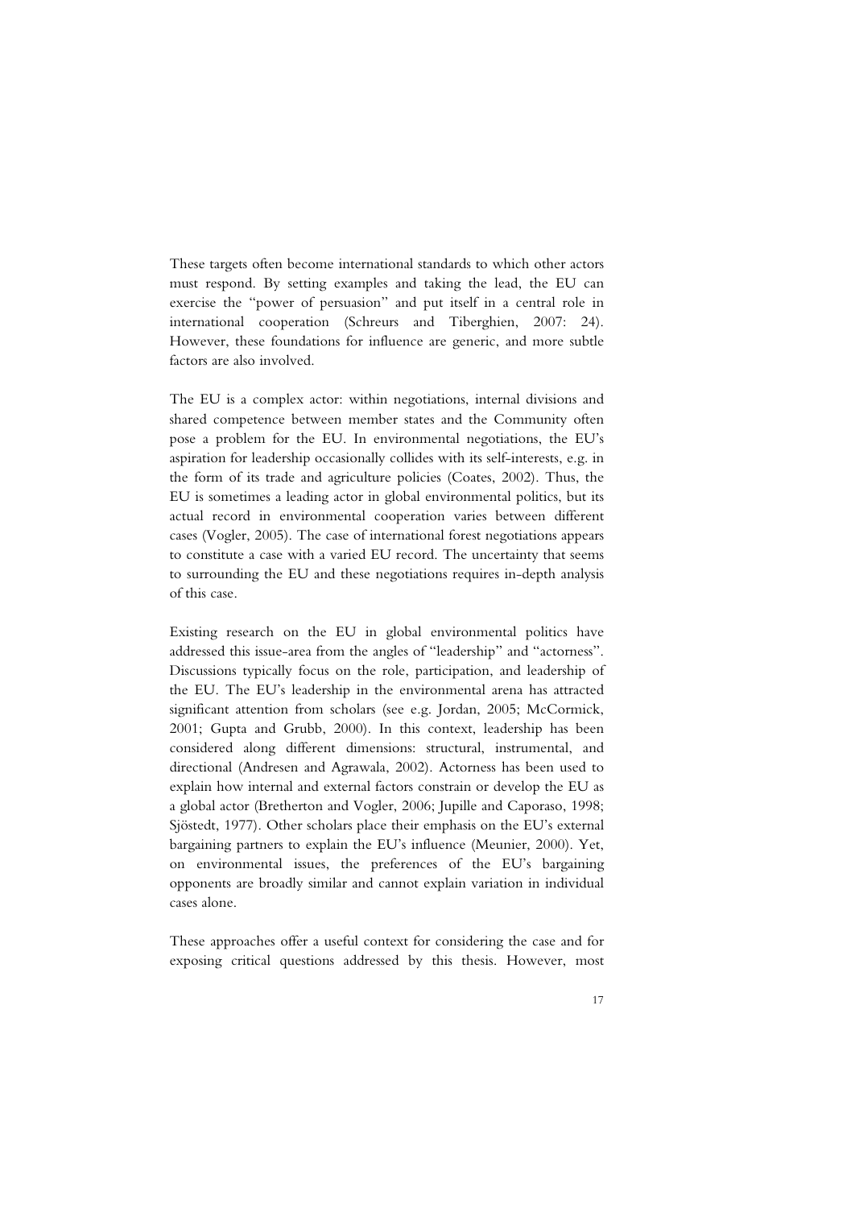These targets often become international standards to which other actors must respond. By setting examples and taking the lead, the EU can exercise the "power of persuasion" and put itself in a central role in international cooperation (Schreurs and Tiberghien, 2007: 24). However, these foundations for influence are generic, and more subtle factors are also involved.

The EU is a complex actor: within negotiations, internal divisions and shared competence between member states and the Community often pose a problem for the EU. In environmental negotiations, the EU's aspiration for leadership occasionally collides with its self-interests, e.g. in the form of its trade and agriculture policies (Coates, 2002). Thus, the EU is sometimes a leading actor in global environmental politics, but its actual record in environmental cooperation varies between different cases (Vogler, 2005). The case of international forest negotiations appears to constitute a case with a varied EU record. The uncertainty that seems to surrounding the EU and these negotiations requires in-depth analysis of this case.

Existing research on the EU in global environmental politics have addressed this issue-area from the angles of "leadership" and "actorness". Discussions typically focus on the role, participation, and leadership of the EU. The EU's leadership in the environmental arena has attracted significant attention from scholars (see e.g. Jordan, 2005; McCormick, 2001; Gupta and Grubb, 2000). In this context, leadership has been considered along different dimensions: structural, instrumental, and directional (Andresen and Agrawala, 2002). Actorness has been used to explain how internal and external factors constrain or develop the EU as a global actor (Bretherton and Vogler, 2006; Jupille and Caporaso, 1998; Sjöstedt, 1977). Other scholars place their emphasis on the EU's external bargaining partners to explain the EU's influence (Meunier, 2000). Yet, on environmental issues, the preferences of the EU's bargaining opponents are broadly similar and cannot explain variation in individual cases alone.

These approaches offer a useful context for considering the case and for exposing critical questions addressed by this thesis. However, most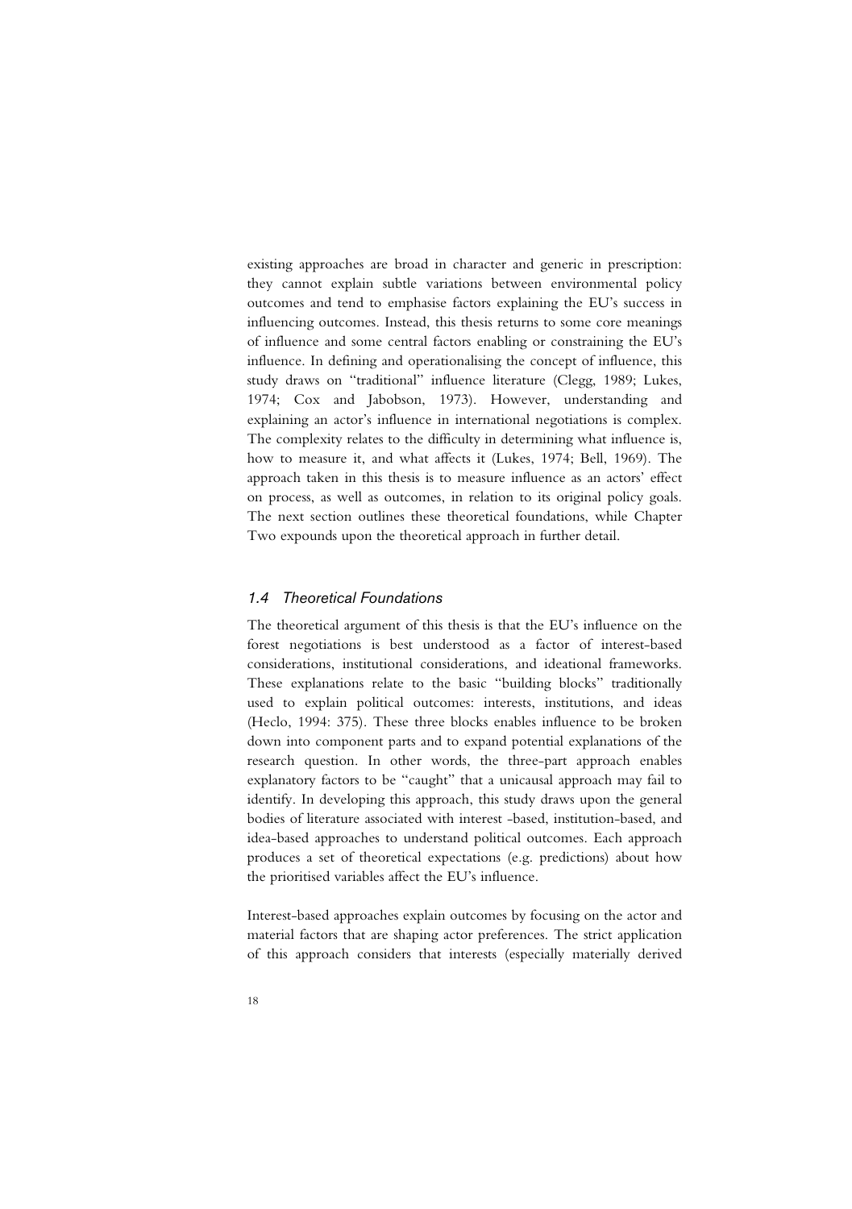existing approaches are broad in character and generic in prescription: they cannot explain subtle variations between environmental policy outcomes and tend to emphasise factors explaining the EU's success in influencing outcomes. Instead, this thesis returns to some core meanings of influence and some central factors enabling or constraining the EU's influence. In defining and operationalising the concept of influence, this study draws on "traditional" influence literature (Clegg, 1989; Lukes, 1974; Cox and Jabobson, 1973). However, understanding and explaining an actor's influence in international negotiations is complex. The complexity relates to the difficulty in determining what influence is, how to measure it, and what affects it (Lukes, 1974; Bell, 1969). The approach taken in this thesis is to measure influence as an actors' effect on process, as well as outcomes, in relation to its original policy goals. The next section outlines these theoretical foundations, while Chapter Two expounds upon the theoretical approach in further detail.

### *1.4 Theoretical Foundations*

The theoretical argument of this thesis is that the EU's influence on the forest negotiations is best understood as a factor of interest-based considerations, institutional considerations, and ideational frameworks. These explanations relate to the basic "building blocks" traditionally used to explain political outcomes: interests, institutions, and ideas (Heclo, 1994: 375). These three blocks enables influence to be broken down into component parts and to expand potential explanations of the research question. In other words, the three-part approach enables explanatory factors to be "caught" that a unicausal approach may fail to identify. In developing this approach, this study draws upon the general bodies of literature associated with interest -based, institution-based, and idea-based approaches to understand political outcomes. Each approach produces a set of theoretical expectations (e.g. predictions) about how the prioritised variables affect the EU's influence.

Interest-based approaches explain outcomes by focusing on the actor and material factors that are shaping actor preferences. The strict application of this approach considers that interests (especially materially derived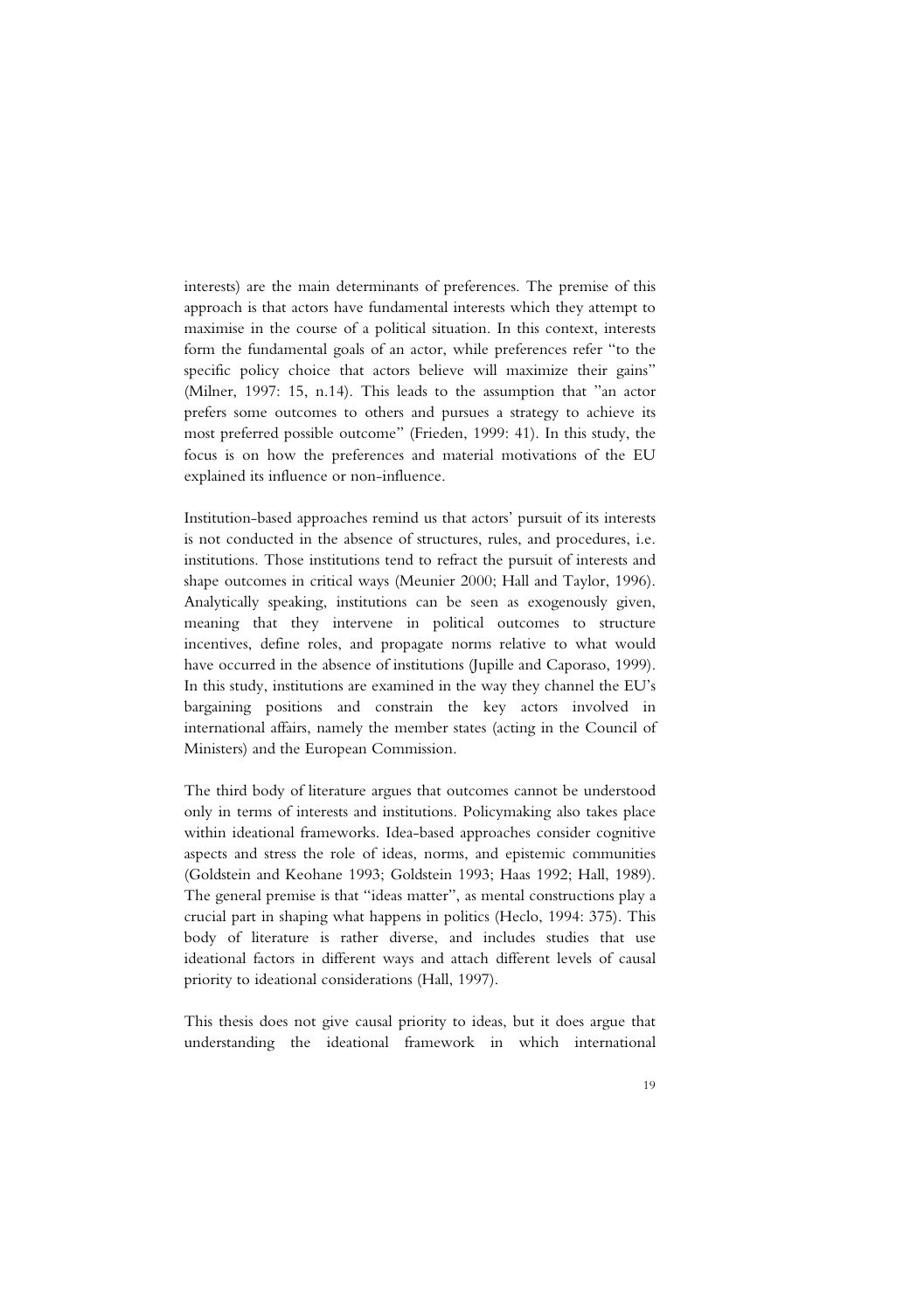interests) are the main determinants of preferences. The premise of this approach is that actors have fundamental interests which they attempt to maximise in the course of a political situation. In this context, interests form the fundamental goals of an actor, while preferences refer "to the specific policy choice that actors believe will maximize their gains" (Milner, 1997: 15, n.14). This leads to the assumption that "an actor prefers some outcomes to others and pursues a strategy to achieve its most preferred possible outcome" (Frieden, 1999: 41). In this study, the focus is on how the preferences and material motivations of the EU explained its influence or non-influence.

Institution-based approaches remind us that actors' pursuit of its interests is not conducted in the absence of structures, rules, and procedures, i.e. institutions. Those institutions tend to refract the pursuit of interests and shape outcomes in critical ways (Meunier 2000; Hall and Taylor, 1996). Analytically speaking, institutions can be seen as exogenously given, meaning that they intervene in political outcomes to structure incentives, define roles, and propagate norms relative to what would have occurred in the absence of institutions (Jupille and Caporaso, 1999). In this study, institutions are examined in the way they channel the EU's bargaining positions and constrain the key actors involved in international affairs, namely the member states (acting in the Council of Ministers) and the European Commission.

The third body of literature argues that outcomes cannot be understood only in terms of interests and institutions. Policymaking also takes place within ideational frameworks. Idea-based approaches consider cognitive aspects and stress the role of ideas, norms, and epistemic communities (Goldstein and Keohane 1993; Goldstein 1993; Haas 1992; Hall, 1989). The general premise is that "ideas matter", as mental constructions play a crucial part in shaping what happens in politics (Heclo, 1994: 375). This body of literature is rather diverse, and includes studies that use ideational factors in different ways and attach different levels of causal priority to ideational considerations (Hall, 1997).

This thesis does not give causal priority to ideas, but it does argue that understanding the ideational framework in which international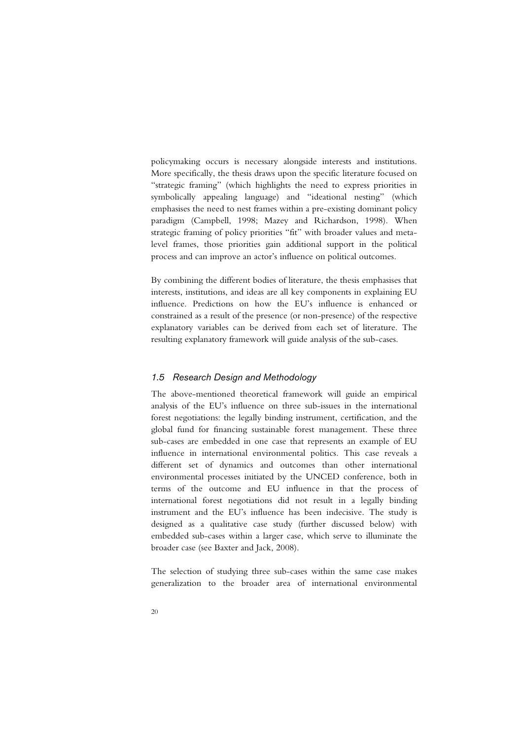policymaking occurs is necessary alongside interests and institutions. More specifically, the thesis draws upon the specific literature focused on "strategic framing" (which highlights the need to express priorities in symbolically appealing language) and "ideational nesting" (which emphasises the need to nest frames within a pre-existing dominant policy paradigm (Campbell, 1998; Mazey and Richardson, 1998). When strategic framing of policy priorities "fit" with broader values and meta-level frames, those priorities gain additional support in the political process and can improve an actor's influence on political outcomes.

By combining the different bodies of literature, the thesis emphasises that interests, institutions, and ideas are all key components in explaining EU influence. Predictions on how the EU's influence is enhanced or constrained as a result of the presence (or non-presence) of the respective explanatory variables can be derived from each set of literature. The resulting explanatory framework will guide analysis of the sub-cases.

### *1.5 Research Design and Methodology*

The above-mentioned theoretical framework will guide an empirical analysis of the EU's influence on three sub-issues in the international forest negotiations: the legally binding instrument, certification, and the global fund for financing sustainable forest management. These three sub-cases are embedded in one case that represents an example of EU influence in international environmental politics. This case reveals a different set of dynamics and outcomes than other international environmental processes initiated by the UNCED conference, both in terms of the outcome and EU influence in that the process of international forest negotiations did not result in a legally binding instrument and the EU's influence has been indecisive. The study is designed as a qualitative case study (further discussed below) with embedded sub-cases within a larger case, which serve to illuminate the broader case (see Baxter and Jack, 2008).

The selection of studying three sub-cases within the same case makes generalization to the broader area of international environmental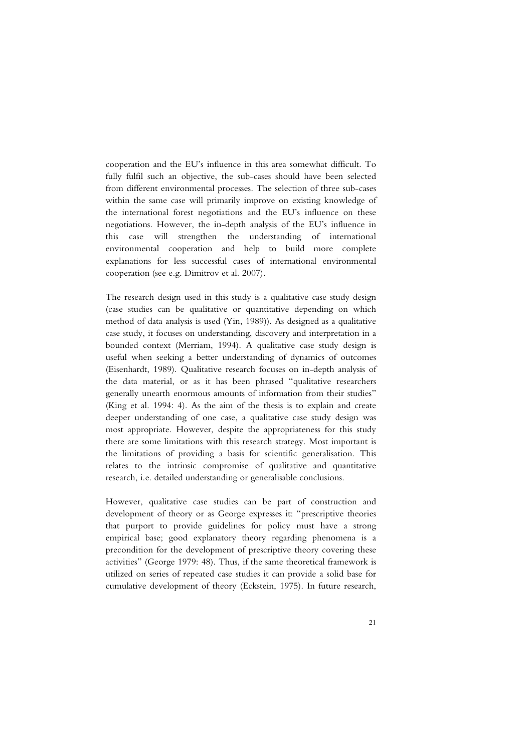cooperation and the EU's influence in this area somewhat difficult. To fully fulfil such an objective, the sub-cases should have been selected from different environmental processes. The selection of three sub-cases within the same case will primarily improve on existing knowledge of the international forest negotiations and the EU's influence on these negotiations. However, the in-depth analysis of the EU's influence in this case will strengthen the understanding of international environmental cooperation and help to build more complete explanations for less successful cases of international environmental cooperation (see e.g. Dimitrov et al. 2007).

The research design used in this study is a qualitative case study design (case studies can be qualitative or quantitative depending on which method of data analysis is used (Yin, 1989)). As designed as a qualitative case study, it focuses on understanding, discovery and interpretation in a bounded context (Merriam, 1994). A qualitative case study design is useful when seeking a better understanding of dynamics of outcomes (Eisenhardt, 1989). Qualitative research focuses on in-depth analysis of the data material, or as it has been phrased "qualitative researchers generally unearth enormous amounts of information from their studies" (King et al. 1994: 4). As the aim of the thesis is to explain and create deeper understanding of one case, a qualitative case study design was most appropriate. However, despite the appropriateness for this study there are some limitations with this research strategy. Most important is the limitations of providing a basis for scientific generalisation. This relates to the intrinsic compromise of qualitative and quantitative research, i.e. detailed understanding or generalisable conclusions.

However, qualitative case studies can be part of construction and development of theory or as George expresses it: "prescriptive theories that purport to provide guidelines for policy must have a strong empirical base; good explanatory theory regarding phenomena is a precondition for the development of prescriptive theory covering these activities" (George 1979: 48). Thus, if the same theoretical framework is utilized on series of repeated case studies it can provide a solid base for cumulative development of theory (Eckstein, 1975). In future research,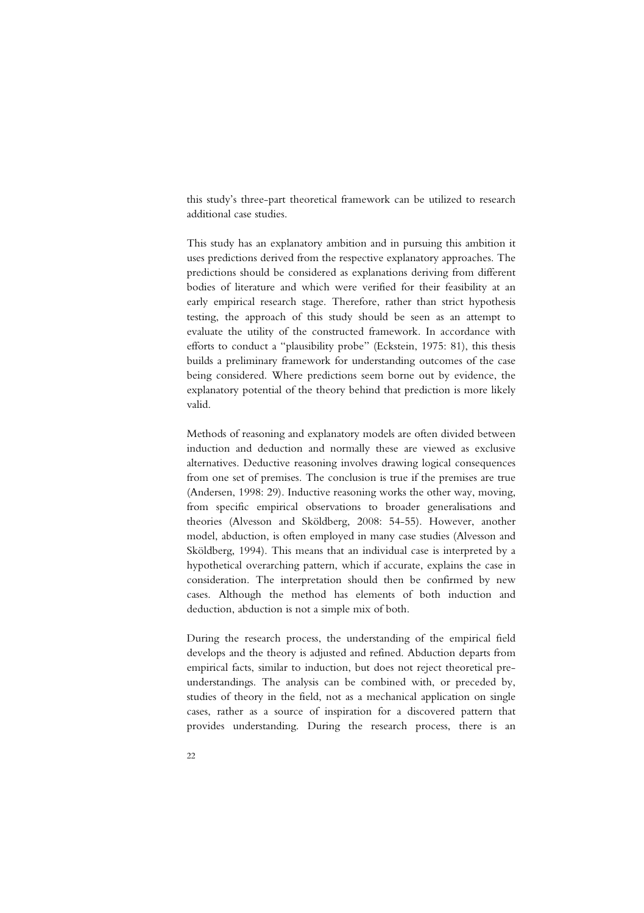this study's three-part theoretical framework can be utilized to research additional case studies.

This study has an explanatory ambition and in pursuing this ambition it uses predictions derived from the respective explanatory approaches. The predictions should be considered as explanations deriving from different bodies of literature and which were verified for their feasibility at an early empirical research stage. Therefore, rather than strict hypothesis testing, the approach of this study should be seen as an attempt to evaluate the utility of the constructed framework. In accordance with efforts to conduct a "plausibility probe" (Eckstein, 1975: 81), this thesis builds a preliminary framework for understanding outcomes of the case being considered. Where predictions seem borne out by evidence, the explanatory potential of the theory behind that prediction is more likely valid.

Methods of reasoning and explanatory models are often divided between induction and deduction and normally these are viewed as exclusive alternatives. Deductive reasoning involves drawing logical consequences from one set of premises. The conclusion is true if the premises are true (Andersen, 1998: 29). Inductive reasoning works the other way, moving, from specific empirical observations to broader generalisations and theories (Alvesson and Sköldberg, 2008: 54-55). However, another model, abduction, is often employed in many case studies (Alvesson and Sköldberg, 1994). This means that an individual case is interpreted by a hypothetical overarching pattern, which if accurate, explains the case in consideration. The interpretation should then be confirmed by new cases. Although the method has elements of both induction and deduction, abduction is not a simple mix of both.

During the research process, the understanding of the empirical field develops and the theory is adjusted and refined. Abduction departs from empirical facts, similar to induction, but does not reject theoretical pre-understandings. The analysis can be combined with, or preceded by, studies of theory in the field, not as a mechanical application on single cases, rather as a source of inspiration for a discovered pattern that provides understanding. During the research process, there is an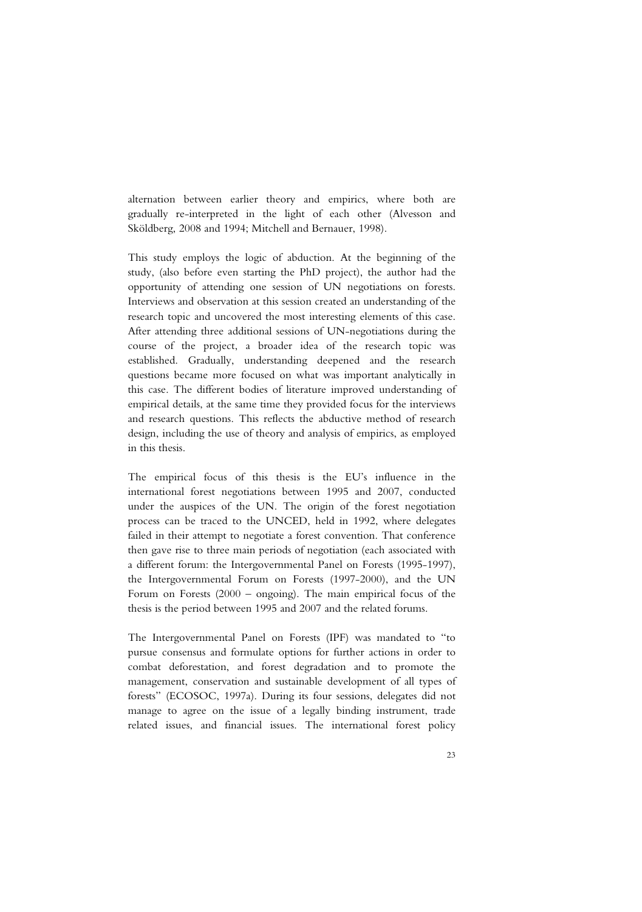alternation between earlier theory and empirics, where both are gradually re-interpreted in the light of each other (Alvesson and Sköldberg, 2008 and 1994; Mitchell and Bernauer, 1998).

This study employs the logic of abduction. At the beginning of the study, (also before even starting the PhD project), the author had the opportunity of attending one session of UN negotiations on forests. Interviews and observation at this session created an understanding of the research topic and uncovered the most interesting elements of this case. After attending three additional sessions of UN-negotiations during the course of the project, a broader idea of the research topic was established. Gradually, understanding deepened and the research questions became more focused on what was important analytically in this case. The different bodies of literature improved understanding of empirical details, at the same time they provided focus for the interviews and research questions. This reflects the abductive method of research design, including the use of theory and analysis of empirics, as employed in this thesis.

The empirical focus of this thesis is the EU's influence in the international forest negotiations between 1995 and 2007, conducted under the auspices of the UN. The origin of the forest negotiation process can be traced to the UNCED, held in 1992, where delegates failed in their attempt to negotiate a forest convention. That conference then gave rise to three main periods of negotiation (each associated with a different forum: the Intergovernmental Panel on Forests (1995-1997), the Intergovernmental Forum on Forests (1997-2000), and the UN Forum on Forests (2000 – ongoing). The main empirical focus of the thesis is the period between 1995 and 2007 and the related forums.

The Intergovernmental Panel on Forests (IPF) was mandated to "to pursue consensus and formulate options for further actions in order to combat deforestation, and forest degradation and to promote the management, conservation and sustainable development of all types of forests" (ECOSOC, 1997a). During its four sessions, delegates did not manage to agree on the issue of a legally binding instrument, trade related issues, and financial issues. The international forest policy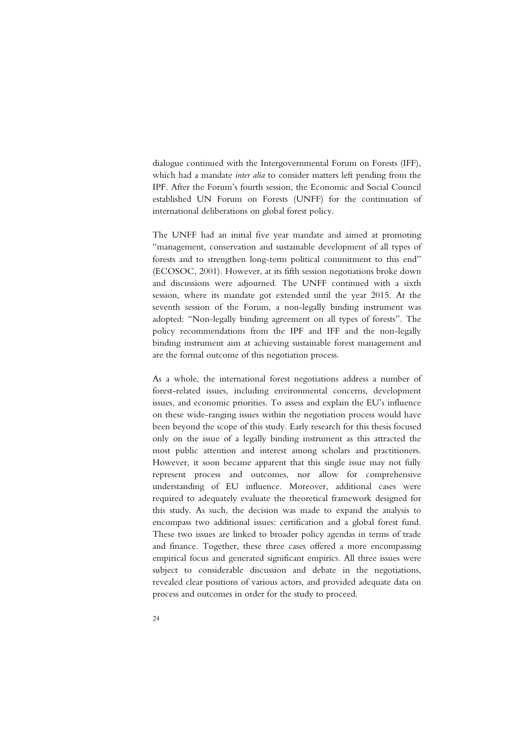dialogue continued with the Intergovernmental Forum on Forests (IFF), which had a mandate *inter alia* to consider matters left pending from the IPF. After the Forum's fourth session, the Economic and Social Council established UN Forum on Forests (UNFF) for the continuation of international deliberations on global forest policy.

The UNFF had an initial five year mandate and aimed at promoting "management, conservation and sustainable development of all types of forests and to strengthen long-term political commitment to this end" (ECOSOC, 2001). However, at its fifth session negotiations broke down and discussions were adjourned. The UNFF continued with a sixth session, where its mandate got extended until the year 2015. At the seventh session of the Forum, a non-legally binding instrument was adopted: "Non-legally binding agreement on all types of forests". The policy recommendations from the IPF and IFF and the non-legally binding instrument aim at achieving sustainable forest management and are the formal outcome of this negotiation process.

As a whole, the international forest negotiations address a number of forest-related issues, including environmental concerns, development issues, and economic priorities. To assess and explain the EU's influence on these wide-ranging issues within the negotiation process would have been beyond the scope of this study. Early research for this thesis focused only on the issue of a legally binding instrument as this attracted the most public attention and interest among scholars and practitioners. However, it soon became apparent that this single issue may not fully represent process and outcomes, nor allow for comprehensive understanding of EU influence. Moreover, additional cases were required to adequately evaluate the theoretical framework designed for this study. As such, the decision was made to expand the analysis to encompass two additional issues: certification and a global forest fund. These two issues are linked to broader policy agendas in terms of trade and finance. Together, these three cases offered a more encompassing empirical focus and generated significant empirics. All three issues were subject to considerable discussion and debate in the negotiations, revealed clear positions of various actors, and provided adequate data on process and outcomes in order for the study to proceed.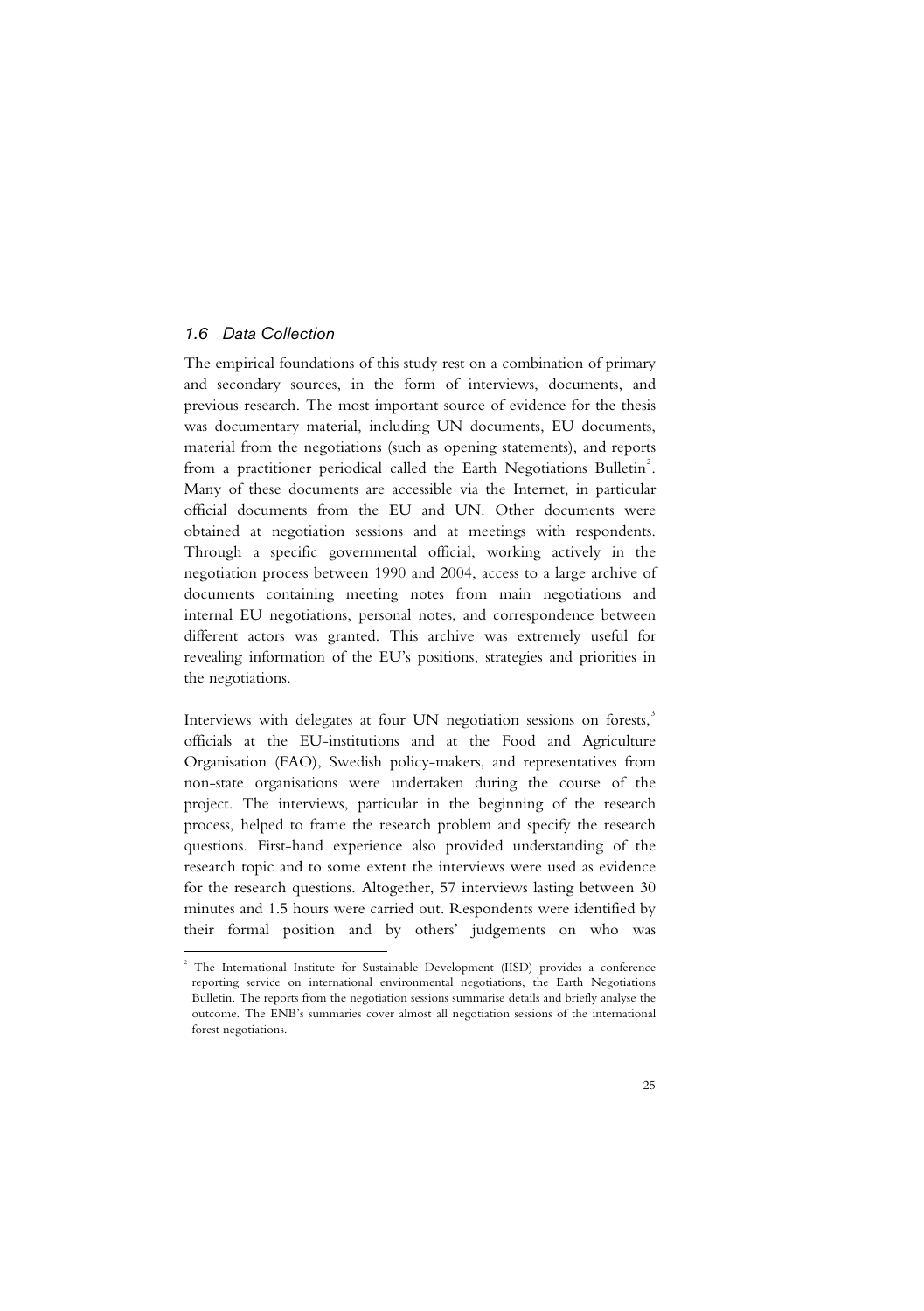### *1.6 Data Collection*

The empirical foundations of this study rest on a combination of primary and secondary sources, in the form of interviews, documents, and previous research. The most important source of evidence for the thesis was documentary material, including UN documents, EU documents, material from the negotiations (such as opening statements), and reports from a practitioner periodical called the Earth Negotiations Bulletin[2]. Many of these documents are accessible via the Internet, in particular official documents from the EU and UN. Other documents were obtained at negotiation sessions and at meetings with respondents. Through a specific governmental official, working actively in the negotiation process between 1990 and 2004, access to a large archive of documents containing meeting notes from main negotiations and internal EU negotiations, personal notes, and correspondence between different actors was granted. This archive was extremely useful for revealing information of the EU's positions, strategies and priorities in the negotiations.

Interviews with delegates at four UN negotiation sessions on forests,[3] officials at the EU-institutions and at the Food and Agriculture Organisation (FAO), Swedish policy-makers, and representatives from non-state organisations were undertaken during the course of the project. The interviews, particular in the beginning of the research process, helped to frame the research problem and specify the research questions. First-hand experience also provided understanding of the research topic and to some extent the interviews were used as evidence for the research questions. Altogether, 57 interviews lasting between 30 minutes and 1.5 hours were carried out. Respondents were identified by their formal position and by others' judgements on who was

---

[2] The International Institute for Sustainable Development (IISD) provides a conference reporting service on international environmental negotiations, the Earth Negotiations Bulletin. The reports from the negotiation sessions summarise details and briefly analyse the outcome. The ENB's summaries cover almost all negotiation sessions of the international forest negotiations.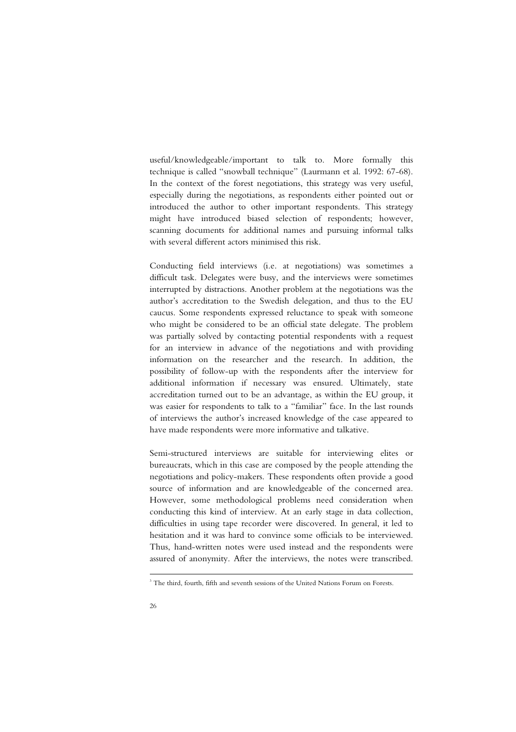useful/knowledgeable/important to talk to. More formally this technique is called "snowball technique" (Laurmann et al. 1992: 67-68). In the context of the forest negotiations, this strategy was very useful, especially during the negotiations, as respondents either pointed out or introduced the author to other important respondents. This strategy might have introduced biased selection of respondents; however, scanning documents for additional names and pursuing informal talks with several different actors minimised this risk.

Conducting field interviews (i.e. at negotiations) was sometimes a difficult task. Delegates were busy, and the interviews were sometimes interrupted by distractions. Another problem at the negotiations was the author's accreditation to the Swedish delegation, and thus to the EU caucus. Some respondents expressed reluctance to speak with someone who might be considered to be an official state delegate. The problem was partially solved by contacting potential respondents with a request for an interview in advance of the negotiations and with providing information on the researcher and the research. In addition, the possibility of follow-up with the respondents after the interview for additional information if necessary was ensured. Ultimately, state accreditation turned out to be an advantage, as within the EU group, it was easier for respondents to talk to a "familiar" face. In the last rounds of interviews the author's increased knowledge of the case appeared to have made respondents were more informative and talkative.

Semi-structured interviews are suitable for interviewing elites or bureaucrats, which in this case are composed by the people attending the negotiations and policy-makers. These respondents often provide a good source of information and are knowledgeable of the concerned area. However, some methodological problems need consideration when conducting this kind of interview. At an early stage in data collection, difficulties in using tape recorder were discovered. In general, it led to hesitation and it was hard to convince some officials to be interviewed. Thus, hand-written notes were used instead and the respondents were assured of anonymity. After the interviews, the notes were transcribed.

---

[3] The third, fourth, fifth and seventh sessions of the United Nations Forum on Forests.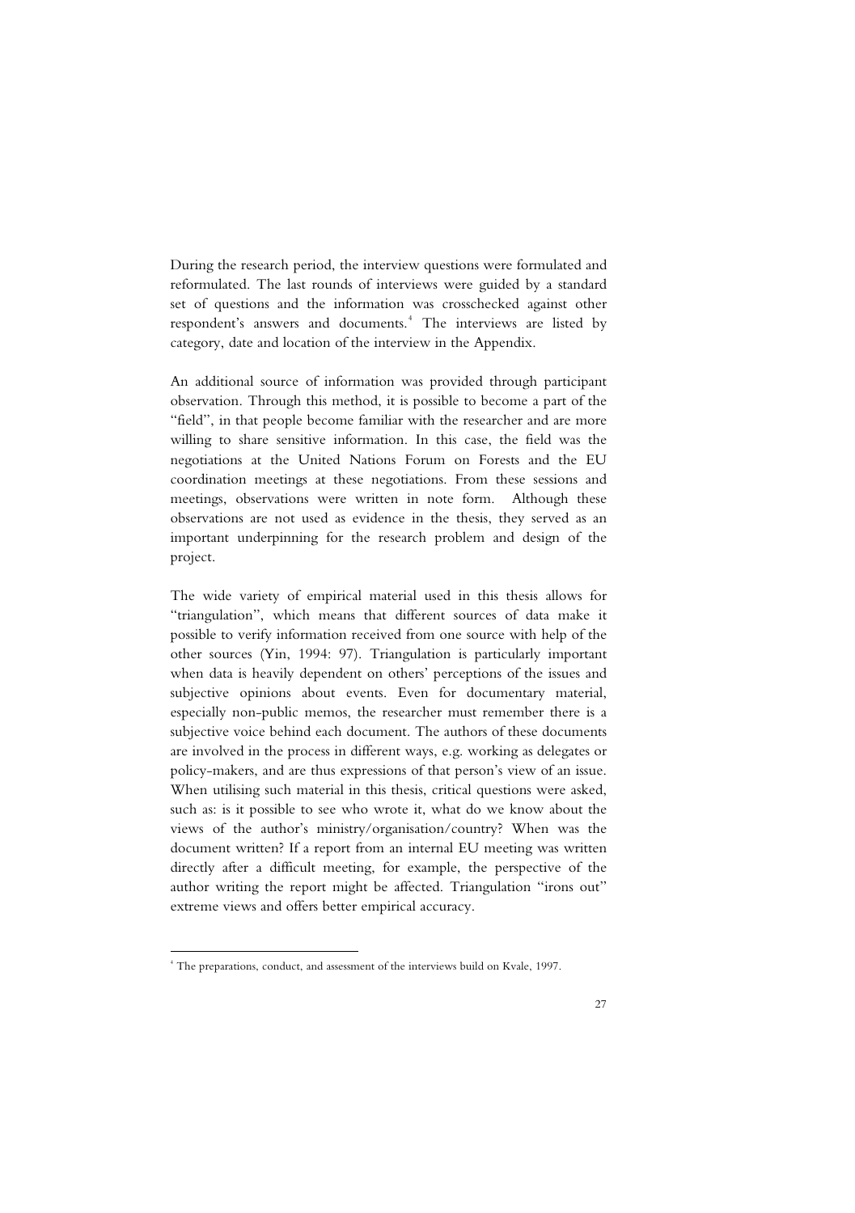During the research period, the interview questions were formulated and reformulated. The last rounds of interviews were guided by a standard set of questions and the information was crosschecked against other respondent's answers and documents.[4] The interviews are listed by category, date and location of the interview in the Appendix.

An additional source of information was provided through participant observation. Through this method, it is possible to become a part of the "field", in that people become familiar with the researcher and are more willing to share sensitive information. In this case, the field was the negotiations at the United Nations Forum on Forests and the EU coordination meetings at these negotiations. From these sessions and meetings, observations were written in note form. Although these observations are not used as evidence in the thesis, they served as an important underpinning for the research problem and design of the project.

The wide variety of empirical material used in this thesis allows for "triangulation", which means that different sources of data make it possible to verify information received from one source with help of the other sources (Yin, 1994: 97). Triangulation is particularly important when data is heavily dependent on others' perceptions of the issues and subjective opinions about events. Even for documentary material, especially non-public memos, the researcher must remember there is a subjective voice behind each document. The authors of these documents are involved in the process in different ways, e.g. working as delegates or policy-makers, and are thus expressions of that person's view of an issue. When utilising such material in this thesis, critical questions were asked, such as: is it possible to see who wrote it, what do we know about the views of the author's ministry/organisation/country? When was the document written? If a report from an internal EU meeting was written directly after a difficult meeting, for example, the perspective of the author writing the report might be affected. Triangulation "irons out" extreme views and offers better empirical accuracy.

---

[4] The preparations, conduct, and assessment of the interviews build on Kvale, 1997.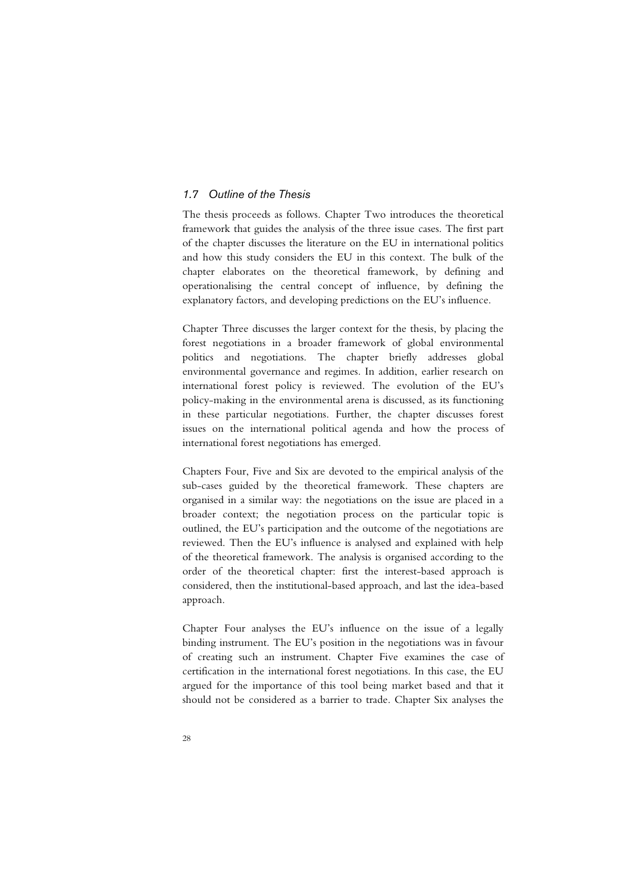### *1.7 Outline of the Thesis*

The thesis proceeds as follows. Chapter Two introduces the theoretical framework that guides the analysis of the three issue cases. The first part of the chapter discusses the literature on the EU in international politics and how this study considers the EU in this context. The bulk of the chapter elaborates on the theoretical framework, by defining and operationalising the central concept of influence, by defining the explanatory factors, and developing predictions on the EU's influence.

Chapter Three discusses the larger context for the thesis, by placing the forest negotiations in a broader framework of global environmental politics and negotiations. The chapter briefly addresses global environmental governance and regimes. In addition, earlier research on international forest policy is reviewed. The evolution of the EU's policy-making in the environmental arena is discussed, as its functioning in these particular negotiations. Further, the chapter discusses forest issues on the international political agenda and how the process of international forest negotiations has emerged.

Chapters Four, Five and Six are devoted to the empirical analysis of the sub-cases guided by the theoretical framework. These chapters are organised in a similar way: the negotiations on the issue are placed in a broader context; the negotiation process on the particular topic is outlined, the EU's participation and the outcome of the negotiations are reviewed. Then the EU's influence is analysed and explained with help of the theoretical framework. The analysis is organised according to the order of the theoretical chapter: first the interest-based approach is considered, then the institutional-based approach, and last the idea-based approach.

Chapter Four analyses the EU's influence on the issue of a legally binding instrument. The EU's position in the negotiations was in favour of creating such an instrument. Chapter Five examines the case of certification in the international forest negotiations. In this case, the EU argued for the importance of this tool being market based and that it should not be considered as a barrier to trade. Chapter Six analyses the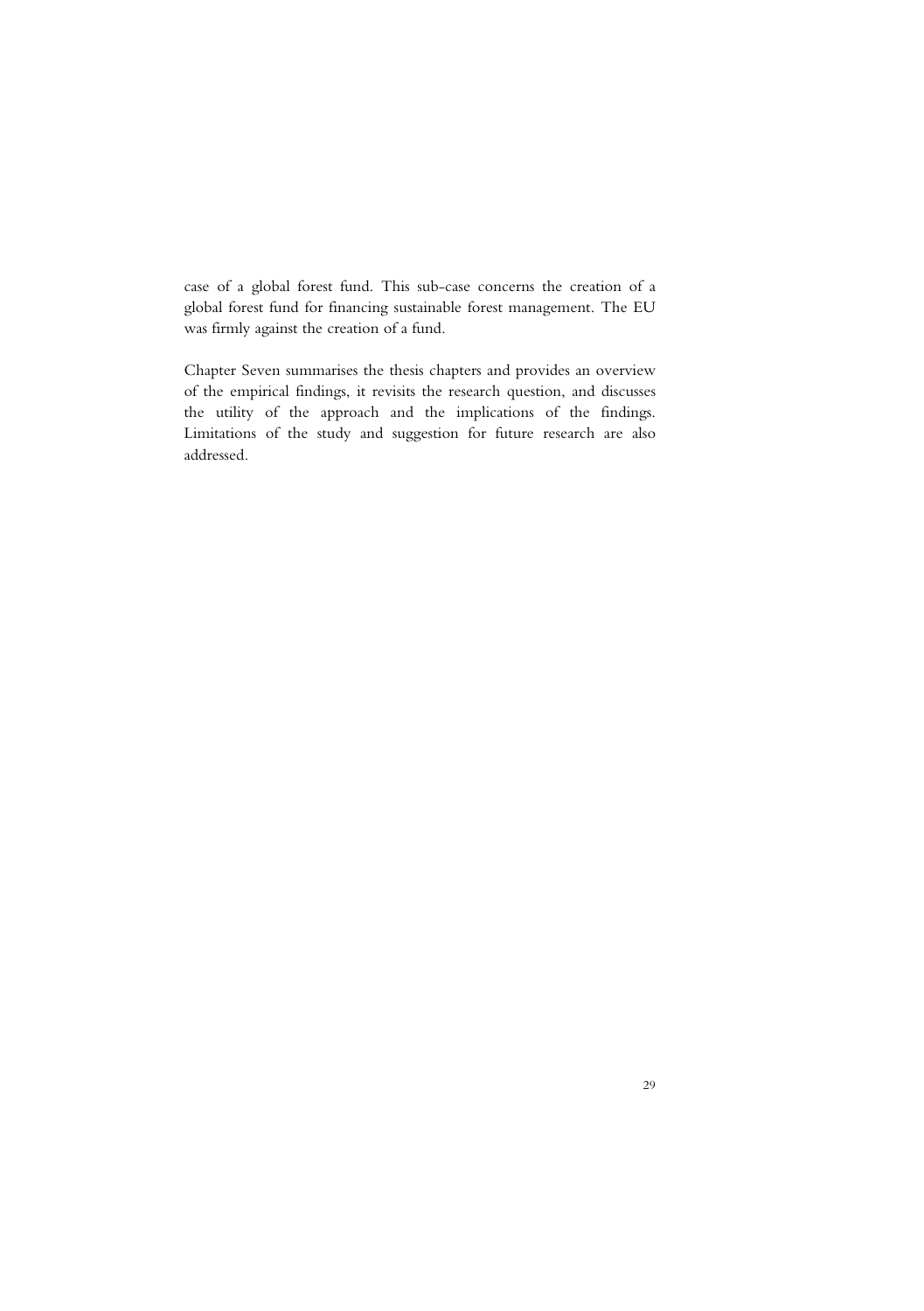case of a global forest fund. This sub-case concerns the creation of a global forest fund for financing sustainable forest management. The EU was firmly against the creation of a fund.

Chapter Seven summarises the thesis chapters and provides an overview of the empirical findings, it revisits the research question, and discusses the utility of the approach and the implications of the findings. Limitations of the study and suggestion for future research are also addressed.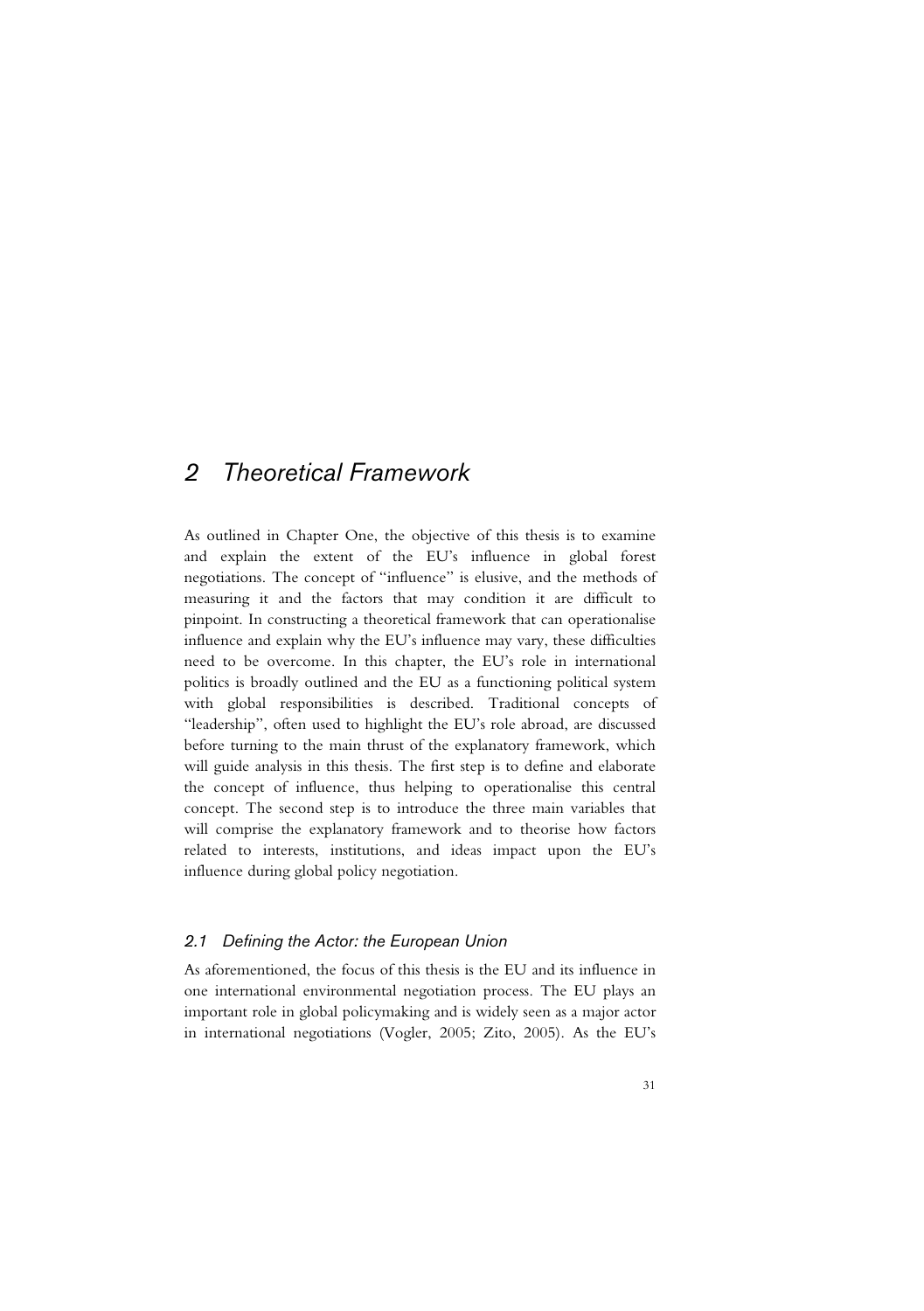# 2 Theoretical Framework

As outlined in Chapter One, the objective of this thesis is to examine and explain the extent of the EU's influence in global forest negotiations. The concept of "influence" is elusive, and the methods of measuring it and the factors that may condition it are difficult to pinpoint. In constructing a theoretical framework that can operationalise influence and explain why the EU's influence may vary, these difficulties need to be overcome. In this chapter, the EU's role in international politics is broadly outlined and the EU as a functioning political system with global responsibilities is described. Traditional concepts of "leadership", often used to highlight the EU's role abroad, are discussed before turning to the main thrust of the explanatory framework, which will guide analysis in this thesis. The first step is to define and elaborate the concept of influence, thus helping to operationalise this central concept. The second step is to introduce the three main variables that will comprise the explanatory framework and to theorise how factors related to interests, institutions, and ideas impact upon the EU's influence during global policy negotiation.

## 2.1 Defining the Actor: the European Union

As aforementioned, the focus of this thesis is the EU and its influence in one international environmental negotiation process. The EU plays an important role in global policymaking and is widely seen as a major actor in international negotiations (Vogler, 2005; Zito, 2005). As the EU's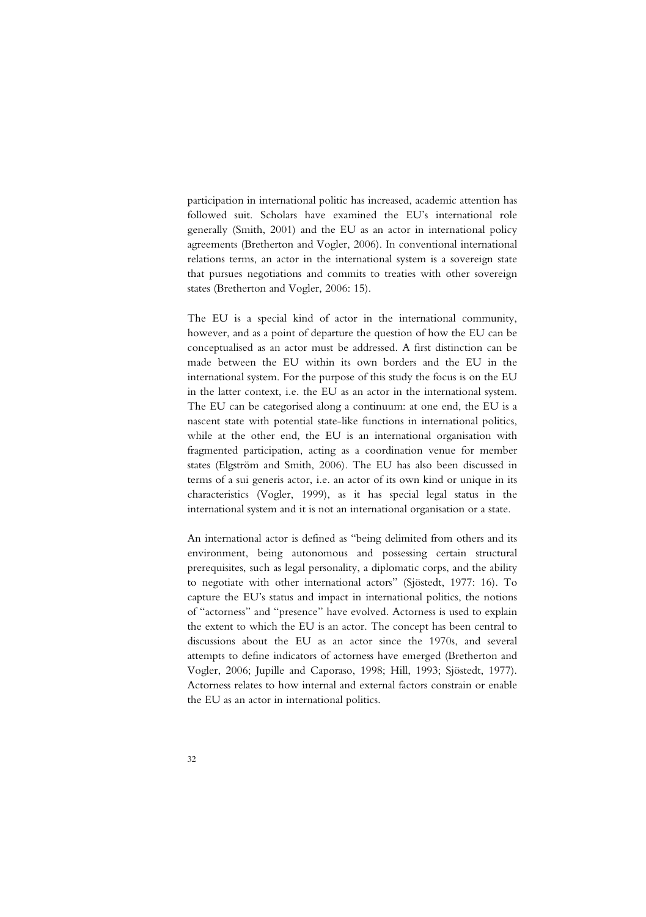participation in international politic has increased, academic attention has followed suit. Scholars have examined the EU's international role generally (Smith, 2001) and the EU as an actor in international policy agreements (Bretherton and Vogler, 2006). In conventional international relations terms, an actor in the international system is a sovereign state that pursues negotiations and commits to treaties with other sovereign states (Bretherton and Vogler, 2006: 15).

The EU is a special kind of actor in the international community, however, and as a point of departure the question of how the EU can be conceptualised as an actor must be addressed. A first distinction can be made between the EU within its own borders and the EU in the international system. For the purpose of this study the focus is on the EU in the latter context, i.e. the EU as an actor in the international system. The EU can be categorised along a continuum: at one end, the EU is a nascent state with potential state-like functions in international politics, while at the other end, the EU is an international organisation with fragmented participation, acting as a coordination venue for member states (Elgström and Smith, 2006). The EU has also been discussed in terms of a sui generis actor, i.e. an actor of its own kind or unique in its characteristics (Vogler, 1999), as it has special legal status in the international system and it is not an international organisation or a state.

An international actor is defined as "being delimited from others and its environment, being autonomous and possessing certain structural prerequisites, such as legal personality, a diplomatic corps, and the ability to negotiate with other international actors" (Sjöstedt, 1977: 16). To capture the EU's status and impact in international politics, the notions of "actorness" and "presence" have evolved. Actorness is used to explain the extent to which the EU is an actor. The concept has been central to discussions about the EU as an actor since the 1970s, and several attempts to define indicators of actorness have emerged (Bretherton and Vogler, 2006; Jupille and Caporaso, 1998; Hill, 1993; Sjöstedt, 1977). Actorness relates to how internal and external factors constrain or enable the EU as an actor in international politics.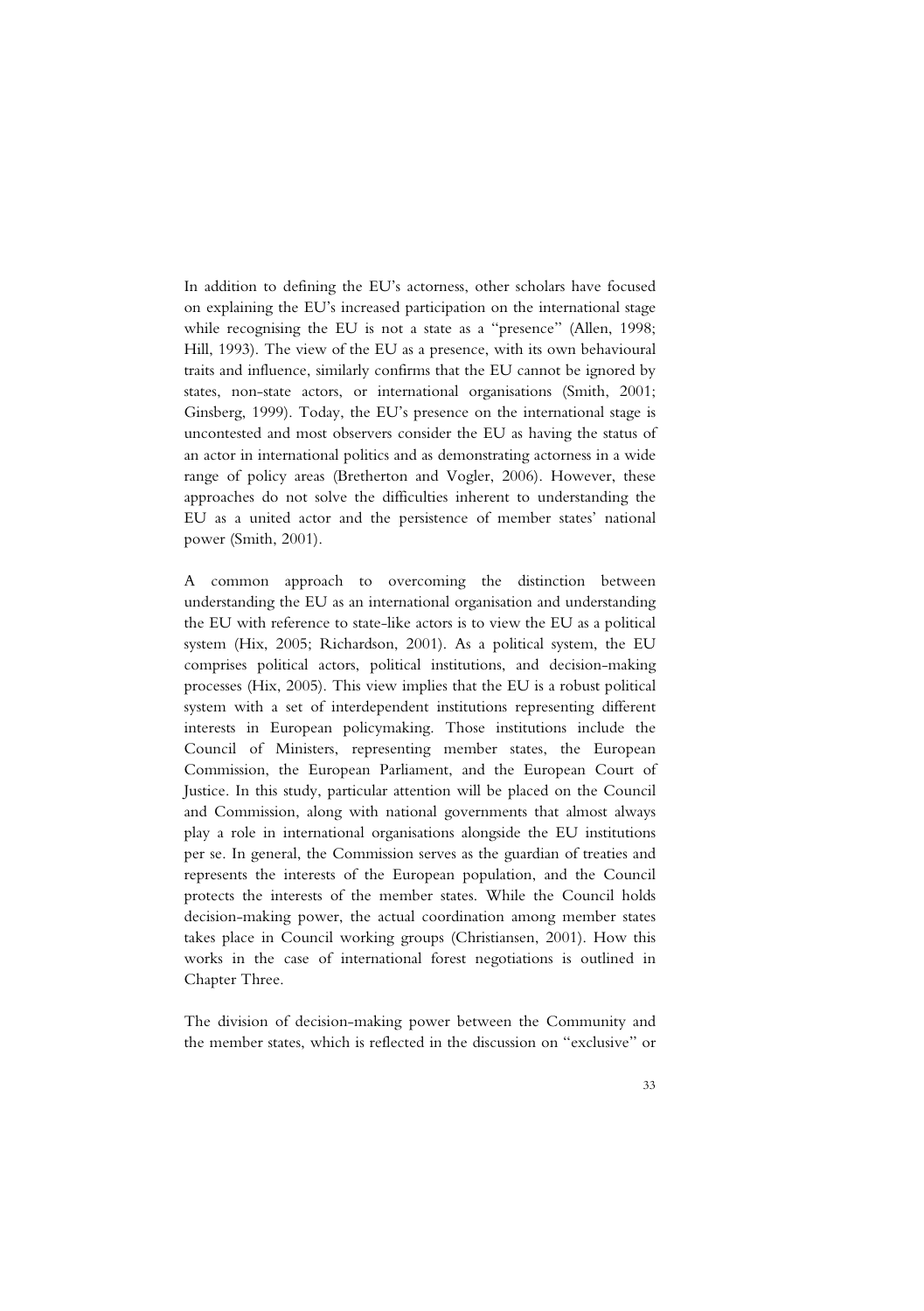In addition to defining the EU's actorness, other scholars have focused on explaining the EU's increased participation on the international stage while recognising the EU is not a state as a "presence" (Allen, 1998; Hill, 1993). The view of the EU as a presence, with its own behavioural traits and influence, similarly confirms that the EU cannot be ignored by states, non-state actors, or international organisations (Smith, 2001; Ginsberg, 1999). Today, the EU's presence on the international stage is uncontested and most observers consider the EU as having the status of an actor in international politics and as demonstrating actorness in a wide range of policy areas (Bretherton and Vogler, 2006). However, these approaches do not solve the difficulties inherent to understanding the EU as a united actor and the persistence of member states' national power (Smith, 2001).

A common approach to overcoming the distinction between understanding the EU as an international organisation and understanding the EU with reference to state-like actors is to view the EU as a political system (Hix, 2005; Richardson, 2001). As a political system, the EU comprises political actors, political institutions, and decision-making processes (Hix, 2005). This view implies that the EU is a robust political system with a set of interdependent institutions representing different interests in European policymaking. Those institutions include the Council of Ministers, representing member states, the European Commission, the European Parliament, and the European Court of Justice. In this study, particular attention will be placed on the Council and Commission, along with national governments that almost always play a role in international organisations alongside the EU institutions per se. In general, the Commission serves as the guardian of treaties and represents the interests of the European population, and the Council protects the interests of the member states. While the Council holds decision-making power, the actual coordination among member states takes place in Council working groups (Christiansen, 2001). How this works in the case of international forest negotiations is outlined in Chapter Three.

The division of decision-making power between the Community and the member states, which is reflected in the discussion on "exclusive" or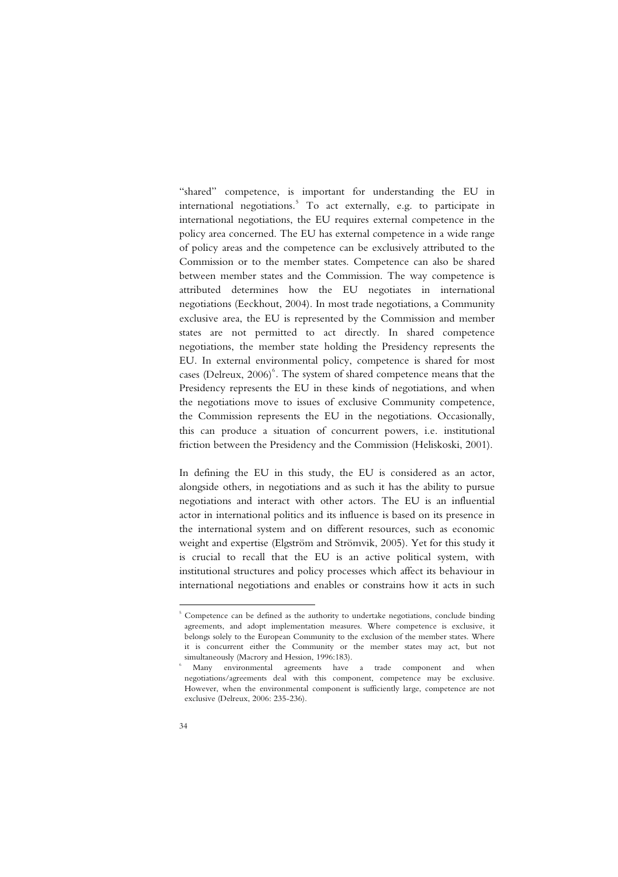"shared" competence, is important for understanding the EU in international negotiations.[5] To act externally, e.g. to participate in international negotiations, the EU requires external competence in the policy area concerned. The EU has external competence in a wide range of policy areas and the competence can be exclusively attributed to the Commission or to the member states. Competence can also be shared between member states and the Commission. The way competence is attributed determines how the EU negotiates in international negotiations (Eeckhout, 2004). In most trade negotiations, a Community exclusive area, the EU is represented by the Commission and member states are not permitted to act directly. In shared competence negotiations, the member state holding the Presidency represents the EU. In external environmental policy, competence is shared for most cases (Delreux, 2006)[6]. The system of shared competence means that the Presidency represents the EU in these kinds of negotiations, and when the negotiations move to issues of exclusive Community competence, the Commission represents the EU in the negotiations. Occasionally, this can produce a situation of concurrent powers, i.e. institutional friction between the Presidency and the Commission (Heliskoski, 2001).

In defining the EU in this study, the EU is considered as an actor, alongside others, in negotiations and as such it has the ability to pursue negotiations and interact with other actors. The EU is an influential actor in international politics and its influence is based on its presence in the international system and on different resources, such as economic weight and expertise (Elgström and Strömvik, 2005). Yet for this study it is crucial to recall that the EU is an active political system, with institutional structures and policy processes which affect its behaviour in international negotiations and enables or constrains how it acts in such

---

[5] Competence can be defined as the authority to undertake negotiations, conclude binding agreements, and adopt implementation measures. Where competence is exclusive, it belongs solely to the European Community to the exclusion of the member states. Where it is concurrent either the Community or the member states may act, but not simultaneously (Macrory and Hession, 1996:183).

[6] Many environmental agreements have a trade component and when negotiations/agreements deal with this component, competence may be exclusive. However, when the environmental component is sufficiently large, competence are not exclusive (Delreux, 2006: 235-236).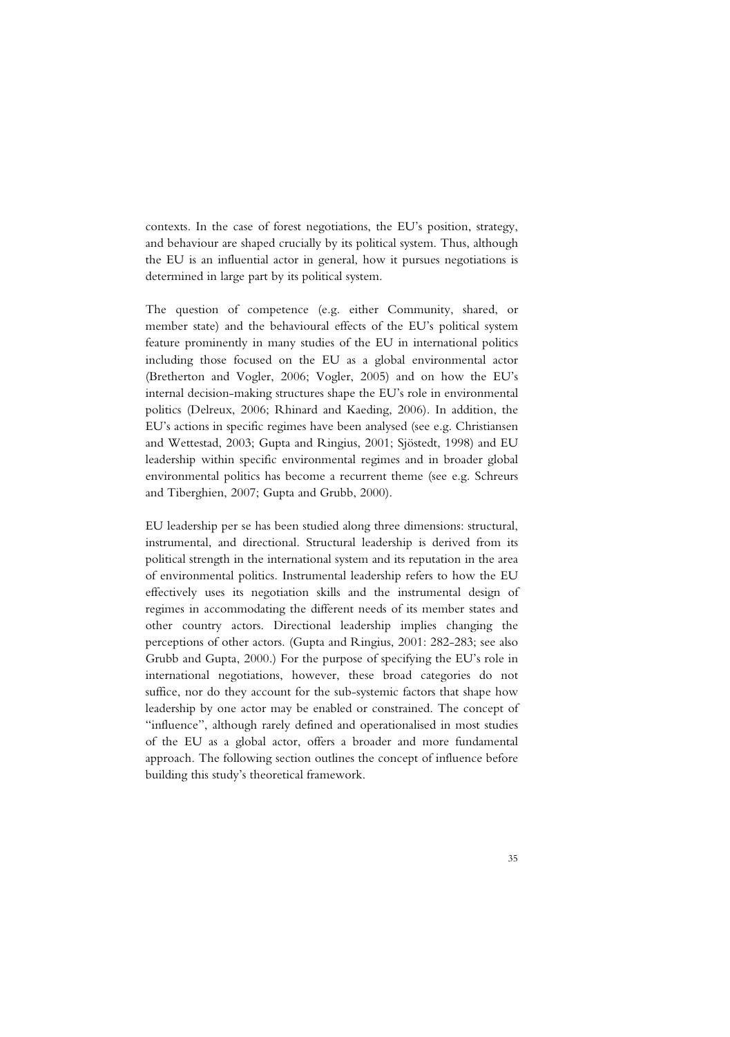contexts. In the case of forest negotiations, the EU's position, strategy, and behaviour are shaped crucially by its political system. Thus, although the EU is an influential actor in general, how it pursues negotiations is determined in large part by its political system.

The question of competence (e.g. either Community, shared, or member state) and the behavioural effects of the EU's political system feature prominently in many studies of the EU in international politics including those focused on the EU as a global environmental actor (Bretherton and Vogler, 2006; Vogler, 2005) and on how the EU's internal decision-making structures shape the EU's role in environmental politics (Delreux, 2006; Rhinard and Kaeding, 2006). In addition, the EU's actions in specific regimes have been analysed (see e.g. Christiansen and Wettestad, 2003; Gupta and Ringius, 2001; Sjöstedt, 1998) and EU leadership within specific environmental regimes and in broader global environmental politics has become a recurrent theme (see e.g. Schreurs and Tiberghien, 2007; Gupta and Grubb, 2000).

EU leadership per se has been studied along three dimensions: structural, instrumental, and directional. Structural leadership is derived from its political strength in the international system and its reputation in the area of environmental politics. Instrumental leadership refers to how the EU effectively uses its negotiation skills and the instrumental design of regimes in accommodating the different needs of its member states and other country actors. Directional leadership implies changing the perceptions of other actors. (Gupta and Ringius, 2001: 282-283; see also Grubb and Gupta, 2000.) For the purpose of specifying the EU's role in international negotiations, however, these broad categories do not suffice, nor do they account for the sub-systemic factors that shape how leadership by one actor may be enabled or constrained. The concept of "influence", although rarely defined and operationalised in most studies of the EU as a global actor, offers a broader and more fundamental approach. The following section outlines the concept of influence before building this study's theoretical framework.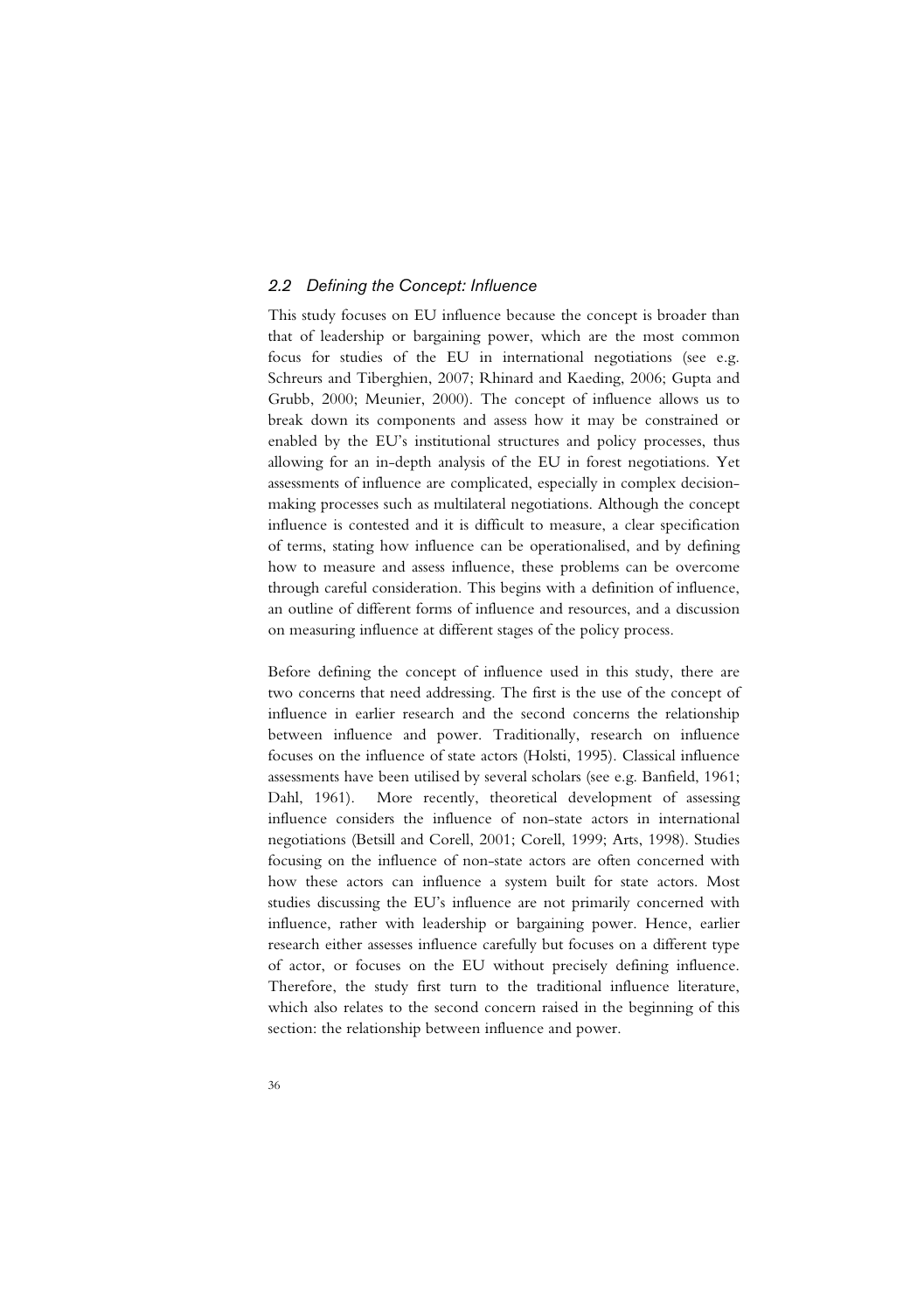## *2.2 Defining the Concept: Influence*

This study focuses on EU influence because the concept is broader than that of leadership or bargaining power, which are the most common focus for studies of the EU in international negotiations (see e.g. Schreurs and Tiberghien, 2007; Rhinard and Kaeding, 2006; Gupta and Grubb, 2000; Meunier, 2000). The concept of influence allows us to break down its components and assess how it may be constrained or enabled by the EU's institutional structures and policy processes, thus allowing for an in-depth analysis of the EU in forest negotiations. Yet assessments of influence are complicated, especially in complex decision-making processes such as multilateral negotiations. Although the concept influence is contested and it is difficult to measure, a clear specification of terms, stating how influence can be operationalised, and by defining how to measure and assess influence, these problems can be overcome through careful consideration. This begins with a definition of influence, an outline of different forms of influence and resources, and a discussion on measuring influence at different stages of the policy process.

Before defining the concept of influence used in this study, there are two concerns that need addressing. The first is the use of the concept of influence in earlier research and the second concerns the relationship between influence and power. Traditionally, research on influence focuses on the influence of state actors (Holsti, 1995). Classical influence assessments have been utilised by several scholars (see e.g. Banfield, 1961; Dahl, 1961). More recently, theoretical development of assessing influence considers the influence of non-state actors in international negotiations (Betsill and Corell, 2001; Corell, 1999; Arts, 1998). Studies focusing on the influence of non-state actors are often concerned with how these actors can influence a system built for state actors. Most studies discussing the EU's influence are not primarily concerned with influence, rather with leadership or bargaining power. Hence, earlier research either assesses influence carefully but focuses on a different type of actor, or focuses on the EU without precisely defining influence. Therefore, the study first turn to the traditional influence literature, which also relates to the second concern raised in the beginning of this section: the relationship between influence and power.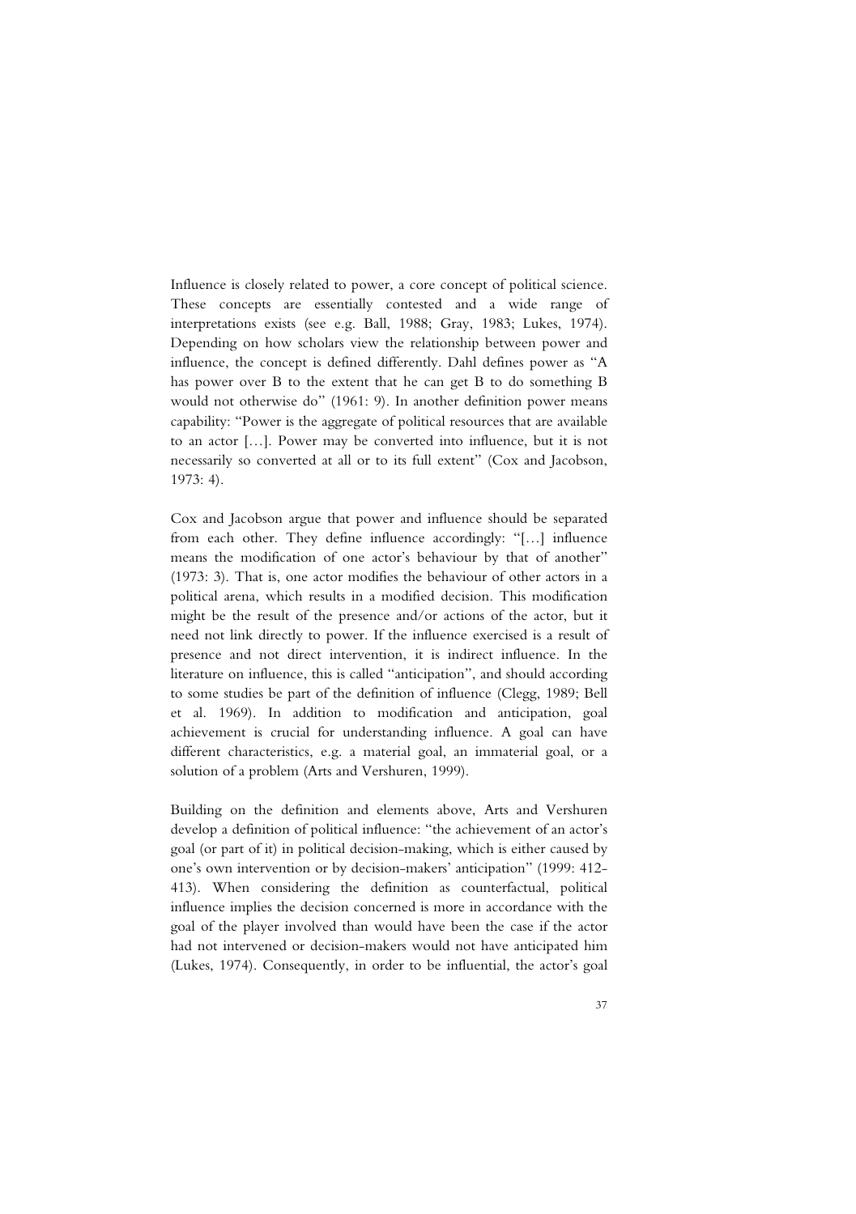Influence is closely related to power, a core concept of political science. These concepts are essentially contested and a wide range of interpretations exists (see e.g. Ball, 1988; Gray, 1983; Lukes, 1974). Depending on how scholars view the relationship between power and influence, the concept is defined differently. Dahl defines power as "A has power over B to the extent that he can get B to do something B would not otherwise do" (1961: 9). In another definition power means capability: "Power is the aggregate of political resources that are available to an actor […]. Power may be converted into influence, but it is not necessarily so converted at all or to its full extent" (Cox and Jacobson, 1973: 4).

Cox and Jacobson argue that power and influence should be separated from each other. They define influence accordingly: "[…] influence means the modification of one actor's behaviour by that of another" (1973: 3). That is, one actor modifies the behaviour of other actors in a political arena, which results in a modified decision. This modification might be the result of the presence and/or actions of the actor, but it need not link directly to power. If the influence exercised is a result of presence and not direct intervention, it is indirect influence. In the literature on influence, this is called "anticipation", and should according to some studies be part of the definition of influence (Clegg, 1989; Bell et al. 1969). In addition to modification and anticipation, goal achievement is crucial for understanding influence. A goal can have different characteristics, e.g. a material goal, an immaterial goal, or a solution of a problem (Arts and Vershuren, 1999).

Building on the definition and elements above, Arts and Vershuren develop a definition of political influence: "the achievement of an actor's goal (or part of it) in political decision-making, which is either caused by one's own intervention or by decision-makers' anticipation" (1999: 412-413). When considering the definition as counterfactual, political influence implies the decision concerned is more in accordance with the goal of the player involved than would have been the case if the actor had not intervened or decision-makers would not have anticipated him (Lukes, 1974). Consequently, in order to be influential, the actor's goal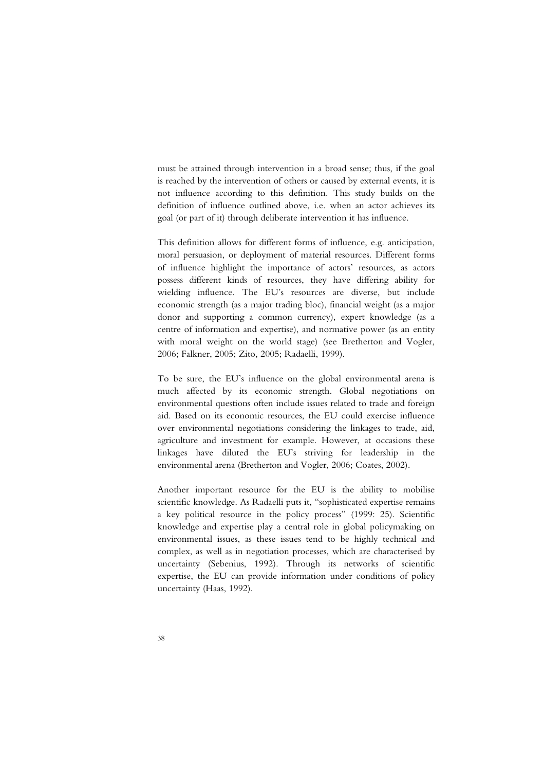must be attained through intervention in a broad sense; thus, if the goal is reached by the intervention of others or caused by external events, it is not influence according to this definition. This study builds on the definition of influence outlined above, i.e. when an actor achieves its goal (or part of it) through deliberate intervention it has influence.

This definition allows for different forms of influence, e.g. anticipation, moral persuasion, or deployment of material resources. Different forms of influence highlight the importance of actors' resources, as actors possess different kinds of resources, they have differing ability for wielding influence. The EU's resources are diverse, but include economic strength (as a major trading bloc), financial weight (as a major donor and supporting a common currency), expert knowledge (as a centre of information and expertise), and normative power (as an entity with moral weight on the world stage) (see Bretherton and Vogler, 2006; Falkner, 2005; Zito, 2005; Radaelli, 1999).

To be sure, the EU's influence on the global environmental arena is much affected by its economic strength. Global negotiations on environmental questions often include issues related to trade and foreign aid. Based on its economic resources, the EU could exercise influence over environmental negotiations considering the linkages to trade, aid, agriculture and investment for example. However, at occasions these linkages have diluted the EU's striving for leadership in the environmental arena (Bretherton and Vogler, 2006; Coates, 2002).

Another important resource for the EU is the ability to mobilise scientific knowledge. As Radaelli puts it, "sophisticated expertise remains a key political resource in the policy process" (1999: 25). Scientific knowledge and expertise play a central role in global policymaking on environmental issues, as these issues tend to be highly technical and complex, as well as in negotiation processes, which are characterised by uncertainty (Sebenius, 1992). Through its networks of scientific expertise, the EU can provide information under conditions of policy uncertainty (Haas, 1992).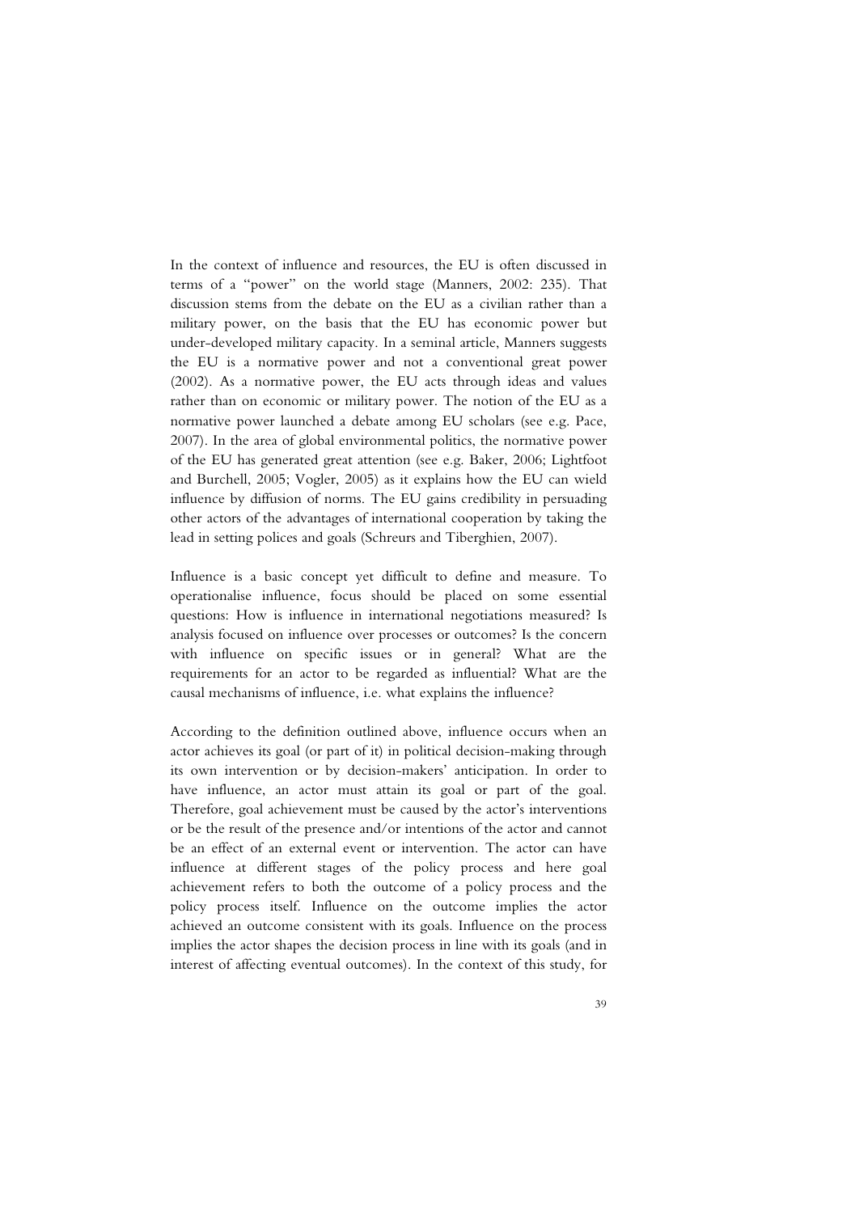In the context of influence and resources, the EU is often discussed in terms of a "power" on the world stage (Manners, 2002: 235). That discussion stems from the debate on the EU as a civilian rather than a military power, on the basis that the EU has economic power but under-developed military capacity. In a seminal article, Manners suggests the EU is a normative power and not a conventional great power (2002). As a normative power, the EU acts through ideas and values rather than on economic or military power. The notion of the EU as a normative power launched a debate among EU scholars (see e.g. Pace, 2007). In the area of global environmental politics, the normative power of the EU has generated great attention (see e.g. Baker, 2006; Lightfoot and Burchell, 2005; Vogler, 2005) as it explains how the EU can wield influence by diffusion of norms. The EU gains credibility in persuading other actors of the advantages of international cooperation by taking the lead in setting polices and goals (Schreurs and Tiberghien, 2007).

Influence is a basic concept yet difficult to define and measure. To operationalise influence, focus should be placed on some essential questions: How is influence in international negotiations measured? Is analysis focused on influence over processes or outcomes? Is the concern with influence on specific issues or in general? What are the requirements for an actor to be regarded as influential? What are the causal mechanisms of influence, i.e. what explains the influence?

According to the definition outlined above, influence occurs when an actor achieves its goal (or part of it) in political decision-making through its own intervention or by decision-makers' anticipation. In order to have influence, an actor must attain its goal or part of the goal. Therefore, goal achievement must be caused by the actor's interventions or be the result of the presence and/or intentions of the actor and cannot be an effect of an external event or intervention. The actor can have influence at different stages of the policy process and here goal achievement refers to both the outcome of a policy process and the policy process itself. Influence on the outcome implies the actor achieved an outcome consistent with its goals. Influence on the process implies the actor shapes the decision process in line with its goals (and in interest of affecting eventual outcomes). In the context of this study, for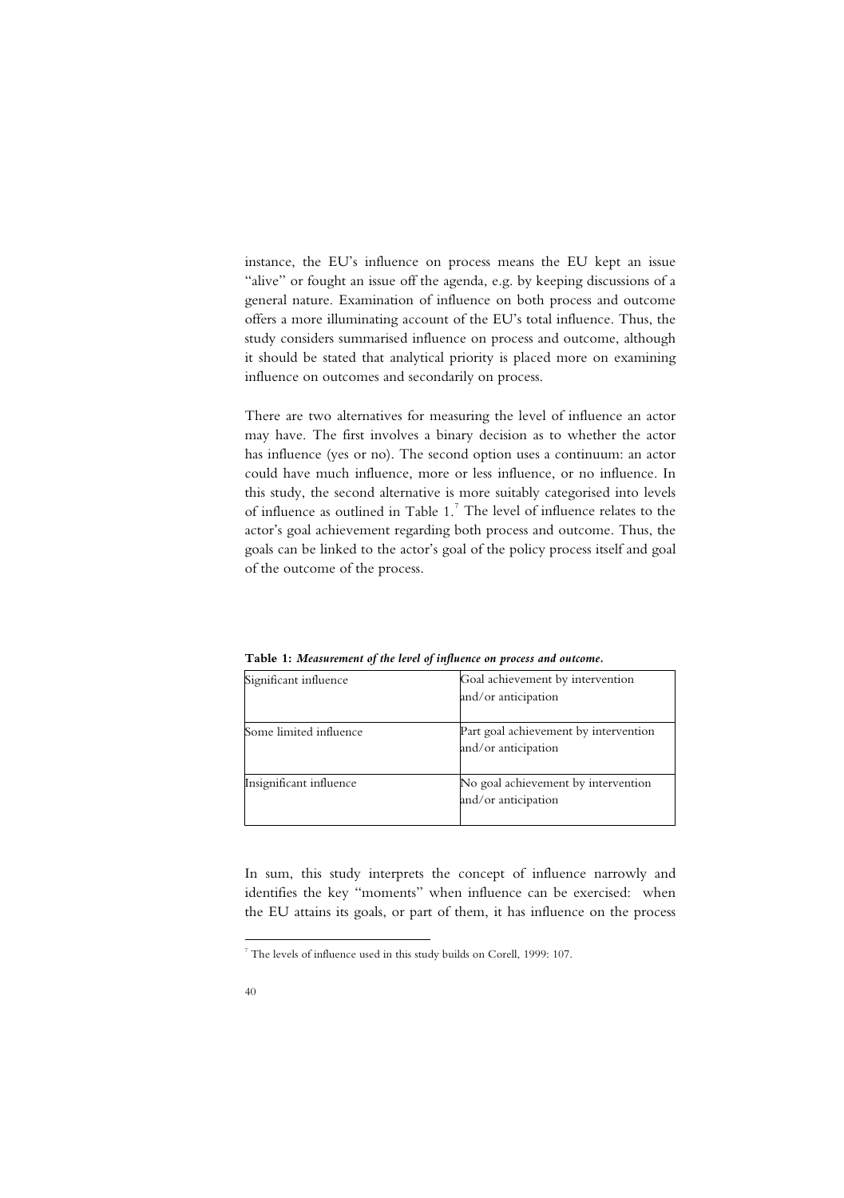instance, the EU's influence on process means the EU kept an issue "alive" or fought an issue off the agenda, e.g. by keeping discussions of a general nature. Examination of influence on both process and outcome offers a more illuminating account of the EU's total influence. Thus, the study considers summarised influence on process and outcome, although it should be stated that analytical priority is placed more on examining influence on outcomes and secondarily on process.

There are two alternatives for measuring the level of influence an actor may have. The first involves a binary decision as to whether the actor has influence (yes or no). The second option uses a continuum: an actor could have much influence, more or less influence, or no influence. In this study, the second alternative is more suitably categorised into levels of influence as outlined in Table 1.[7] The level of influence relates to the actor's goal achievement regarding both process and outcome. Thus, the goals can be linked to the actor's goal of the policy process itself and goal of the outcome of the process.

**Table 1:** ***Measurement of the level of influence on process and outcome.***

| | |
|---|---|
| Significant influence | Goal achievement by intervention and/or anticipation |
| Some limited influence | Part goal achievement by intervention and/or anticipation |
| Insignificant influence | No goal achievement by intervention and/or anticipation |

In sum, this study interprets the concept of influence narrowly and identifies the key "moments" when influence can be exercised: when the EU attains its goals, or part of them, it has influence on the process

[7] The levels of influence used in this study builds on Corell, 1999: 107.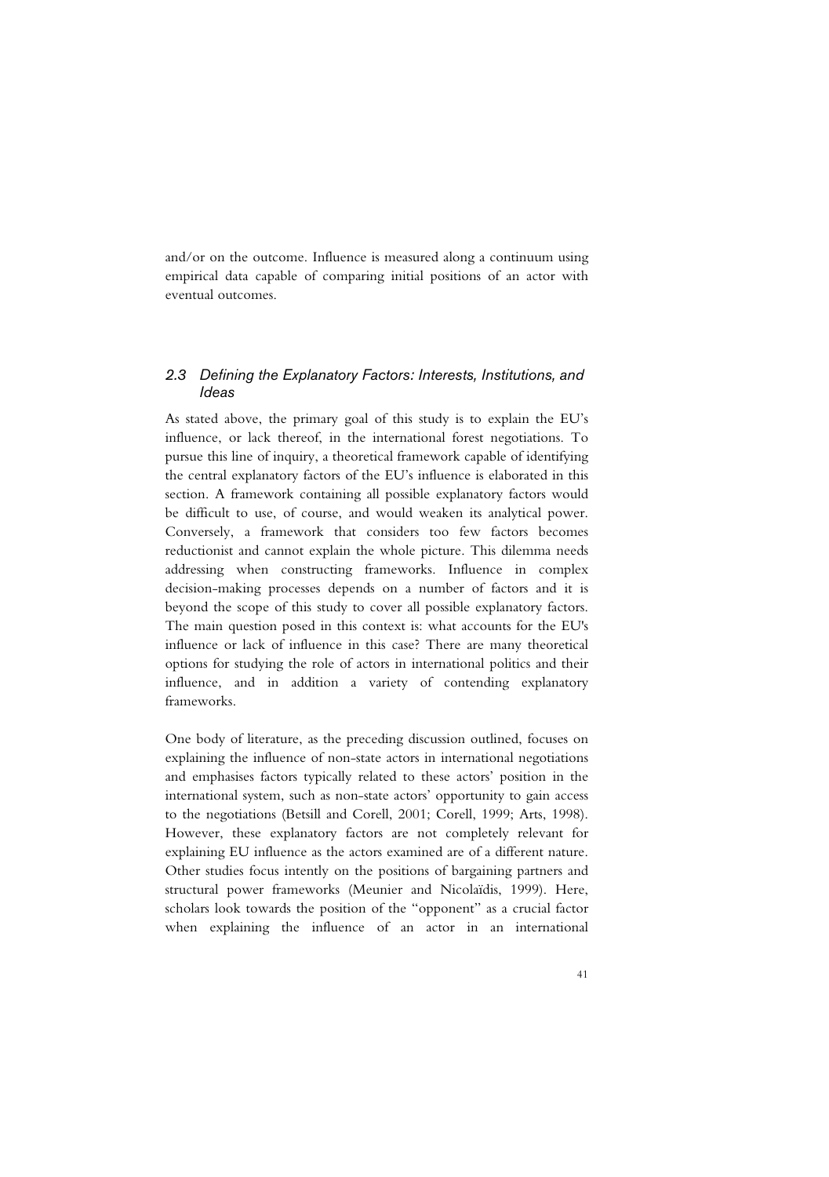and/or on the outcome. Influence is measured along a continuum using empirical data capable of comparing initial positions of an actor with eventual outcomes.

## 2.3 Defining the Explanatory Factors: Interests, Institutions, and Ideas

As stated above, the primary goal of this study is to explain the EU's influence, or lack thereof, in the international forest negotiations. To pursue this line of inquiry, a theoretical framework capable of identifying the central explanatory factors of the EU's influence is elaborated in this section. A framework containing all possible explanatory factors would be difficult to use, of course, and would weaken its analytical power. Conversely, a framework that considers too few factors becomes reductionist and cannot explain the whole picture. This dilemma needs addressing when constructing frameworks. Influence in complex decision-making processes depends on a number of factors and it is beyond the scope of this study to cover all possible explanatory factors. The main question posed in this context is: what accounts for the EU's influence or lack of influence in this case? There are many theoretical options for studying the role of actors in international politics and their influence, and in addition a variety of contending explanatory frameworks.

One body of literature, as the preceding discussion outlined, focuses on explaining the influence of non-state actors in international negotiations and emphasises factors typically related to these actors' position in the international system, such as non-state actors' opportunity to gain access to the negotiations (Betsill and Corell, 2001; Corell, 1999; Arts, 1998). However, these explanatory factors are not completely relevant for explaining EU influence as the actors examined are of a different nature. Other studies focus intently on the positions of bargaining partners and structural power frameworks (Meunier and Nicolaïdis, 1999). Here, scholars look towards the position of the "opponent" as a crucial factor when explaining the influence of an actor in an international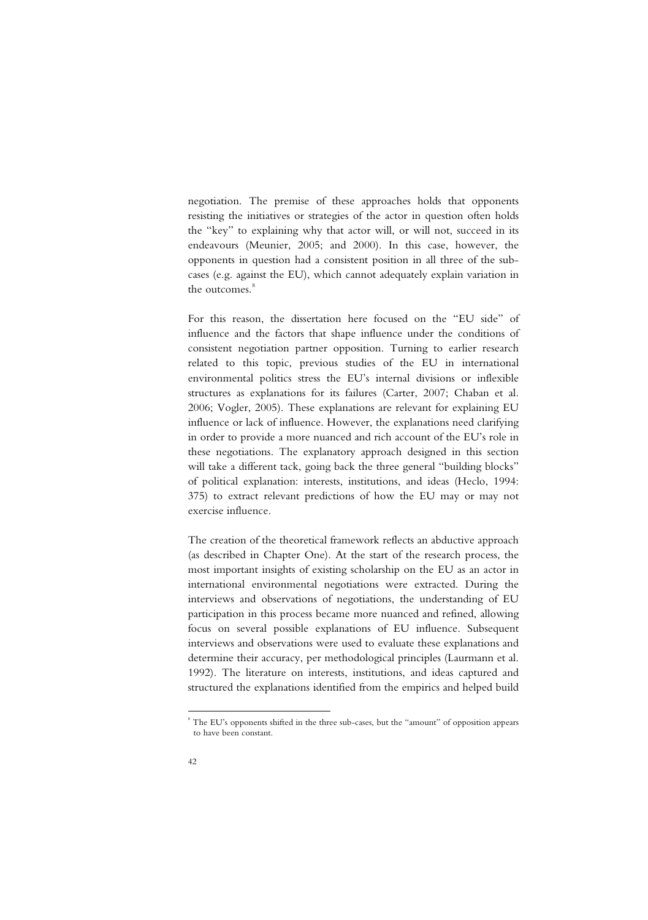negotiation. The premise of these approaches holds that opponents resisting the initiatives or strategies of the actor in question often holds the "key" to explaining why that actor will, or will not, succeed in its endeavours (Meunier, 2005; and 2000). In this case, however, the opponents in question had a consistent position in all three of the sub-cases (e.g. against the EU), which cannot adequately explain variation in the outcomes.[8]

For this reason, the dissertation here focused on the "EU side" of influence and the factors that shape influence under the conditions of consistent negotiation partner opposition. Turning to earlier research related to this topic, previous studies of the EU in international environmental politics stress the EU's internal divisions or inflexible structures as explanations for its failures (Carter, 2007; Chaban et al. 2006; Vogler, 2005). These explanations are relevant for explaining EU influence or lack of influence. However, the explanations need clarifying in order to provide a more nuanced and rich account of the EU's role in these negotiations. The explanatory approach designed in this section will take a different tack, going back the three general "building blocks" of political explanation: interests, institutions, and ideas (Heclo, 1994: 375) to extract relevant predictions of how the EU may or may not exercise influence.

The creation of the theoretical framework reflects an abductive approach (as described in Chapter One). At the start of the research process, the most important insights of existing scholarship on the EU as an actor in international environmental negotiations were extracted. During the interviews and observations of negotiations, the understanding of EU participation in this process became more nuanced and refined, allowing focus on several possible explanations of EU influence. Subsequent interviews and observations were used to evaluate these explanations and determine their accuracy, per methodological principles (Laurmann et al. 1992). The literature on interests, institutions, and ideas captured and structured the explanations identified from the empirics and helped build

[8] The EU's opponents shifted in the three sub-cases, but the "amount" of opposition appears to have been constant.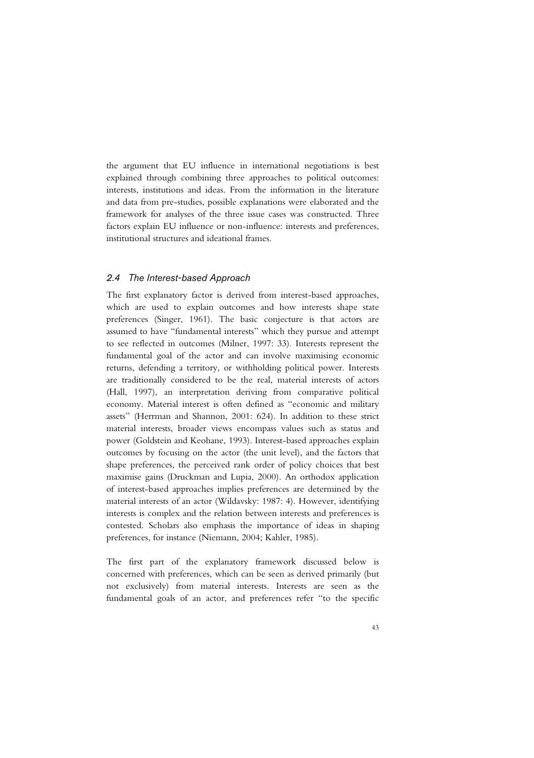the argument that EU influence in international negotiations is best explained through combining three approaches to political outcomes: interests, institutions and ideas. From the information in the literature and data from pre-studies, possible explanations were elaborated and the framework for analyses of the three issue cases was constructed. Three factors explain EU influence or non-influence: interests and preferences, institutional structures and ideational frames.

### *2.4 The Interest-based Approach*

The first explanatory factor is derived from interest-based approaches, which are used to explain outcomes and how interests shape state preferences (Singer, 1961). The basic conjecture is that actors are assumed to have "fundamental interests" which they pursue and attempt to see reflected in outcomes (Milner, 1997: 33). Interests represent the fundamental goal of the actor and can involve maximising economic returns, defending a territory, or withholding political power. Interests are traditionally considered to be the real, material interests of actors (Hall, 1997), an interpretation deriving from comparative political economy. Material interest is often defined as "economic and military assets" (Herrman and Shannon, 2001: 624). In addition to these strict material interests, broader views encompass values such as status and power (Goldstein and Keohane, 1993). Interest-based approaches explain outcomes by focusing on the actor (the unit level), and the factors that shape preferences, the perceived rank order of policy choices that best maximise gains (Druckman and Lupia, 2000). An orthodox application of interest-based approaches implies preferences are determined by the material interests of an actor (Wildavsky: 1987: 4). However, identifying interests is complex and the relation between interests and preferences is contested. Scholars also emphasis the importance of ideas in shaping preferences, for instance (Niemann, 2004; Kahler, 1985).

The first part of the explanatory framework discussed below is concerned with preferences, which can be seen as derived primarily (but not exclusively) from material interests. Interests are seen as the fundamental goals of an actor, and preferences refer "to the specific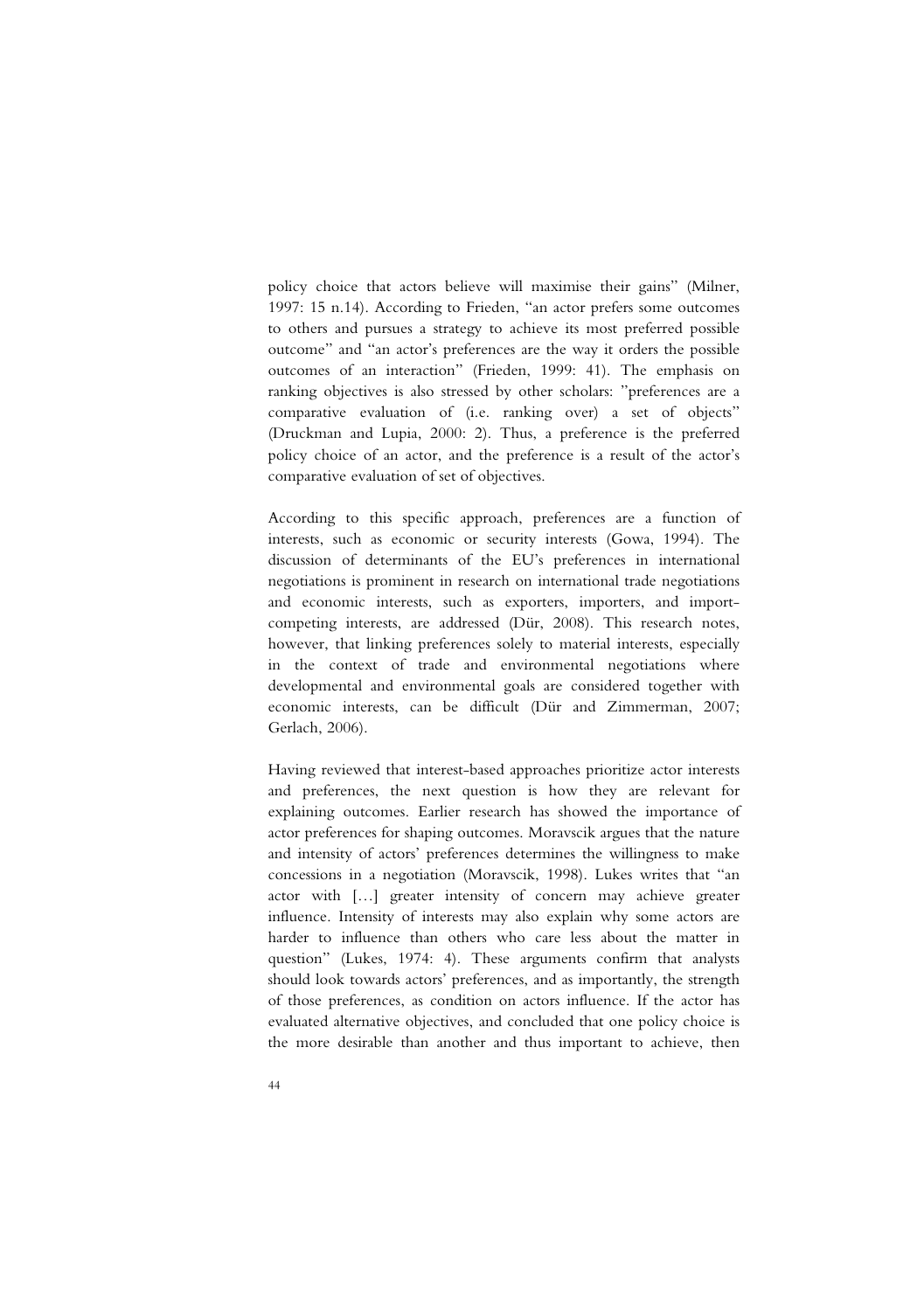policy choice that actors believe will maximise their gains" (Milner, 1997: 15 n.14). According to Frieden, "an actor prefers some outcomes to others and pursues a strategy to achieve its most preferred possible outcome" and "an actor's preferences are the way it orders the possible outcomes of an interaction" (Frieden, 1999: 41). The emphasis on ranking objectives is also stressed by other scholars: "preferences are a comparative evaluation of (i.e. ranking over) a set of objects" (Druckman and Lupia, 2000: 2). Thus, a preference is the preferred policy choice of an actor, and the preference is a result of the actor's comparative evaluation of set of objectives.

According to this specific approach, preferences are a function of interests, such as economic or security interests (Gowa, 1994). The discussion of determinants of the EU's preferences in international negotiations is prominent in research on international trade negotiations and economic interests, such as exporters, importers, and import-competing interests, are addressed (Dür, 2008). This research notes, however, that linking preferences solely to material interests, especially in the context of trade and environmental negotiations where developmental and environmental goals are considered together with economic interests, can be difficult (Dür and Zimmerman, 2007; Gerlach, 2006).

Having reviewed that interest-based approaches prioritize actor interests and preferences, the next question is how they are relevant for explaining outcomes. Earlier research has showed the importance of actor preferences for shaping outcomes. Moravscik argues that the nature and intensity of actors' preferences determines the willingness to make concessions in a negotiation (Moravscik, 1998). Lukes writes that "an actor with […] greater intensity of concern may achieve greater influence. Intensity of interests may also explain why some actors are harder to influence than others who care less about the matter in question" (Lukes, 1974: 4). These arguments confirm that analysts should look towards actors' preferences, and as importantly, the strength of those preferences, as condition on actors influence. If the actor has evaluated alternative objectives, and concluded that one policy choice is the more desirable than another and thus important to achieve, then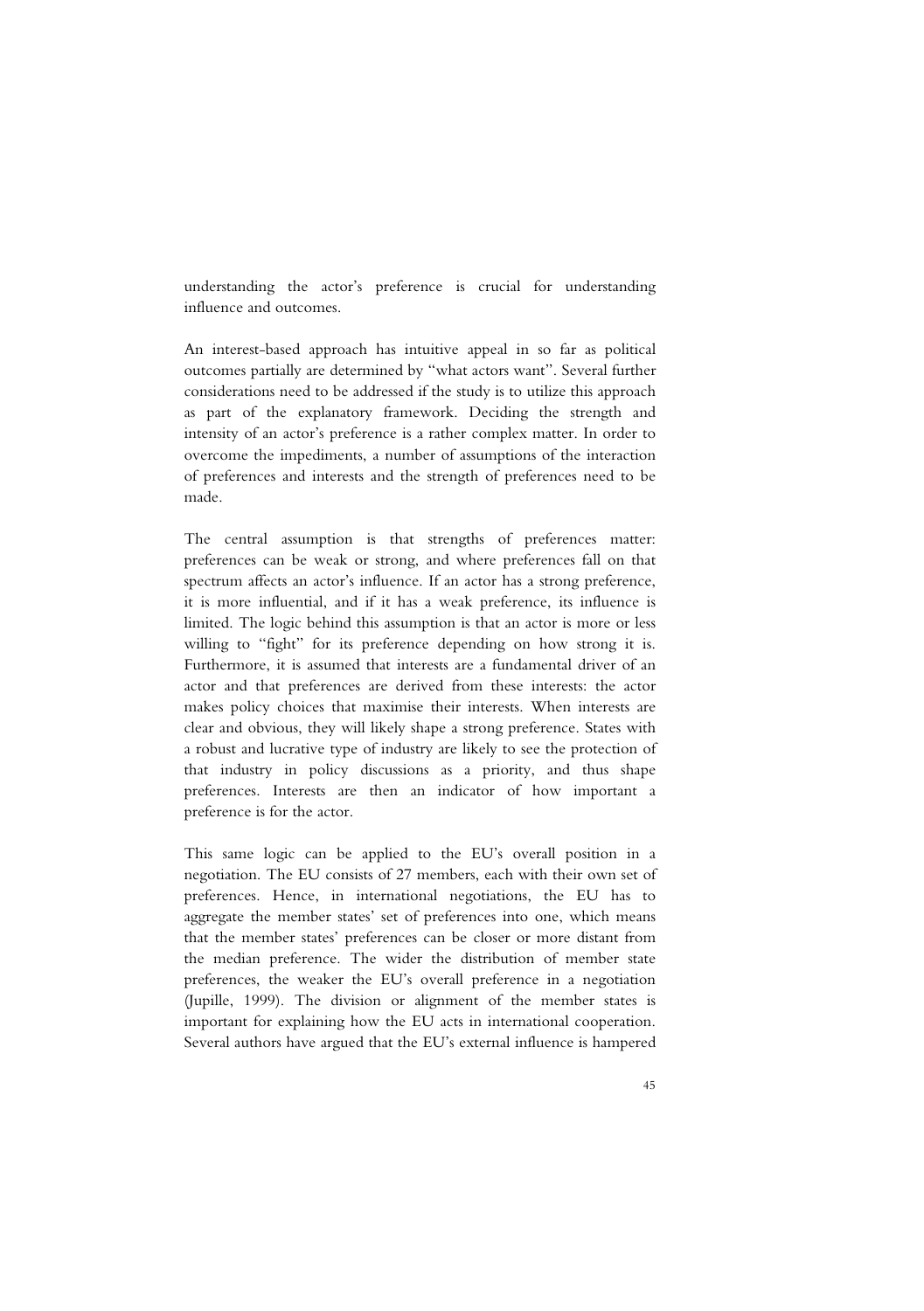understanding the actor's preference is crucial for understanding influence and outcomes.

An interest-based approach has intuitive appeal in so far as political outcomes partially are determined by "what actors want". Several further considerations need to be addressed if the study is to utilize this approach as part of the explanatory framework. Deciding the strength and intensity of an actor's preference is a rather complex matter. In order to overcome the impediments, a number of assumptions of the interaction of preferences and interests and the strength of preferences need to be made.

The central assumption is that strengths of preferences matter: preferences can be weak or strong, and where preferences fall on that spectrum affects an actor's influence. If an actor has a strong preference, it is more influential, and if it has a weak preference, its influence is limited. The logic behind this assumption is that an actor is more or less willing to "fight" for its preference depending on how strong it is. Furthermore, it is assumed that interests are a fundamental driver of an actor and that preferences are derived from these interests: the actor makes policy choices that maximise their interests. When interests are clear and obvious, they will likely shape a strong preference. States with a robust and lucrative type of industry are likely to see the protection of that industry in policy discussions as a priority, and thus shape preferences. Interests are then an indicator of how important a preference is for the actor.

This same logic can be applied to the EU's overall position in a negotiation. The EU consists of 27 members, each with their own set of preferences. Hence, in international negotiations, the EU has to aggregate the member states' set of preferences into one, which means that the member states' preferences can be closer or more distant from the median preference. The wider the distribution of member state preferences, the weaker the EU's overall preference in a negotiation (Jupille, 1999). The division or alignment of the member states is important for explaining how the EU acts in international cooperation. Several authors have argued that the EU's external influence is hampered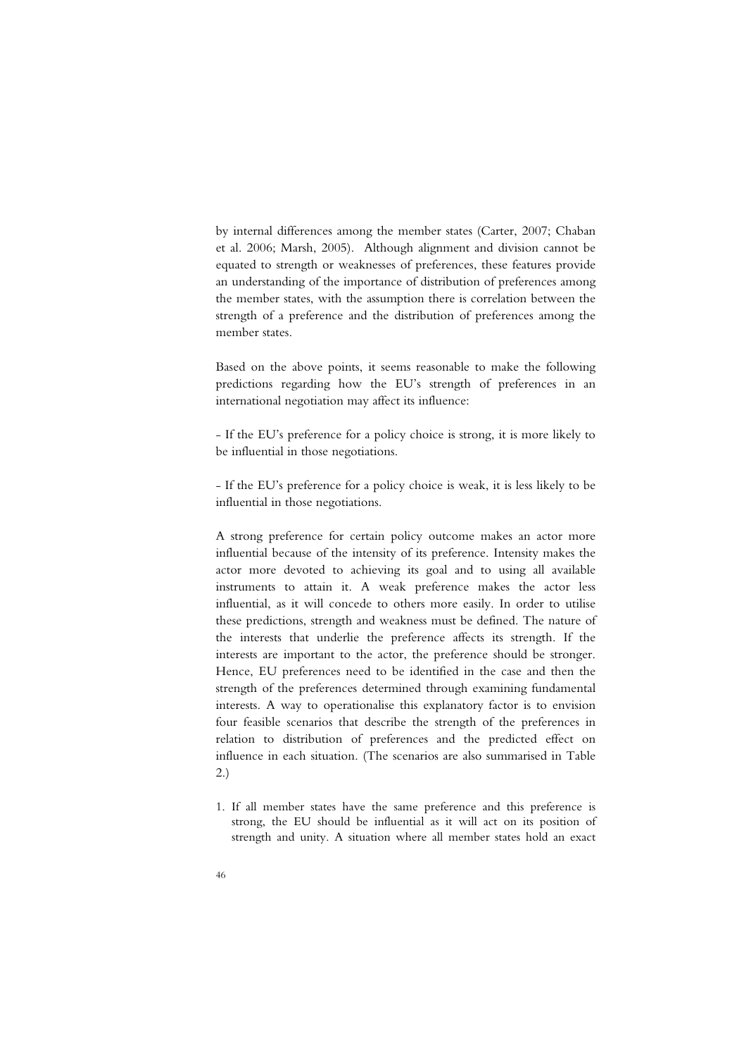by internal differences among the member states (Carter, 2007; Chaban et al. 2006; Marsh, 2005). Although alignment and division cannot be equated to strength or weaknesses of preferences, these features provide an understanding of the importance of distribution of preferences among the member states, with the assumption there is correlation between the strength of a preference and the distribution of preferences among the member states.

Based on the above points, it seems reasonable to make the following predictions regarding how the EU's strength of preferences in an international negotiation may affect its influence:

- If the EU's preference for a policy choice is strong, it is more likely to be influential in those negotiations.

- If the EU's preference for a policy choice is weak, it is less likely to be influential in those negotiations.

A strong preference for certain policy outcome makes an actor more influential because of the intensity of its preference. Intensity makes the actor more devoted to achieving its goal and to using all available instruments to attain it. A weak preference makes the actor less influential, as it will concede to others more easily. In order to utilise these predictions, strength and weakness must be defined. The nature of the interests that underlie the preference affects its strength. If the interests are important to the actor, the preference should be stronger. Hence, EU preferences need to be identified in the case and then the strength of the preferences determined through examining fundamental interests. A way to operationalise this explanatory factor is to envision four feasible scenarios that describe the strength of the preferences in relation to distribution of preferences and the predicted effect on influence in each situation. (The scenarios are also summarised in Table 2.)

1. If all member states have the same preference and this preference is strong, the EU should be influential as it will act on its position of strength and unity. A situation where all member states hold an exact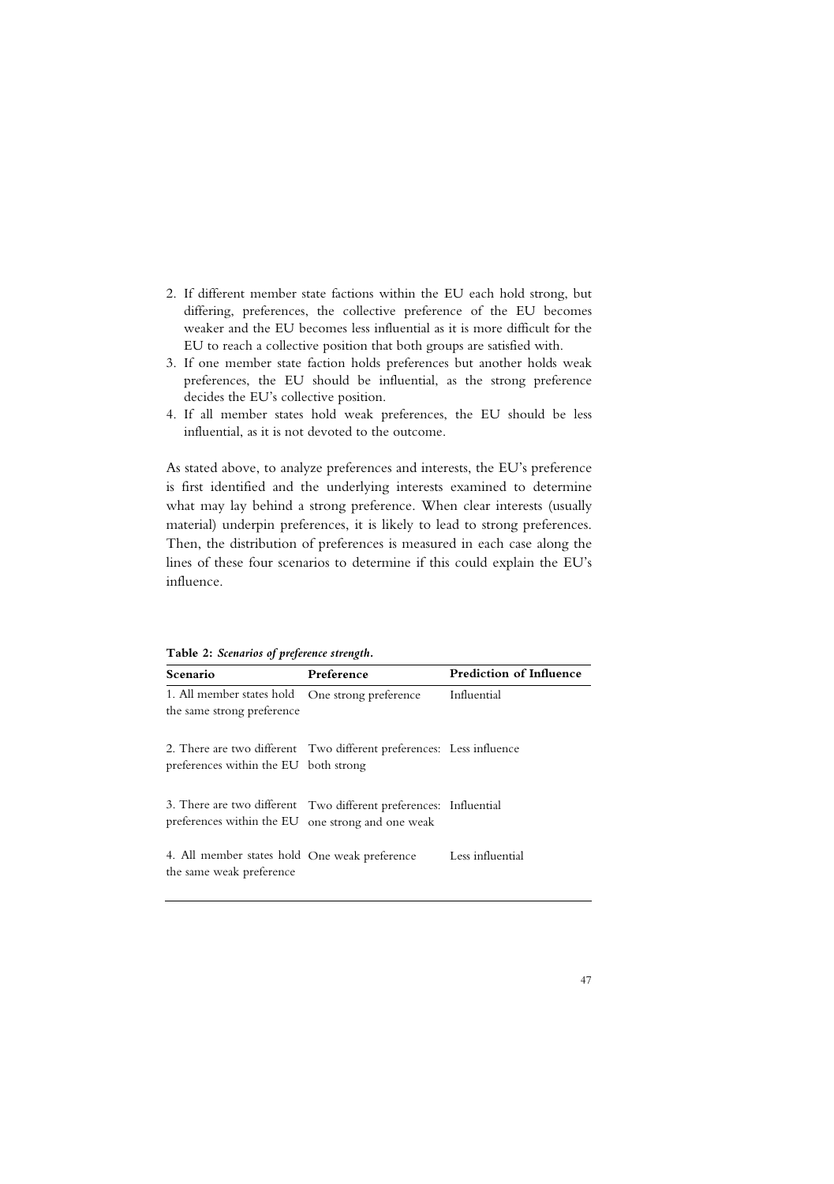2. If different member state factions within the EU each hold strong, but differing, preferences, the collective preference of the EU becomes weaker and the EU becomes less influential as it is more difficult for the EU to reach a collective position that both groups are satisfied with.
3. If one member state faction holds preferences but another holds weak preferences, the EU should be influential, as the strong preference decides the EU's collective position.
4. If all member states hold weak preferences, the EU should be less influential, as it is not devoted to the outcome.

As stated above, to analyze preferences and interests, the EU's preference is first identified and the underlying interests examined to determine what may lay behind a strong preference. When clear interests (usually material) underpin preferences, it is likely to lead to strong preferences. Then, the distribution of preferences is measured in each case along the lines of these four scenarios to determine if this could explain the EU's influence.

**Table 2:** ***Scenarios of preference strength.***

| Scenario | Preference | Prediction of Influence |
|---|---|---|
| 1. All member states hold the same strong preference | One strong preference | Influential |
| 2. There are two different preferences within the EU | Two different preferences: both strong | Less influence |
| 3. There are two different preferences within the EU | Two different preferences: one strong and one weak | Influential |
| 4. All member states hold the same weak preference | One weak preference | Less influential |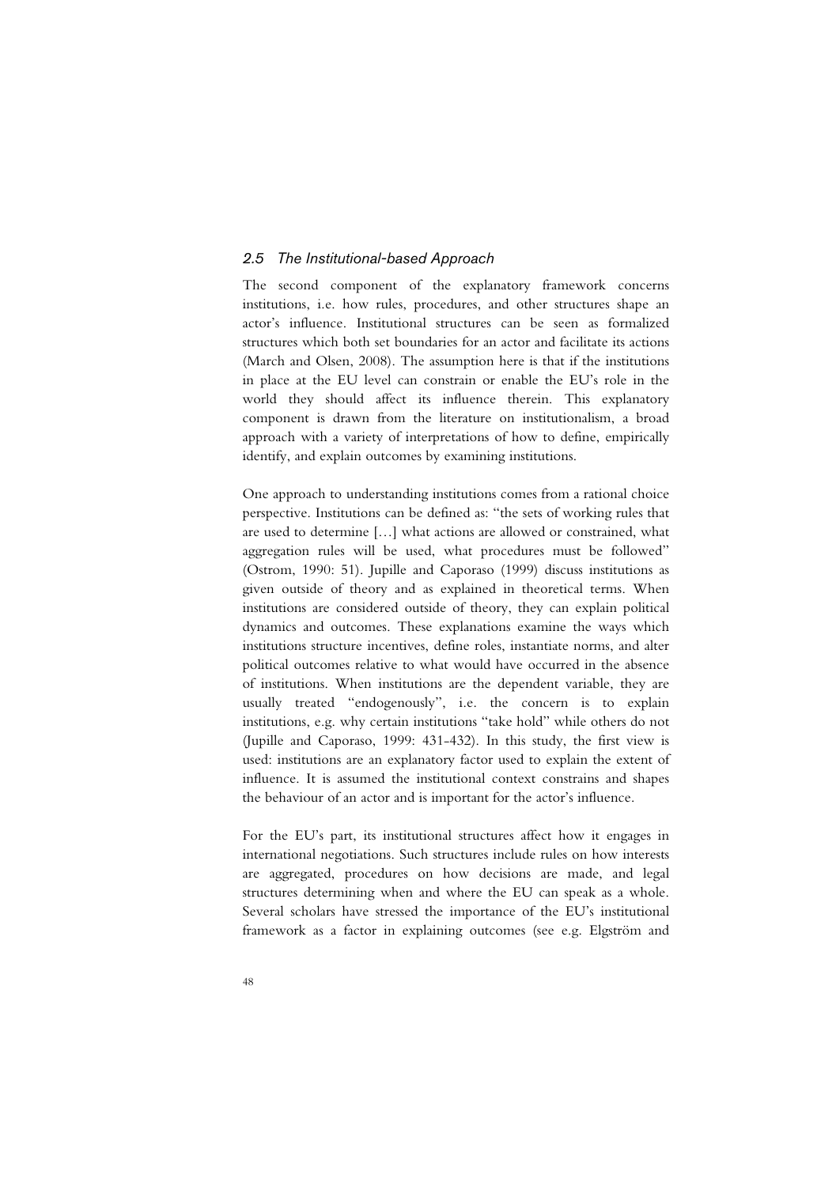### 2.5 The Institutional-based Approach

The second component of the explanatory framework concerns institutions, i.e. how rules, procedures, and other structures shape an actor's influence. Institutional structures can be seen as formalized structures which both set boundaries for an actor and facilitate its actions (March and Olsen, 2008). The assumption here is that if the institutions in place at the EU level can constrain or enable the EU's role in the world they should affect its influence therein. This explanatory component is drawn from the literature on institutionalism, a broad approach with a variety of interpretations of how to define, empirically identify, and explain outcomes by examining institutions.

One approach to understanding institutions comes from a rational choice perspective. Institutions can be defined as: "the sets of working rules that are used to determine […] what actions are allowed or constrained, what aggregation rules will be used, what procedures must be followed" (Ostrom, 1990: 51). Jupille and Caporaso (1999) discuss institutions as given outside of theory and as explained in theoretical terms. When institutions are considered outside of theory, they can explain political dynamics and outcomes. These explanations examine the ways which institutions structure incentives, define roles, instantiate norms, and alter political outcomes relative to what would have occurred in the absence of institutions. When institutions are the dependent variable, they are usually treated "endogenously", i.e. the concern is to explain institutions, e.g. why certain institutions "take hold" while others do not (Jupille and Caporaso, 1999: 431-432). In this study, the first view is used: institutions are an explanatory factor used to explain the extent of influence. It is assumed the institutional context constrains and shapes the behaviour of an actor and is important for the actor's influence.

For the EU's part, its institutional structures affect how it engages in international negotiations. Such structures include rules on how interests are aggregated, procedures on how decisions are made, and legal structures determining when and where the EU can speak as a whole. Several scholars have stressed the importance of the EU's institutional framework as a factor in explaining outcomes (see e.g. Elgström and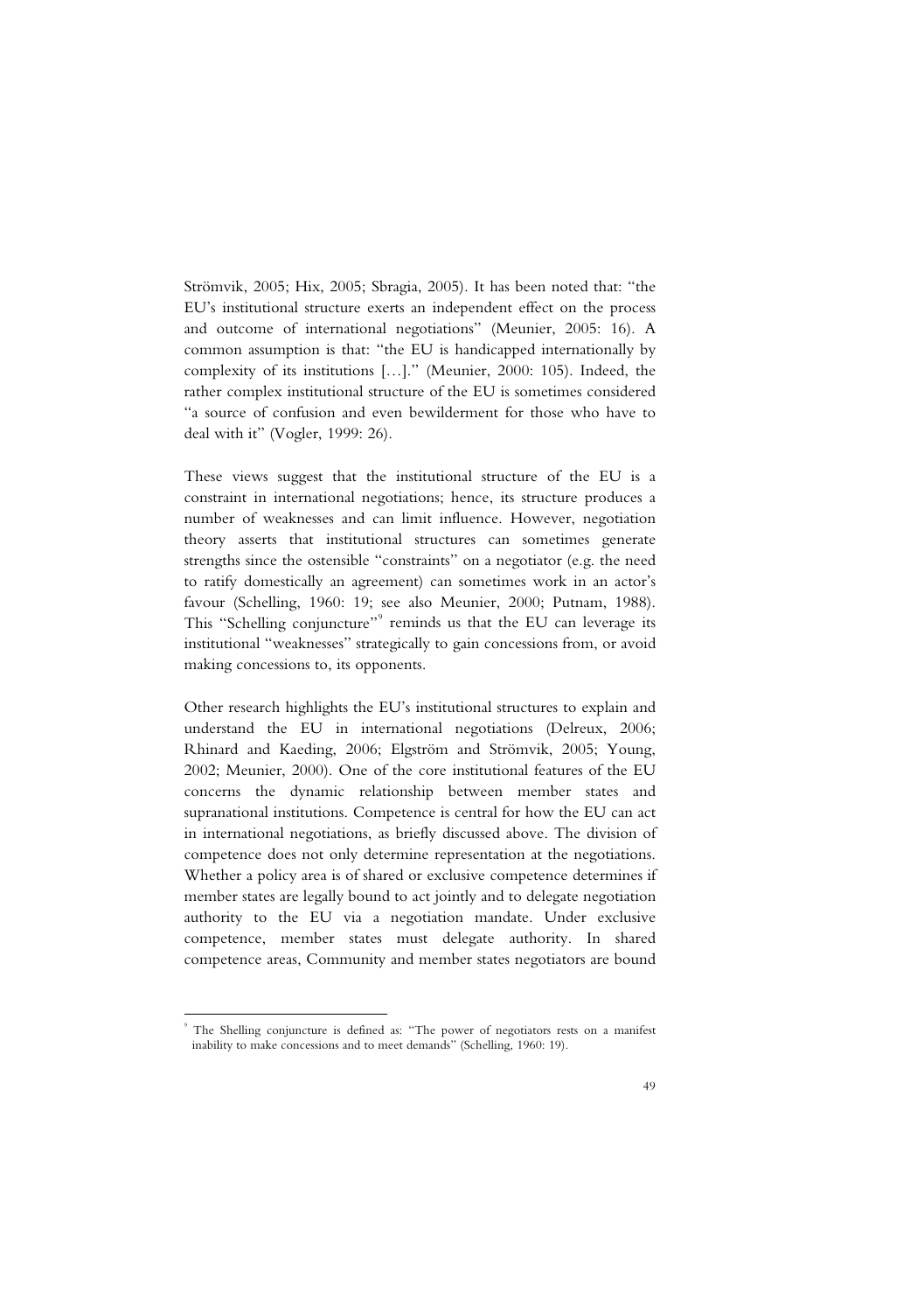Strömvik, 2005; Hix, 2005; Sbragia, 2005). It has been noted that: "the EU's institutional structure exerts an independent effect on the process and outcome of international negotiations" (Meunier, 2005: 16). A common assumption is that: "the EU is handicapped internationally by complexity of its institutions […]." (Meunier, 2000: 105). Indeed, the rather complex institutional structure of the EU is sometimes considered "a source of confusion and even bewilderment for those who have to deal with it" (Vogler, 1999: 26).

These views suggest that the institutional structure of the EU is a constraint in international negotiations; hence, its structure produces a number of weaknesses and can limit influence. However, negotiation theory asserts that institutional structures can sometimes generate strengths since the ostensible "constraints" on a negotiator (e.g. the need to ratify domestically an agreement) can sometimes work in an actor's favour (Schelling, 1960: 19; see also Meunier, 2000; Putnam, 1988). This "Schelling conjuncture"[9] reminds us that the EU can leverage its institutional "weaknesses" strategically to gain concessions from, or avoid making concessions to, its opponents.

Other research highlights the EU's institutional structures to explain and understand the EU in international negotiations (Delreux, 2006; Rhinard and Kaeding, 2006; Elgström and Strömvik, 2005; Young, 2002; Meunier, 2000). One of the core institutional features of the EU concerns the dynamic relationship between member states and supranational institutions. Competence is central for how the EU can act in international negotiations, as briefly discussed above. The division of competence does not only determine representation at the negotiations. Whether a policy area is of shared or exclusive competence determines if member states are legally bound to act jointly and to delegate negotiation authority to the EU via a negotiation mandate. Under exclusive competence, member states must delegate authority. In shared competence areas, Community and member states negotiators are bound

---

[9] The Shelling conjuncture is defined as: "The power of negotiators rests on a manifest inability to make concessions and to meet demands" (Schelling, 1960: 19).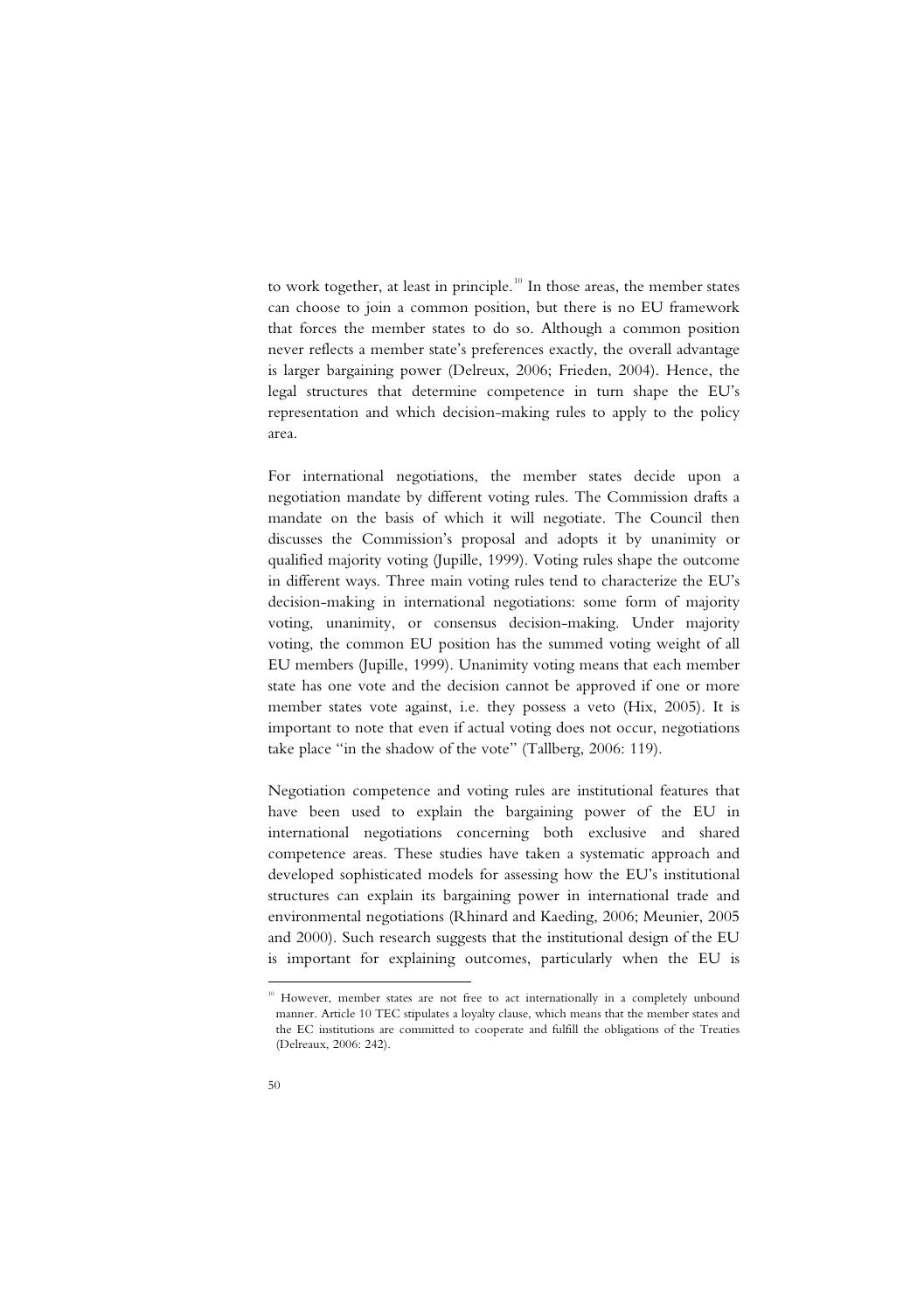to work together, at least in principle.[10] In those areas, the member states can choose to join a common position, but there is no EU framework that forces the member states to do so. Although a common position never reflects a member state's preferences exactly, the overall advantage is larger bargaining power (Delreux, 2006; Frieden, 2004). Hence, the legal structures that determine competence in turn shape the EU's representation and which decision-making rules to apply to the policy area.

For international negotiations, the member states decide upon a negotiation mandate by different voting rules. The Commission drafts a mandate on the basis of which it will negotiate. The Council then discusses the Commission's proposal and adopts it by unanimity or qualified majority voting (Jupille, 1999). Voting rules shape the outcome in different ways. Three main voting rules tend to characterize the EU's decision-making in international negotiations: some form of majority voting, unanimity, or consensus decision-making. Under majority voting, the common EU position has the summed voting weight of all EU members (Jupille, 1999). Unanimity voting means that each member state has one vote and the decision cannot be approved if one or more member states vote against, i.e. they possess a veto (Hix, 2005). It is important to note that even if actual voting does not occur, negotiations take place "in the shadow of the vote" (Tallberg, 2006: 119).

Negotiation competence and voting rules are institutional features that have been used to explain the bargaining power of the EU in international negotiations concerning both exclusive and shared competence areas. These studies have taken a systematic approach and developed sophisticated models for assessing how the EU's institutional structures can explain its bargaining power in international trade and environmental negotiations (Rhinard and Kaeding, 2006; Meunier, 2005 and 2000). Such research suggests that the institutional design of the EU is important for explaining outcomes, particularly when the EU is

[10] However, member states are not free to act internationally in a completely unbound manner. Article 10 TEC stipulates a loyalty clause, which means that the member states and the EC institutions are committed to cooperate and fulfill the obligations of the Treaties (Delreaux, 2006: 242).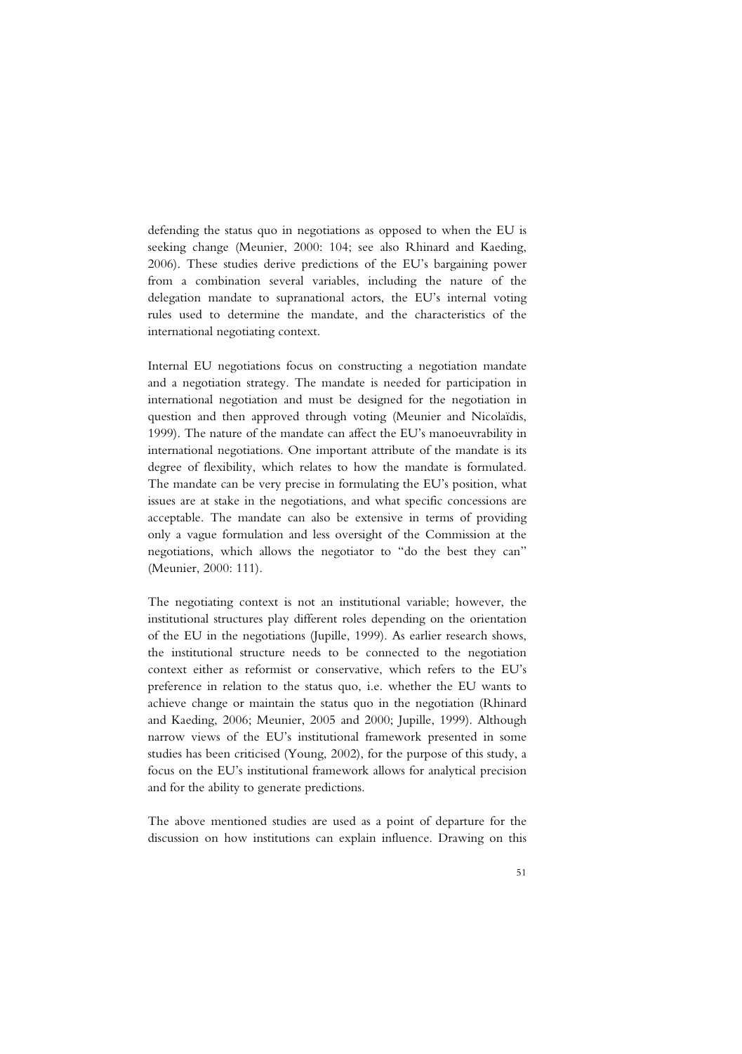defending the status quo in negotiations as opposed to when the EU is seeking change (Meunier, 2000: 104; see also Rhinard and Kaeding, 2006). These studies derive predictions of the EU's bargaining power from a combination several variables, including the nature of the delegation mandate to supranational actors, the EU's internal voting rules used to determine the mandate, and the characteristics of the international negotiating context.

Internal EU negotiations focus on constructing a negotiation mandate and a negotiation strategy. The mandate is needed for participation in international negotiation and must be designed for the negotiation in question and then approved through voting (Meunier and Nicolaïdis, 1999). The nature of the mandate can affect the EU's manoeuvrability in international negotiations. One important attribute of the mandate is its degree of flexibility, which relates to how the mandate is formulated. The mandate can be very precise in formulating the EU's position, what issues are at stake in the negotiations, and what specific concessions are acceptable. The mandate can also be extensive in terms of providing only a vague formulation and less oversight of the Commission at the negotiations, which allows the negotiator to "do the best they can" (Meunier, 2000: 111).

The negotiating context is not an institutional variable; however, the institutional structures play different roles depending on the orientation of the EU in the negotiations (Jupille, 1999). As earlier research shows, the institutional structure needs to be connected to the negotiation context either as reformist or conservative, which refers to the EU's preference in relation to the status quo, i.e. whether the EU wants to achieve change or maintain the status quo in the negotiation (Rhinard and Kaeding, 2006; Meunier, 2005 and 2000; Jupille, 1999). Although narrow views of the EU's institutional framework presented in some studies has been criticised (Young, 2002), for the purpose of this study, a focus on the EU's institutional framework allows for analytical precision and for the ability to generate predictions.

The above mentioned studies are used as a point of departure for the discussion on how institutions can explain influence. Drawing on this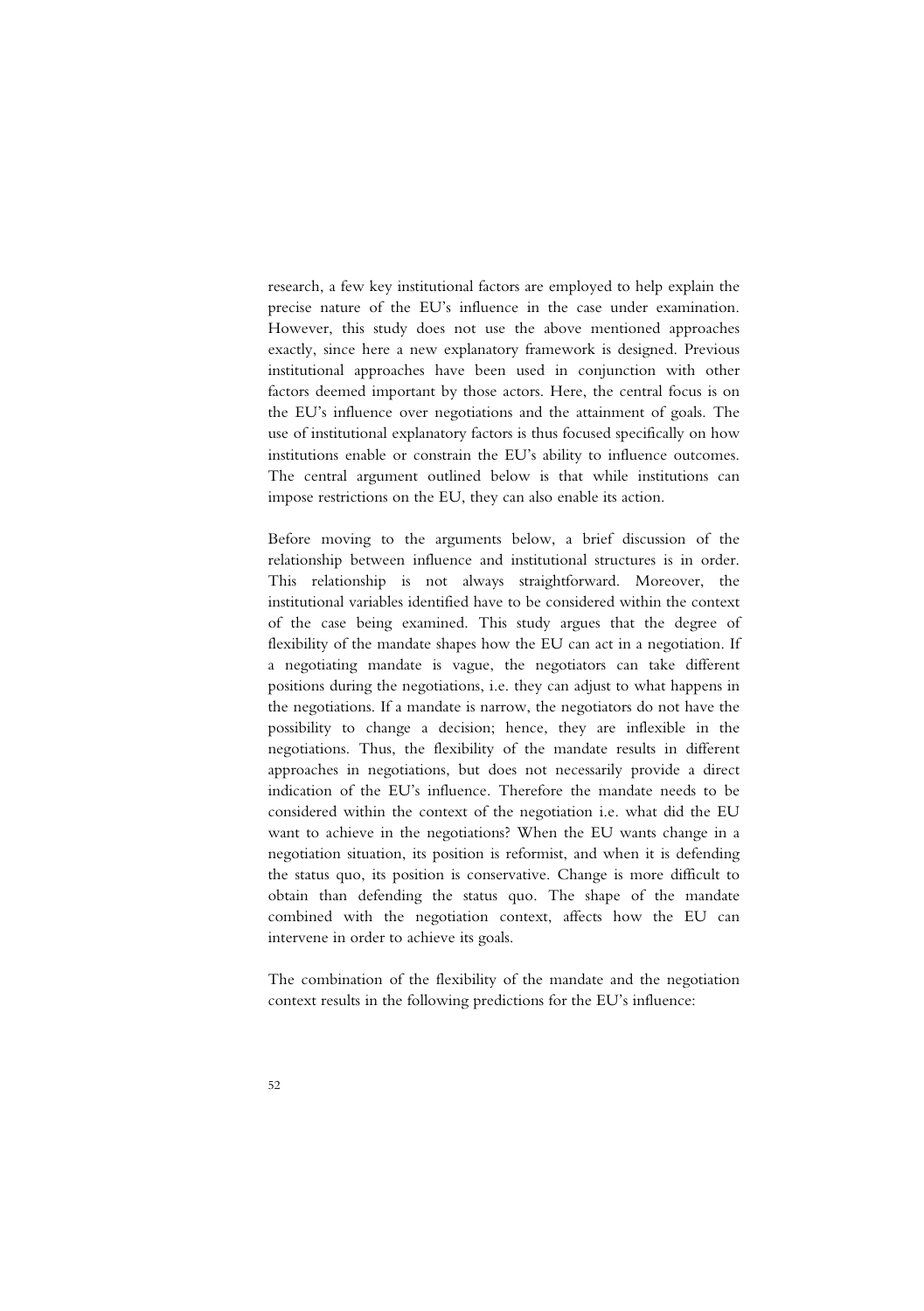research, a few key institutional factors are employed to help explain the precise nature of the EU's influence in the case under examination. However, this study does not use the above mentioned approaches exactly, since here a new explanatory framework is designed. Previous institutional approaches have been used in conjunction with other factors deemed important by those actors. Here, the central focus is on the EU's influence over negotiations and the attainment of goals. The use of institutional explanatory factors is thus focused specifically on how institutions enable or constrain the EU's ability to influence outcomes. The central argument outlined below is that while institutions can impose restrictions on the EU, they can also enable its action.

Before moving to the arguments below, a brief discussion of the relationship between influence and institutional structures is in order. This relationship is not always straightforward. Moreover, the institutional variables identified have to be considered within the context of the case being examined. This study argues that the degree of flexibility of the mandate shapes how the EU can act in a negotiation. If a negotiating mandate is vague, the negotiators can take different positions during the negotiations, i.e. they can adjust to what happens in the negotiations. If a mandate is narrow, the negotiators do not have the possibility to change a decision; hence, they are inflexible in the negotiations. Thus, the flexibility of the mandate results in different approaches in negotiations, but does not necessarily provide a direct indication of the EU's influence. Therefore the mandate needs to be considered within the context of the negotiation i.e. what did the EU want to achieve in the negotiations? When the EU wants change in a negotiation situation, its position is reformist, and when it is defending the status quo, its position is conservative. Change is more difficult to obtain than defending the status quo. The shape of the mandate combined with the negotiation context, affects how the EU can intervene in order to achieve its goals.

The combination of the flexibility of the mandate and the negotiation context results in the following predictions for the EU's influence: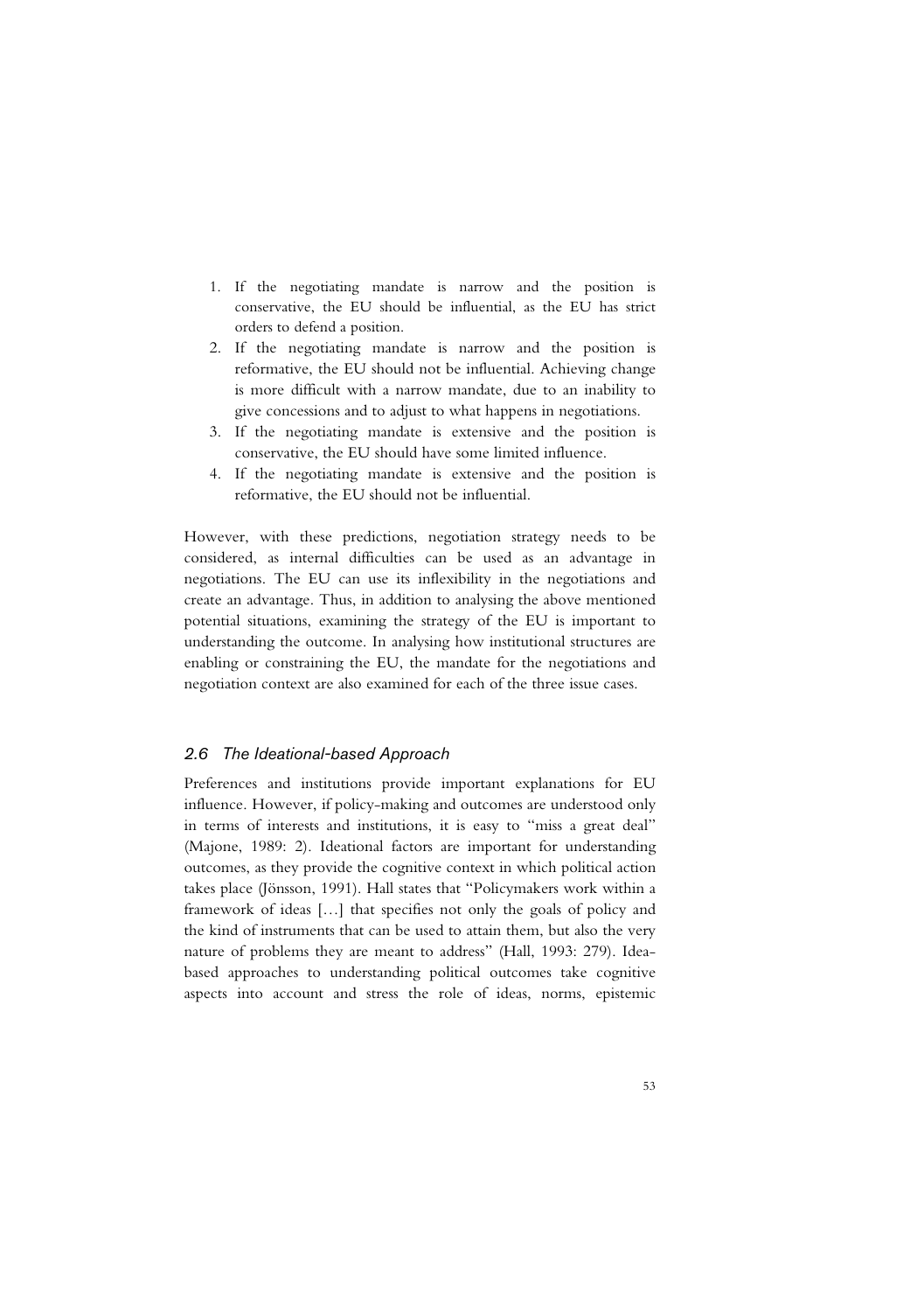1. If the negotiating mandate is narrow and the position is conservative, the EU should be influential, as the EU has strict orders to defend a position.
2. If the negotiating mandate is narrow and the position is reformative, the EU should not be influential. Achieving change is more difficult with a narrow mandate, due to an inability to give concessions and to adjust to what happens in negotiations.
3. If the negotiating mandate is extensive and the position is conservative, the EU should have some limited influence.
4. If the negotiating mandate is extensive and the position is reformative, the EU should not be influential.

However, with these predictions, negotiation strategy needs to be considered, as internal difficulties can be used as an advantage in negotiations. The EU can use its inflexibility in the negotiations and create an advantage. Thus, in addition to analysing the above mentioned potential situations, examining the strategy of the EU is important to understanding the outcome. In analysing how institutional structures are enabling or constraining the EU, the mandate for the negotiations and negotiation context are also examined for each of the three issue cases.

### *2.6 The Ideational-based Approach*

Preferences and institutions provide important explanations for EU influence. However, if policy-making and outcomes are understood only in terms of interests and institutions, it is easy to "miss a great deal" (Majone, 1989: 2). Ideational factors are important for understanding outcomes, as they provide the cognitive context in which political action takes place (Jönsson, 1991). Hall states that "Policymakers work within a framework of ideas […] that specifies not only the goals of policy and the kind of instruments that can be used to attain them, but also the very nature of problems they are meant to address" (Hall, 1993: 279). Idea-based approaches to understanding political outcomes take cognitive aspects into account and stress the role of ideas, norms, epistemic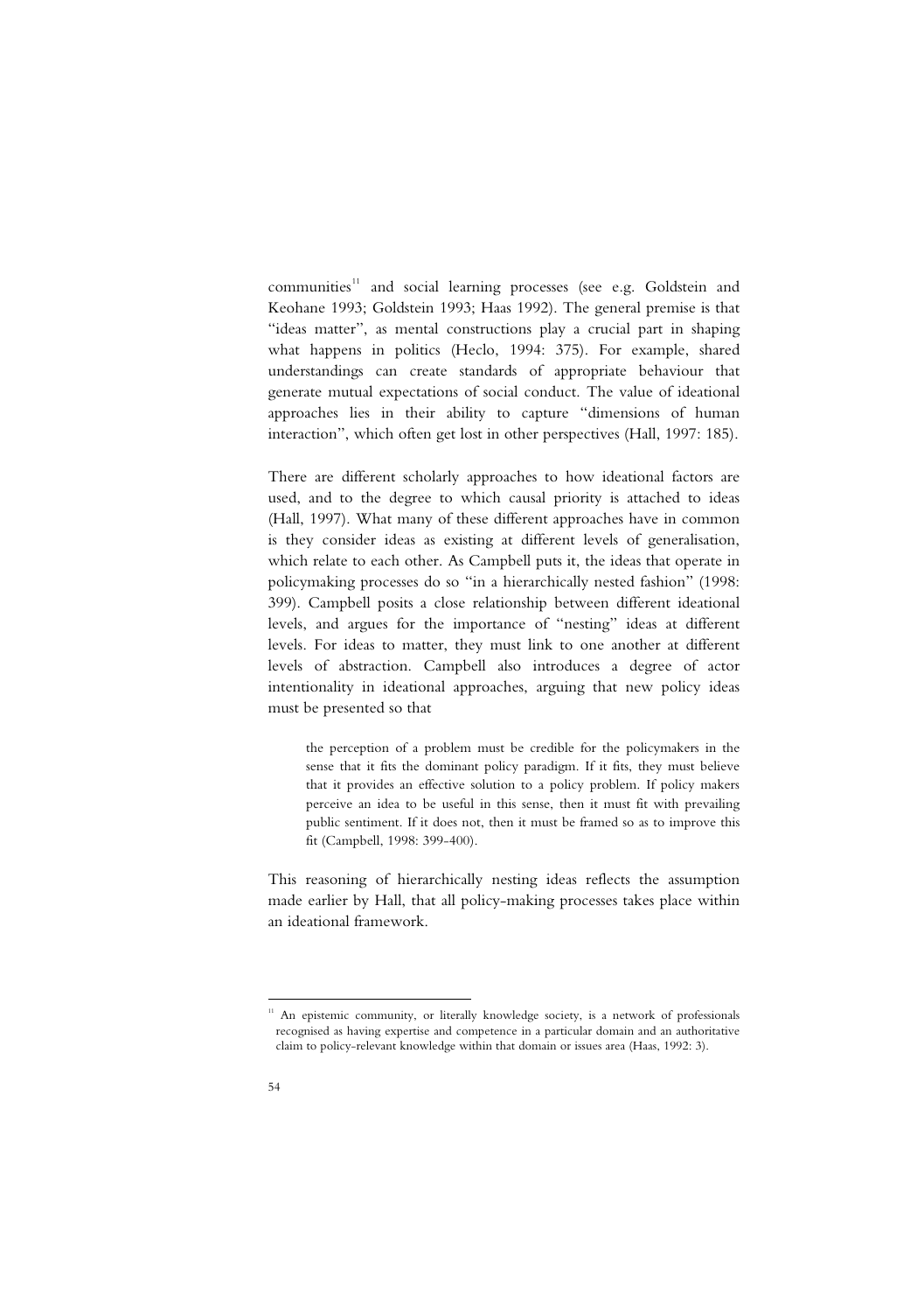communities[11] and social learning processes (see e.g. Goldstein and Keohane 1993; Goldstein 1993; Haas 1992). The general premise is that "ideas matter", as mental constructions play a crucial part in shaping what happens in politics (Heclo, 1994: 375). For example, shared understandings can create standards of appropriate behaviour that generate mutual expectations of social conduct. The value of ideational approaches lies in their ability to capture "dimensions of human interaction", which often get lost in other perspectives (Hall, 1997: 185).

There are different scholarly approaches to how ideational factors are used, and to the degree to which causal priority is attached to ideas (Hall, 1997). What many of these different approaches have in common is they consider ideas as existing at different levels of generalisation, which relate to each other. As Campbell puts it, the ideas that operate in policymaking processes do so "in a hierarchically nested fashion" (1998: 399). Campbell posits a close relationship between different ideational levels, and argues for the importance of "nesting" ideas at different levels. For ideas to matter, they must link to one another at different levels of abstraction. Campbell also introduces a degree of actor intentionality in ideational approaches, arguing that new policy ideas must be presented so that

> the perception of a problem must be credible for the policymakers in the sense that it fits the dominant policy paradigm. If it fits, they must believe that it provides an effective solution to a policy problem. If policy makers perceive an idea to be useful in this sense, then it must fit with prevailing public sentiment. If it does not, then it must be framed so as to improve this fit (Campbell, 1998: 399-400).

This reasoning of hierarchically nesting ideas reflects the assumption made earlier by Hall, that all policy-making processes takes place within an ideational framework.

---

[11] An epistemic community, or literally knowledge society, is a network of professionals recognised as having expertise and competence in a particular domain and an authoritative claim to policy-relevant knowledge within that domain or issues area (Haas, 1992: 3).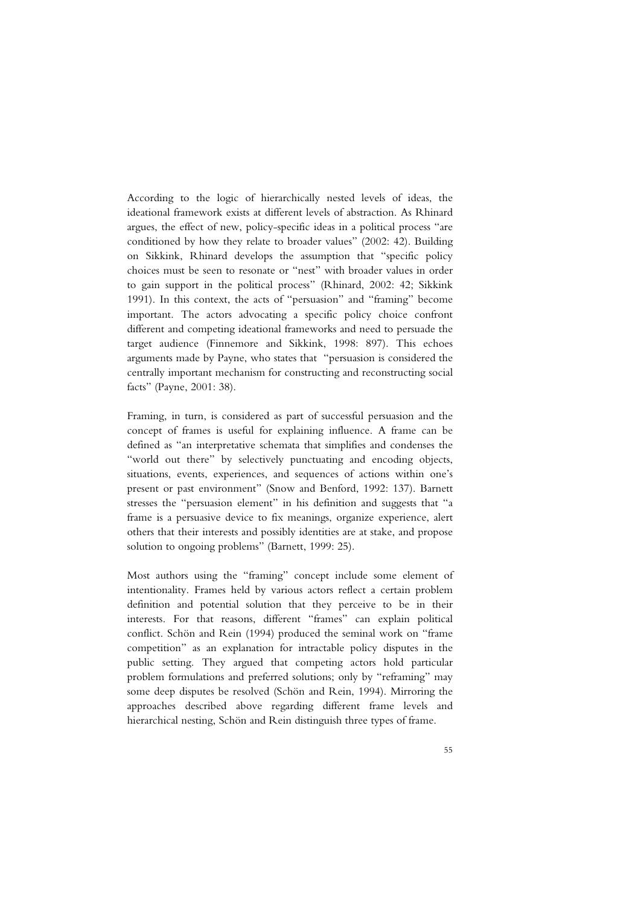According to the logic of hierarchically nested levels of ideas, the ideational framework exists at different levels of abstraction. As Rhinard argues, the effect of new, policy-specific ideas in a political process "are conditioned by how they relate to broader values" (2002: 42). Building on Sikkink, Rhinard develops the assumption that "specific policy choices must be seen to resonate or "nest" with broader values in order to gain support in the political process" (Rhinard, 2002: 42; Sikkink 1991). In this context, the acts of "persuasion" and "framing" become important. The actors advocating a specific policy choice confront different and competing ideational frameworks and need to persuade the target audience (Finnemore and Sikkink, 1998: 897). This echoes arguments made by Payne, who states that "persuasion is considered the centrally important mechanism for constructing and reconstructing social facts" (Payne, 2001: 38).

Framing, in turn, is considered as part of successful persuasion and the concept of frames is useful for explaining influence. A frame can be defined as "an interpretative schemata that simplifies and condenses the "world out there" by selectively punctuating and encoding objects, situations, events, experiences, and sequences of actions within one's present or past environment" (Snow and Benford, 1992: 137). Barnett stresses the "persuasion element" in his definition and suggests that "a frame is a persuasive device to fix meanings, organize experience, alert others that their interests and possibly identities are at stake, and propose solution to ongoing problems" (Barnett, 1999: 25).

Most authors using the "framing" concept include some element of intentionality. Frames held by various actors reflect a certain problem definition and potential solution that they perceive to be in their interests. For that reasons, different "frames" can explain political conflict. Schön and Rein (1994) produced the seminal work on "frame competition" as an explanation for intractable policy disputes in the public setting. They argued that competing actors hold particular problem formulations and preferred solutions; only by "reframing" may some deep disputes be resolved (Schön and Rein, 1994). Mirroring the approaches described above regarding different frame levels and hierarchical nesting, Schön and Rein distinguish three types of frame.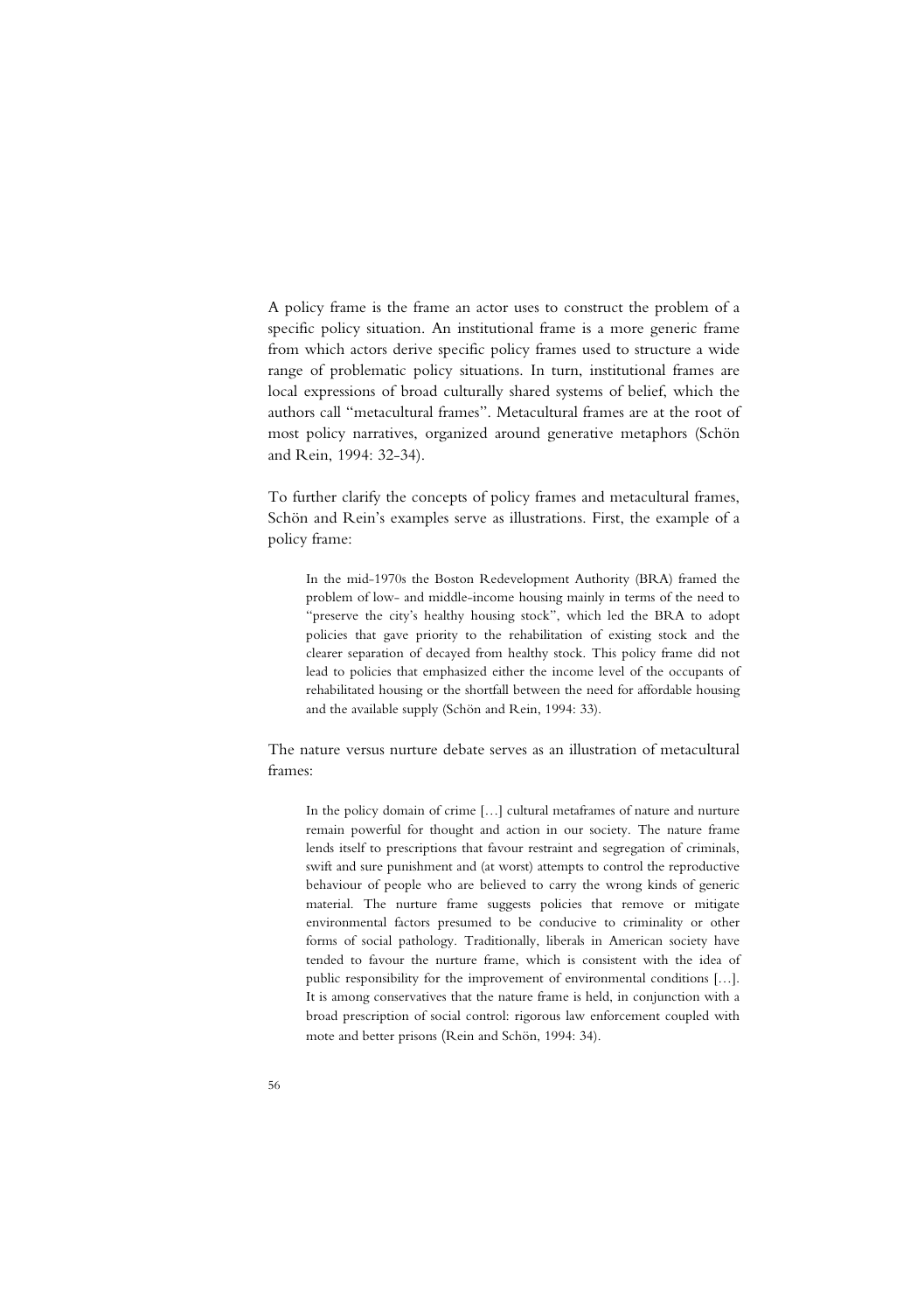A policy frame is the frame an actor uses to construct the problem of a specific policy situation. An institutional frame is a more generic frame from which actors derive specific policy frames used to structure a wide range of problematic policy situations. In turn, institutional frames are local expressions of broad culturally shared systems of belief, which the authors call "metacultural frames". Metacultural frames are at the root of most policy narratives, organized around generative metaphors (Schön and Rein, 1994: 32-34).

To further clarify the concepts of policy frames and metacultural frames, Schön and Rein's examples serve as illustrations. First, the example of a policy frame:

> In the mid-1970s the Boston Redevelopment Authority (BRA) framed the problem of low- and middle-income housing mainly in terms of the need to "preserve the city's healthy housing stock", which led the BRA to adopt policies that gave priority to the rehabilitation of existing stock and the clearer separation of decayed from healthy stock. This policy frame did not lead to policies that emphasized either the income level of the occupants of rehabilitated housing or the shortfall between the need for affordable housing and the available supply (Schön and Rein, 1994: 33).

The nature versus nurture debate serves as an illustration of metacultural frames:

> In the policy domain of crime […] cultural metaframes of nature and nurture remain powerful for thought and action in our society. The nature frame lends itself to prescriptions that favour restraint and segregation of criminals, swift and sure punishment and (at worst) attempts to control the reproductive behaviour of people who are believed to carry the wrong kinds of generic material. The nurture frame suggests policies that remove or mitigate environmental factors presumed to be conducive to criminality or other forms of social pathology. Traditionally, liberals in American society have tended to favour the nurture frame, which is consistent with the idea of public responsibility for the improvement of environmental conditions […]. It is among conservatives that the nature frame is held, in conjunction with a broad prescription of social control: rigorous law enforcement coupled with mote and better prisons (Rein and Schön, 1994: 34).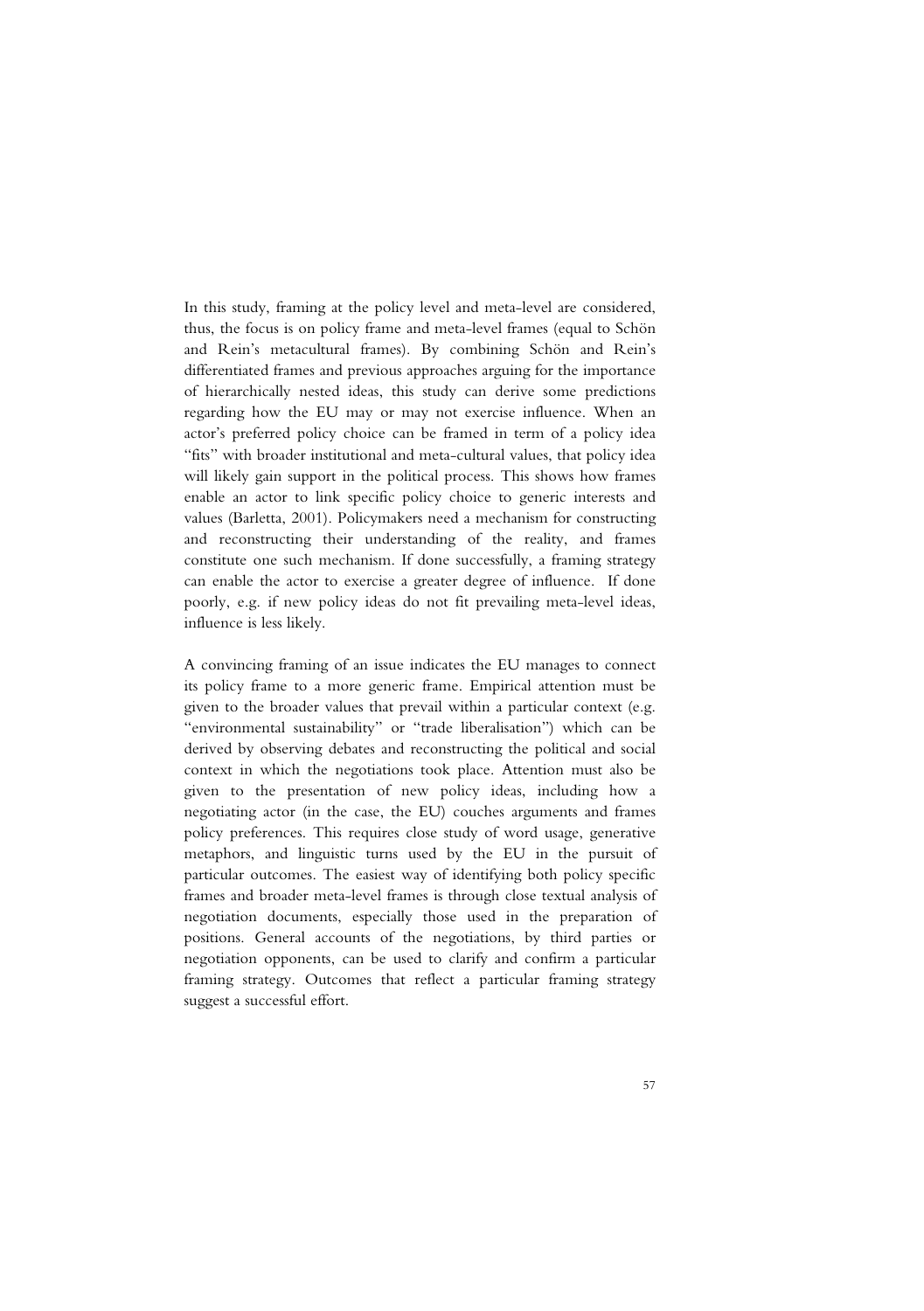In this study, framing at the policy level and meta-level are considered, thus, the focus is on policy frame and meta-level frames (equal to Schön and Rein's metacultural frames). By combining Schön and Rein's differentiated frames and previous approaches arguing for the importance of hierarchically nested ideas, this study can derive some predictions regarding how the EU may or may not exercise influence. When an actor's preferred policy choice can be framed in term of a policy idea "fits" with broader institutional and meta-cultural values, that policy idea will likely gain support in the political process. This shows how frames enable an actor to link specific policy choice to generic interests and values (Barletta, 2001). Policymakers need a mechanism for constructing and reconstructing their understanding of the reality, and frames constitute one such mechanism. If done successfully, a framing strategy can enable the actor to exercise a greater degree of influence. If done poorly, e.g. if new policy ideas do not fit prevailing meta-level ideas, influence is less likely.

A convincing framing of an issue indicates the EU manages to connect its policy frame to a more generic frame. Empirical attention must be given to the broader values that prevail within a particular context (e.g. "environmental sustainability" or "trade liberalisation") which can be derived by observing debates and reconstructing the political and social context in which the negotiations took place. Attention must also be given to the presentation of new policy ideas, including how a negotiating actor (in the case, the EU) couches arguments and frames policy preferences. This requires close study of word usage, generative metaphors, and linguistic turns used by the EU in the pursuit of particular outcomes. The easiest way of identifying both policy specific frames and broader meta-level frames is through close textual analysis of negotiation documents, especially those used in the preparation of positions. General accounts of the negotiations, by third parties or negotiation opponents, can be used to clarify and confirm a particular framing strategy. Outcomes that reflect a particular framing strategy suggest a successful effort.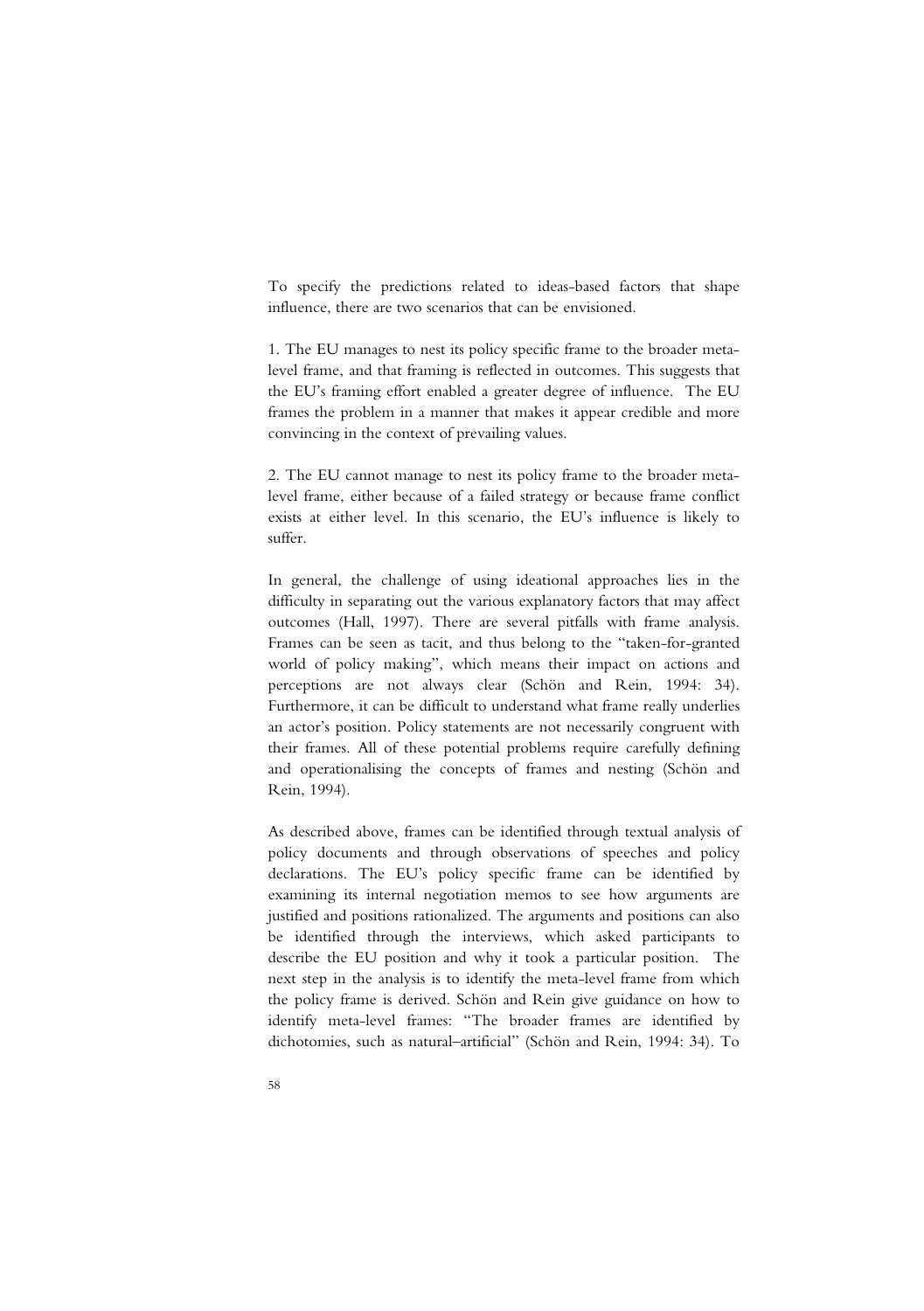To specify the predictions related to ideas-based factors that shape influence, there are two scenarios that can be envisioned.

1. The EU manages to nest its policy specific frame to the broader meta-level frame, and that framing is reflected in outcomes. This suggests that the EU's framing effort enabled a greater degree of influence. The EU frames the problem in a manner that makes it appear credible and more convincing in the context of prevailing values.

2. The EU cannot manage to nest its policy frame to the broader meta-level frame, either because of a failed strategy or because frame conflict exists at either level. In this scenario, the EU's influence is likely to suffer.

In general, the challenge of using ideational approaches lies in the difficulty in separating out the various explanatory factors that may affect outcomes (Hall, 1997). There are several pitfalls with frame analysis. Frames can be seen as tacit, and thus belong to the "taken-for-granted world of policy making", which means their impact on actions and perceptions are not always clear (Schön and Rein, 1994: 34). Furthermore, it can be difficult to understand what frame really underlies an actor's position. Policy statements are not necessarily congruent with their frames. All of these potential problems require carefully defining and operationalising the concepts of frames and nesting (Schön and Rein, 1994).

As described above, frames can be identified through textual analysis of policy documents and through observations of speeches and policy declarations. The EU's policy specific frame can be identified by examining its internal negotiation memos to see how arguments are justified and positions rationalized. The arguments and positions can also be identified through the interviews, which asked participants to describe the EU position and why it took a particular position. The next step in the analysis is to identify the meta-level frame from which the policy frame is derived. Schön and Rein give guidance on how to identify meta-level frames: "The broader frames are identified by dichotomies, such as natural–artificial" (Schön and Rein, 1994: 34). To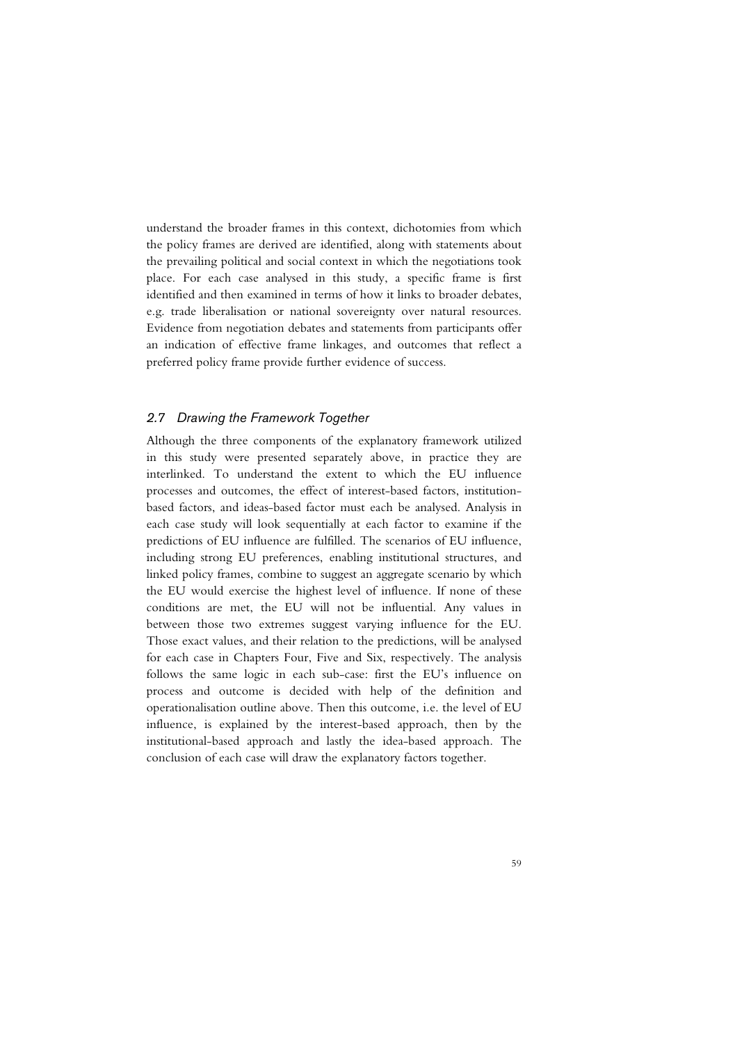understand the broader frames in this context, dichotomies from which the policy frames are derived are identified, along with statements about the prevailing political and social context in which the negotiations took place. For each case analysed in this study, a specific frame is first identified and then examined in terms of how it links to broader debates, e.g. trade liberalisation or national sovereignty over natural resources. Evidence from negotiation debates and statements from participants offer an indication of effective frame linkages, and outcomes that reflect a preferred policy frame provide further evidence of success.

## *2.7 Drawing the Framework Together*

Although the three components of the explanatory framework utilized in this study were presented separately above, in practice they are interlinked. To understand the extent to which the EU influence processes and outcomes, the effect of interest-based factors, institution-based factors, and ideas-based factor must each be analysed. Analysis in each case study will look sequentially at each factor to examine if the predictions of EU influence are fulfilled. The scenarios of EU influence, including strong EU preferences, enabling institutional structures, and linked policy frames, combine to suggest an aggregate scenario by which the EU would exercise the highest level of influence. If none of these conditions are met, the EU will not be influential. Any values in between those two extremes suggest varying influence for the EU. Those exact values, and their relation to the predictions, will be analysed for each case in Chapters Four, Five and Six, respectively. The analysis follows the same logic in each sub-case: first the EU's influence on process and outcome is decided with help of the definition and operationalisation outline above. Then this outcome, i.e. the level of EU influence, is explained by the interest-based approach, then by the institutional-based approach and lastly the idea-based approach. The conclusion of each case will draw the explanatory factors together.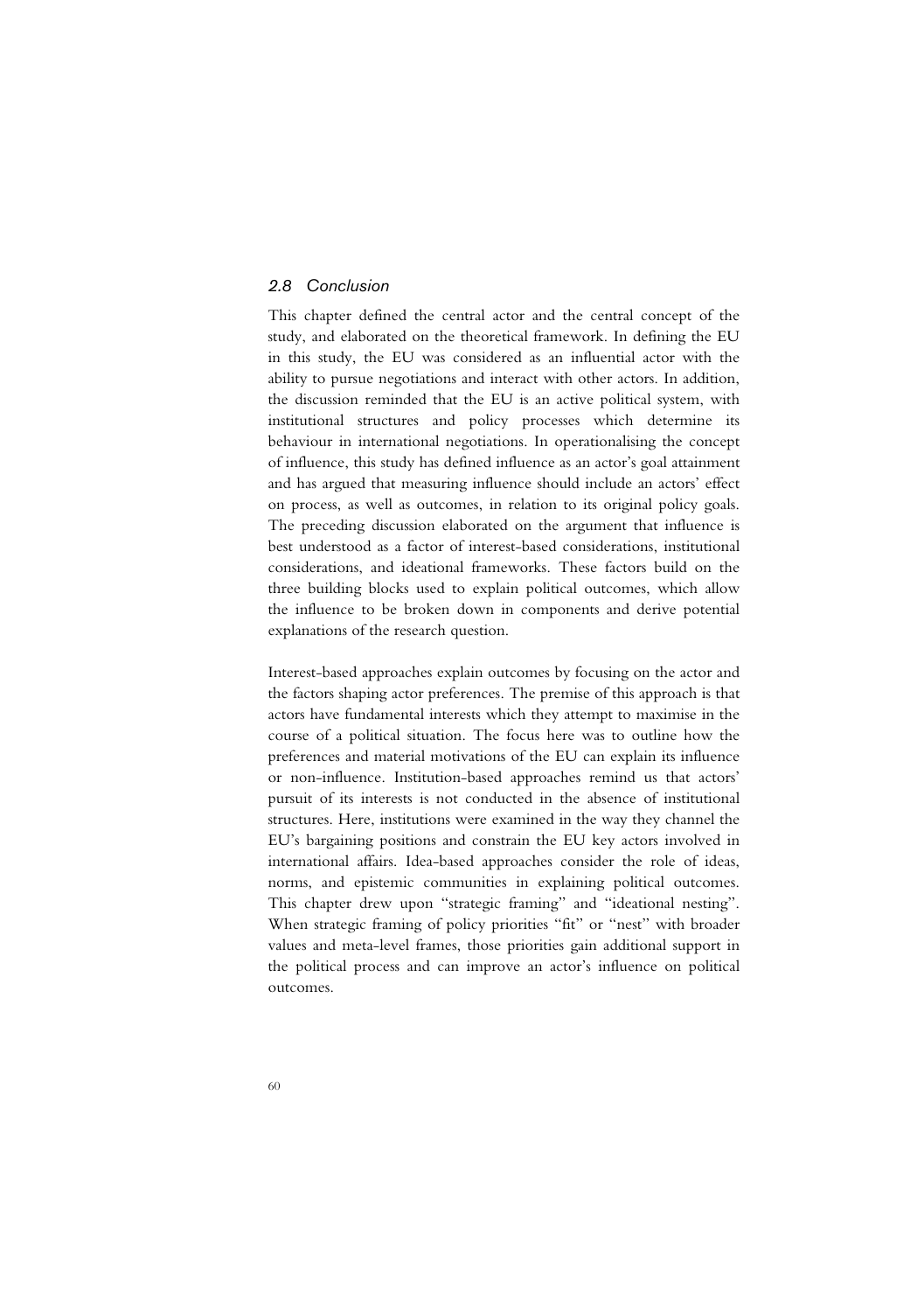## 2.8 Conclusion

This chapter defined the central actor and the central concept of the study, and elaborated on the theoretical framework. In defining the EU in this study, the EU was considered as an influential actor with the ability to pursue negotiations and interact with other actors. In addition, the discussion reminded that the EU is an active political system, with institutional structures and policy processes which determine its behaviour in international negotiations. In operationalising the concept of influence, this study has defined influence as an actor's goal attainment and has argued that measuring influence should include an actors' effect on process, as well as outcomes, in relation to its original policy goals. The preceding discussion elaborated on the argument that influence is best understood as a factor of interest-based considerations, institutional considerations, and ideational frameworks. These factors build on the three building blocks used to explain political outcomes, which allow the influence to be broken down in components and derive potential explanations of the research question.

Interest-based approaches explain outcomes by focusing on the actor and the factors shaping actor preferences. The premise of this approach is that actors have fundamental interests which they attempt to maximise in the course of a political situation. The focus here was to outline how the preferences and material motivations of the EU can explain its influence or non-influence. Institution-based approaches remind us that actors' pursuit of its interests is not conducted in the absence of institutional structures. Here, institutions were examined in the way they channel the EU's bargaining positions and constrain the EU key actors involved in international affairs. Idea-based approaches consider the role of ideas, norms, and epistemic communities in explaining political outcomes. This chapter drew upon "strategic framing" and "ideational nesting". When strategic framing of policy priorities "fit" or "nest" with broader values and meta-level frames, those priorities gain additional support in the political process and can improve an actor's influence on political outcomes.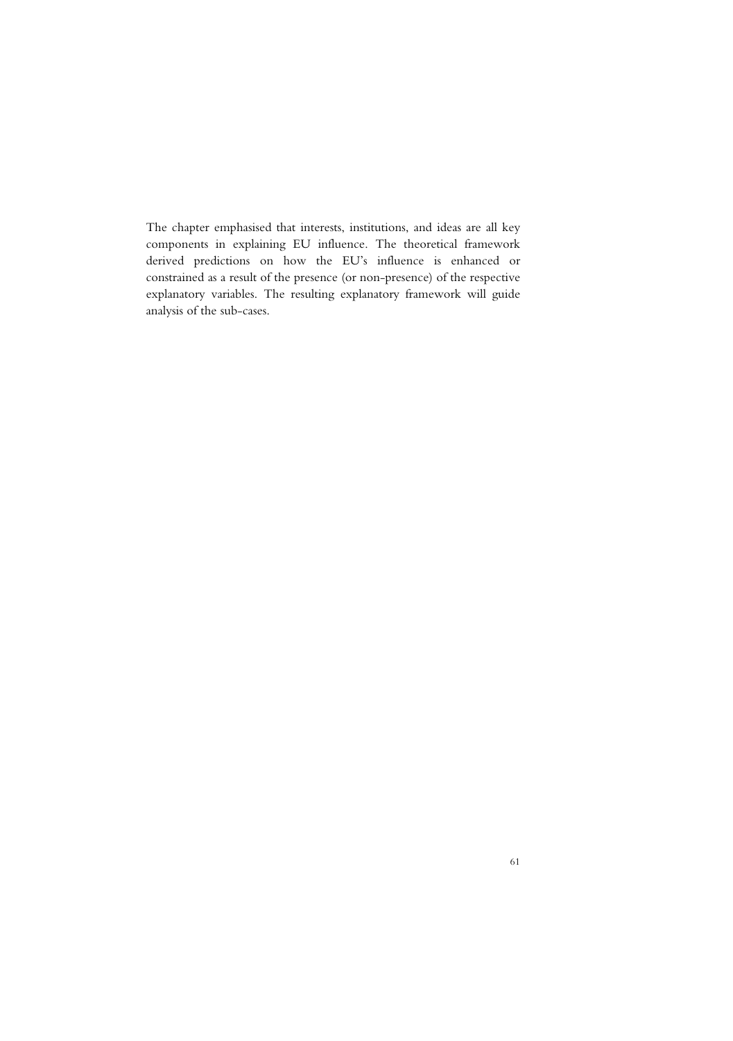The chapter emphasised that interests, institutions, and ideas are all key components in explaining EU influence. The theoretical framework derived predictions on how the EU's influence is enhanced or constrained as a result of the presence (or non-presence) of the respective explanatory variables. The resulting explanatory framework will guide analysis of the sub-cases.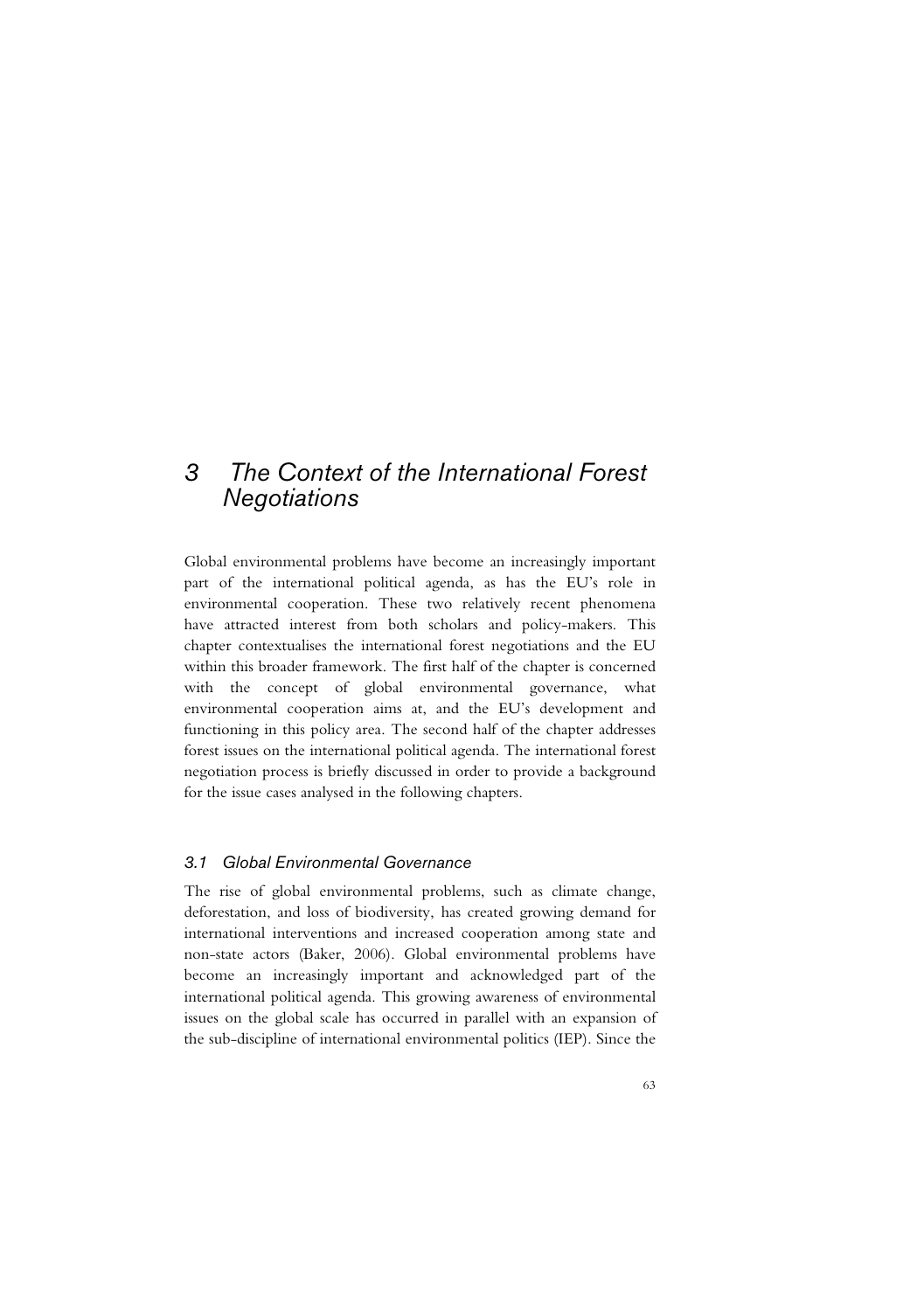# 3 The Context of the International Forest Negotiations

Global environmental problems have become an increasingly important part of the international political agenda, as has the EU's role in environmental cooperation. These two relatively recent phenomena have attracted interest from both scholars and policy-makers. This chapter contextualises the international forest negotiations and the EU within this broader framework. The first half of the chapter is concerned with the concept of global environmental governance, what environmental cooperation aims at, and the EU's development and functioning in this policy area. The second half of the chapter addresses forest issues on the international political agenda. The international forest negotiation process is briefly discussed in order to provide a background for the issue cases analysed in the following chapters.

## 3.1 Global Environmental Governance

The rise of global environmental problems, such as climate change, deforestation, and loss of biodiversity, has created growing demand for international interventions and increased cooperation among state and non-state actors (Baker, 2006). Global environmental problems have become an increasingly important and acknowledged part of the international political agenda. This growing awareness of environmental issues on the global scale has occurred in parallel with an expansion of the sub-discipline of international environmental politics (IEP). Since the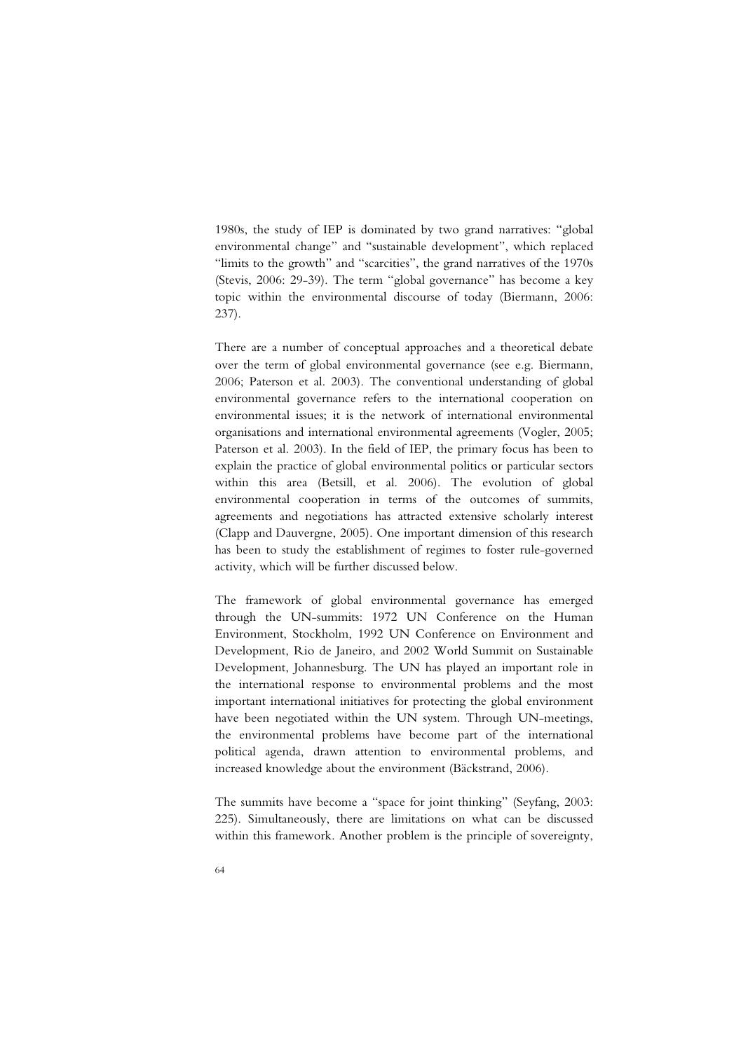1980s, the study of IEP is dominated by two grand narratives: "global environmental change" and "sustainable development", which replaced "limits to the growth" and "scarcities", the grand narratives of the 1970s (Stevis, 2006: 29-39). The term "global governance" has become a key topic within the environmental discourse of today (Biermann, 2006: 237).

There are a number of conceptual approaches and a theoretical debate over the term of global environmental governance (see e.g. Biermann, 2006; Paterson et al. 2003). The conventional understanding of global environmental governance refers to the international cooperation on environmental issues; it is the network of international environmental organisations and international environmental agreements (Vogler, 2005; Paterson et al. 2003). In the field of IEP, the primary focus has been to explain the practice of global environmental politics or particular sectors within this area (Betsill, et al. 2006). The evolution of global environmental cooperation in terms of the outcomes of summits, agreements and negotiations has attracted extensive scholarly interest (Clapp and Dauvergne, 2005). One important dimension of this research has been to study the establishment of regimes to foster rule-governed activity, which will be further discussed below.

The framework of global environmental governance has emerged through the UN-summits: 1972 UN Conference on the Human Environment, Stockholm, 1992 UN Conference on Environment and Development, Rio de Janeiro, and 2002 World Summit on Sustainable Development, Johannesburg. The UN has played an important role in the international response to environmental problems and the most important international initiatives for protecting the global environment have been negotiated within the UN system. Through UN-meetings, the environmental problems have become part of the international political agenda, drawn attention to environmental problems, and increased knowledge about the environment (Bäckstrand, 2006).

The summits have become a "space for joint thinking" (Seyfang, 2003: 225). Simultaneously, there are limitations on what can be discussed within this framework. Another problem is the principle of sovereignty,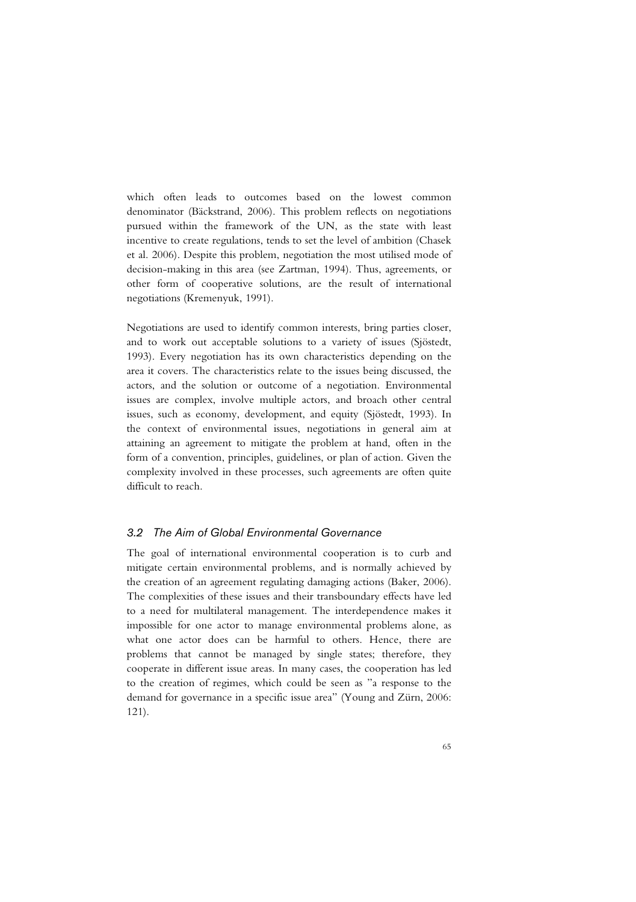which often leads to outcomes based on the lowest common denominator (Bäckstrand, 2006). This problem reflects on negotiations pursued within the framework of the UN, as the state with least incentive to create regulations, tends to set the level of ambition (Chasek et al. 2006). Despite this problem, negotiation the most utilised mode of decision-making in this area (see Zartman, 1994). Thus, agreements, or other form of cooperative solutions, are the result of international negotiations (Kremenyuk, 1991).

Negotiations are used to identify common interests, bring parties closer, and to work out acceptable solutions to a variety of issues (Sjöstedt, 1993). Every negotiation has its own characteristics depending on the area it covers. The characteristics relate to the issues being discussed, the actors, and the solution or outcome of a negotiation. Environmental issues are complex, involve multiple actors, and broach other central issues, such as economy, development, and equity (Sjöstedt, 1993). In the context of environmental issues, negotiations in general aim at attaining an agreement to mitigate the problem at hand, often in the form of a convention, principles, guidelines, or plan of action. Given the complexity involved in these processes, such agreements are often quite difficult to reach.

### *3.2 The Aim of Global Environmental Governance*

The goal of international environmental cooperation is to curb and mitigate certain environmental problems, and is normally achieved by the creation of an agreement regulating damaging actions (Baker, 2006). The complexities of these issues and their transboundary effects have led to a need for multilateral management. The interdependence makes it impossible for one actor to manage environmental problems alone, as what one actor does can be harmful to others. Hence, there are problems that cannot be managed by single states; therefore, they cooperate in different issue areas. In many cases, the cooperation has led to the creation of regimes, which could be seen as "a response to the demand for governance in a specific issue area" (Young and Zürn, 2006: 121).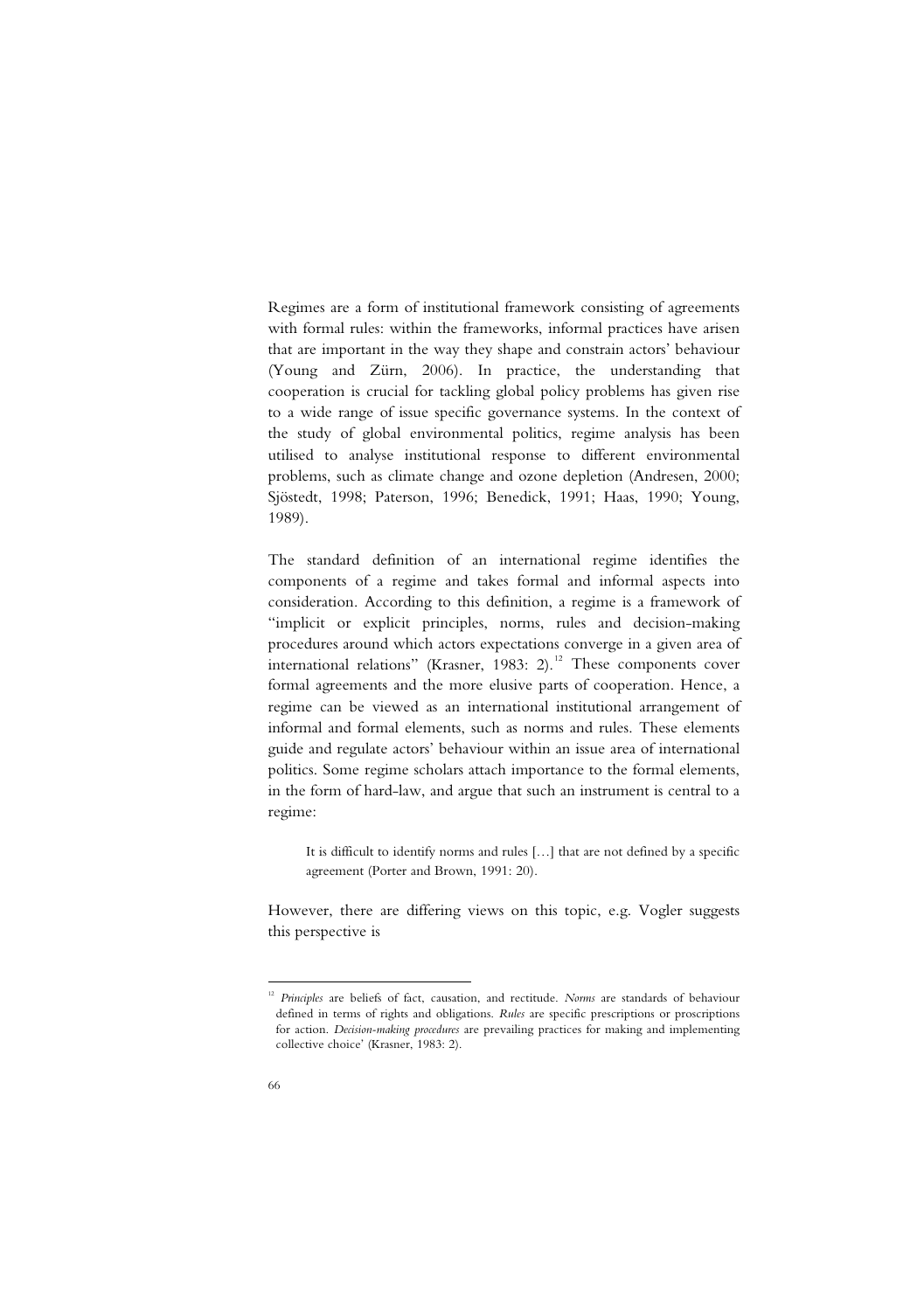Regimes are a form of institutional framework consisting of agreements with formal rules: within the frameworks, informal practices have arisen that are important in the way they shape and constrain actors' behaviour (Young and Zürn, 2006). In practice, the understanding that cooperation is crucial for tackling global policy problems has given rise to a wide range of issue specific governance systems. In the context of the study of global environmental politics, regime analysis has been utilised to analyse institutional response to different environmental problems, such as climate change and ozone depletion (Andresen, 2000; Sjöstedt, 1998; Paterson, 1996; Benedick, 1991; Haas, 1990; Young, 1989).

The standard definition of an international regime identifies the components of a regime and takes formal and informal aspects into consideration. According to this definition, a regime is a framework of "implicit or explicit principles, norms, rules and decision-making procedures around which actors expectations converge in a given area of international relations" (Krasner, 1983: 2).[12] These components cover formal agreements and the more elusive parts of cooperation. Hence, a regime can be viewed as an international institutional arrangement of informal and formal elements, such as norms and rules. These elements guide and regulate actors' behaviour within an issue area of international politics. Some regime scholars attach importance to the formal elements, in the form of hard-law, and argue that such an instrument is central to a regime:

> It is difficult to identify norms and rules […] that are not defined by a specific agreement (Porter and Brown, 1991: 20).

However, there are differing views on this topic, e.g. Vogler suggests this perspective is

[12] *Principles* are beliefs of fact, causation, and rectitude. *Norms* are standards of behaviour defined in terms of rights and obligations. *Rules* are specific prescriptions or proscriptions for action. *Decision-making procedures* are prevailing practices for making and implementing collective choice' (Krasner, 1983: 2).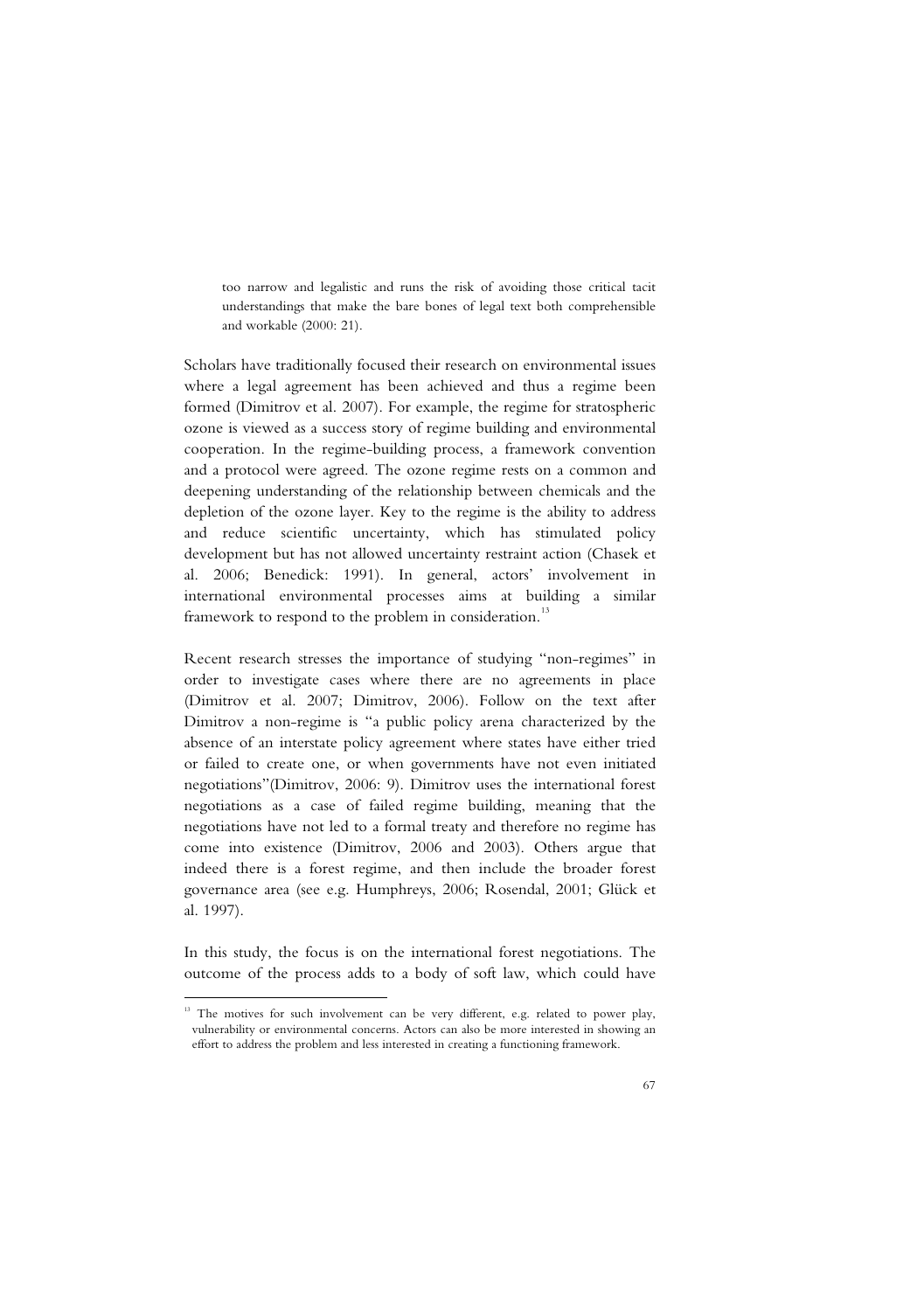> too narrow and legalistic and runs the risk of avoiding those critical tacit understandings that make the bare bones of legal text both comprehensible and workable (2000: 21).

Scholars have traditionally focused their research on environmental issues where a legal agreement has been achieved and thus a regime been formed (Dimitrov et al. 2007). For example, the regime for stratospheric ozone is viewed as a success story of regime building and environmental cooperation. In the regime-building process, a framework convention and a protocol were agreed. The ozone regime rests on a common and deepening understanding of the relationship between chemicals and the depletion of the ozone layer. Key to the regime is the ability to address and reduce scientific uncertainty, which has stimulated policy development but has not allowed uncertainty restraint action (Chasek et al. 2006; Benedick: 1991). In general, actors' involvement in international environmental processes aims at building a similar framework to respond to the problem in consideration.[13]

Recent research stresses the importance of studying "non-regimes" in order to investigate cases where there are no agreements in place (Dimitrov et al. 2007; Dimitrov, 2006). Follow on the text after Dimitrov a non-regime is "a public policy arena characterized by the absence of an interstate policy agreement where states have either tried or failed to create one, or when governments have not even initiated negotiations"(Dimitrov, 2006: 9). Dimitrov uses the international forest negotiations as a case of failed regime building, meaning that the negotiations have not led to a formal treaty and therefore no regime has come into existence (Dimitrov, 2006 and 2003). Others argue that indeed there is a forest regime, and then include the broader forest governance area (see e.g. Humphreys, 2006; Rosendal, 2001; Glück et al. 1997).

In this study, the focus is on the international forest negotiations. The outcome of the process adds to a body of soft law, which could have

[13] The motives for such involvement can be very different, e.g. related to power play, vulnerability or environmental concerns. Actors can also be more interested in showing an effort to address the problem and less interested in creating a functioning framework.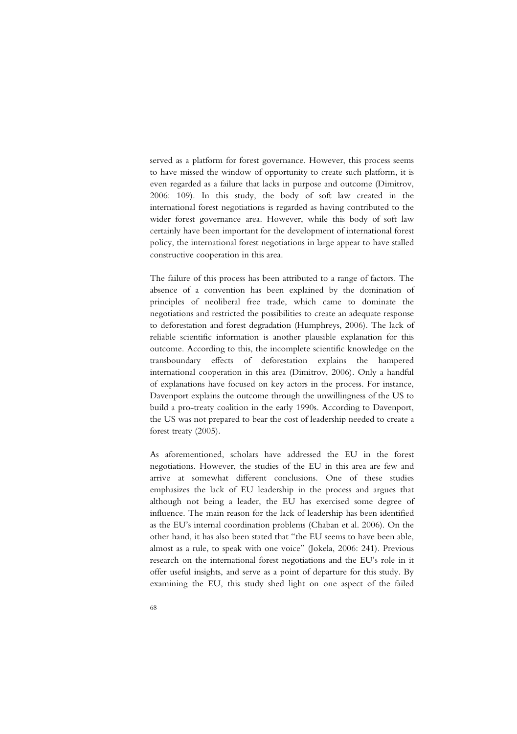served as a platform for forest governance. However, this process seems to have missed the window of opportunity to create such platform, it is even regarded as a failure that lacks in purpose and outcome (Dimitrov, 2006: 109). In this study, the body of soft law created in the international forest negotiations is regarded as having contributed to the wider forest governance area. However, while this body of soft law certainly have been important for the development of international forest policy, the international forest negotiations in large appear to have stalled constructive cooperation in this area.

The failure of this process has been attributed to a range of factors. The absence of a convention has been explained by the domination of principles of neoliberal free trade, which came to dominate the negotiations and restricted the possibilities to create an adequate response to deforestation and forest degradation (Humphreys, 2006). The lack of reliable scientific information is another plausible explanation for this outcome. According to this, the incomplete scientific knowledge on the transboundary effects of deforestation explains the hampered international cooperation in this area (Dimitrov, 2006). Only a handful of explanations have focused on key actors in the process. For instance, Davenport explains the outcome through the unwillingness of the US to build a pro-treaty coalition in the early 1990s. According to Davenport, the US was not prepared to bear the cost of leadership needed to create a forest treaty (2005).

As aforementioned, scholars have addressed the EU in the forest negotiations. However, the studies of the EU in this area are few and arrive at somewhat different conclusions. One of these studies emphasizes the lack of EU leadership in the process and argues that although not being a leader, the EU has exercised some degree of influence. The main reason for the lack of leadership has been identified as the EU's internal coordination problems (Chaban et al. 2006). On the other hand, it has also been stated that "the EU seems to have been able, almost as a rule, to speak with one voice" (Jokela, 2006: 241). Previous research on the international forest negotiations and the EU's role in it offer useful insights, and serve as a point of departure for this study. By examining the EU, this study shed light on one aspect of the failed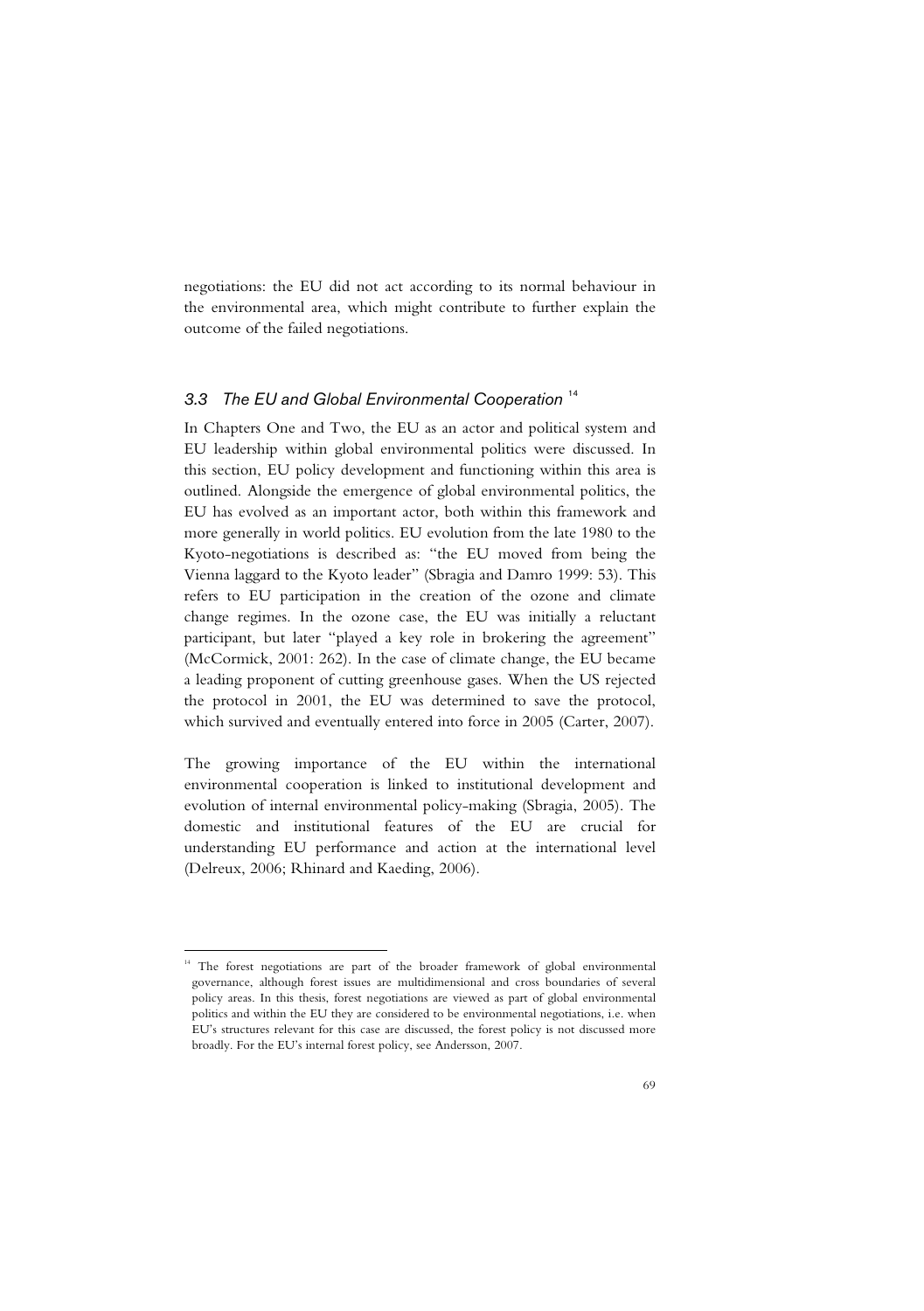negotiations: the EU did not act according to its normal behaviour in the environmental area, which might contribute to further explain the outcome of the failed negotiations.

### *3.3 The EU and Global Environmental Cooperation* [14]

In Chapters One and Two, the EU as an actor and political system and EU leadership within global environmental politics were discussed. In this section, EU policy development and functioning within this area is outlined. Alongside the emergence of global environmental politics, the EU has evolved as an important actor, both within this framework and more generally in world politics. EU evolution from the late 1980 to the Kyoto-negotiations is described as: "the EU moved from being the Vienna laggard to the Kyoto leader" (Sbragia and Damro 1999: 53). This refers to EU participation in the creation of the ozone and climate change regimes. In the ozone case, the EU was initially a reluctant participant, but later "played a key role in brokering the agreement" (McCormick, 2001: 262). In the case of climate change, the EU became a leading proponent of cutting greenhouse gases. When the US rejected the protocol in 2001, the EU was determined to save the protocol, which survived and eventually entered into force in 2005 (Carter, 2007).

The growing importance of the EU within the international environmental cooperation is linked to institutional development and evolution of internal environmental policy-making (Sbragia, 2005). The domestic and institutional features of the EU are crucial for understanding EU performance and action at the international level (Delreux, 2006; Rhinard and Kaeding, 2006).

---

[14] The forest negotiations are part of the broader framework of global environmental governance, although forest issues are multidimensional and cross boundaries of several policy areas. In this thesis, forest negotiations are viewed as part of global environmental politics and within the EU they are considered to be environmental negotiations, i.e. when EU's structures relevant for this case are discussed, the forest policy is not discussed more broadly. For the EU's internal forest policy, see Andersson, 2007.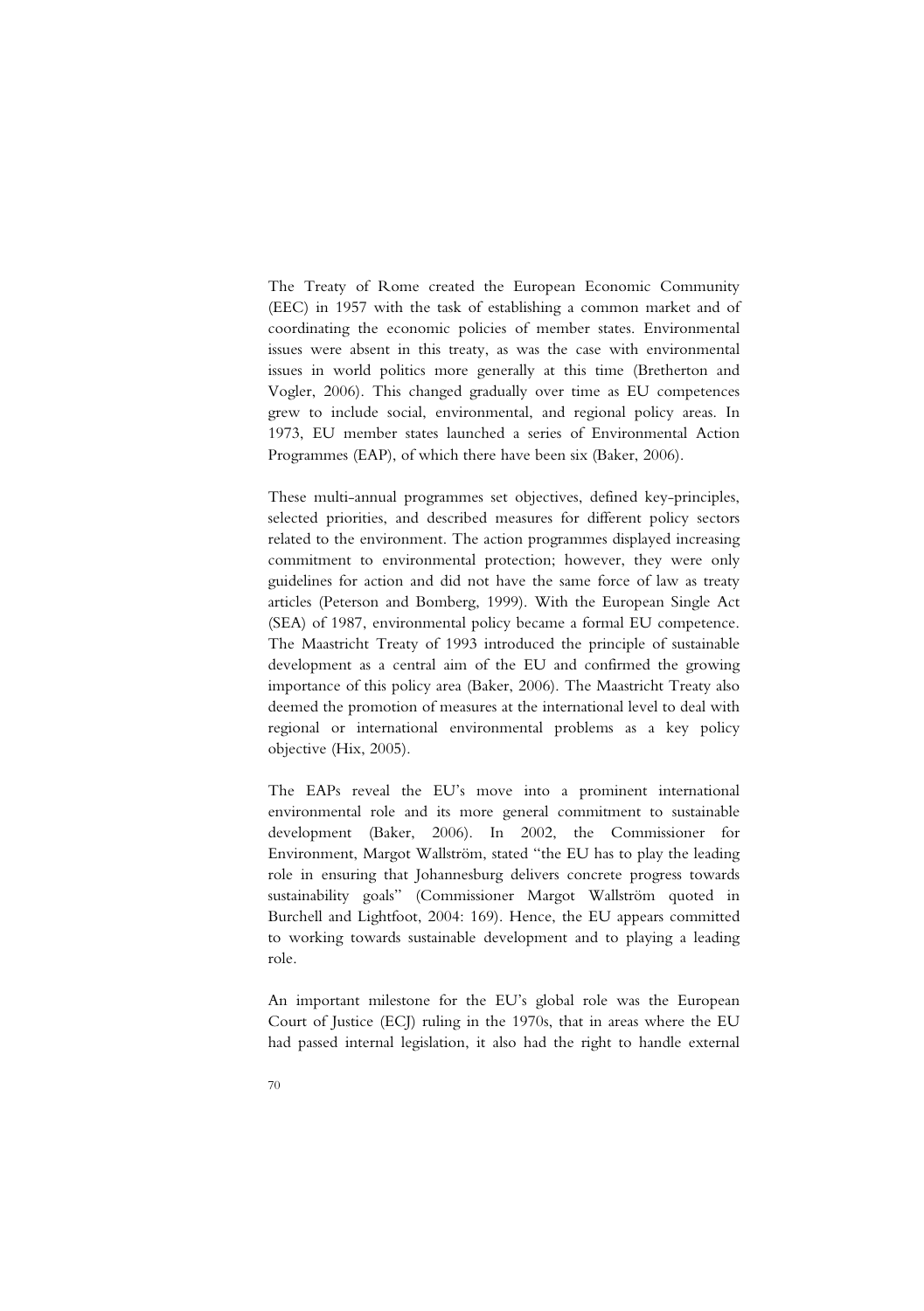The Treaty of Rome created the European Economic Community (EEC) in 1957 with the task of establishing a common market and of coordinating the economic policies of member states. Environmental issues were absent in this treaty, as was the case with environmental issues in world politics more generally at this time (Bretherton and Vogler, 2006). This changed gradually over time as EU competences grew to include social, environmental, and regional policy areas. In 1973, EU member states launched a series of Environmental Action Programmes (EAP), of which there have been six (Baker, 2006).

These multi-annual programmes set objectives, defined key-principles, selected priorities, and described measures for different policy sectors related to the environment. The action programmes displayed increasing commitment to environmental protection; however, they were only guidelines for action and did not have the same force of law as treaty articles (Peterson and Bomberg, 1999). With the European Single Act (SEA) of 1987, environmental policy became a formal EU competence. The Maastricht Treaty of 1993 introduced the principle of sustainable development as a central aim of the EU and confirmed the growing importance of this policy area (Baker, 2006). The Maastricht Treaty also deemed the promotion of measures at the international level to deal with regional or international environmental problems as a key policy objective (Hix, 2005).

The EAPs reveal the EU's move into a prominent international environmental role and its more general commitment to sustainable development (Baker, 2006). In 2002, the Commissioner for Environment, Margot Wallström, stated "the EU has to play the leading role in ensuring that Johannesburg delivers concrete progress towards sustainability goals" (Commissioner Margot Wallström quoted in Burchell and Lightfoot, 2004: 169). Hence, the EU appears committed to working towards sustainable development and to playing a leading role.

An important milestone for the EU's global role was the European Court of Justice (ECJ) ruling in the 1970s, that in areas where the EU had passed internal legislation, it also had the right to handle external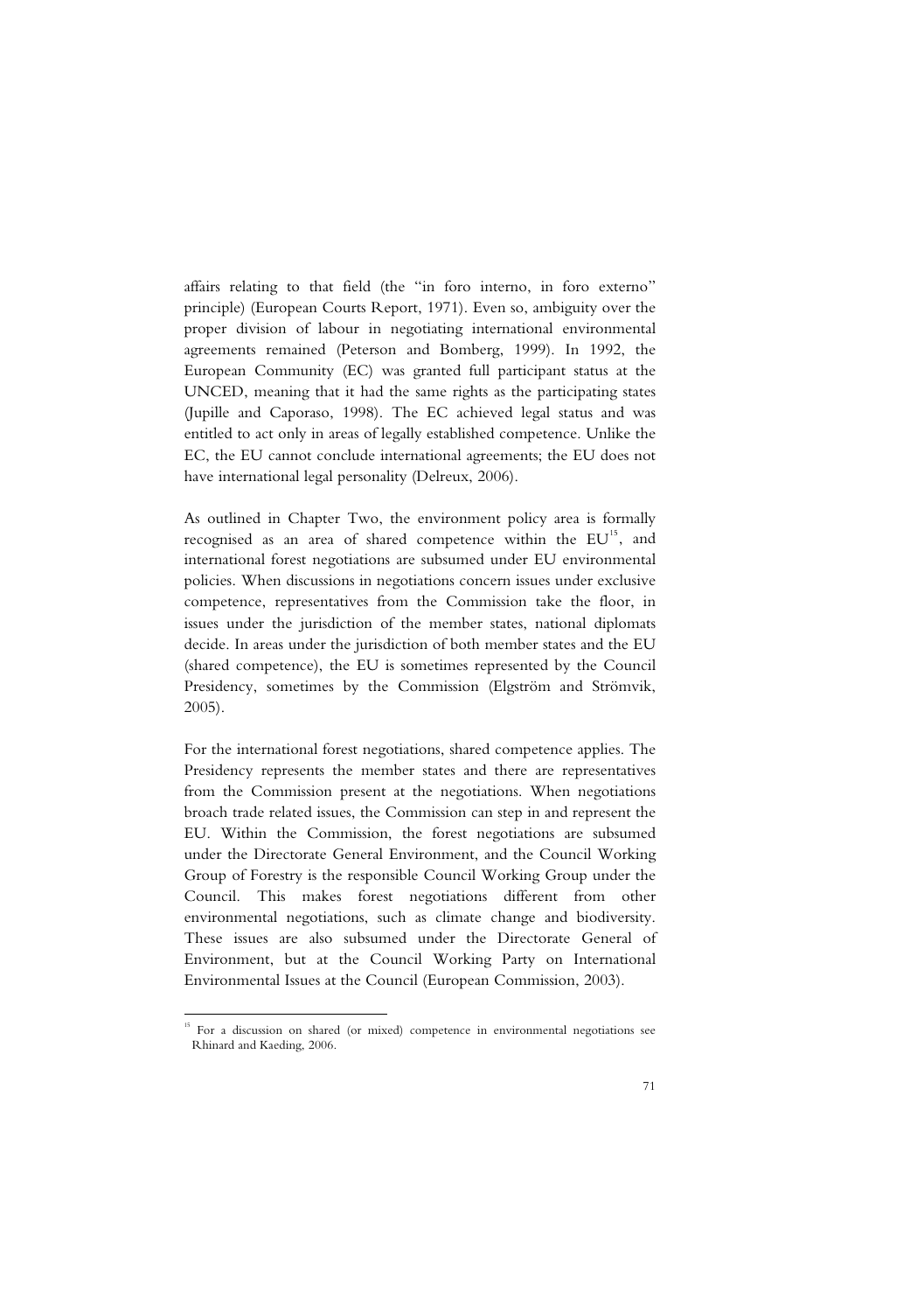affairs relating to that field (the "in foro interno, in foro externo" principle) (European Courts Report, 1971). Even so, ambiguity over the proper division of labour in negotiating international environmental agreements remained (Peterson and Bomberg, 1999). In 1992, the European Community (EC) was granted full participant status at the UNCED, meaning that it had the same rights as the participating states (Jupille and Caporaso, 1998). The EC achieved legal status and was entitled to act only in areas of legally established competence. Unlike the EC, the EU cannot conclude international agreements; the EU does not have international legal personality (Delreux, 2006).

As outlined in Chapter Two, the environment policy area is formally recognised as an area of shared competence within the EU[15], and international forest negotiations are subsumed under EU environmental policies. When discussions in negotiations concern issues under exclusive competence, representatives from the Commission take the floor, in issues under the jurisdiction of the member states, national diplomats decide. In areas under the jurisdiction of both member states and the EU (shared competence), the EU is sometimes represented by the Council Presidency, sometimes by the Commission (Elgström and Strömvik, 2005).

For the international forest negotiations, shared competence applies. The Presidency represents the member states and there are representatives from the Commission present at the negotiations. When negotiations broach trade related issues, the Commission can step in and represent the EU. Within the Commission, the forest negotiations are subsumed under the Directorate General Environment, and the Council Working Group of Forestry is the responsible Council Working Group under the Council. This makes forest negotiations different from other environmental negotiations, such as climate change and biodiversity. These issues are also subsumed under the Directorate General of Environment, but at the Council Working Party on International Environmental Issues at the Council (European Commission, 2003).

---

[15] For a discussion on shared (or mixed) competence in environmental negotiations see Rhinard and Kaeding, 2006.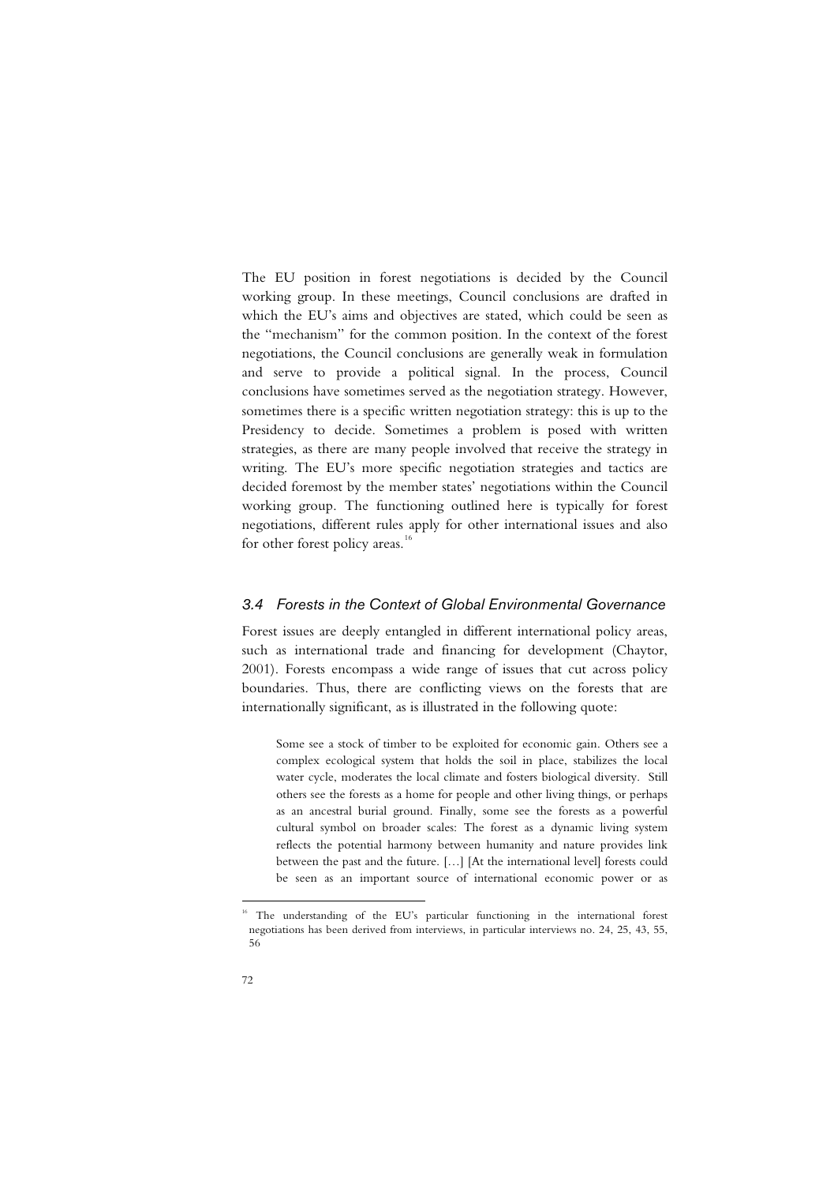The EU position in forest negotiations is decided by the Council working group. In these meetings, Council conclusions are drafted in which the EU's aims and objectives are stated, which could be seen as the "mechanism" for the common position. In the context of the forest negotiations, the Council conclusions are generally weak in formulation and serve to provide a political signal. In the process, Council conclusions have sometimes served as the negotiation strategy. However, sometimes there is a specific written negotiation strategy: this is up to the Presidency to decide. Sometimes a problem is posed with written strategies, as there are many people involved that receive the strategy in writing. The EU's more specific negotiation strategies and tactics are decided foremost by the member states' negotiations within the Council working group. The functioning outlined here is typically for forest negotiations, different rules apply for other international issues and also for other forest policy areas.[16]

### *3.4 Forests in the Context of Global Environmental Governance*

Forest issues are deeply entangled in different international policy areas, such as international trade and financing for development (Chaytor, 2001). Forests encompass a wide range of issues that cut across policy boundaries. Thus, there are conflicting views on the forests that are internationally significant, as is illustrated in the following quote:

> Some see a stock of timber to be exploited for economic gain. Others see a complex ecological system that holds the soil in place, stabilizes the local water cycle, moderates the local climate and fosters biological diversity. Still others see the forests as a home for people and other living things, or perhaps as an ancestral burial ground. Finally, some see the forests as a powerful cultural symbol on broader scales: The forest as a dynamic living system reflects the potential harmony between humanity and nature provides link between the past and the future. […] [At the international level] forests could be seen as an important source of international economic power or as

[16] The understanding of the EU's particular functioning in the international forest negotiations has been derived from interviews, in particular interviews no. 24, 25, 43, 55, 56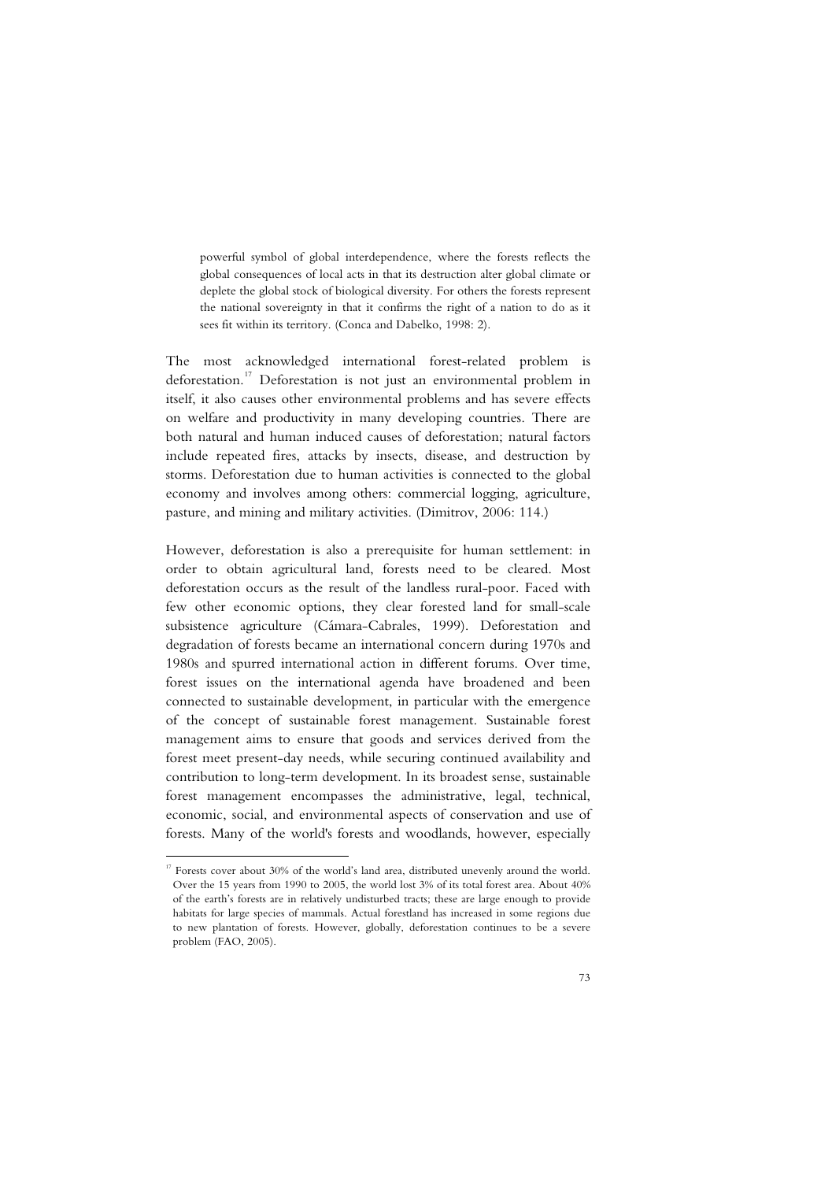> powerful symbol of global interdependence, where the forests reflects the global consequences of local acts in that its destruction alter global climate or deplete the global stock of biological diversity. For others the forests represent the national sovereignty in that it confirms the right of a nation to do as it sees fit within its territory. (Conca and Dabelko, 1998: 2).

The most acknowledged international forest-related problem is deforestation.[17] Deforestation is not just an environmental problem in itself, it also causes other environmental problems and has severe effects on welfare and productivity in many developing countries. There are both natural and human induced causes of deforestation; natural factors include repeated fires, attacks by insects, disease, and destruction by storms. Deforestation due to human activities is connected to the global economy and involves among others: commercial logging, agriculture, pasture, and mining and military activities. (Dimitrov, 2006: 114.)

However, deforestation is also a prerequisite for human settlement: in order to obtain agricultural land, forests need to be cleared. Most deforestation occurs as the result of the landless rural-poor. Faced with few other economic options, they clear forested land for small-scale subsistence agriculture (Cámara-Cabrales, 1999). Deforestation and degradation of forests became an international concern during 1970s and 1980s and spurred international action in different forums. Over time, forest issues on the international agenda have broadened and been connected to sustainable development, in particular with the emergence of the concept of sustainable forest management. Sustainable forest management aims to ensure that goods and services derived from the forest meet present-day needs, while securing continued availability and contribution to long-term development. In its broadest sense, sustainable forest management encompasses the administrative, legal, technical, economic, social, and environmental aspects of conservation and use of forests. Many of the world's forests and woodlands, however, especially

[17] Forests cover about 30% of the world's land area, distributed unevenly around the world. Over the 15 years from 1990 to 2005, the world lost 3% of its total forest area. About 40% of the earth's forests are in relatively undisturbed tracts; these are large enough to provide habitats for large species of mammals. Actual forestland has increased in some regions due to new plantation of forests. However, globally, deforestation continues to be a severe problem (FAO, 2005).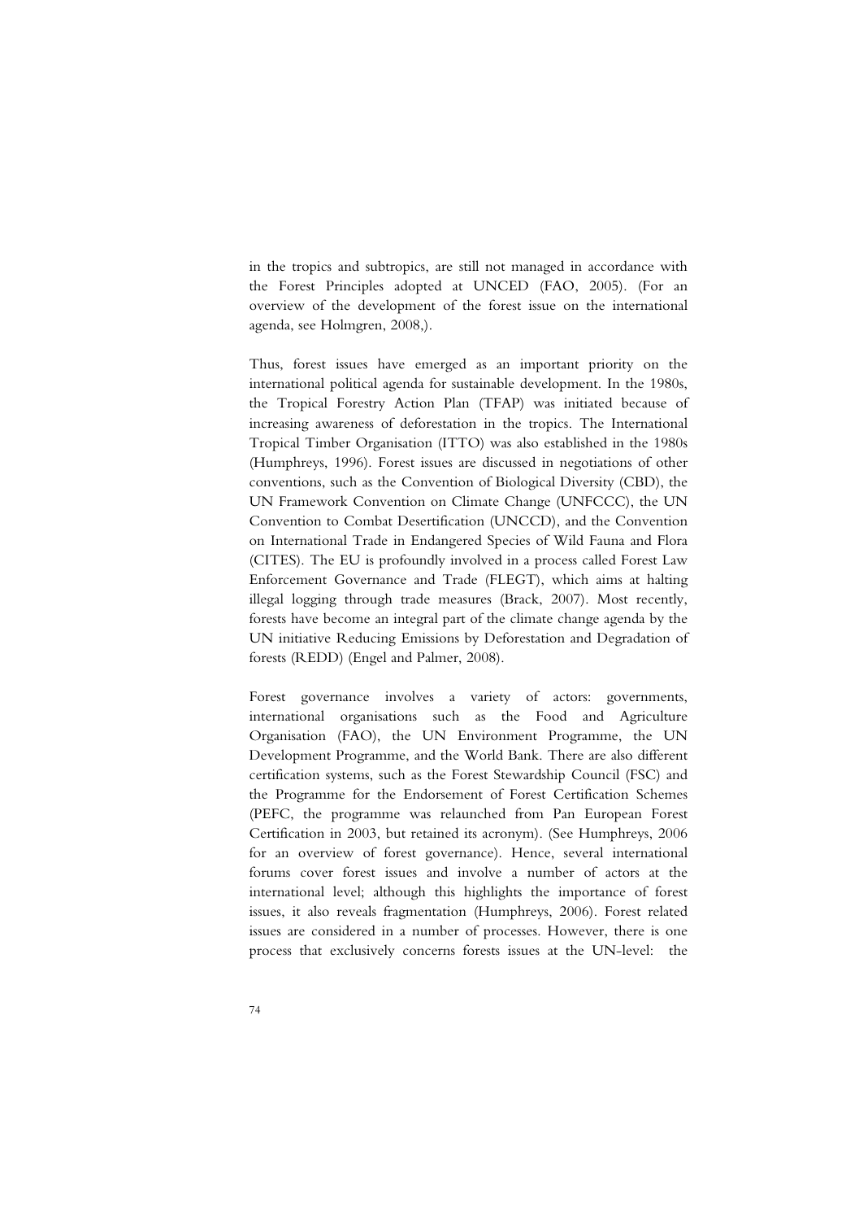in the tropics and subtropics, are still not managed in accordance with the Forest Principles adopted at UNCED (FAO, 2005). (For an overview of the development of the forest issue on the international agenda, see Holmgren, 2008,).

Thus, forest issues have emerged as an important priority on the international political agenda for sustainable development. In the 1980s, the Tropical Forestry Action Plan (TFAP) was initiated because of increasing awareness of deforestation in the tropics. The International Tropical Timber Organisation (ITTO) was also established in the 1980s (Humphreys, 1996). Forest issues are discussed in negotiations of other conventions, such as the Convention of Biological Diversity (CBD), the UN Framework Convention on Climate Change (UNFCCC), the UN Convention to Combat Desertification (UNCCD), and the Convention on International Trade in Endangered Species of Wild Fauna and Flora (CITES). The EU is profoundly involved in a process called Forest Law Enforcement Governance and Trade (FLEGT), which aims at halting illegal logging through trade measures (Brack, 2007). Most recently, forests have become an integral part of the climate change agenda by the UN initiative Reducing Emissions by Deforestation and Degradation of forests (REDD) (Engel and Palmer, 2008).

Forest governance involves a variety of actors: governments, international organisations such as the Food and Agriculture Organisation (FAO), the UN Environment Programme, the UN Development Programme, and the World Bank. There are also different certification systems, such as the Forest Stewardship Council (FSC) and the Programme for the Endorsement of Forest Certification Schemes (PEFC, the programme was relaunched from Pan European Forest Certification in 2003, but retained its acronym). (See Humphreys, 2006 for an overview of forest governance). Hence, several international forums cover forest issues and involve a number of actors at the international level; although this highlights the importance of forest issues, it also reveals fragmentation (Humphreys, 2006). Forest related issues are considered in a number of processes. However, there is one process that exclusively concerns forests issues at the UN-level: the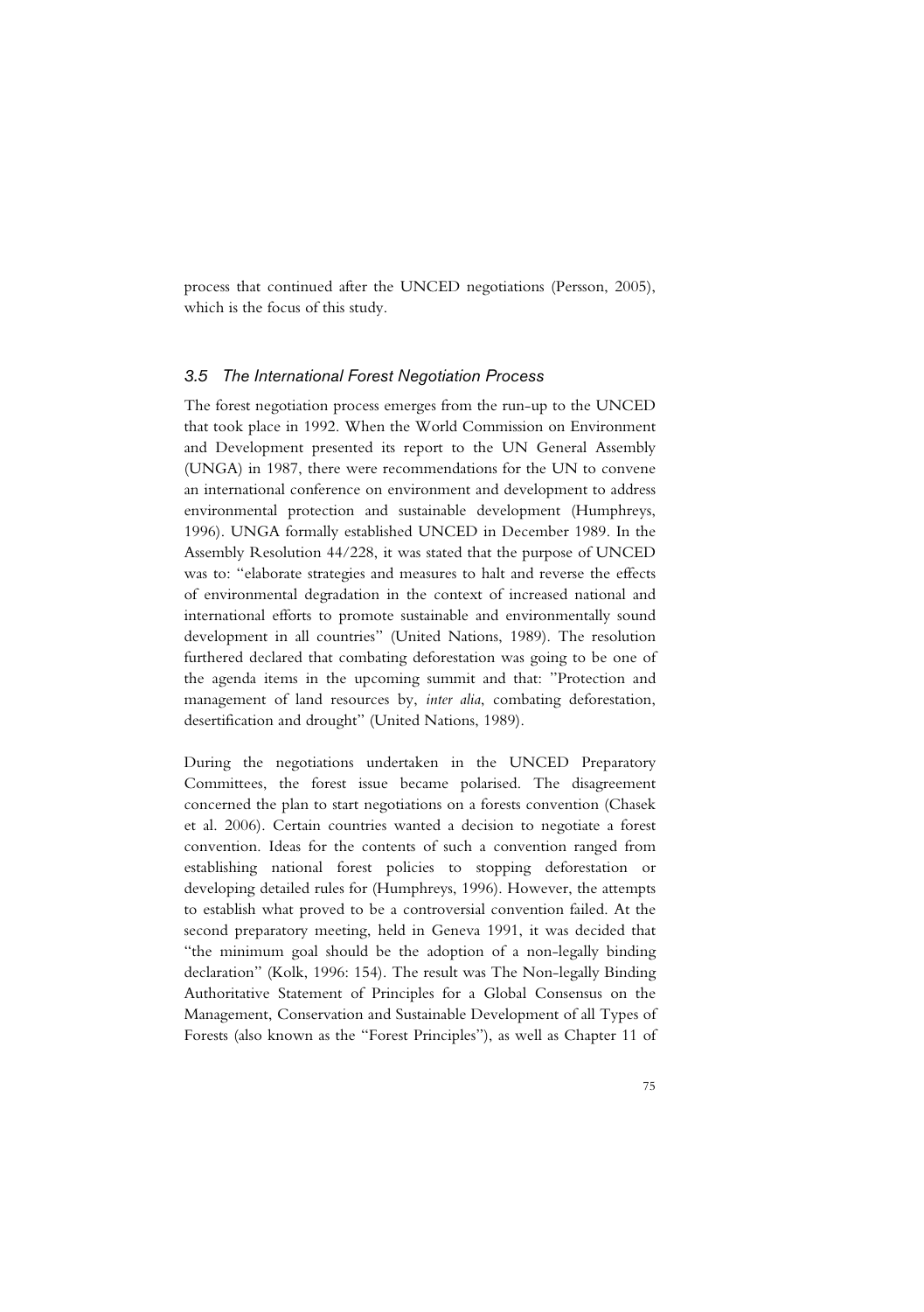process that continued after the UNCED negotiations (Persson, 2005), which is the focus of this study.

### *3.5 The International Forest Negotiation Process*

The forest negotiation process emerges from the run-up to the UNCED that took place in 1992. When the World Commission on Environment and Development presented its report to the UN General Assembly (UNGA) in 1987, there were recommendations for the UN to convene an international conference on environment and development to address environmental protection and sustainable development (Humphreys, 1996). UNGA formally established UNCED in December 1989. In the Assembly Resolution 44/228, it was stated that the purpose of UNCED was to: "elaborate strategies and measures to halt and reverse the effects of environmental degradation in the context of increased national and international efforts to promote sustainable and environmentally sound development in all countries" (United Nations, 1989). The resolution furthered declared that combating deforestation was going to be one of the agenda items in the upcoming summit and that: "Protection and management of land resources by, *inter alia*, combating deforestation, desertification and drought" (United Nations, 1989).

During the negotiations undertaken in the UNCED Preparatory Committees, the forest issue became polarised. The disagreement concerned the plan to start negotiations on a forests convention (Chasek et al. 2006). Certain countries wanted a decision to negotiate a forest convention. Ideas for the contents of such a convention ranged from establishing national forest policies to stopping deforestation or developing detailed rules for (Humphreys, 1996). However, the attempts to establish what proved to be a controversial convention failed. At the second preparatory meeting, held in Geneva 1991, it was decided that "the minimum goal should be the adoption of a non-legally binding declaration" (Kolk, 1996: 154). The result was The Non-legally Binding Authoritative Statement of Principles for a Global Consensus on the Management, Conservation and Sustainable Development of all Types of Forests (also known as the "Forest Principles"), as well as Chapter 11 of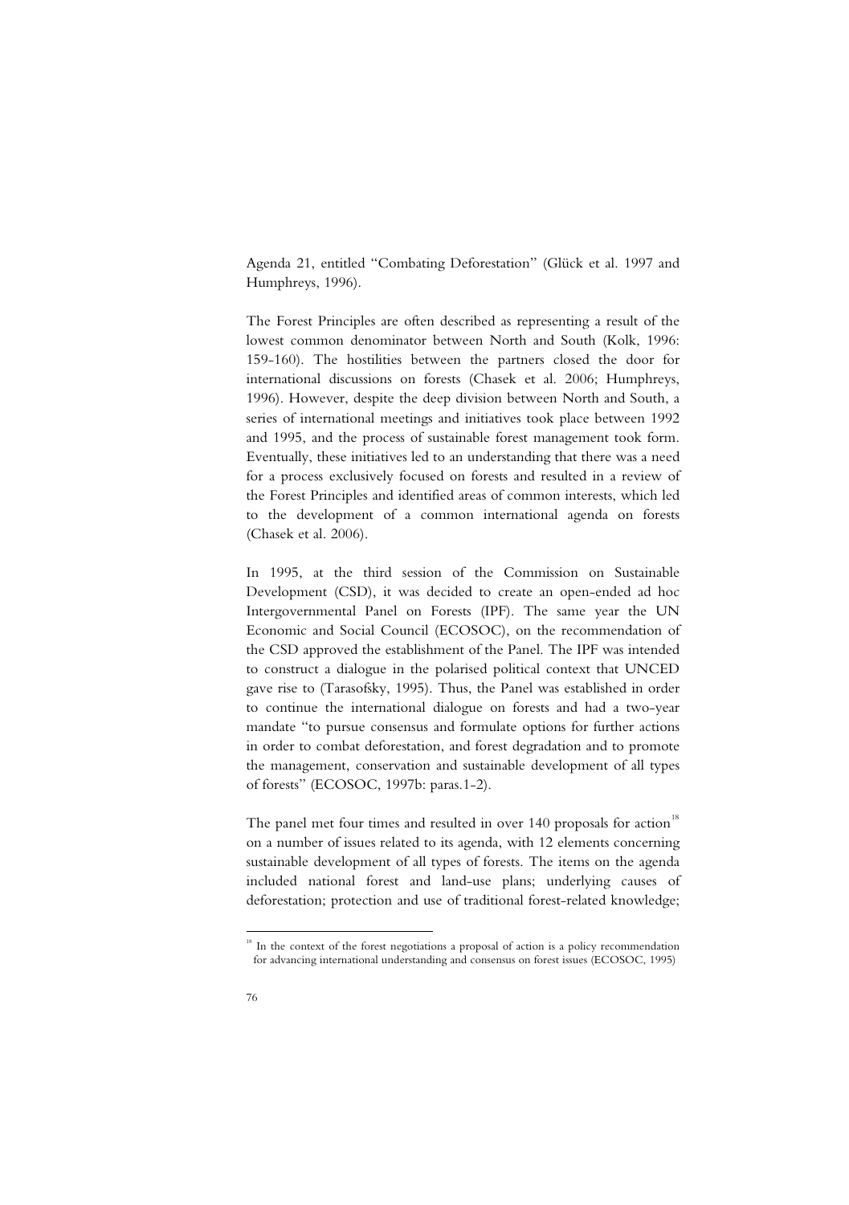Agenda 21, entitled "Combating Deforestation" (Glück et al. 1997 and Humphreys, 1996).

The Forest Principles are often described as representing a result of the lowest common denominator between North and South (Kolk, 1996: 159-160). The hostilities between the partners closed the door for international discussions on forests (Chasek et al. 2006; Humphreys, 1996). However, despite the deep division between North and South, a series of international meetings and initiatives took place between 1992 and 1995, and the process of sustainable forest management took form. Eventually, these initiatives led to an understanding that there was a need for a process exclusively focused on forests and resulted in a review of the Forest Principles and identified areas of common interests, which led to the development of a common international agenda on forests (Chasek et al. 2006).

In 1995, at the third session of the Commission on Sustainable Development (CSD), it was decided to create an open-ended ad hoc Intergovernmental Panel on Forests (IPF). The same year the UN Economic and Social Council (ECOSOC), on the recommendation of the CSD approved the establishment of the Panel. The IPF was intended to construct a dialogue in the polarised political context that UNCED gave rise to (Tarasofsky, 1995). Thus, the Panel was established in order to continue the international dialogue on forests and had a two-year mandate "to pursue consensus and formulate options for further actions in order to combat deforestation, and forest degradation and to promote the management, conservation and sustainable development of all types of forests" (ECOSOC, 1997b: paras.1-2).

The panel met four times and resulted in over 140 proposals for action[18] on a number of issues related to its agenda, with 12 elements concerning sustainable development of all types of forests. The items on the agenda included national forest and land-use plans; underlying causes of deforestation; protection and use of traditional forest-related knowledge;

[18] In the context of the forest negotiations a proposal of action is a policy recommendation for advancing international understanding and consensus on forest issues (ECOSOC, 1995)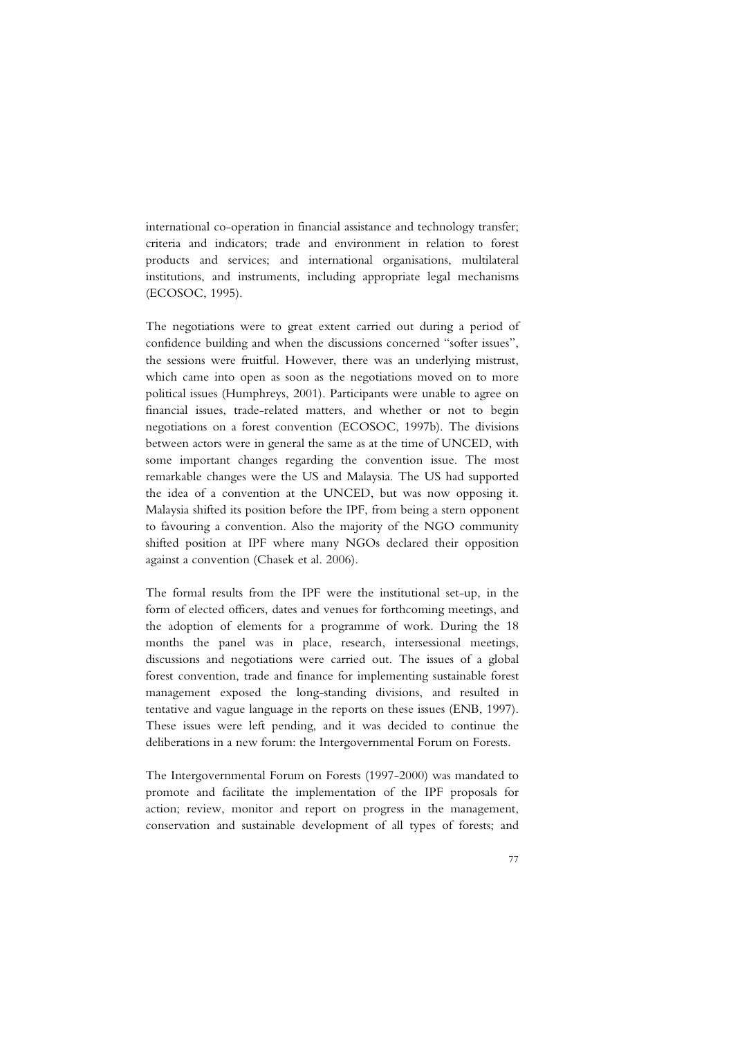international co-operation in financial assistance and technology transfer; criteria and indicators; trade and environment in relation to forest products and services; and international organisations, multilateral institutions, and instruments, including appropriate legal mechanisms (ECOSOC, 1995).

The negotiations were to great extent carried out during a period of confidence building and when the discussions concerned "softer issues", the sessions were fruitful. However, there was an underlying mistrust, which came into open as soon as the negotiations moved on to more political issues (Humphreys, 2001). Participants were unable to agree on financial issues, trade-related matters, and whether or not to begin negotiations on a forest convention (ECOSOC, 1997b). The divisions between actors were in general the same as at the time of UNCED, with some important changes regarding the convention issue. The most remarkable changes were the US and Malaysia. The US had supported the idea of a convention at the UNCED, but was now opposing it. Malaysia shifted its position before the IPF, from being a stern opponent to favouring a convention. Also the majority of the NGO community shifted position at IPF where many NGOs declared their opposition against a convention (Chasek et al. 2006).

The formal results from the IPF were the institutional set-up, in the form of elected officers, dates and venues for forthcoming meetings, and the adoption of elements for a programme of work. During the 18 months the panel was in place, research, intersessional meetings, discussions and negotiations were carried out. The issues of a global forest convention, trade and finance for implementing sustainable forest management exposed the long-standing divisions, and resulted in tentative and vague language in the reports on these issues (ENB, 1997). These issues were left pending, and it was decided to continue the deliberations in a new forum: the Intergovernmental Forum on Forests.

The Intergovernmental Forum on Forests (1997-2000) was mandated to promote and facilitate the implementation of the IPF proposals for action; review, monitor and report on progress in the management, conservation and sustainable development of all types of forests; and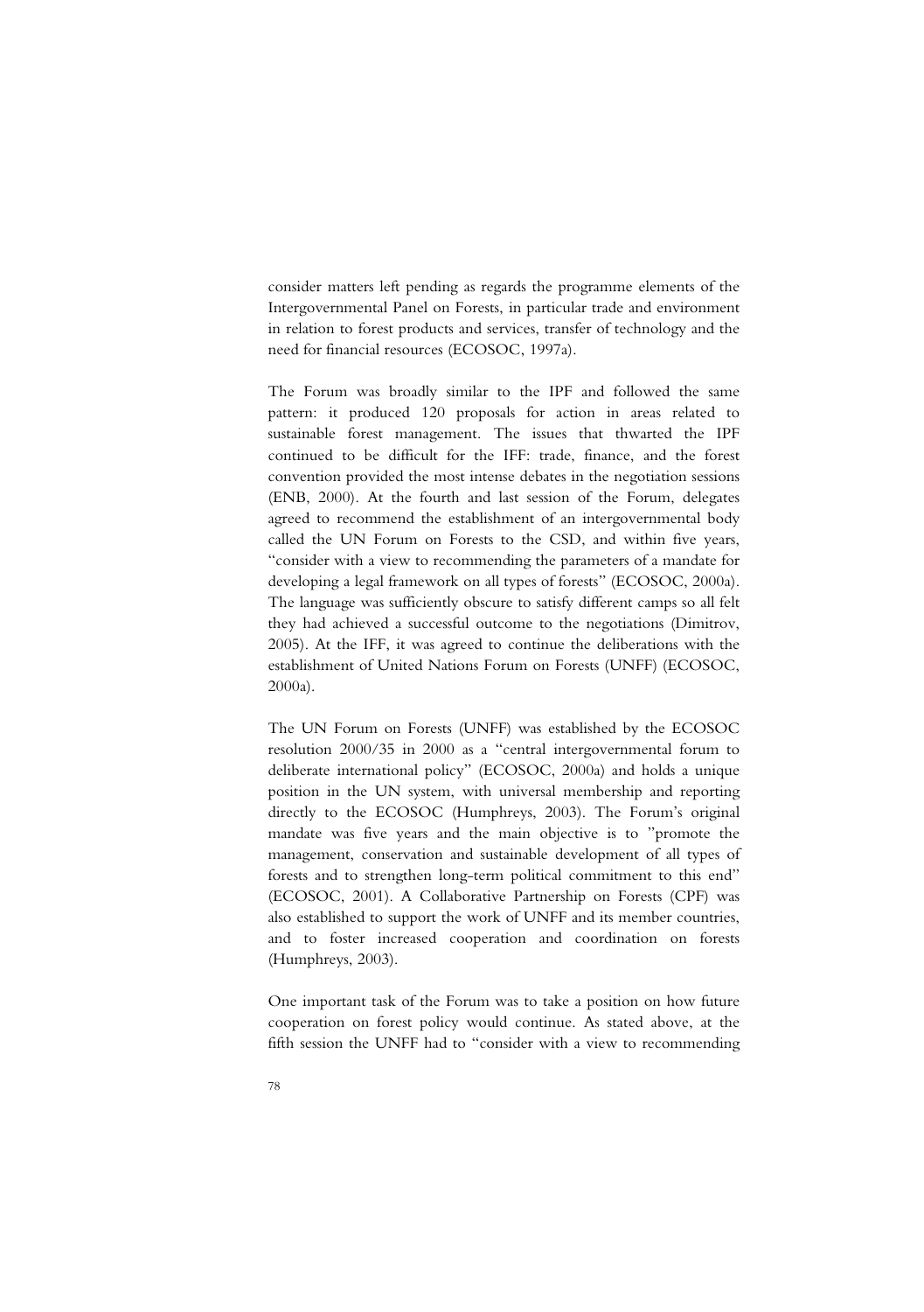consider matters left pending as regards the programme elements of the Intergovernmental Panel on Forests, in particular trade and environment in relation to forest products and services, transfer of technology and the need for financial resources (ECOSOC, 1997a).

The Forum was broadly similar to the IPF and followed the same pattern: it produced 120 proposals for action in areas related to sustainable forest management. The issues that thwarted the IPF continued to be difficult for the IFF: trade, finance, and the forest convention provided the most intense debates in the negotiation sessions (ENB, 2000). At the fourth and last session of the Forum, delegates agreed to recommend the establishment of an intergovernmental body called the UN Forum on Forests to the CSD, and within five years, "consider with a view to recommending the parameters of a mandate for developing a legal framework on all types of forests" (ECOSOC, 2000a). The language was sufficiently obscure to satisfy different camps so all felt they had achieved a successful outcome to the negotiations (Dimitrov, 2005). At the IFF, it was agreed to continue the deliberations with the establishment of United Nations Forum on Forests (UNFF) (ECOSOC, 2000a).

The UN Forum on Forests (UNFF) was established by the ECOSOC resolution 2000/35 in 2000 as a "central intergovernmental forum to deliberate international policy" (ECOSOC, 2000a) and holds a unique position in the UN system, with universal membership and reporting directly to the ECOSOC (Humphreys, 2003). The Forum's original mandate was five years and the main objective is to "promote the management, conservation and sustainable development of all types of forests and to strengthen long-term political commitment to this end" (ECOSOC, 2001). A Collaborative Partnership on Forests (CPF) was also established to support the work of UNFF and its member countries, and to foster increased cooperation and coordination on forests (Humphreys, 2003).

One important task of the Forum was to take a position on how future cooperation on forest policy would continue. As stated above, at the fifth session the UNFF had to "consider with a view to recommending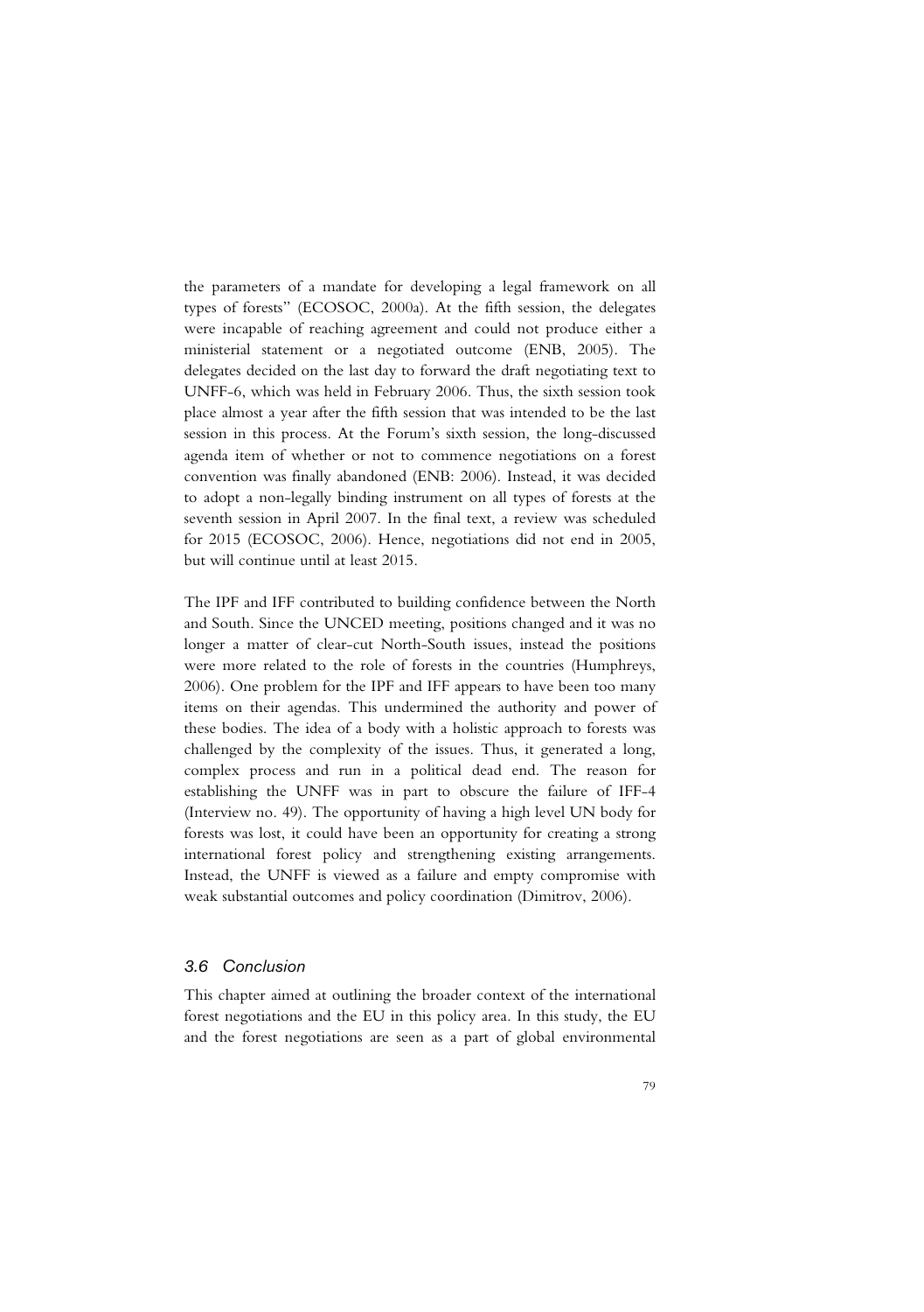the parameters of a mandate for developing a legal framework on all types of forests" (ECOSOC, 2000a). At the fifth session, the delegates were incapable of reaching agreement and could not produce either a ministerial statement or a negotiated outcome (ENB, 2005). The delegates decided on the last day to forward the draft negotiating text to UNFF-6, which was held in February 2006. Thus, the sixth session took place almost a year after the fifth session that was intended to be the last session in this process. At the Forum's sixth session, the long-discussed agenda item of whether or not to commence negotiations on a forest convention was finally abandoned (ENB: 2006). Instead, it was decided to adopt a non-legally binding instrument on all types of forests at the seventh session in April 2007. In the final text, a review was scheduled for 2015 (ECOSOC, 2006). Hence, negotiations did not end in 2005, but will continue until at least 2015.

The IPF and IFF contributed to building confidence between the North and South. Since the UNCED meeting, positions changed and it was no longer a matter of clear-cut North-South issues, instead the positions were more related to the role of forests in the countries (Humphreys, 2006). One problem for the IPF and IFF appears to have been too many items on their agendas. This undermined the authority and power of these bodies. The idea of a body with a holistic approach to forests was challenged by the complexity of the issues. Thus, it generated a long, complex process and run in a political dead end. The reason for establishing the UNFF was in part to obscure the failure of IFF-4 (Interview no. 49). The opportunity of having a high level UN body for forests was lost, it could have been an opportunity for creating a strong international forest policy and strengthening existing arrangements. Instead, the UNFF is viewed as a failure and empty compromise with weak substantial outcomes and policy coordination (Dimitrov, 2006).

### *3.6 Conclusion*

This chapter aimed at outlining the broader context of the international forest negotiations and the EU in this policy area. In this study, the EU and the forest negotiations are seen as a part of global environmental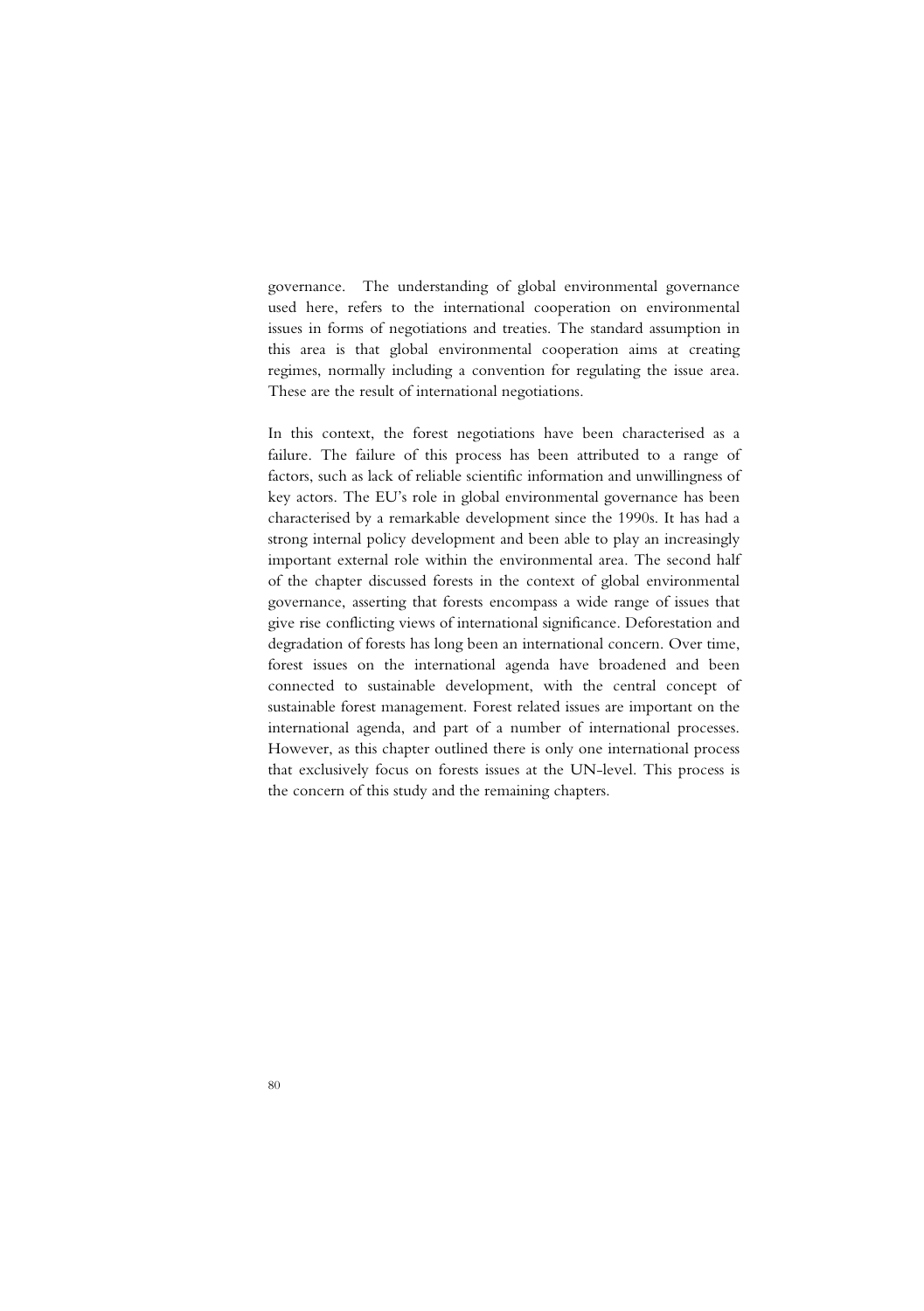governance. The understanding of global environmental governance used here, refers to the international cooperation on environmental issues in forms of negotiations and treaties. The standard assumption in this area is that global environmental cooperation aims at creating regimes, normally including a convention for regulating the issue area. These are the result of international negotiations.

In this context, the forest negotiations have been characterised as a failure. The failure of this process has been attributed to a range of factors, such as lack of reliable scientific information and unwillingness of key actors. The EU's role in global environmental governance has been characterised by a remarkable development since the 1990s. It has had a strong internal policy development and been able to play an increasingly important external role within the environmental area. The second half of the chapter discussed forests in the context of global environmental governance, asserting that forests encompass a wide range of issues that give rise conflicting views of international significance. Deforestation and degradation of forests has long been an international concern. Over time, forest issues on the international agenda have broadened and been connected to sustainable development, with the central concept of sustainable forest management. Forest related issues are important on the international agenda, and part of a number of international processes. However, as this chapter outlined there is only one international process that exclusively focus on forests issues at the UN-level. This process is the concern of this study and the remaining chapters.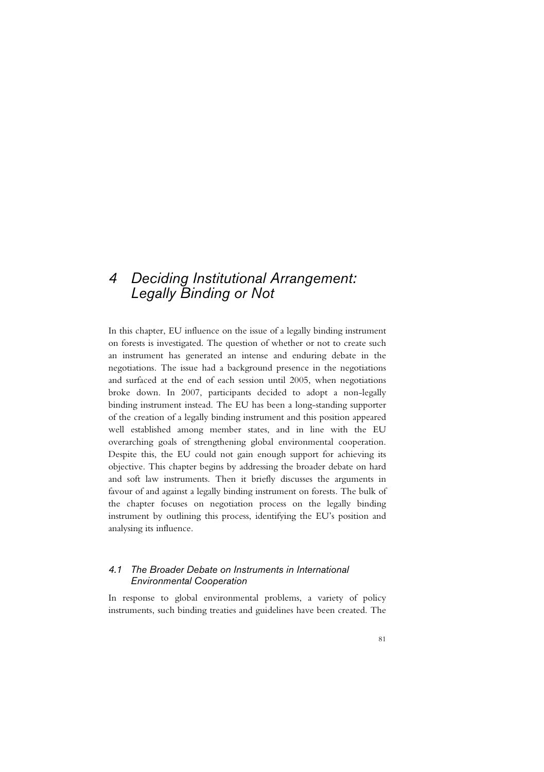# 4 Deciding Institutional Arrangement: Legally Binding or Not

In this chapter, EU influence on the issue of a legally binding instrument on forests is investigated. The question of whether or not to create such an instrument has generated an intense and enduring debate in the negotiations. The issue had a background presence in the negotiations and surfaced at the end of each session until 2005, when negotiations broke down. In 2007, participants decided to adopt a non-legally binding instrument instead. The EU has been a long-standing supporter of the creation of a legally binding instrument and this position appeared well established among member states, and in line with the EU overarching goals of strengthening global environmental cooperation. Despite this, the EU could not gain enough support for achieving its objective. This chapter begins by addressing the broader debate on hard and soft law instruments. Then it briefly discusses the arguments in favour of and against a legally binding instrument on forests. The bulk of the chapter focuses on negotiation process on the legally binding instrument by outlining this process, identifying the EU's position and analysing its influence.

## *4.1 The Broader Debate on Instruments in International Environmental Cooperation*

In response to global environmental problems, a variety of policy instruments, such binding treaties and guidelines have been created. The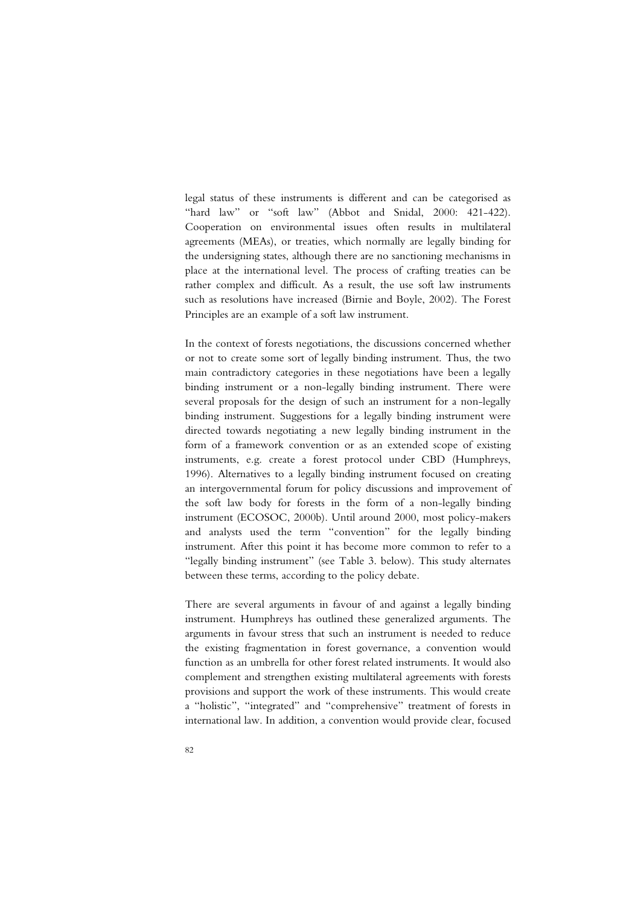legal status of these instruments is different and can be categorised as "hard law" or "soft law" (Abbot and Snidal, 2000: 421-422). Cooperation on environmental issues often results in multilateral agreements (MEAs), or treaties, which normally are legally binding for the undersigning states, although there are no sanctioning mechanisms in place at the international level. The process of crafting treaties can be rather complex and difficult. As a result, the use soft law instruments such as resolutions have increased (Birnie and Boyle, 2002). The Forest Principles are an example of a soft law instrument.

In the context of forests negotiations, the discussions concerned whether or not to create some sort of legally binding instrument. Thus, the two main contradictory categories in these negotiations have been a legally binding instrument or a non-legally binding instrument. There were several proposals for the design of such an instrument for a non-legally binding instrument. Suggestions for a legally binding instrument were directed towards negotiating a new legally binding instrument in the form of a framework convention or as an extended scope of existing instruments, e.g. create a forest protocol under CBD (Humphreys, 1996). Alternatives to a legally binding instrument focused on creating an intergovernmental forum for policy discussions and improvement of the soft law body for forests in the form of a non-legally binding instrument (ECOSOC, 2000b). Until around 2000, most policy-makers and analysts used the term "convention" for the legally binding instrument. After this point it has become more common to refer to a "legally binding instrument" (see Table 3. below). This study alternates between these terms, according to the policy debate.

There are several arguments in favour of and against a legally binding instrument. Humphreys has outlined these generalized arguments. The arguments in favour stress that such an instrument is needed to reduce the existing fragmentation in forest governance, a convention would function as an umbrella for other forest related instruments. It would also complement and strengthen existing multilateral agreements with forests provisions and support the work of these instruments. This would create a "holistic", "integrated" and "comprehensive" treatment of forests in international law. In addition, a convention would provide clear, focused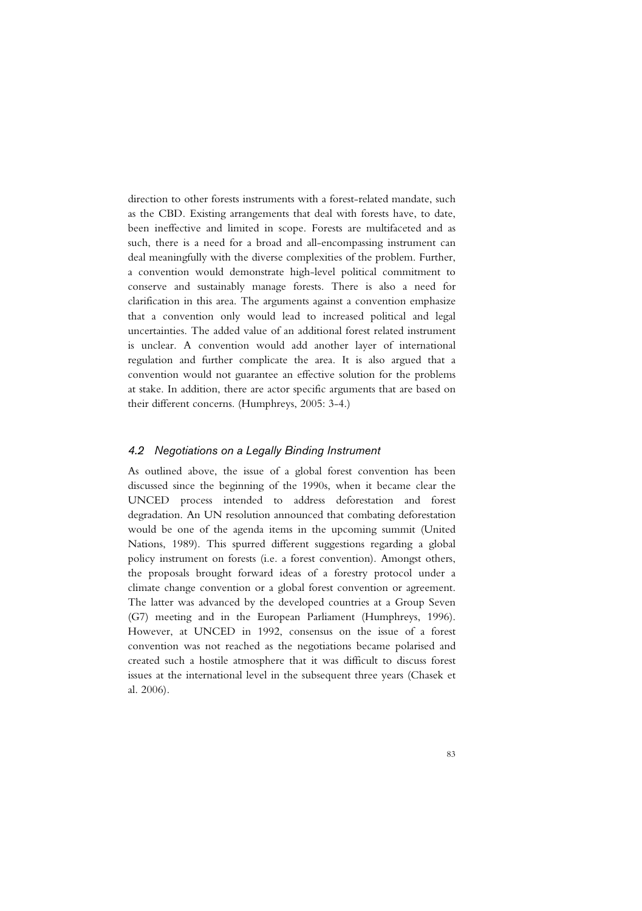direction to other forests instruments with a forest-related mandate, such as the CBD. Existing arrangements that deal with forests have, to date, been ineffective and limited in scope. Forests are multifaceted and as such, there is a need for a broad and all-encompassing instrument can deal meaningfully with the diverse complexities of the problem. Further, a convention would demonstrate high-level political commitment to conserve and sustainably manage forests. There is also a need for clarification in this area. The arguments against a convention emphasize that a convention only would lead to increased political and legal uncertainties. The added value of an additional forest related instrument is unclear. A convention would add another layer of international regulation and further complicate the area. It is also argued that a convention would not guarantee an effective solution for the problems at stake. In addition, there are actor specific arguments that are based on their different concerns. (Humphreys, 2005: 3-4.)

### *4.2 Negotiations on a Legally Binding Instrument*

As outlined above, the issue of a global forest convention has been discussed since the beginning of the 1990s, when it became clear the UNCED process intended to address deforestation and forest degradation. An UN resolution announced that combating deforestation would be one of the agenda items in the upcoming summit (United Nations, 1989). This spurred different suggestions regarding a global policy instrument on forests (i.e. a forest convention). Amongst others, the proposals brought forward ideas of a forestry protocol under a climate change convention or a global forest convention or agreement. The latter was advanced by the developed countries at a Group Seven (G7) meeting and in the European Parliament (Humphreys, 1996). However, at UNCED in 1992, consensus on the issue of a forest convention was not reached as the negotiations became polarised and created such a hostile atmosphere that it was difficult to discuss forest issues at the international level in the subsequent three years (Chasek et al. 2006).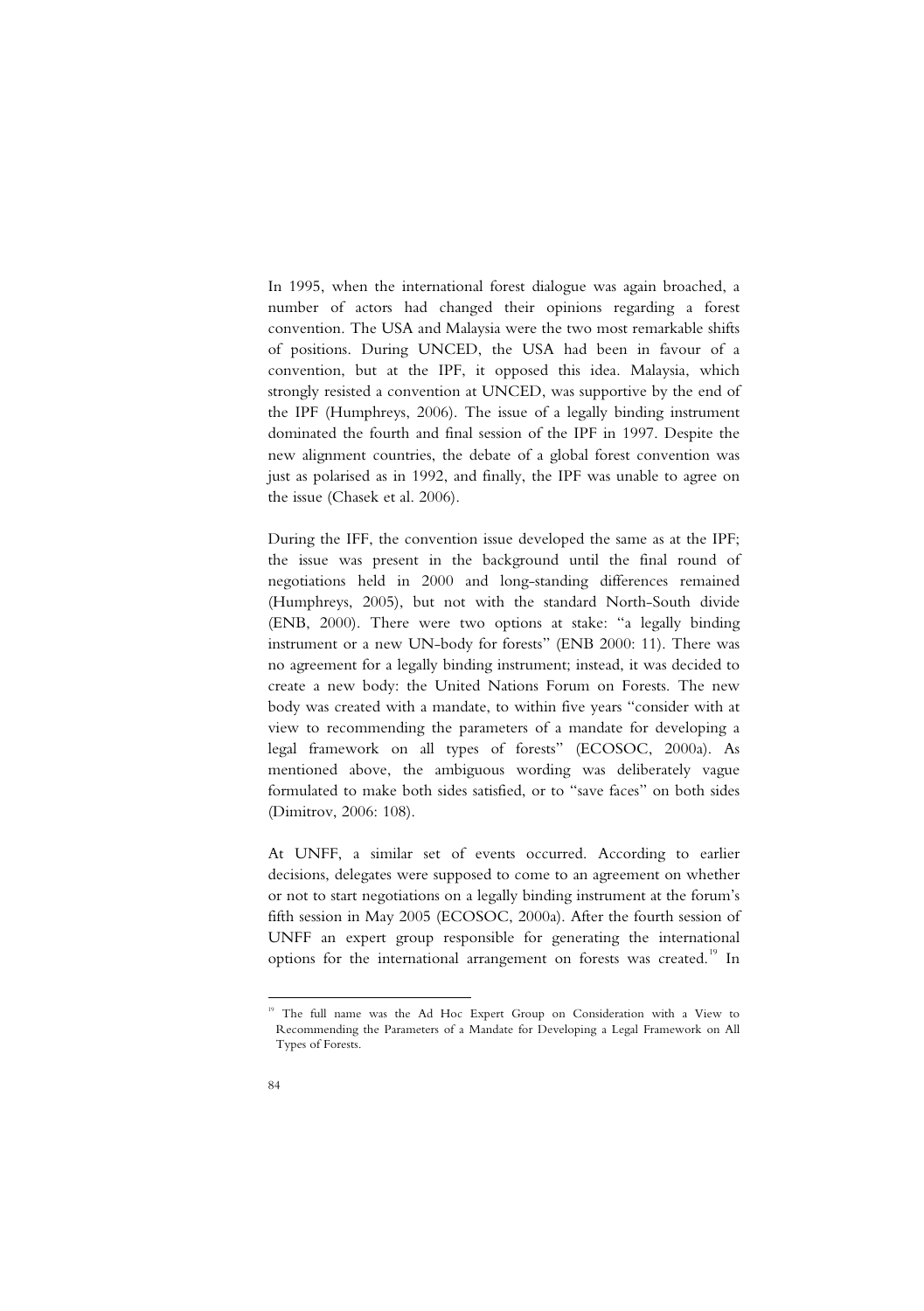In 1995, when the international forest dialogue was again broached, a number of actors had changed their opinions regarding a forest convention. The USA and Malaysia were the two most remarkable shifts of positions. During UNCED, the USA had been in favour of a convention, but at the IPF, it opposed this idea. Malaysia, which strongly resisted a convention at UNCED, was supportive by the end of the IPF (Humphreys, 2006). The issue of a legally binding instrument dominated the fourth and final session of the IPF in 1997. Despite the new alignment countries, the debate of a global forest convention was just as polarised as in 1992, and finally, the IPF was unable to agree on the issue (Chasek et al. 2006).

During the IFF, the convention issue developed the same as at the IPF; the issue was present in the background until the final round of negotiations held in 2000 and long-standing differences remained (Humphreys, 2005), but not with the standard North-South divide (ENB, 2000). There were two options at stake: "a legally binding instrument or a new UN-body for forests" (ENB 2000: 11). There was no agreement for a legally binding instrument; instead, it was decided to create a new body: the United Nations Forum on Forests. The new body was created with a mandate, to within five years "consider with at view to recommending the parameters of a mandate for developing a legal framework on all types of forests" (ECOSOC, 2000a). As mentioned above, the ambiguous wording was deliberately vague formulated to make both sides satisfied, or to "save faces" on both sides (Dimitrov, 2006: 108).

At UNFF, a similar set of events occurred. According to earlier decisions, delegates were supposed to come to an agreement on whether or not to start negotiations on a legally binding instrument at the forum's fifth session in May 2005 (ECOSOC, 2000a). After the fourth session of UNFF an expert group responsible for generating the international options for the international arrangement on forests was created.[19] In

[19] The full name was the Ad Hoc Expert Group on Consideration with a View to Recommending the Parameters of a Mandate for Developing a Legal Framework on All Types of Forests.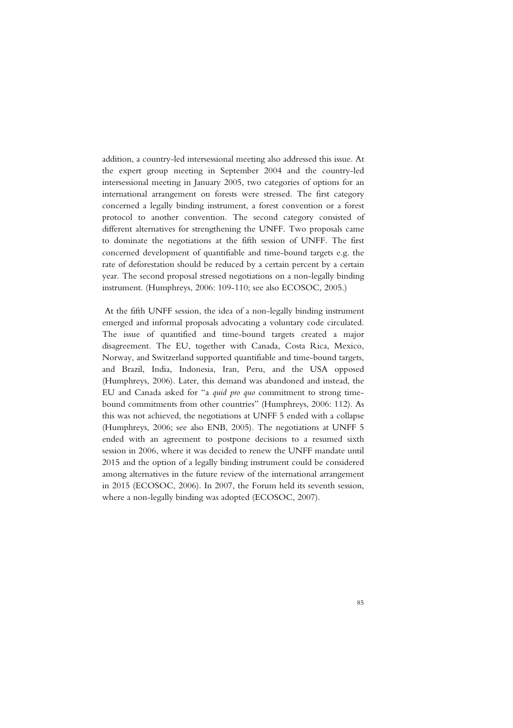addition, a country-led intersessional meeting also addressed this issue. At the expert group meeting in September 2004 and the country-led intersessional meeting in January 2005, two categories of options for an international arrangement on forests were stressed. The first category concerned a legally binding instrument, a forest convention or a forest protocol to another convention. The second category consisted of different alternatives for strengthening the UNFF. Two proposals came to dominate the negotiations at the fifth session of UNFF. The first concerned development of quantifiable and time-bound targets e.g. the rate of deforestation should be reduced by a certain percent by a certain year. The second proposal stressed negotiations on a non-legally binding instrument. (Humphreys, 2006: 109-110; see also ECOSOC, 2005.)

At the fifth UNFF session, the idea of a non-legally binding instrument emerged and informal proposals advocating a voluntary code circulated. The issue of quantified and time-bound targets created a major disagreement. The EU, together with Canada, Costa Rica, Mexico, Norway, and Switzerland supported quantifiable and time-bound targets, and Brazil, India, Indonesia, Iran, Peru, and the USA opposed (Humphreys, 2006). Later, this demand was abandoned and instead, the EU and Canada asked for "a *quid pro quo* commitment to strong time-bound commitments from other countries" (Humphreys, 2006: 112). As this was not achieved, the negotiations at UNFF 5 ended with a collapse (Humphreys, 2006; see also ENB, 2005). The negotiations at UNFF 5 ended with an agreement to postpone decisions to a resumed sixth session in 2006, where it was decided to renew the UNFF mandate until 2015 and the option of a legally binding instrument could be considered among alternatives in the future review of the international arrangement in 2015 (ECOSOC, 2006). In 2007, the Forum held its seventh session, where a non-legally binding was adopted (ECOSOC, 2007).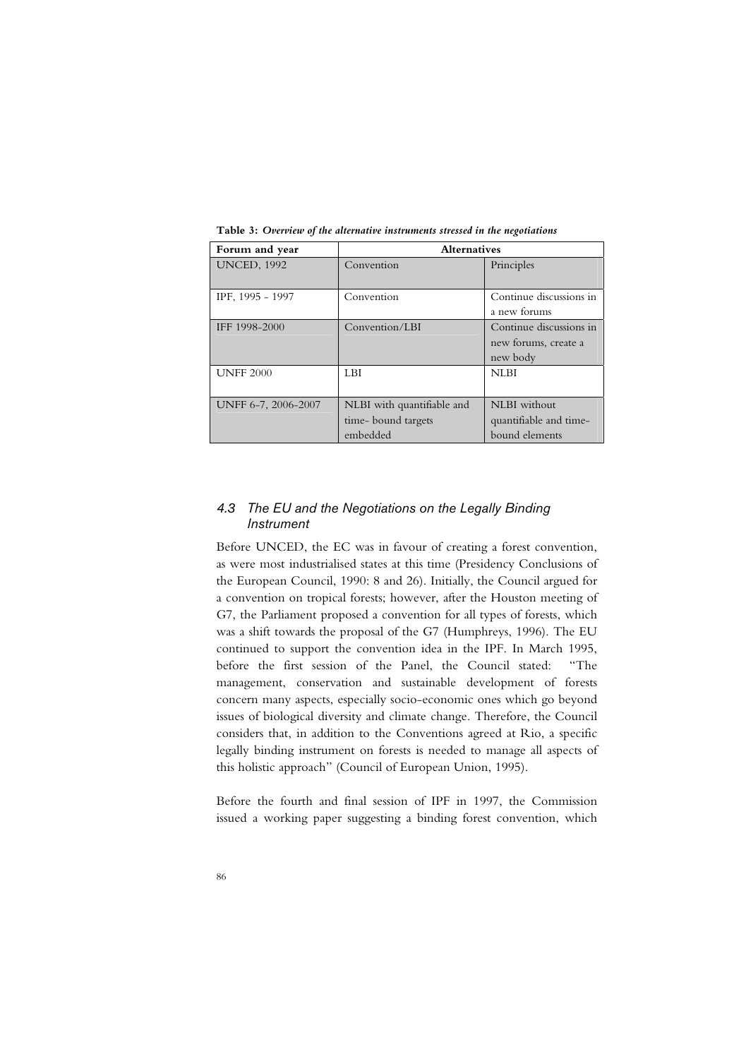**Table 3:** ***Overview of the alternative instruments stressed in the negotiations***

| Forum and year | Alternatives | |
|---|---|---|
| UNCED, 1992 | Convention | Principles |
| IPF, 1995 - 1997 | Convention | Continue discussions in a new forums |
| IFF 1998-2000 | Convention/LBI | Continue discussions in new forums, create a new body |
| UNFF 2000 | LBI | NLBI |
| UNFF 6-7, 2006-2007 | NLBI with quantifiable and time- bound targets embedded | NLBI without quantifiable and time-bound elements |

### *4.3 The EU and the Negotiations on the Legally Binding Instrument*

Before UNCED, the EC was in favour of creating a forest convention, as were most industrialised states at this time (Presidency Conclusions of the European Council, 1990: 8 and 26). Initially, the Council argued for a convention on tropical forests; however, after the Houston meeting of G7, the Parliament proposed a convention for all types of forests, which was a shift towards the proposal of the G7 (Humphreys, 1996). The EU continued to support the convention idea in the IPF. In March 1995, before the first session of the Panel, the Council stated: "The management, conservation and sustainable development of forests concern many aspects, especially socio-economic ones which go beyond issues of biological diversity and climate change. Therefore, the Council considers that, in addition to the Conventions agreed at Rio, a specific legally binding instrument on forests is needed to manage all aspects of this holistic approach" (Council of European Union, 1995).

Before the fourth and final session of IPF in 1997, the Commission issued a working paper suggesting a binding forest convention, which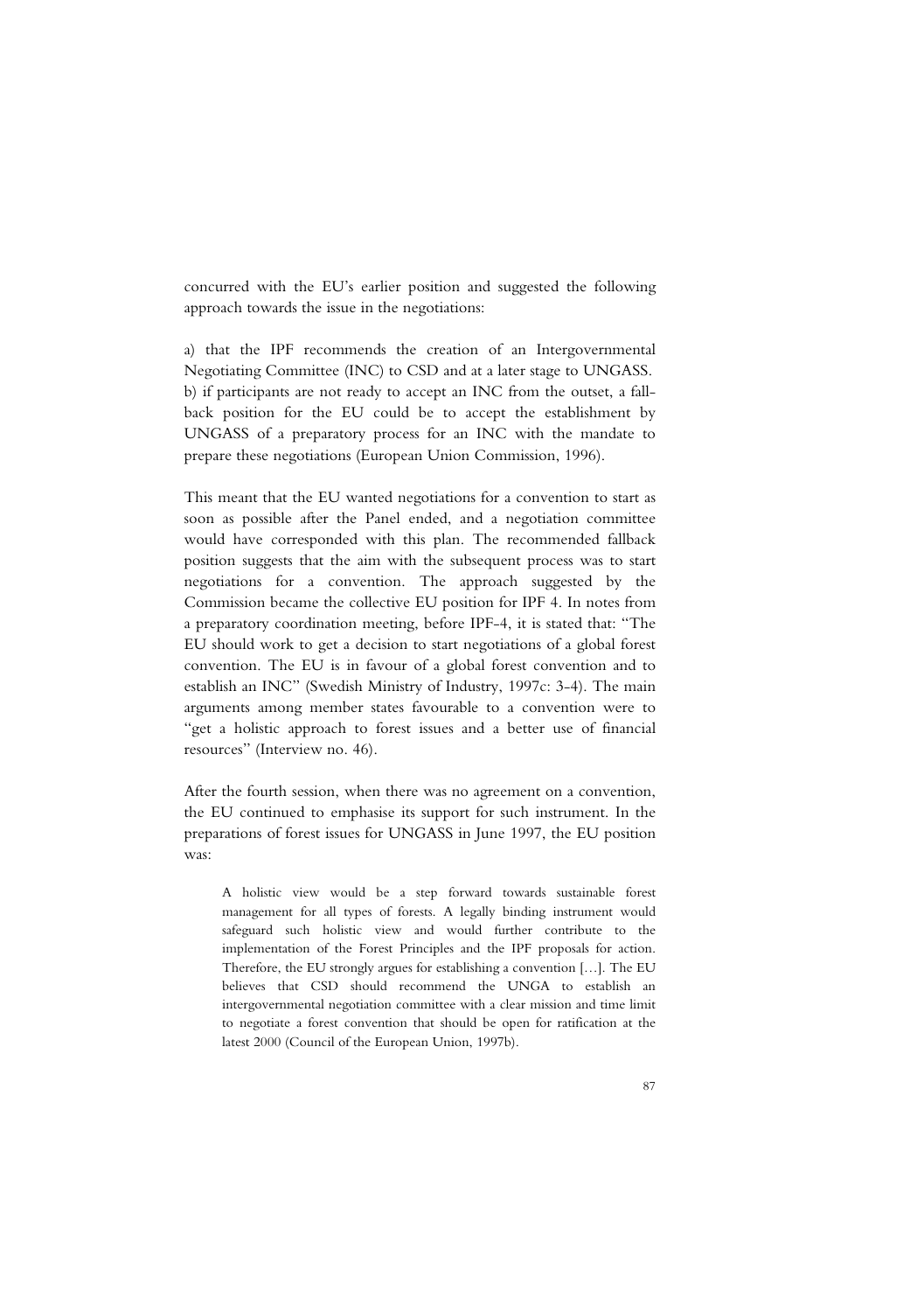concurred with the EU's earlier position and suggested the following approach towards the issue in the negotiations:

a) that the IPF recommends the creation of an Intergovernmental Negotiating Committee (INC) to CSD and at a later stage to UNGASS.
b) if participants are not ready to accept an INC from the outset, a fall-back position for the EU could be to accept the establishment by UNGASS of a preparatory process for an INC with the mandate to prepare these negotiations (European Union Commission, 1996).

This meant that the EU wanted negotiations for a convention to start as soon as possible after the Panel ended, and a negotiation committee would have corresponded with this plan. The recommended fallback position suggests that the aim with the subsequent process was to start negotiations for a convention. The approach suggested by the Commission became the collective EU position for IPF 4. In notes from a preparatory coordination meeting, before IPF-4, it is stated that: "The EU should work to get a decision to start negotiations of a global forest convention. The EU is in favour of a global forest convention and to establish an INC" (Swedish Ministry of Industry, 1997c: 3-4). The main arguments among member states favourable to a convention were to "get a holistic approach to forest issues and a better use of financial resources" (Interview no. 46).

After the fourth session, when there was no agreement on a convention, the EU continued to emphasise its support for such instrument. In the preparations of forest issues for UNGASS in June 1997, the EU position was:

> A holistic view would be a step forward towards sustainable forest management for all types of forests. A legally binding instrument would safeguard such holistic view and would further contribute to the implementation of the Forest Principles and the IPF proposals for action. Therefore, the EU strongly argues for establishing a convention […]. The EU believes that CSD should recommend the UNGA to establish an intergovernmental negotiation committee with a clear mission and time limit to negotiate a forest convention that should be open for ratification at the latest 2000 (Council of the European Union, 1997b).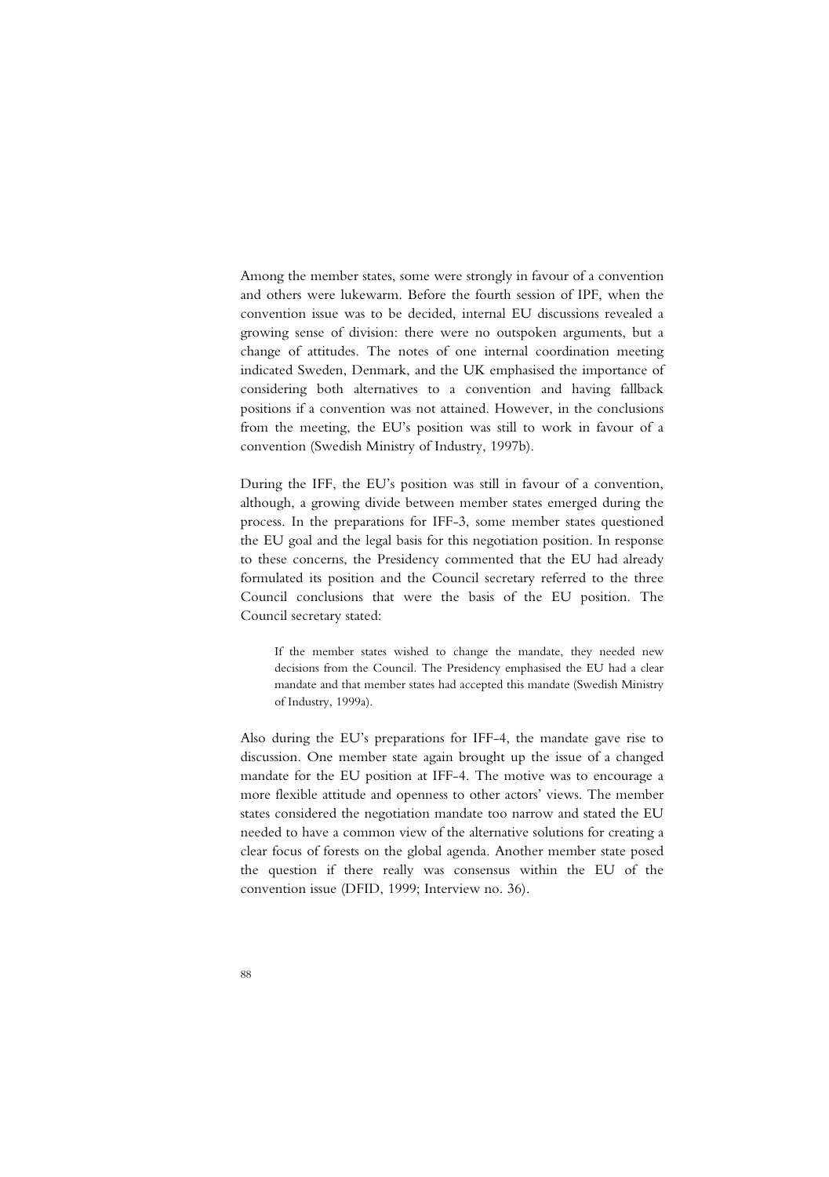Among the member states, some were strongly in favour of a convention and others were lukewarm. Before the fourth session of IPF, when the convention issue was to be decided, internal EU discussions revealed a growing sense of division: there were no outspoken arguments, but a change of attitudes. The notes of one internal coordination meeting indicated Sweden, Denmark, and the UK emphasised the importance of considering both alternatives to a convention and having fallback positions if a convention was not attained. However, in the conclusions from the meeting, the EU's position was still to work in favour of a convention (Swedish Ministry of Industry, 1997b).

During the IFF, the EU's position was still in favour of a convention, although, a growing divide between member states emerged during the process. In the preparations for IFF-3, some member states questioned the EU goal and the legal basis for this negotiation position. In response to these concerns, the Presidency commented that the EU had already formulated its position and the Council secretary referred to the three Council conclusions that were the basis of the EU position. The Council secretary stated:

> If the member states wished to change the mandate, they needed new decisions from the Council. The Presidency emphasised the EU had a clear mandate and that member states had accepted this mandate (Swedish Ministry of Industry, 1999a).

Also during the EU's preparations for IFF-4, the mandate gave rise to discussion. One member state again brought up the issue of a changed mandate for the EU position at IFF-4. The motive was to encourage a more flexible attitude and openness to other actors' views. The member states considered the negotiation mandate too narrow and stated the EU needed to have a common view of the alternative solutions for creating a clear focus of forests on the global agenda. Another member state posed the question if there really was consensus within the EU of the convention issue (DFID, 1999; Interview no. 36).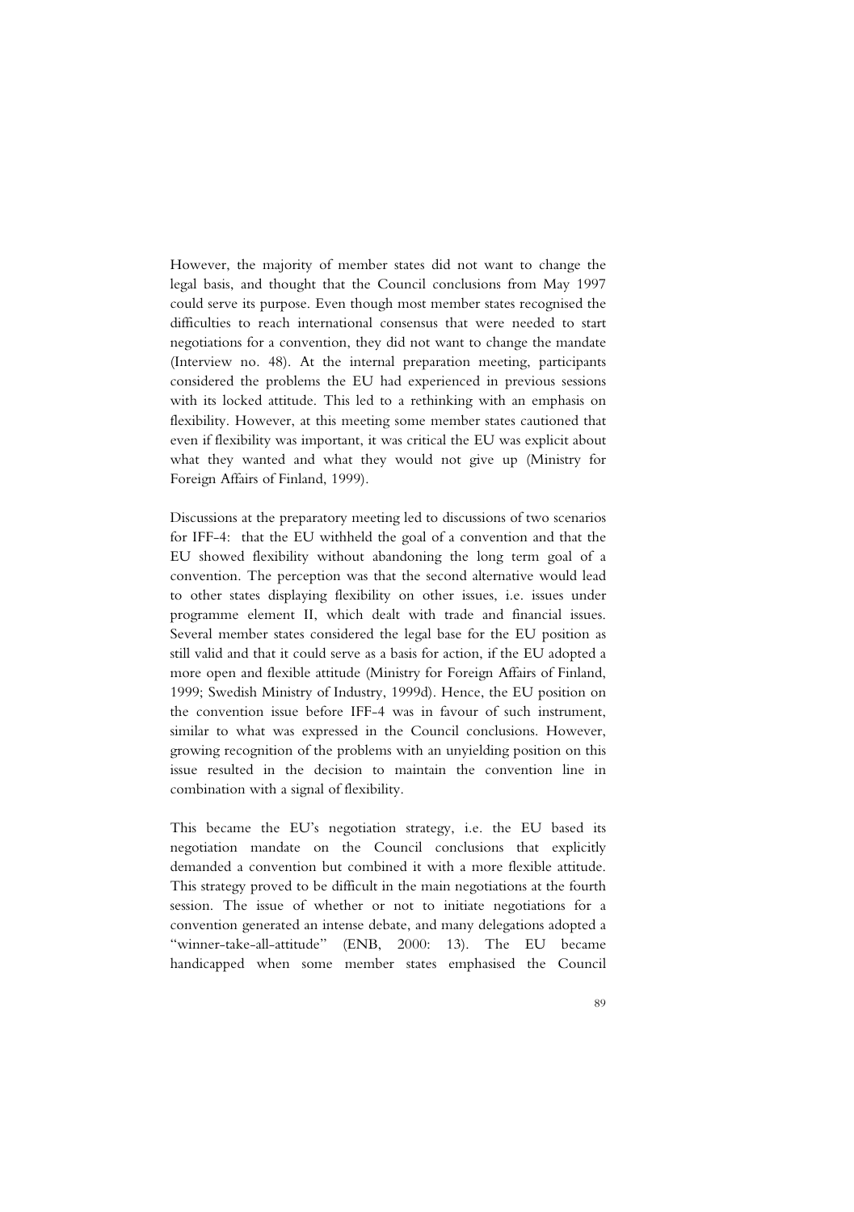However, the majority of member states did not want to change the legal basis, and thought that the Council conclusions from May 1997 could serve its purpose. Even though most member states recognised the difficulties to reach international consensus that were needed to start negotiations for a convention, they did not want to change the mandate (Interview no. 48). At the internal preparation meeting, participants considered the problems the EU had experienced in previous sessions with its locked attitude. This led to a rethinking with an emphasis on flexibility. However, at this meeting some member states cautioned that even if flexibility was important, it was critical the EU was explicit about what they wanted and what they would not give up (Ministry for Foreign Affairs of Finland, 1999).

Discussions at the preparatory meeting led to discussions of two scenarios for IFF-4: that the EU withheld the goal of a convention and that the EU showed flexibility without abandoning the long term goal of a convention. The perception was that the second alternative would lead to other states displaying flexibility on other issues, i.e. issues under programme element II, which dealt with trade and financial issues. Several member states considered the legal base for the EU position as still valid and that it could serve as a basis for action, if the EU adopted a more open and flexible attitude (Ministry for Foreign Affairs of Finland, 1999; Swedish Ministry of Industry, 1999d). Hence, the EU position on the convention issue before IFF-4 was in favour of such instrument, similar to what was expressed in the Council conclusions. However, growing recognition of the problems with an unyielding position on this issue resulted in the decision to maintain the convention line in combination with a signal of flexibility.

This became the EU's negotiation strategy, i.e. the EU based its negotiation mandate on the Council conclusions that explicitly demanded a convention but combined it with a more flexible attitude. This strategy proved to be difficult in the main negotiations at the fourth session. The issue of whether or not to initiate negotiations for a convention generated an intense debate, and many delegations adopted a "winner-take-all-attitude" (ENB, 2000: 13). The EU became handicapped when some member states emphasised the Council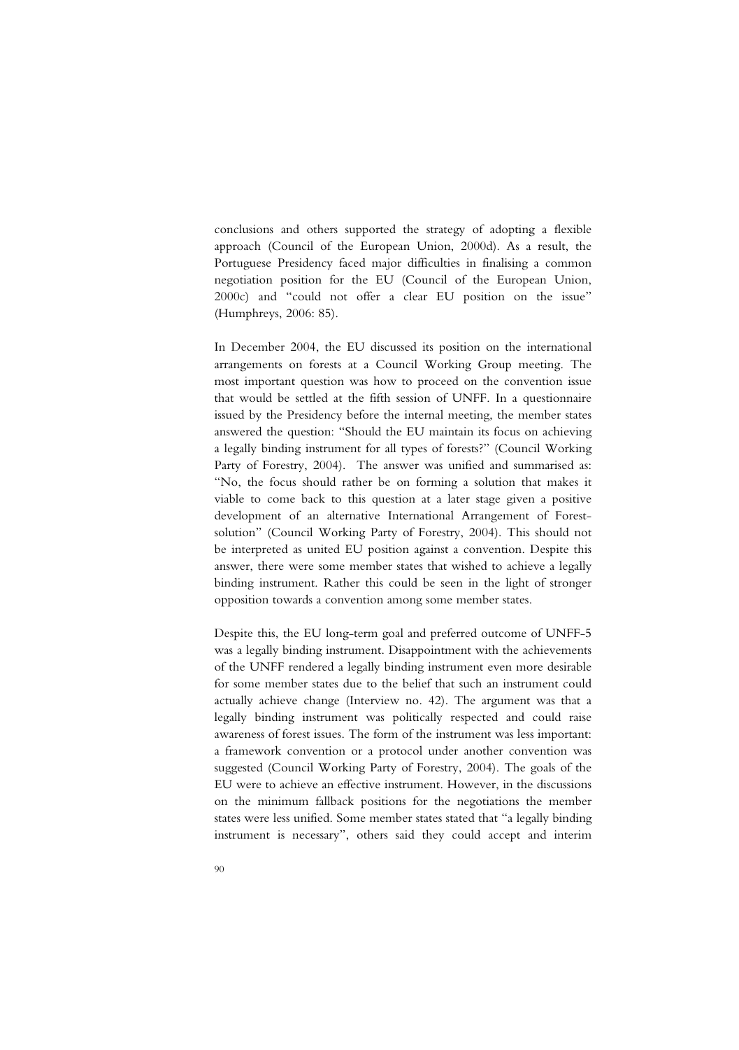conclusions and others supported the strategy of adopting a flexible approach (Council of the European Union, 2000d). As a result, the Portuguese Presidency faced major difficulties in finalising a common negotiation position for the EU (Council of the European Union, 2000c) and "could not offer a clear EU position on the issue" (Humphreys, 2006: 85).

In December 2004, the EU discussed its position on the international arrangements on forests at a Council Working Group meeting. The most important question was how to proceed on the convention issue that would be settled at the fifth session of UNFF. In a questionnaire issued by the Presidency before the internal meeting, the member states answered the question: "Should the EU maintain its focus on achieving a legally binding instrument for all types of forests?" (Council Working Party of Forestry, 2004). The answer was unified and summarised as: "No, the focus should rather be on forming a solution that makes it viable to come back to this question at a later stage given a positive development of an alternative International Arrangement of Forest-solution" (Council Working Party of Forestry, 2004). This should not be interpreted as united EU position against a convention. Despite this answer, there were some member states that wished to achieve a legally binding instrument. Rather this could be seen in the light of stronger opposition towards a convention among some member states.

Despite this, the EU long-term goal and preferred outcome of UNFF-5 was a legally binding instrument. Disappointment with the achievements of the UNFF rendered a legally binding instrument even more desirable for some member states due to the belief that such an instrument could actually achieve change (Interview no. 42). The argument was that a legally binding instrument was politically respected and could raise awareness of forest issues. The form of the instrument was less important: a framework convention or a protocol under another convention was suggested (Council Working Party of Forestry, 2004). The goals of the EU were to achieve an effective instrument. However, in the discussions on the minimum fallback positions for the negotiations the member states were less unified. Some member states stated that "a legally binding instrument is necessary", others said they could accept and interim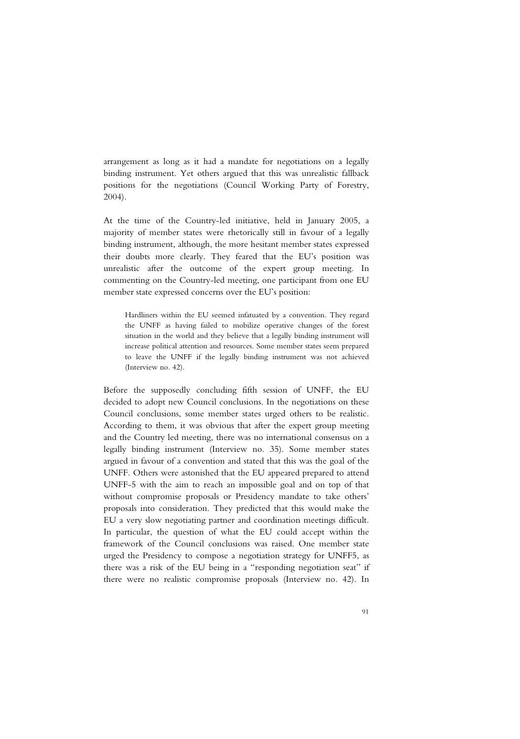arrangement as long as it had a mandate for negotiations on a legally binding instrument. Yet others argued that this was unrealistic fallback positions for the negotiations (Council Working Party of Forestry, 2004).

At the time of the Country-led initiative, held in January 2005, a majority of member states were rhetorically still in favour of a legally binding instrument, although, the more hesitant member states expressed their doubts more clearly. They feared that the EU's position was unrealistic after the outcome of the expert group meeting. In commenting on the Country-led meeting, one participant from one EU member state expressed concerns over the EU's position:

> Hardliners within the EU seemed infatuated by a convention. They regard the UNFF as having failed to mobilize operative changes of the forest situation in the world and they believe that a legally binding instrument will increase political attention and resources. Some member states seem prepared to leave the UNFF if the legally binding instrument was not achieved (Interview no. 42).

Before the supposedly concluding fifth session of UNFF, the EU decided to adopt new Council conclusions. In the negotiations on these Council conclusions, some member states urged others to be realistic. According to them, it was obvious that after the expert group meeting and the Country led meeting, there was no international consensus on a legally binding instrument (Interview no. 35). Some member states argued in favour of a convention and stated that this was the goal of the UNFF. Others were astonished that the EU appeared prepared to attend UNFF-5 with the aim to reach an impossible goal and on top of that without compromise proposals or Presidency mandate to take others' proposals into consideration. They predicted that this would make the EU a very slow negotiating partner and coordination meetings difficult. In particular, the question of what the EU could accept within the framework of the Council conclusions was raised. One member state urged the Presidency to compose a negotiation strategy for UNFF5, as there was a risk of the EU being in a "responding negotiation seat" if there were no realistic compromise proposals (Interview no. 42). In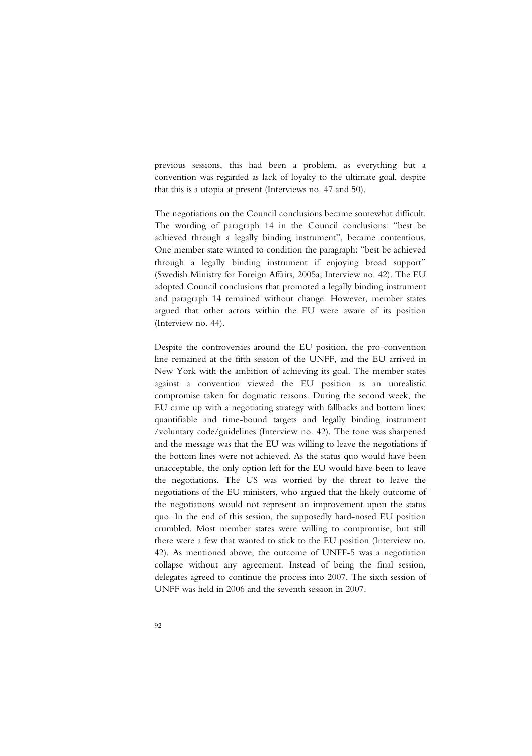previous sessions, this had been a problem, as everything but a convention was regarded as lack of loyalty to the ultimate goal, despite that this is a utopia at present (Interviews no. 47 and 50).

The negotiations on the Council conclusions became somewhat difficult. The wording of paragraph 14 in the Council conclusions: "best be achieved through a legally binding instrument", became contentious. One member state wanted to condition the paragraph: "best be achieved through a legally binding instrument if enjoying broad support" (Swedish Ministry for Foreign Affairs, 2005a; Interview no. 42). The EU adopted Council conclusions that promoted a legally binding instrument and paragraph 14 remained without change. However, member states argued that other actors within the EU were aware of its position (Interview no. 44).

Despite the controversies around the EU position, the pro-convention line remained at the fifth session of the UNFF, and the EU arrived in New York with the ambition of achieving its goal. The member states against a convention viewed the EU position as an unrealistic compromise taken for dogmatic reasons. During the second week, the EU came up with a negotiating strategy with fallbacks and bottom lines: quantifiable and time-bound targets and legally binding instrument /voluntary code/guidelines (Interview no. 42). The tone was sharpened and the message was that the EU was willing to leave the negotiations if the bottom lines were not achieved. As the status quo would have been unacceptable, the only option left for the EU would have been to leave the negotiations. The US was worried by the threat to leave the negotiations of the EU ministers, who argued that the likely outcome of the negotiations would not represent an improvement upon the status quo. In the end of this session, the supposedly hard-nosed EU position crumbled. Most member states were willing to compromise, but still there were a few that wanted to stick to the EU position (Interview no. 42). As mentioned above, the outcome of UNFF-5 was a negotiation collapse without any agreement. Instead of being the final session, delegates agreed to continue the process into 2007. The sixth session of UNFF was held in 2006 and the seventh session in 2007.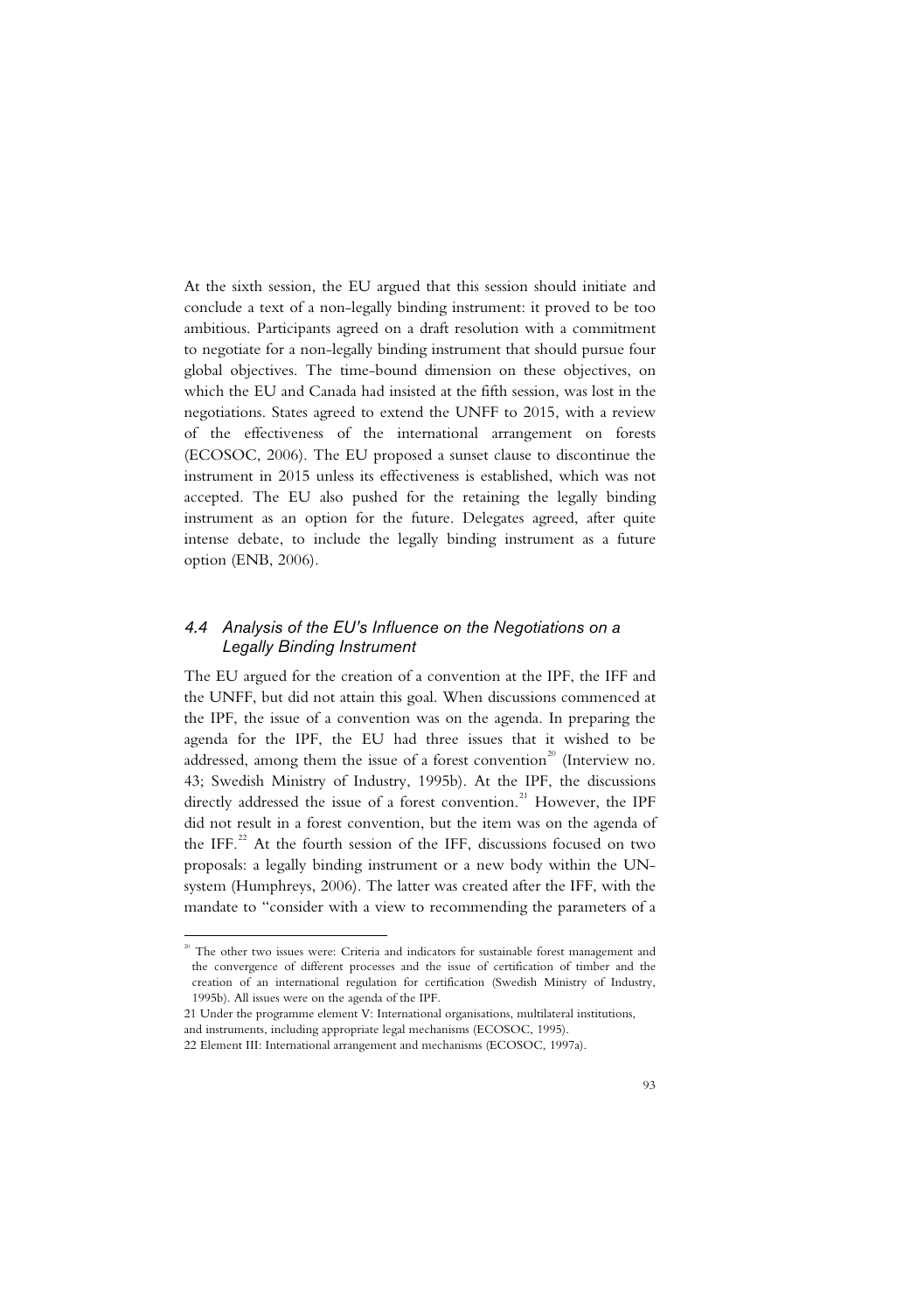At the sixth session, the EU argued that this session should initiate and conclude a text of a non-legally binding instrument: it proved to be too ambitious. Participants agreed on a draft resolution with a commitment to negotiate for a non-legally binding instrument that should pursue four global objectives. The time-bound dimension on these objectives, on which the EU and Canada had insisted at the fifth session, was lost in the negotiations. States agreed to extend the UNFF to 2015, with a review of the effectiveness of the international arrangement on forests (ECOSOC, 2006). The EU proposed a sunset clause to discontinue the instrument in 2015 unless its effectiveness is established, which was not accepted. The EU also pushed for the retaining the legally binding instrument as an option for the future. Delegates agreed, after quite intense debate, to include the legally binding instrument as a future option (ENB, 2006).

### *4.4 Analysis of the EU's Influence on the Negotiations on a Legally Binding Instrument*

The EU argued for the creation of a convention at the IPF, the IFF and the UNFF, but did not attain this goal. When discussions commenced at the IPF, the issue of a convention was on the agenda. In preparing the agenda for the IPF, the EU had three issues that it wished to be addressed, among them the issue of a forest convention[20] (Interview no. 43; Swedish Ministry of Industry, 1995b). At the IPF, the discussions directly addressed the issue of a forest convention.[21] However, the IPF did not result in a forest convention, but the item was on the agenda of the IFF.[22] At the fourth session of the IFF, discussions focused on two proposals: a legally binding instrument or a new body within the UN-system (Humphreys, 2006). The latter was created after the IFF, with the mandate to "consider with a view to recommending the parameters of a

---

[20] The other two issues were: Criteria and indicators for sustainable forest management and the convergence of different processes and the issue of certification of timber and the creation of an international regulation for certification (Swedish Ministry of Industry, 1995b). All issues were on the agenda of the IPF.

[21] Under the programme element V: International organisations, multilateral institutions, and instruments, including appropriate legal mechanisms (ECOSOC, 1995).

[22] Element III: International arrangement and mechanisms (ECOSOC, 1997a).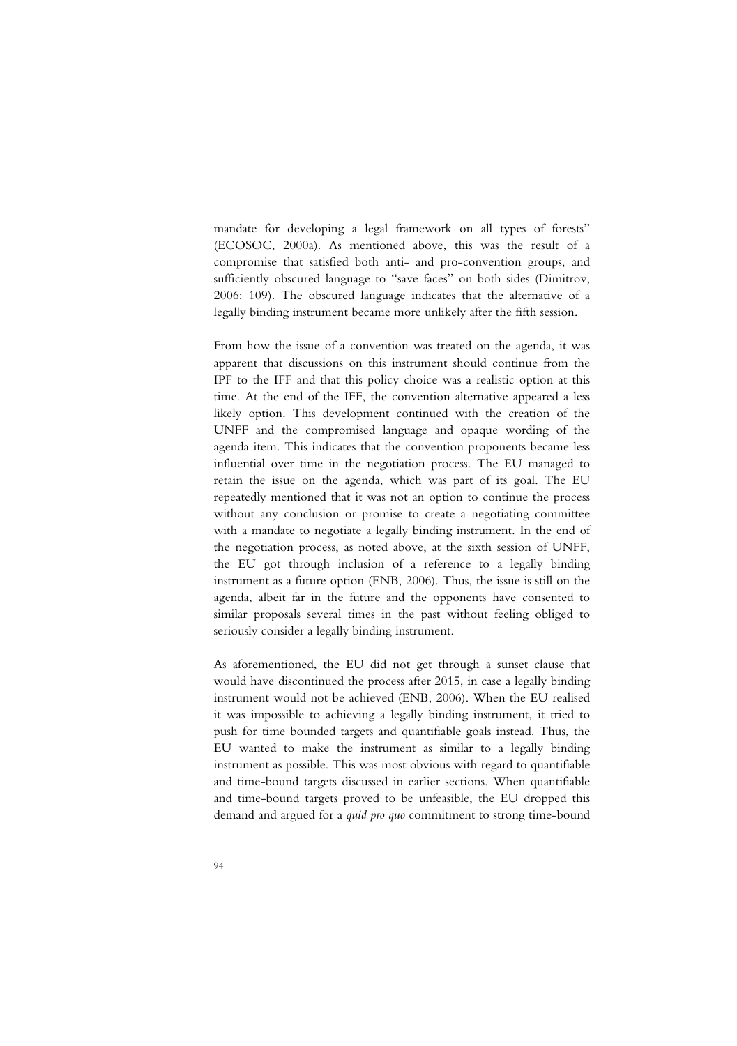mandate for developing a legal framework on all types of forests" (ECOSOC, 2000a). As mentioned above, this was the result of a compromise that satisfied both anti- and pro-convention groups, and sufficiently obscured language to "save faces" on both sides (Dimitrov, 2006: 109). The obscured language indicates that the alternative of a legally binding instrument became more unlikely after the fifth session.

From how the issue of a convention was treated on the agenda, it was apparent that discussions on this instrument should continue from the IPF to the IFF and that this policy choice was a realistic option at this time. At the end of the IFF, the convention alternative appeared a less likely option. This development continued with the creation of the UNFF and the compromised language and opaque wording of the agenda item. This indicates that the convention proponents became less influential over time in the negotiation process. The EU managed to retain the issue on the agenda, which was part of its goal. The EU repeatedly mentioned that it was not an option to continue the process without any conclusion or promise to create a negotiating committee with a mandate to negotiate a legally binding instrument. In the end of the negotiation process, as noted above, at the sixth session of UNFF, the EU got through inclusion of a reference to a legally binding instrument as a future option (ENB, 2006). Thus, the issue is still on the agenda, albeit far in the future and the opponents have consented to similar proposals several times in the past without feeling obliged to seriously consider a legally binding instrument.

As aforementioned, the EU did not get through a sunset clause that would have discontinued the process after 2015, in case a legally binding instrument would not be achieved (ENB, 2006). When the EU realised it was impossible to achieving a legally binding instrument, it tried to push for time bounded targets and quantifiable goals instead. Thus, the EU wanted to make the instrument as similar to a legally binding instrument as possible. This was most obvious with regard to quantifiable and time-bound targets discussed in earlier sections. When quantifiable and time-bound targets proved to be unfeasible, the EU dropped this demand and argued for a *quid pro quo* commitment to strong time-bound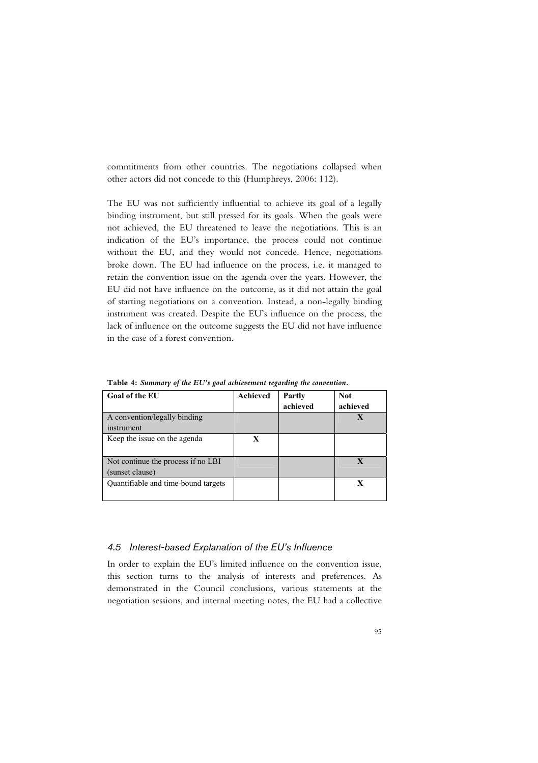commitments from other countries. The negotiations collapsed when other actors did not concede to this (Humphreys, 2006: 112).

The EU was not sufficiently influential to achieve its goal of a legally binding instrument, but still pressed for its goals. When the goals were not achieved, the EU threatened to leave the negotiations. This is an indication of the EU's importance, the process could not continue without the EU, and they would not concede. Hence, negotiations broke down. The EU had influence on the process, i.e. it managed to retain the convention issue on the agenda over the years. However, the EU did not have influence on the outcome, as it did not attain the goal of starting negotiations on a convention. Instead, a non-legally binding instrument was created. Despite the EU's influence on the process, the lack of influence on the outcome suggests the EU did not have influence in the case of a forest convention.

**Table 4:** ***Summary of the EU's goal achievement regarding the convention.***

| Goal of the EU | Achieved | Partly achieved | Not achieved |
|---|---|---|---|
| A convention/legally binding instrument | | | **X** |
| Keep the issue on the agenda | **X** | | |
| Not continue the process if no LBI (sunset clause) | | | **X** |
| Quantifiable and time-bound targets | | | **X** |

### *4.5 Interest-based Explanation of the EU's Influence*

In order to explain the EU's limited influence on the convention issue, this section turns to the analysis of interests and preferences. As demonstrated in the Council conclusions, various statements at the negotiation sessions, and internal meeting notes, the EU had a collective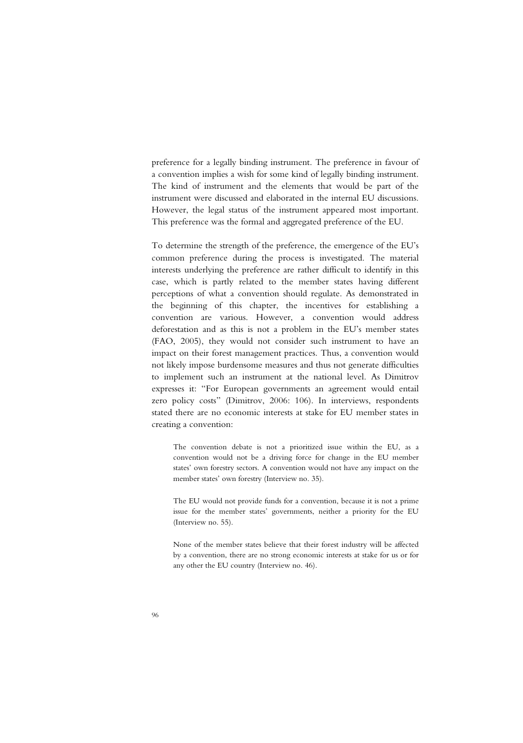preference for a legally binding instrument. The preference in favour of a convention implies a wish for some kind of legally binding instrument. The kind of instrument and the elements that would be part of the instrument were discussed and elaborated in the internal EU discussions. However, the legal status of the instrument appeared most important. This preference was the formal and aggregated preference of the EU.

To determine the strength of the preference, the emergence of the EU's common preference during the process is investigated. The material interests underlying the preference are rather difficult to identify in this case, which is partly related to the member states having different perceptions of what a convention should regulate. As demonstrated in the beginning of this chapter, the incentives for establishing a convention are various. However, a convention would address deforestation and as this is not a problem in the EU's member states (FAO, 2005), they would not consider such instrument to have an impact on their forest management practices. Thus, a convention would not likely impose burdensome measures and thus not generate difficulties to implement such an instrument at the national level. As Dimitrov expresses it: "For European governments an agreement would entail zero policy costs" (Dimitrov, 2006: 106). In interviews, respondents stated there are no economic interests at stake for EU member states in creating a convention:

> The convention debate is not a prioritized issue within the EU, as a convention would not be a driving force for change in the EU member states' own forestry sectors. A convention would not have any impact on the member states' own forestry (Interview no. 35).

> The EU would not provide funds for a convention, because it is not a prime issue for the member states' governments, neither a priority for the EU (Interview no. 55).

> None of the member states believe that their forest industry will be affected by a convention, there are no strong economic interests at stake for us or for any other the EU country (Interview no. 46).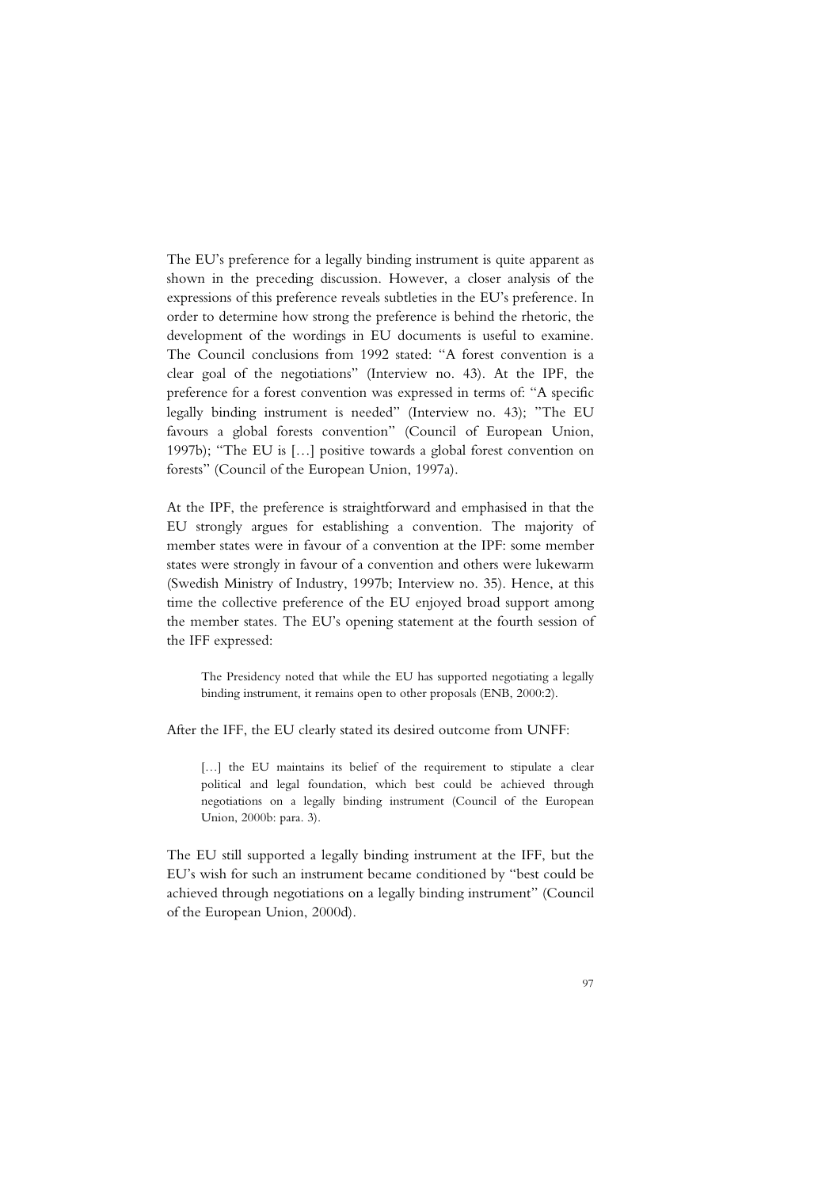The EU's preference for a legally binding instrument is quite apparent as shown in the preceding discussion. However, a closer analysis of the expressions of this preference reveals subtleties in the EU's preference. In order to determine how strong the preference is behind the rhetoric, the development of the wordings in EU documents is useful to examine. The Council conclusions from 1992 stated: "A forest convention is a clear goal of the negotiations" (Interview no. 43). At the IPF, the preference for a forest convention was expressed in terms of: "A specific legally binding instrument is needed" (Interview no. 43); "The EU favours a global forests convention" (Council of European Union, 1997b); "The EU is […] positive towards a global forest convention on forests" (Council of the European Union, 1997a).

At the IPF, the preference is straightforward and emphasised in that the EU strongly argues for establishing a convention. The majority of member states were in favour of a convention at the IPF: some member states were strongly in favour of a convention and others were lukewarm (Swedish Ministry of Industry, 1997b; Interview no. 35). Hence, at this time the collective preference of the EU enjoyed broad support among the member states. The EU's opening statement at the fourth session of the IFF expressed:

> The Presidency noted that while the EU has supported negotiating a legally binding instrument, it remains open to other proposals (ENB, 2000:2).

After the IFF, the EU clearly stated its desired outcome from UNFF:

> […] the EU maintains its belief of the requirement to stipulate a clear political and legal foundation, which best could be achieved through negotiations on a legally binding instrument (Council of the European Union, 2000b: para. 3).

The EU still supported a legally binding instrument at the IFF, but the EU's wish for such an instrument became conditioned by "best could be achieved through negotiations on a legally binding instrument" (Council of the European Union, 2000d).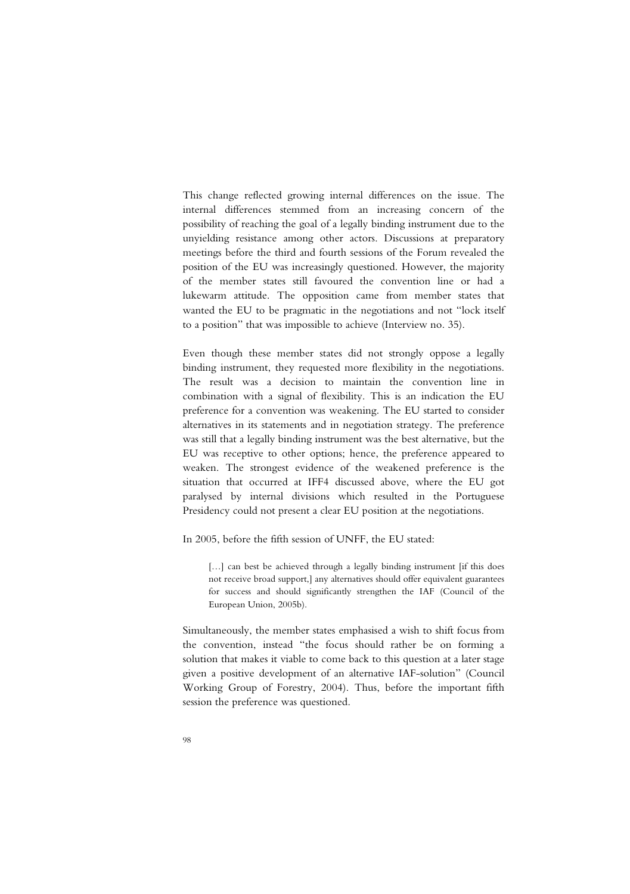This change reflected growing internal differences on the issue. The internal differences stemmed from an increasing concern of the possibility of reaching the goal of a legally binding instrument due to the unyielding resistance among other actors. Discussions at preparatory meetings before the third and fourth sessions of the Forum revealed the position of the EU was increasingly questioned. However, the majority of the member states still favoured the convention line or had a lukewarm attitude. The opposition came from member states that wanted the EU to be pragmatic in the negotiations and not "lock itself to a position" that was impossible to achieve (Interview no. 35).

Even though these member states did not strongly oppose a legally binding instrument, they requested more flexibility in the negotiations. The result was a decision to maintain the convention line in combination with a signal of flexibility. This is an indication the EU preference for a convention was weakening. The EU started to consider alternatives in its statements and in negotiation strategy. The preference was still that a legally binding instrument was the best alternative, but the EU was receptive to other options; hence, the preference appeared to weaken. The strongest evidence of the weakened preference is the situation that occurred at IFF4 discussed above, where the EU got paralysed by internal divisions which resulted in the Portuguese Presidency could not present a clear EU position at the negotiations.

In 2005, before the fifth session of UNFF, the EU stated:

> […] can best be achieved through a legally binding instrument [if this does not receive broad support,] any alternatives should offer equivalent guarantees for success and should significantly strengthen the IAF (Council of the European Union, 2005b).

Simultaneously, the member states emphasised a wish to shift focus from the convention, instead "the focus should rather be on forming a solution that makes it viable to come back to this question at a later stage given a positive development of an alternative IAF-solution" (Council Working Group of Forestry, 2004). Thus, before the important fifth session the preference was questioned.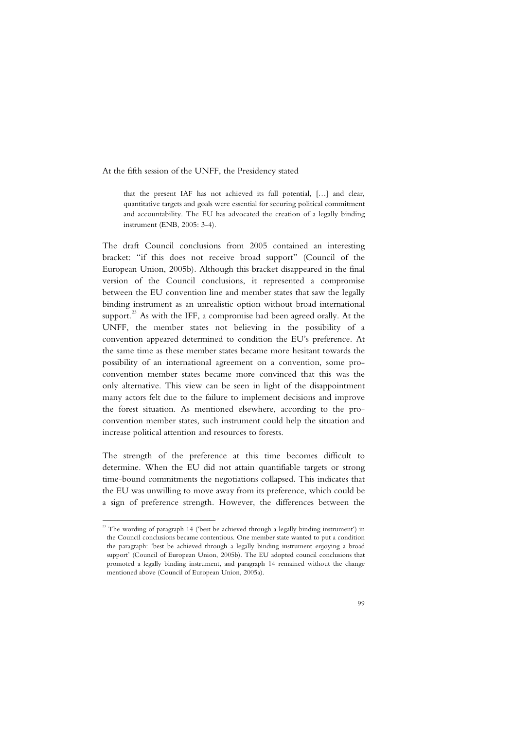At the fifth session of the UNFF, the Presidency stated

> that the present IAF has not achieved its full potential, […] and clear, quantitative targets and goals were essential for securing political commitment and accountability. The EU has advocated the creation of a legally binding instrument (ENB, 2005: 3-4).

The draft Council conclusions from 2005 contained an interesting bracket: "if this does not receive broad support" (Council of the European Union, 2005b). Although this bracket disappeared in the final version of the Council conclusions, it represented a compromise between the EU convention line and member states that saw the legally binding instrument as an unrealistic option without broad international support.[23] As with the IFF, a compromise had been agreed orally. At the UNFF, the member states not believing in the possibility of a convention appeared determined to condition the EU's preference. At the same time as these member states became more hesitant towards the possibility of an international agreement on a convention, some pro-convention member states became more convinced that this was the only alternative. This view can be seen in light of the disappointment many actors felt due to the failure to implement decisions and improve the forest situation. As mentioned elsewhere, according to the pro-convention member states, such instrument could help the situation and increase political attention and resources to forests.

The strength of the preference at this time becomes difficult to determine. When the EU did not attain quantifiable targets or strong time-bound commitments the negotiations collapsed. This indicates that the EU was unwilling to move away from its preference, which could be a sign of preference strength. However, the differences between the

---

[23] The wording of paragraph 14 ('best be achieved through a legally binding instrument') in the Council conclusions became contentious. One member state wanted to put a condition the paragraph: 'best be achieved through a legally binding instrument enjoying a broad support' (Council of European Union, 2005b). The EU adopted council conclusions that promoted a legally binding instrument, and paragraph 14 remained without the change mentioned above (Council of European Union, 2005a).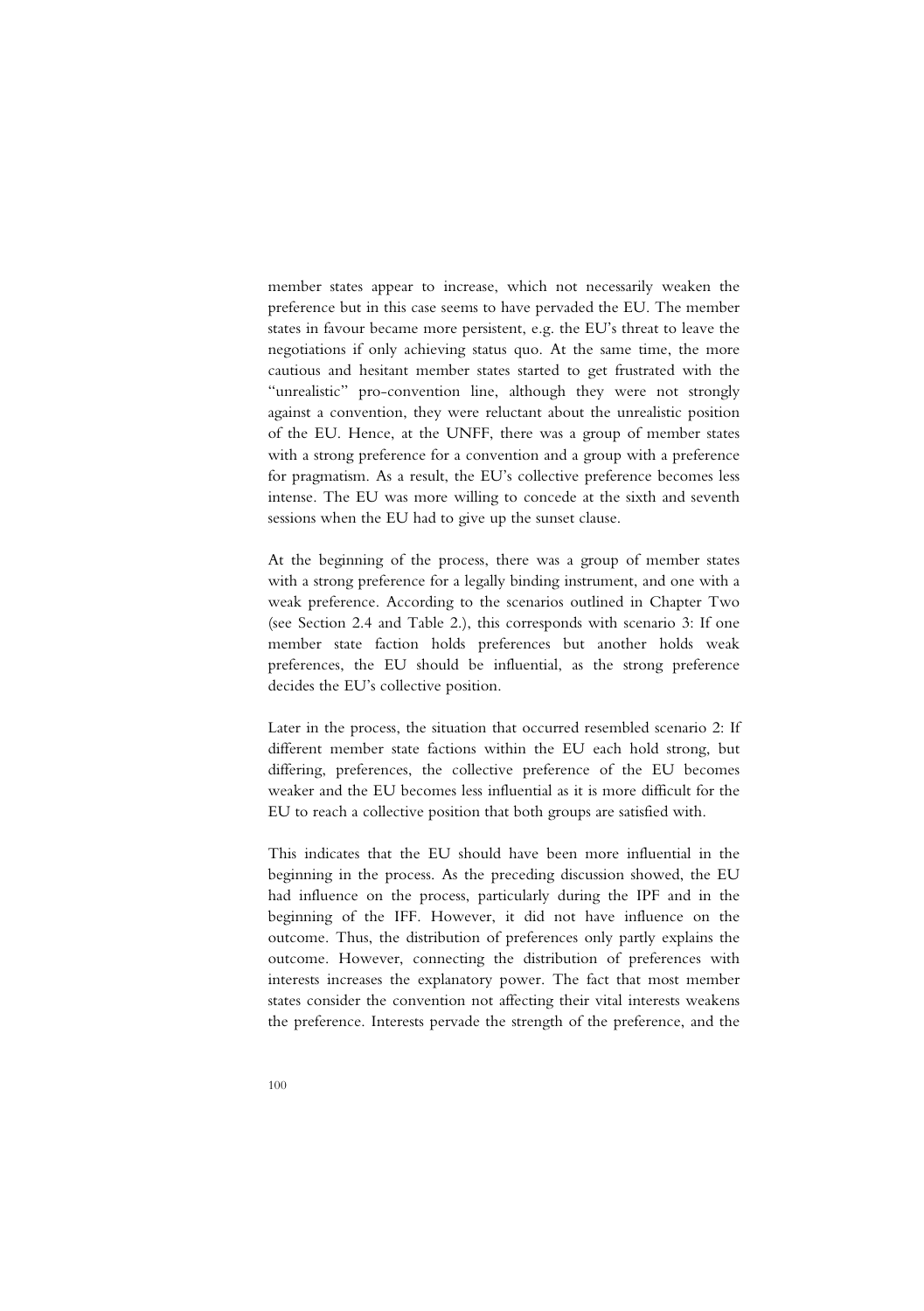member states appear to increase, which not necessarily weaken the preference but in this case seems to have pervaded the EU. The member states in favour became more persistent, e.g. the EU's threat to leave the negotiations if only achieving status quo. At the same time, the more cautious and hesitant member states started to get frustrated with the "unrealistic" pro-convention line, although they were not strongly against a convention, they were reluctant about the unrealistic position of the EU. Hence, at the UNFF, there was a group of member states with a strong preference for a convention and a group with a preference for pragmatism. As a result, the EU's collective preference becomes less intense. The EU was more willing to concede at the sixth and seventh sessions when the EU had to give up the sunset clause.

At the beginning of the process, there was a group of member states with a strong preference for a legally binding instrument, and one with a weak preference. According to the scenarios outlined in Chapter Two (see Section 2.4 and Table 2.), this corresponds with scenario 3: If one member state faction holds preferences but another holds weak preferences, the EU should be influential, as the strong preference decides the EU's collective position.

Later in the process, the situation that occurred resembled scenario 2: If different member state factions within the EU each hold strong, but differing, preferences, the collective preference of the EU becomes weaker and the EU becomes less influential as it is more difficult for the EU to reach a collective position that both groups are satisfied with.

This indicates that the EU should have been more influential in the beginning in the process. As the preceding discussion showed, the EU had influence on the process, particularly during the IPF and in the beginning of the IFF. However, it did not have influence on the outcome. Thus, the distribution of preferences only partly explains the outcome. However, connecting the distribution of preferences with interests increases the explanatory power. The fact that most member states consider the convention not affecting their vital interests weakens the preference. Interests pervade the strength of the preference, and the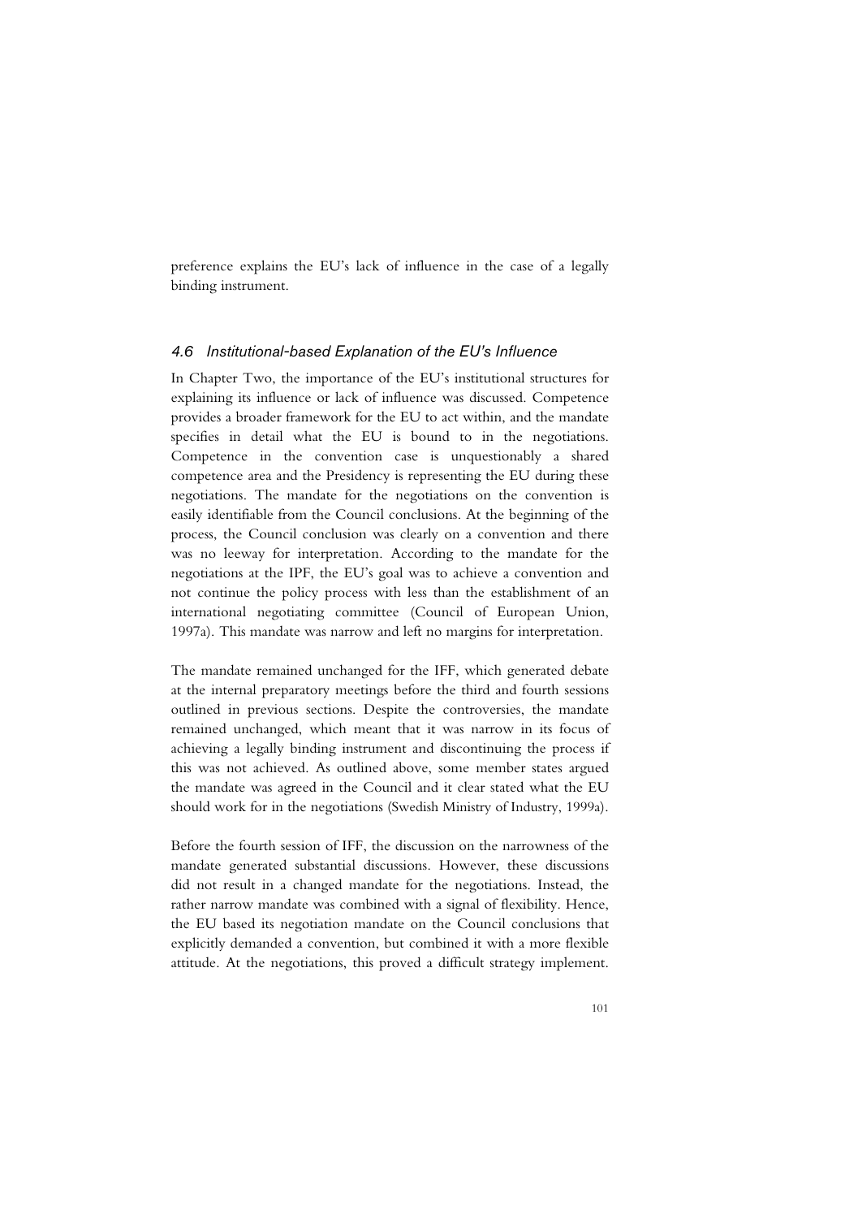preference explains the EU's lack of influence in the case of a legally binding instrument.

### *4.6 Institutional-based Explanation of the EU's Influence*

In Chapter Two, the importance of the EU's institutional structures for explaining its influence or lack of influence was discussed. Competence provides a broader framework for the EU to act within, and the mandate specifies in detail what the EU is bound to in the negotiations. Competence in the convention case is unquestionably a shared competence area and the Presidency is representing the EU during these negotiations. The mandate for the negotiations on the convention is easily identifiable from the Council conclusions. At the beginning of the process, the Council conclusion was clearly on a convention and there was no leeway for interpretation. According to the mandate for the negotiations at the IPF, the EU's goal was to achieve a convention and not continue the policy process with less than the establishment of an international negotiating committee (Council of European Union, 1997a). This mandate was narrow and left no margins for interpretation.

The mandate remained unchanged for the IFF, which generated debate at the internal preparatory meetings before the third and fourth sessions outlined in previous sections. Despite the controversies, the mandate remained unchanged, which meant that it was narrow in its focus of achieving a legally binding instrument and discontinuing the process if this was not achieved. As outlined above, some member states argued the mandate was agreed in the Council and it clear stated what the EU should work for in the negotiations (Swedish Ministry of Industry, 1999a).

Before the fourth session of IFF, the discussion on the narrowness of the mandate generated substantial discussions. However, these discussions did not result in a changed mandate for the negotiations. Instead, the rather narrow mandate was combined with a signal of flexibility. Hence, the EU based its negotiation mandate on the Council conclusions that explicitly demanded a convention, but combined it with a more flexible attitude. At the negotiations, this proved a difficult strategy implement.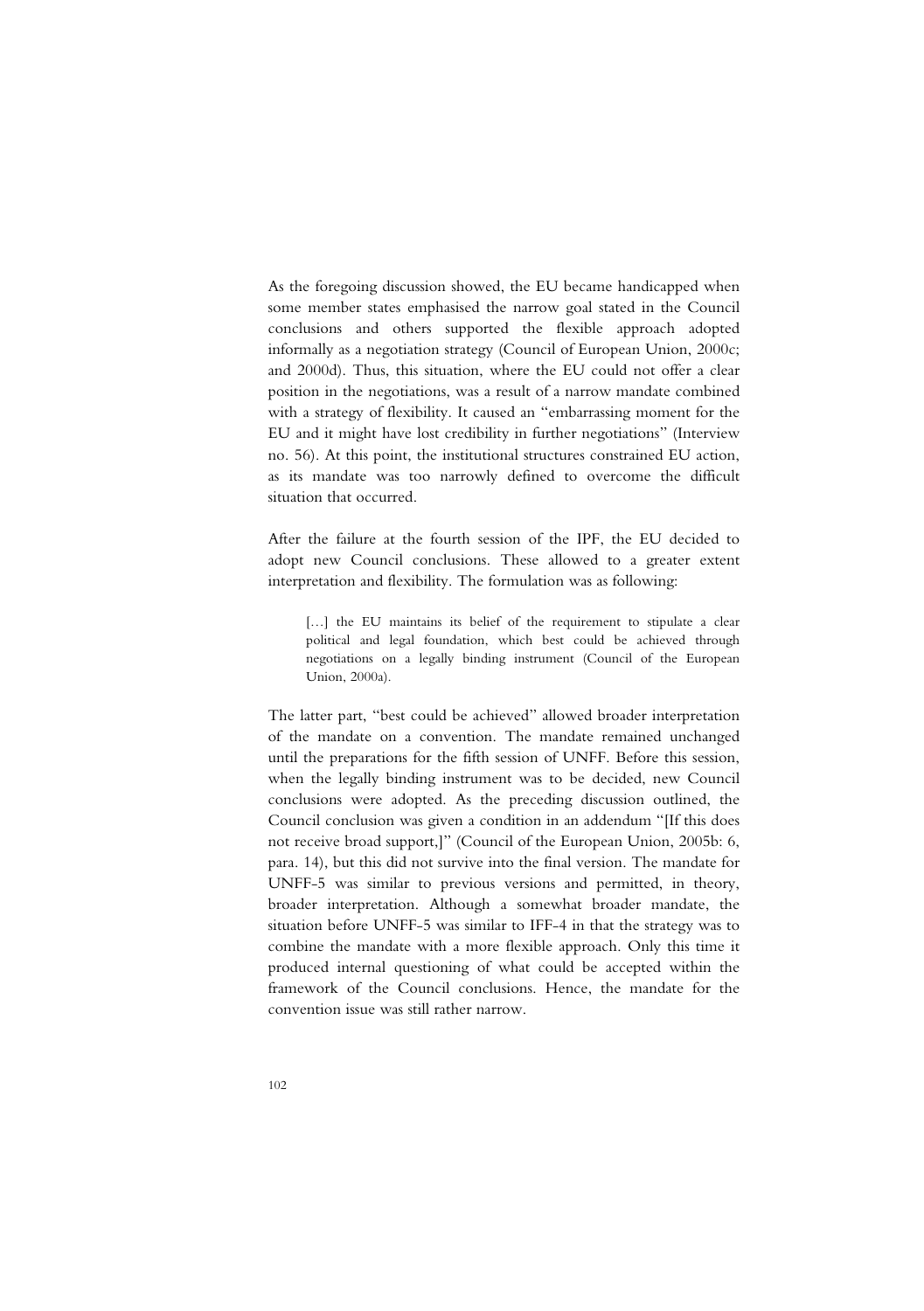As the foregoing discussion showed, the EU became handicapped when some member states emphasised the narrow goal stated in the Council conclusions and others supported the flexible approach adopted informally as a negotiation strategy (Council of European Union, 2000c; and 2000d). Thus, this situation, where the EU could not offer a clear position in the negotiations, was a result of a narrow mandate combined with a strategy of flexibility. It caused an "embarrassing moment for the EU and it might have lost credibility in further negotiations" (Interview no. 56). At this point, the institutional structures constrained EU action, as its mandate was too narrowly defined to overcome the difficult situation that occurred.

After the failure at the fourth session of the IPF, the EU decided to adopt new Council conclusions. These allowed to a greater extent interpretation and flexibility. The formulation was as following:

> […] the EU maintains its belief of the requirement to stipulate a clear political and legal foundation, which best could be achieved through negotiations on a legally binding instrument (Council of the European Union, 2000a).

The latter part, "best could be achieved" allowed broader interpretation of the mandate on a convention. The mandate remained unchanged until the preparations for the fifth session of UNFF. Before this session, when the legally binding instrument was to be decided, new Council conclusions were adopted. As the preceding discussion outlined, the Council conclusion was given a condition in an addendum "[If this does not receive broad support,]" (Council of the European Union, 2005b: 6, para. 14), but this did not survive into the final version. The mandate for UNFF-5 was similar to previous versions and permitted, in theory, broader interpretation. Although a somewhat broader mandate, the situation before UNFF-5 was similar to IFF-4 in that the strategy was to combine the mandate with a more flexible approach. Only this time it produced internal questioning of what could be accepted within the framework of the Council conclusions. Hence, the mandate for the convention issue was still rather narrow.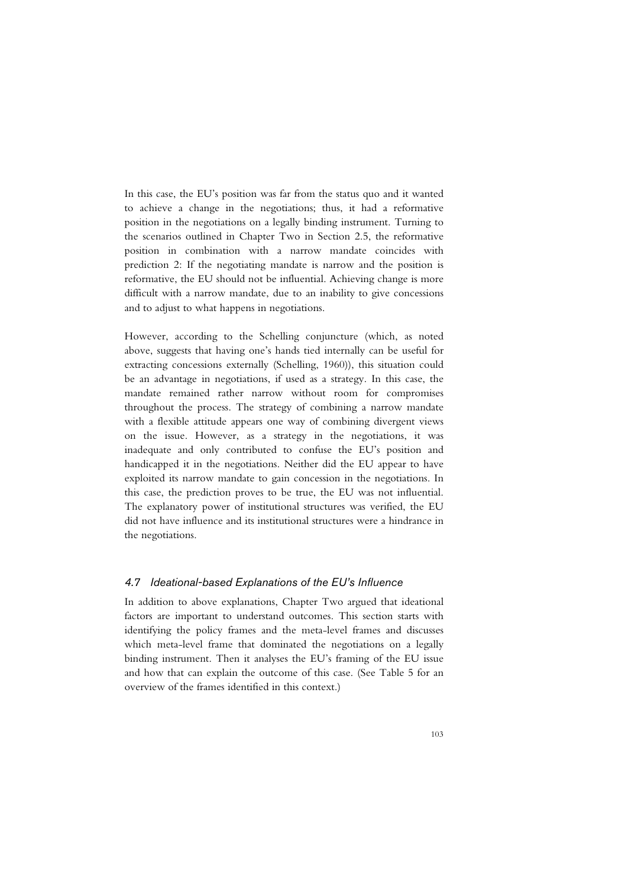In this case, the EU's position was far from the status quo and it wanted to achieve a change in the negotiations; thus, it had a reformative position in the negotiations on a legally binding instrument. Turning to the scenarios outlined in Chapter Two in Section 2.5, the reformative position in combination with a narrow mandate coincides with prediction 2: If the negotiating mandate is narrow and the position is reformative, the EU should not be influential. Achieving change is more difficult with a narrow mandate, due to an inability to give concessions and to adjust to what happens in negotiations.

However, according to the Schelling conjuncture (which, as noted above, suggests that having one's hands tied internally can be useful for extracting concessions externally (Schelling, 1960)), this situation could be an advantage in negotiations, if used as a strategy. In this case, the mandate remained rather narrow without room for compromises throughout the process. The strategy of combining a narrow mandate with a flexible attitude appears one way of combining divergent views on the issue. However, as a strategy in the negotiations, it was inadequate and only contributed to confuse the EU's position and handicapped it in the negotiations. Neither did the EU appear to have exploited its narrow mandate to gain concession in the negotiations. In this case, the prediction proves to be true, the EU was not influential. The explanatory power of institutional structures was verified, the EU did not have influence and its institutional structures were a hindrance in the negotiations.

## *4.7 Ideational-based Explanations of the EU's Influence*

In addition to above explanations, Chapter Two argued that ideational factors are important to understand outcomes. This section starts with identifying the policy frames and the meta-level frames and discusses which meta-level frame that dominated the negotiations on a legally binding instrument. Then it analyses the EU's framing of the EU issue and how that can explain the outcome of this case. (See Table 5 for an overview of the frames identified in this context.)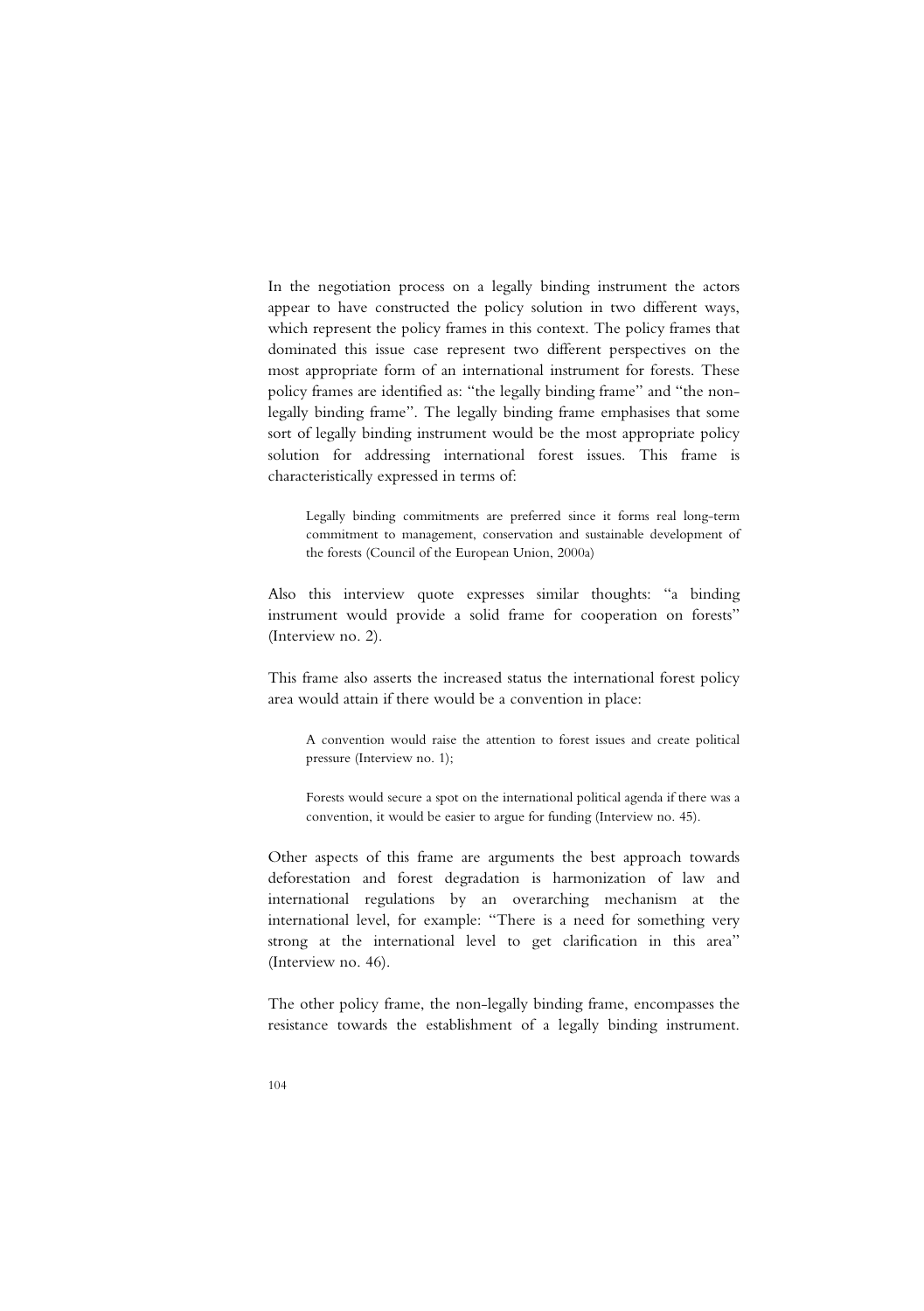In the negotiation process on a legally binding instrument the actors appear to have constructed the policy solution in two different ways, which represent the policy frames in this context. The policy frames that dominated this issue case represent two different perspectives on the most appropriate form of an international instrument for forests. These policy frames are identified as: "the legally binding frame" and "the non-legally binding frame". The legally binding frame emphasises that some sort of legally binding instrument would be the most appropriate policy solution for addressing international forest issues. This frame is characteristically expressed in terms of:

> Legally binding commitments are preferred since it forms real long-term commitment to management, conservation and sustainable development of the forests (Council of the European Union, 2000a)

Also this interview quote expresses similar thoughts: "a binding instrument would provide a solid frame for cooperation on forests" (Interview no. 2).

This frame also asserts the increased status the international forest policy area would attain if there would be a convention in place:

> A convention would raise the attention to forest issues and create political pressure (Interview no. 1);

> Forests would secure a spot on the international political agenda if there was a convention, it would be easier to argue for funding (Interview no. 45).

Other aspects of this frame are arguments the best approach towards deforestation and forest degradation is harmonization of law and international regulations by an overarching mechanism at the international level, for example: "There is a need for something very strong at the international level to get clarification in this area" (Interview no. 46).

The other policy frame, the non-legally binding frame, encompasses the resistance towards the establishment of a legally binding instrument.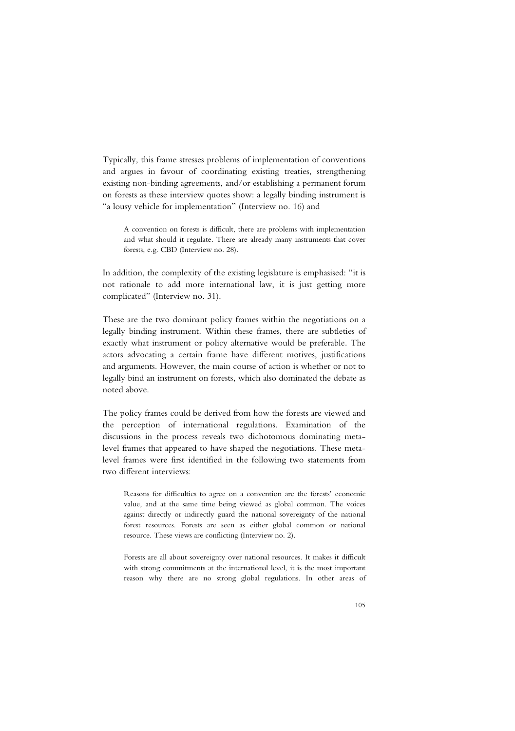Typically, this frame stresses problems of implementation of conventions and argues in favour of coordinating existing treaties, strengthening existing non-binding agreements, and/or establishing a permanent forum on forests as these interview quotes show: a legally binding instrument is "a lousy vehicle for implementation" (Interview no. 16) and

> A convention on forests is difficult, there are problems with implementation and what should it regulate. There are already many instruments that cover forests, e.g. CBD (Interview no. 28).

In addition, the complexity of the existing legislature is emphasised: "it is not rationale to add more international law, it is just getting more complicated" (Interview no. 31).

These are the two dominant policy frames within the negotiations on a legally binding instrument. Within these frames, there are subtleties of exactly what instrument or policy alternative would be preferable. The actors advocating a certain frame have different motives, justifications and arguments. However, the main course of action is whether or not to legally bind an instrument on forests, which also dominated the debate as noted above.

The policy frames could be derived from how the forests are viewed and the perception of international regulations. Examination of the discussions in the process reveals two dichotomous dominating meta-level frames that appeared to have shaped the negotiations. These meta-level frames were first identified in the following two statements from two different interviews:

> Reasons for difficulties to agree on a convention are the forests' economic value, and at the same time being viewed as global common. The voices against directly or indirectly guard the national sovereignty of the national forest resources. Forests are seen as either global common or national resource. These views are conflicting (Interview no. 2).

> Forests are all about sovereignty over national resources. It makes it difficult with strong commitments at the international level, it is the most important reason why there are no strong global regulations. In other areas of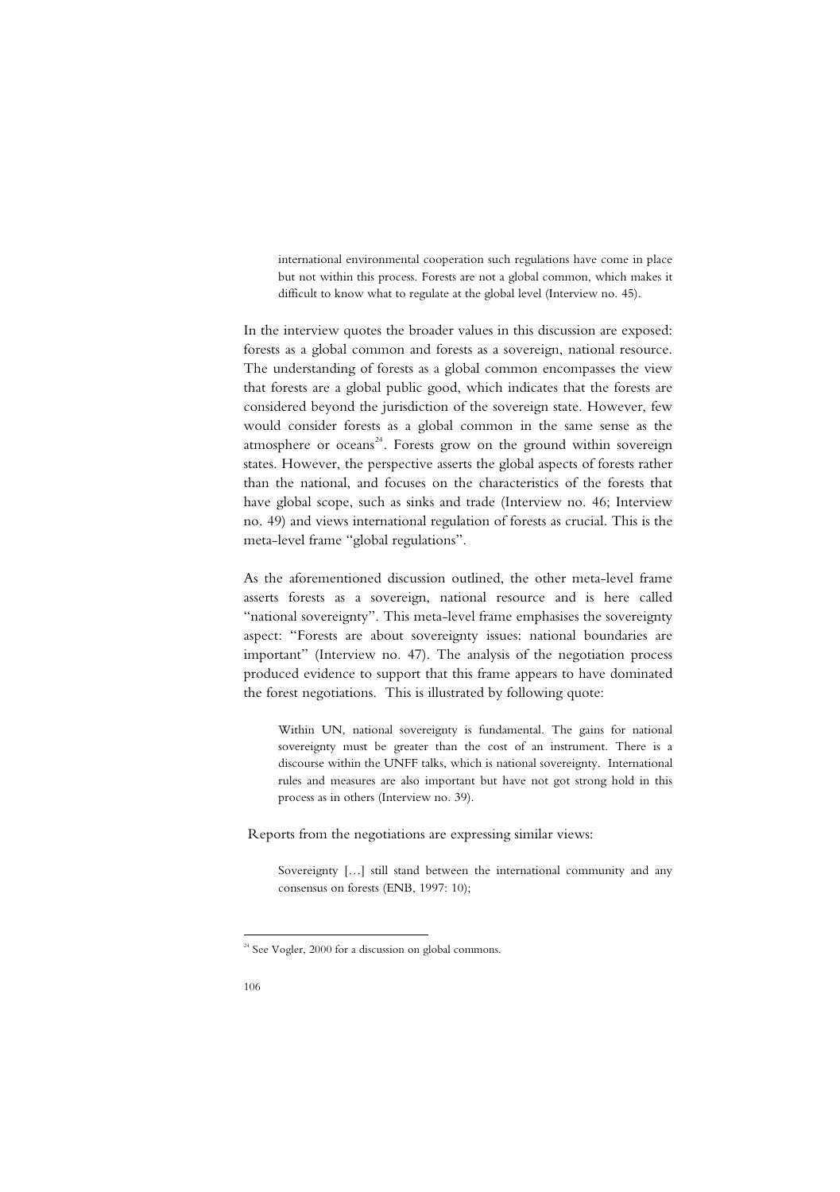> international environmental cooperation such regulations have come in place but not within this process. Forests are not a global common, which makes it difficult to know what to regulate at the global level (Interview no. 45).

In the interview quotes the broader values in this discussion are exposed: forests as a global common and forests as a sovereign, national resource. The understanding of forests as a global common encompasses the view that forests are a global public good, which indicates that the forests are considered beyond the jurisdiction of the sovereign state. However, few would consider forests as a global common in the same sense as the atmosphere or oceans[24]. Forests grow on the ground within sovereign states. However, the perspective asserts the global aspects of forests rather than the national, and focuses on the characteristics of the forests that have global scope, such as sinks and trade (Interview no. 46; Interview no. 49) and views international regulation of forests as crucial. This is the meta-level frame "global regulations".

As the aforementioned discussion outlined, the other meta-level frame asserts forests as a sovereign, national resource and is here called "national sovereignty". This meta-level frame emphasises the sovereignty aspect: "Forests are about sovereignty issues: national boundaries are important" (Interview no. 47). The analysis of the negotiation process produced evidence to support that this frame appears to have dominated the forest negotiations. This is illustrated by following quote:

> Within UN, national sovereignty is fundamental. The gains for national sovereignty must be greater than the cost of an instrument. There is a discourse within the UNFF talks, which is national sovereignty. International rules and measures are also important but have not got strong hold in this process as in others (Interview no. 39).

Reports from the negotiations are expressing similar views:

> Sovereignty […] still stand between the international community and any consensus on forests (ENB, 1997: 10);

---

[24] See Vogler, 2000 for a discussion on global commons.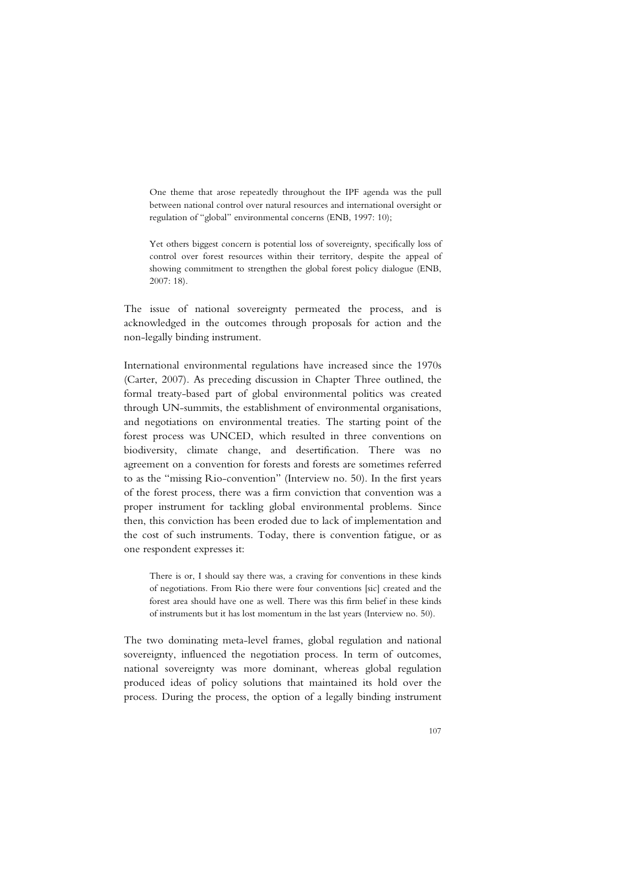> One theme that arose repeatedly throughout the IPF agenda was the pull between national control over natural resources and international oversight or regulation of "global" environmental concerns (ENB, 1997: 10);

> Yet others biggest concern is potential loss of sovereignty, specifically loss of control over forest resources within their territory, despite the appeal of showing commitment to strengthen the global forest policy dialogue (ENB, 2007: 18).

The issue of national sovereignty permeated the process, and is acknowledged in the outcomes through proposals for action and the non-legally binding instrument.

International environmental regulations have increased since the 1970s (Carter, 2007). As preceding discussion in Chapter Three outlined, the formal treaty-based part of global environmental politics was created through UN-summits, the establishment of environmental organisations, and negotiations on environmental treaties. The starting point of the forest process was UNCED, which resulted in three conventions on biodiversity, climate change, and desertification. There was no agreement on a convention for forests and forests are sometimes referred to as the "missing Rio-convention" (Interview no. 50). In the first years of the forest process, there was a firm conviction that convention was a proper instrument for tackling global environmental problems. Since then, this conviction has been eroded due to lack of implementation and the cost of such instruments. Today, there is convention fatigue, or as one respondent expresses it:

> There is or, I should say there was, a craving for conventions in these kinds of negotiations. From Rio there were four conventions [sic] created and the forest area should have one as well. There was this firm belief in these kinds of instruments but it has lost momentum in the last years (Interview no. 50).

The two dominating meta-level frames, global regulation and national sovereignty, influenced the negotiation process. In term of outcomes, national sovereignty was more dominant, whereas global regulation produced ideas of policy solutions that maintained its hold over the process. During the process, the option of a legally binding instrument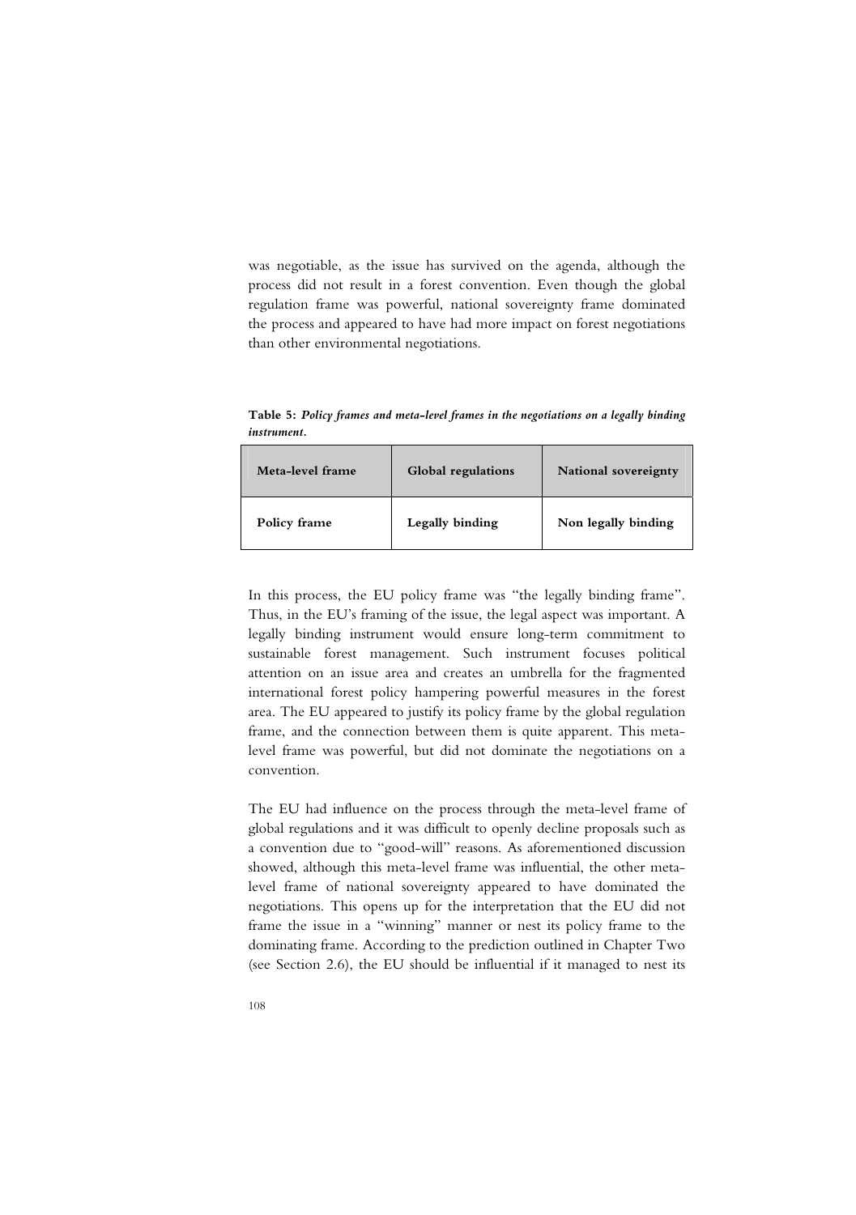was negotiable, as the issue has survived on the agenda, although the process did not result in a forest convention. Even though the global regulation frame was powerful, national sovereignty frame dominated the process and appeared to have had more impact on forest negotiations than other environmental negotiations.

**Table 5:** ***Policy frames and meta-level frames in the negotiations on a legally binding instrument.***

| Meta-level frame | Global regulations | National sovereignty |
|---|---|---|
| **Policy frame** | **Legally binding** | **Non legally binding** |

In this process, the EU policy frame was "the legally binding frame". Thus, in the EU's framing of the issue, the legal aspect was important. A legally binding instrument would ensure long-term commitment to sustainable forest management. Such instrument focuses political attention on an issue area and creates an umbrella for the fragmented international forest policy hampering powerful measures in the forest area. The EU appeared to justify its policy frame by the global regulation frame, and the connection between them is quite apparent. This meta-level frame was powerful, but did not dominate the negotiations on a convention.

The EU had influence on the process through the meta-level frame of global regulations and it was difficult to openly decline proposals such as a convention due to "good-will" reasons. As aforementioned discussion showed, although this meta-level frame was influential, the other meta-level frame of national sovereignty appeared to have dominated the negotiations. This opens up for the interpretation that the EU did not frame the issue in a "winning" manner or nest its policy frame to the dominating frame. According to the prediction outlined in Chapter Two (see Section 2.6), the EU should be influential if it managed to nest its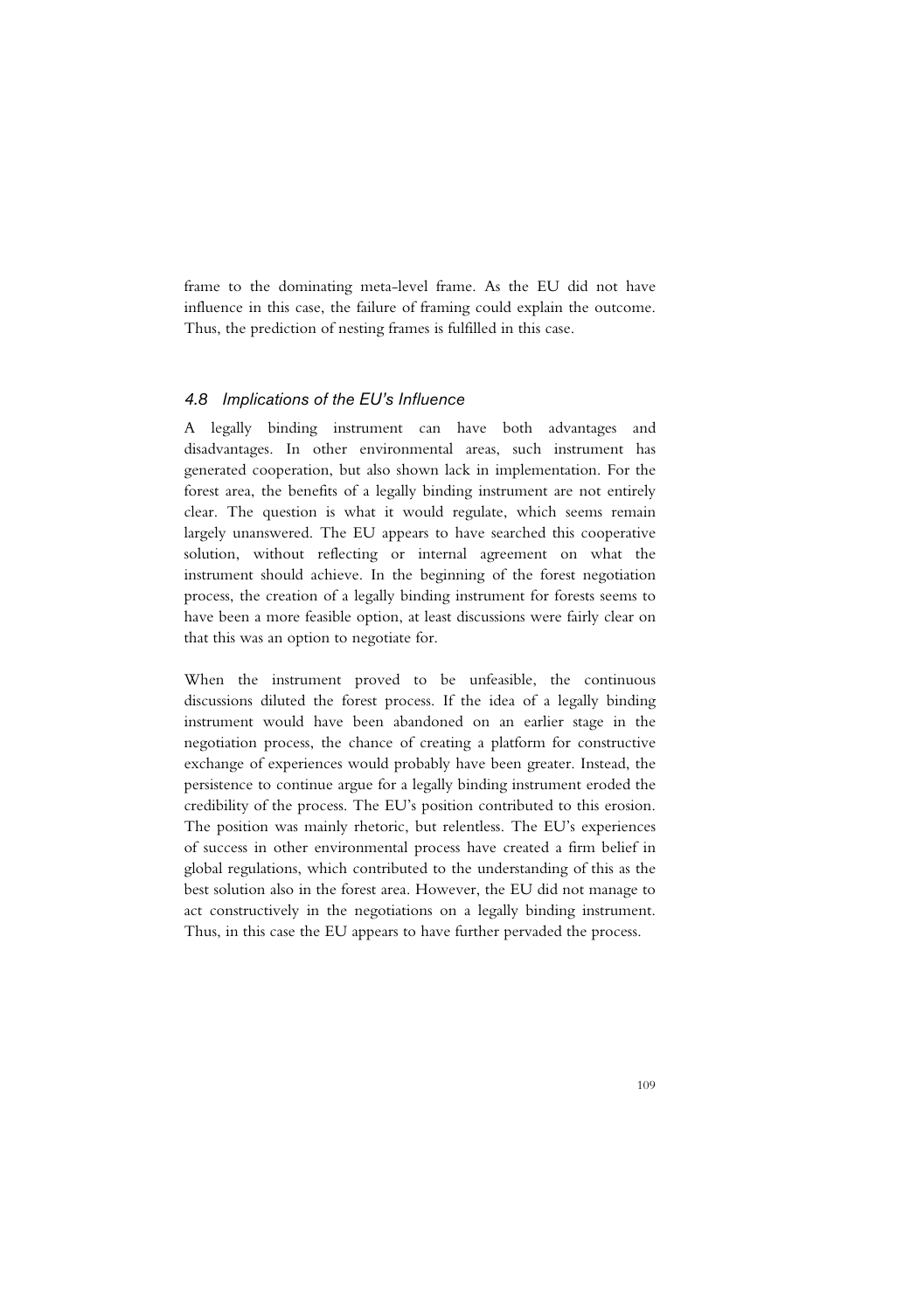frame to the dominating meta-level frame. As the EU did not have influence in this case, the failure of framing could explain the outcome. Thus, the prediction of nesting frames is fulfilled in this case.

### *4.8 Implications of the EU's Influence*

A legally binding instrument can have both advantages and disadvantages. In other environmental areas, such instrument has generated cooperation, but also shown lack in implementation. For the forest area, the benefits of a legally binding instrument are not entirely clear. The question is what it would regulate, which seems remain largely unanswered. The EU appears to have searched this cooperative solution, without reflecting or internal agreement on what the instrument should achieve. In the beginning of the forest negotiation process, the creation of a legally binding instrument for forests seems to have been a more feasible option, at least discussions were fairly clear on that this was an option to negotiate for.

When the instrument proved to be unfeasible, the continuous discussions diluted the forest process. If the idea of a legally binding instrument would have been abandoned on an earlier stage in the negotiation process, the chance of creating a platform for constructive exchange of experiences would probably have been greater. Instead, the persistence to continue argue for a legally binding instrument eroded the credibility of the process. The EU's position contributed to this erosion. The position was mainly rhetoric, but relentless. The EU's experiences of success in other environmental process have created a firm belief in global regulations, which contributed to the understanding of this as the best solution also in the forest area. However, the EU did not manage to act constructively in the negotiations on a legally binding instrument. Thus, in this case the EU appears to have further pervaded the process.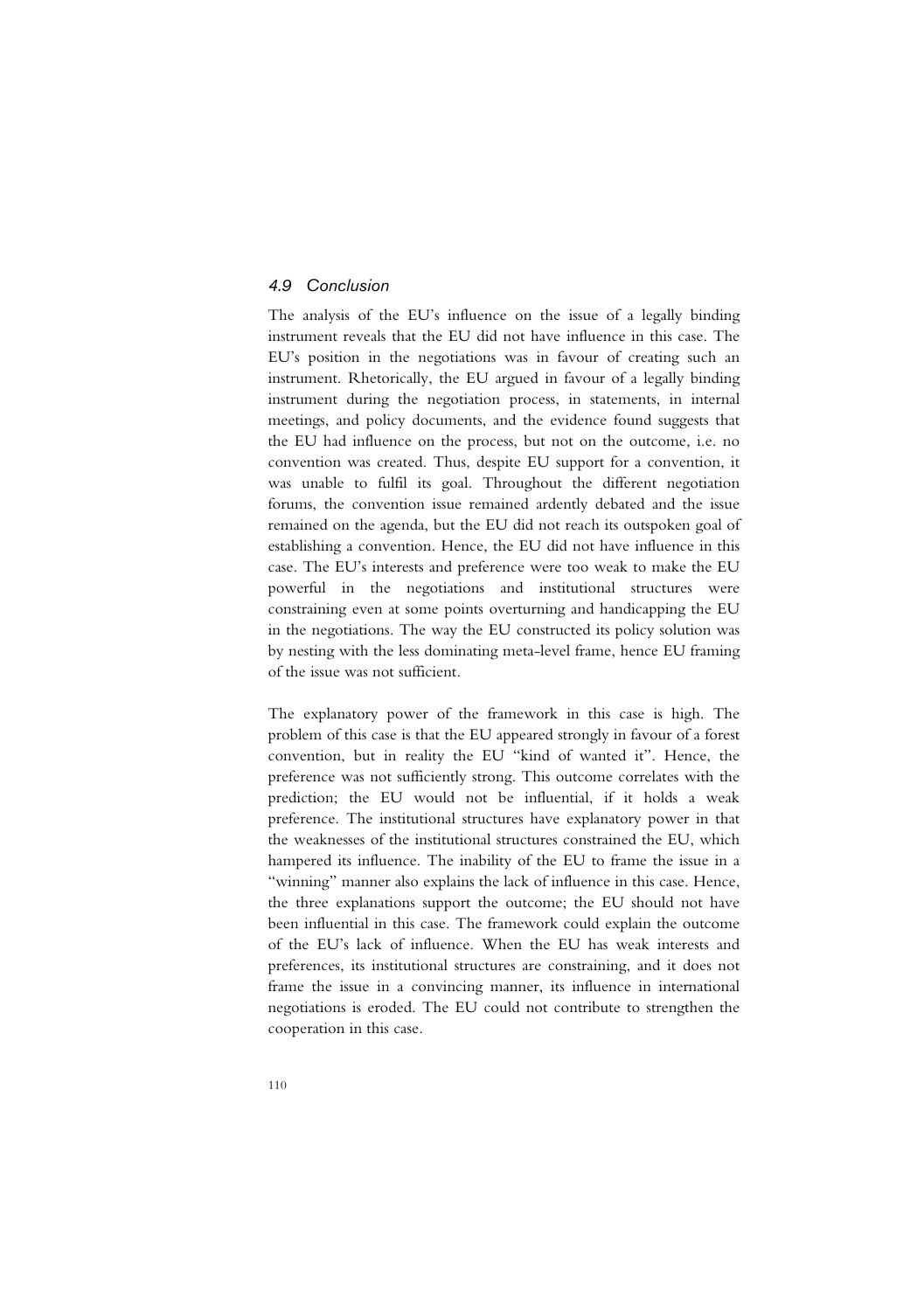### *4.9 Conclusion*

The analysis of the EU's influence on the issue of a legally binding instrument reveals that the EU did not have influence in this case. The EU's position in the negotiations was in favour of creating such an instrument. Rhetorically, the EU argued in favour of a legally binding instrument during the negotiation process, in statements, in internal meetings, and policy documents, and the evidence found suggests that the EU had influence on the process, but not on the outcome, i.e. no convention was created. Thus, despite EU support for a convention, it was unable to fulfil its goal. Throughout the different negotiation forums, the convention issue remained ardently debated and the issue remained on the agenda, but the EU did not reach its outspoken goal of establishing a convention. Hence, the EU did not have influence in this case. The EU's interests and preference were too weak to make the EU powerful in the negotiations and institutional structures were constraining even at some points overturning and handicapping the EU in the negotiations. The way the EU constructed its policy solution was by nesting with the less dominating meta-level frame, hence EU framing of the issue was not sufficient.

The explanatory power of the framework in this case is high. The problem of this case is that the EU appeared strongly in favour of a forest convention, but in reality the EU "kind of wanted it". Hence, the preference was not sufficiently strong. This outcome correlates with the prediction; the EU would not be influential, if it holds a weak preference. The institutional structures have explanatory power in that the weaknesses of the institutional structures constrained the EU, which hampered its influence. The inability of the EU to frame the issue in a "winning" manner also explains the lack of influence in this case. Hence, the three explanations support the outcome; the EU should not have been influential in this case. The framework could explain the outcome of the EU's lack of influence. When the EU has weak interests and preferences, its institutional structures are constraining, and it does not frame the issue in a convincing manner, its influence in international negotiations is eroded. The EU could not contribute to strengthen the cooperation in this case.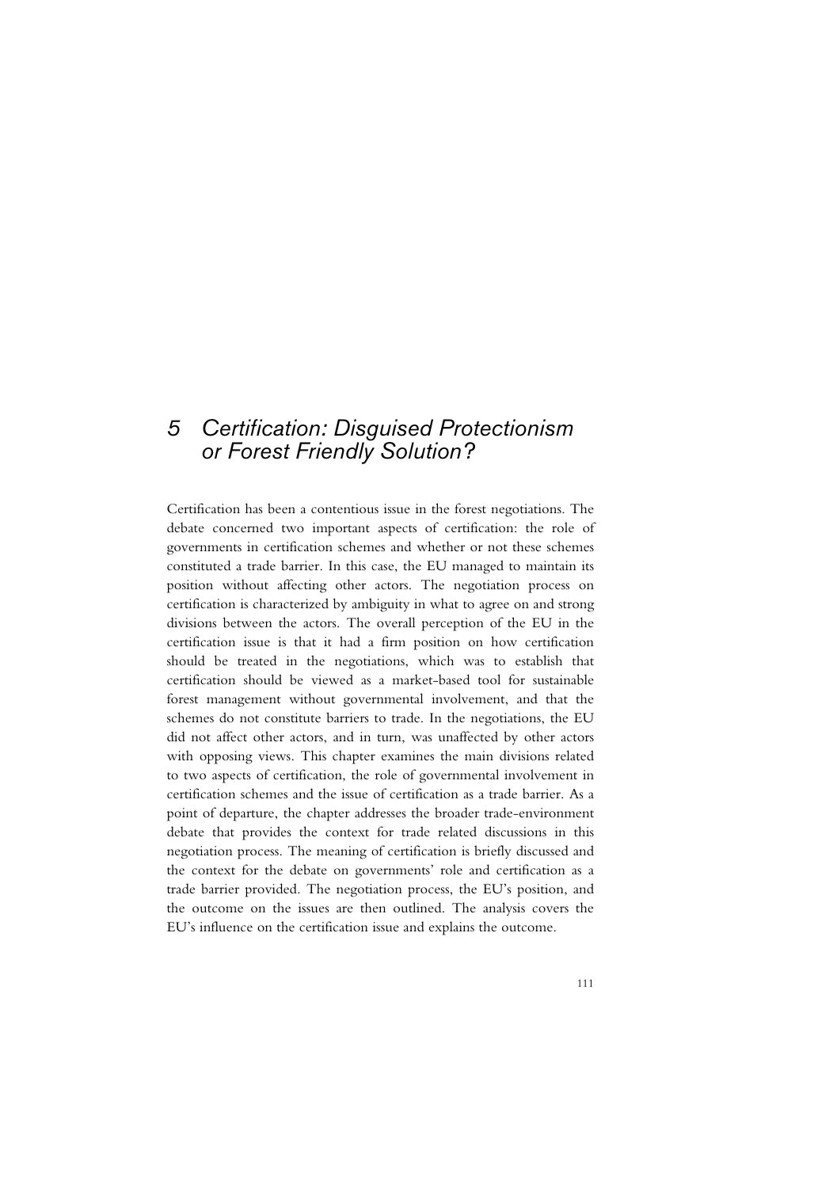# 5 Certification: Disguised Protectionism or Forest Friendly Solution?

Certification has been a contentious issue in the forest negotiations. The debate concerned two important aspects of certification: the role of governments in certification schemes and whether or not these schemes constituted a trade barrier. In this case, the EU managed to maintain its position without affecting other actors. The negotiation process on certification is characterized by ambiguity in what to agree on and strong divisions between the actors. The overall perception of the EU in the certification issue is that it had a firm position on how certification should be treated in the negotiations, which was to establish that certification should be viewed as a market-based tool for sustainable forest management without governmental involvement, and that the schemes do not constitute barriers to trade. In the negotiations, the EU did not affect other actors, and in turn, was unaffected by other actors with opposing views. This chapter examines the main divisions related to two aspects of certification, the role of governmental involvement in certification schemes and the issue of certification as a trade barrier. As a point of departure, the chapter addresses the broader trade-environment debate that provides the context for trade related discussions in this negotiation process. The meaning of certification is briefly discussed and the context for the debate on governments' role and certification as a trade barrier provided. The negotiation process, the EU's position, and the outcome on the issues are then outlined. The analysis covers the EU's influence on the certification issue and explains the outcome.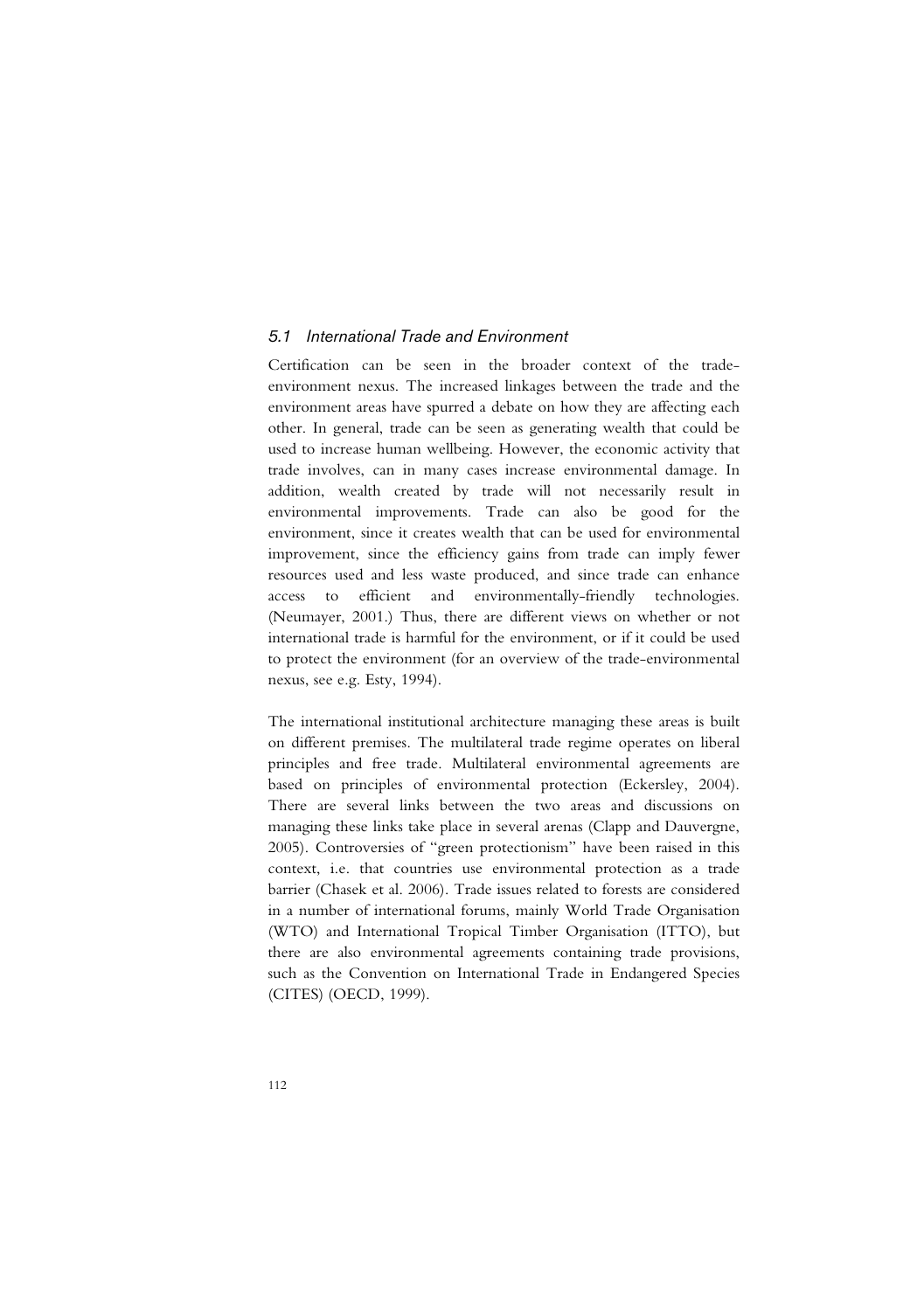### *5.1 International Trade and Environment*

Certification can be seen in the broader context of the trade-environment nexus. The increased linkages between the trade and the environment areas have spurred a debate on how they are affecting each other. In general, trade can be seen as generating wealth that could be used to increase human wellbeing. However, the economic activity that trade involves, can in many cases increase environmental damage. In addition, wealth created by trade will not necessarily result in environmental improvements. Trade can also be good for the environment, since it creates wealth that can be used for environmental improvement, since the efficiency gains from trade can imply fewer resources used and less waste produced, and since trade can enhance access to efficient and environmentally-friendly technologies. (Neumayer, 2001.) Thus, there are different views on whether or not international trade is harmful for the environment, or if it could be used to protect the environment (for an overview of the trade-environmental nexus, see e.g. Esty, 1994).

The international institutional architecture managing these areas is built on different premises. The multilateral trade regime operates on liberal principles and free trade. Multilateral environmental agreements are based on principles of environmental protection (Eckersley, 2004). There are several links between the two areas and discussions on managing these links take place in several arenas (Clapp and Dauvergne, 2005). Controversies of "green protectionism" have been raised in this context, i.e. that countries use environmental protection as a trade barrier (Chasek et al. 2006). Trade issues related to forests are considered in a number of international forums, mainly World Trade Organisation (WTO) and International Tropical Timber Organisation (ITTO), but there are also environmental agreements containing trade provisions, such as the Convention on International Trade in Endangered Species (CITES) (OECD, 1999).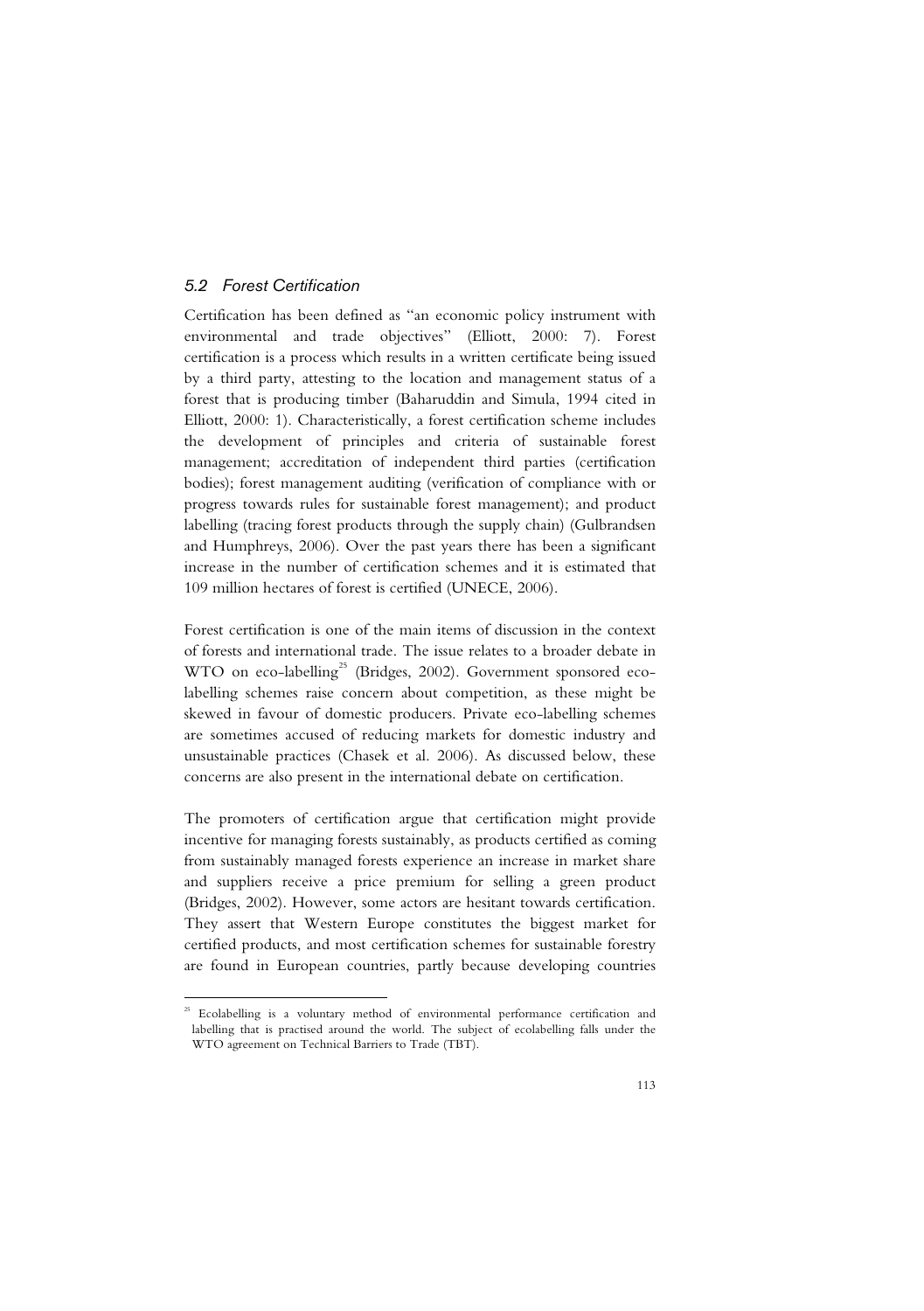### *5.2 Forest Certification*

Certification has been defined as "an economic policy instrument with environmental and trade objectives" (Elliott, 2000: 7). Forest certification is a process which results in a written certificate being issued by a third party, attesting to the location and management status of a forest that is producing timber (Baharuddin and Simula, 1994 cited in Elliott, 2000: 1). Characteristically, a forest certification scheme includes the development of principles and criteria of sustainable forest management; accreditation of independent third parties (certification bodies); forest management auditing (verification of compliance with or progress towards rules for sustainable forest management); and product labelling (tracing forest products through the supply chain) (Gulbrandsen and Humphreys, 2006). Over the past years there has been a significant increase in the number of certification schemes and it is estimated that 109 million hectares of forest is certified (UNECE, 2006).

Forest certification is one of the main items of discussion in the context of forests and international trade. The issue relates to a broader debate in WTO on eco-labelling[25] (Bridges, 2002). Government sponsored eco-labelling schemes raise concern about competition, as these might be skewed in favour of domestic producers. Private eco-labelling schemes are sometimes accused of reducing markets for domestic industry and unsustainable practices (Chasek et al. 2006). As discussed below, these concerns are also present in the international debate on certification.

The promoters of certification argue that certification might provide incentive for managing forests sustainably, as products certified as coming from sustainably managed forests experience an increase in market share and suppliers receive a price premium for selling a green product (Bridges, 2002). However, some actors are hesitant towards certification. They assert that Western Europe constitutes the biggest market for certified products, and most certification schemes for sustainable forestry are found in European countries, partly because developing countries

---

[25] Ecolabelling is a voluntary method of environmental performance certification and labelling that is practised around the world. The subject of ecolabelling falls under the WTO agreement on Technical Barriers to Trade (TBT).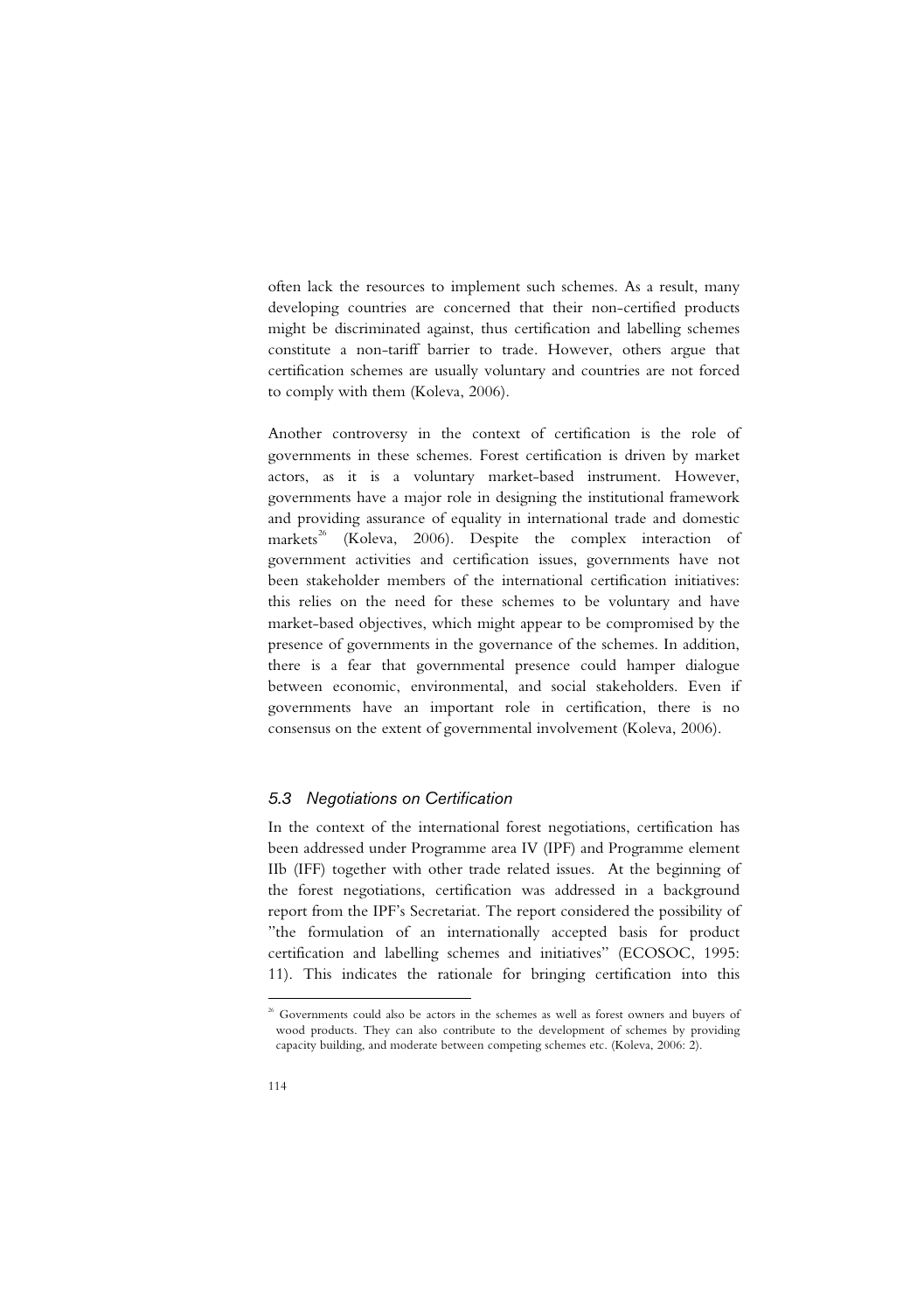often lack the resources to implement such schemes. As a result, many developing countries are concerned that their non-certified products might be discriminated against, thus certification and labelling schemes constitute a non-tariff barrier to trade. However, others argue that certification schemes are usually voluntary and countries are not forced to comply with them (Koleva, 2006).

Another controversy in the context of certification is the role of governments in these schemes. Forest certification is driven by market actors, as it is a voluntary market-based instrument. However, governments have a major role in designing the institutional framework and providing assurance of equality in international trade and domestic markets[26] (Koleva, 2006). Despite the complex interaction of government activities and certification issues, governments have not been stakeholder members of the international certification initiatives: this relies on the need for these schemes to be voluntary and have market-based objectives, which might appear to be compromised by the presence of governments in the governance of the schemes. In addition, there is a fear that governmental presence could hamper dialogue between economic, environmental, and social stakeholders. Even if governments have an important role in certification, there is no consensus on the extent of governmental involvement (Koleva, 2006).

### *5.3 Negotiations on Certification*

In the context of the international forest negotiations, certification has been addressed under Programme area IV (IPF) and Programme element IIb (IFF) together with other trade related issues. At the beginning of the forest negotiations, certification was addressed in a background report from the IPF's Secretariat. The report considered the possibility of "the formulation of an internationally accepted basis for product certification and labelling schemes and initiatives" (ECOSOC, 1995: 11). This indicates the rationale for bringing certification into this

[26] Governments could also be actors in the schemes as well as forest owners and buyers of wood products. They can also contribute to the development of schemes by providing capacity building, and moderate between competing schemes etc. (Koleva, 2006: 2).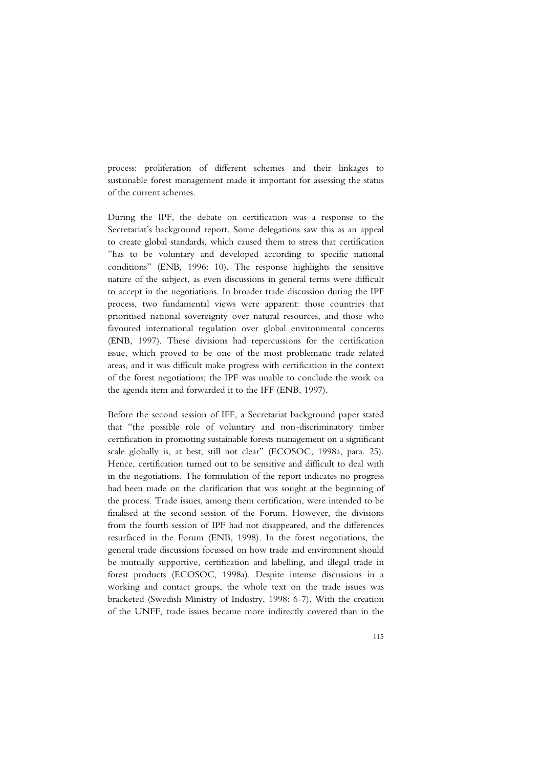process: proliferation of different schemes and their linkages to sustainable forest management made it important for assessing the status of the current schemes.

During the IPF, the debate on certification was a response to the Secretariat's background report. Some delegations saw this as an appeal to create global standards, which caused them to stress that certification "has to be voluntary and developed according to specific national conditions" (ENB, 1996: 10). The response highlights the sensitive nature of the subject, as even discussions in general terms were difficult to accept in the negotiations. In broader trade discussion during the IPF process, two fundamental views were apparent: those countries that prioritised national sovereignty over natural resources, and those who favoured international regulation over global environmental concerns (ENB, 1997). These divisions had repercussions for the certification issue, which proved to be one of the most problematic trade related areas, and it was difficult make progress with certification in the context of the forest negotiations; the IPF was unable to conclude the work on the agenda item and forwarded it to the IFF (ENB, 1997).

Before the second session of IFF, a Secretariat background paper stated that "the possible role of voluntary and non-discriminatory timber certification in promoting sustainable forests management on a significant scale globally is, at best, still not clear" (ECOSOC, 1998a, para. 25). Hence, certification turned out to be sensitive and difficult to deal with in the negotiations. The formulation of the report indicates no progress had been made on the clarification that was sought at the beginning of the process. Trade issues, among them certification, were intended to be finalised at the second session of the Forum. However, the divisions from the fourth session of IPF had not disappeared, and the differences resurfaced in the Forum (ENB, 1998). In the forest negotiations, the general trade discussions focussed on how trade and environment should be mutually supportive, certification and labelling, and illegal trade in forest products (ECOSOC, 1998a). Despite intense discussions in a working and contact groups, the whole text on the trade issues was bracketed (Swedish Ministry of Industry, 1998: 6-7). With the creation of the UNFF, trade issues became more indirectly covered than in the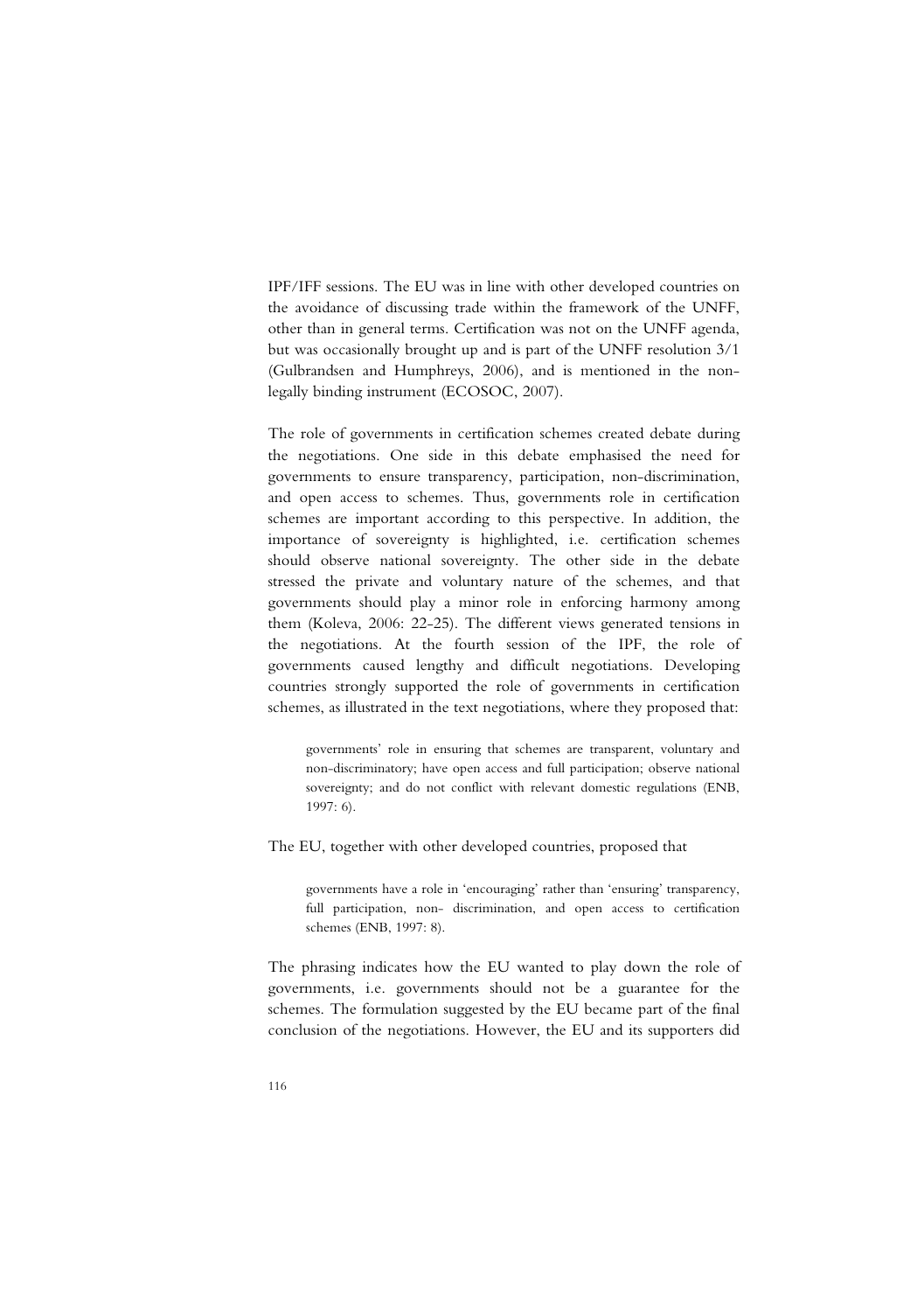IPF/IFF sessions. The EU was in line with other developed countries on the avoidance of discussing trade within the framework of the UNFF, other than in general terms. Certification was not on the UNFF agenda, but was occasionally brought up and is part of the UNFF resolution 3/1 (Gulbrandsen and Humphreys, 2006), and is mentioned in the non-legally binding instrument (ECOSOC, 2007).

The role of governments in certification schemes created debate during the negotiations. One side in this debate emphasised the need for governments to ensure transparency, participation, non-discrimination, and open access to schemes. Thus, governments role in certification schemes are important according to this perspective. In addition, the importance of sovereignty is highlighted, i.e. certification schemes should observe national sovereignty. The other side in the debate stressed the private and voluntary nature of the schemes, and that governments should play a minor role in enforcing harmony among them (Koleva, 2006: 22-25). The different views generated tensions in the negotiations. At the fourth session of the IPF, the role of governments caused lengthy and difficult negotiations. Developing countries strongly supported the role of governments in certification schemes, as illustrated in the text negotiations, where they proposed that:

> governments' role in ensuring that schemes are transparent, voluntary and non-discriminatory; have open access and full participation; observe national sovereignty; and do not conflict with relevant domestic regulations (ENB, 1997: 6).

The EU, together with other developed countries, proposed that

> governments have a role in 'encouraging' rather than 'ensuring' transparency, full participation, non- discrimination, and open access to certification schemes (ENB, 1997: 8).

The phrasing indicates how the EU wanted to play down the role of governments, i.e. governments should not be a guarantee for the schemes. The formulation suggested by the EU became part of the final conclusion of the negotiations. However, the EU and its supporters did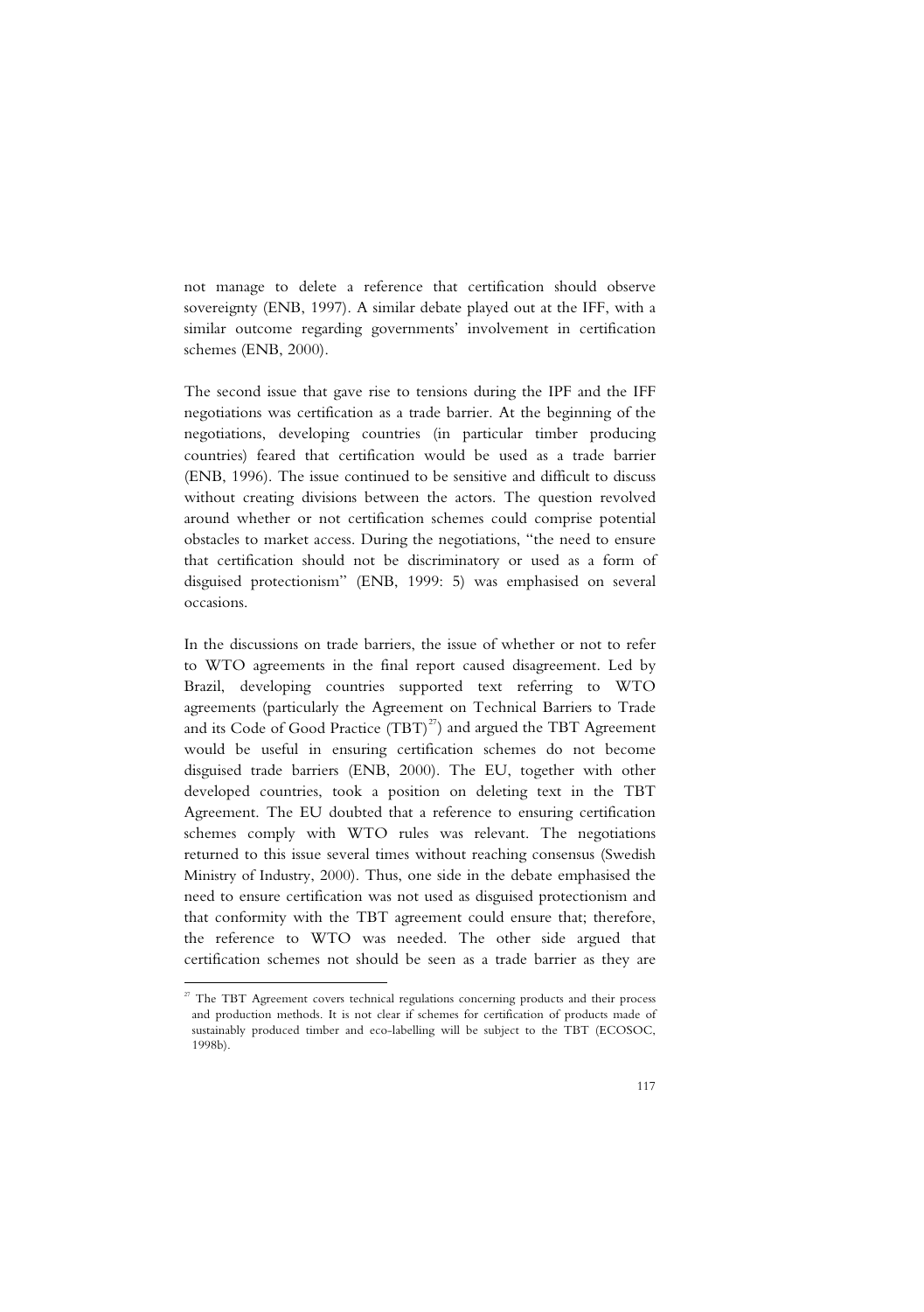not manage to delete a reference that certification should observe sovereignty (ENB, 1997). A similar debate played out at the IFF, with a similar outcome regarding governments' involvement in certification schemes (ENB, 2000).

The second issue that gave rise to tensions during the IPF and the IFF negotiations was certification as a trade barrier. At the beginning of the negotiations, developing countries (in particular timber producing countries) feared that certification would be used as a trade barrier (ENB, 1996). The issue continued to be sensitive and difficult to discuss without creating divisions between the actors. The question revolved around whether or not certification schemes could comprise potential obstacles to market access. During the negotiations, "the need to ensure that certification should not be discriminatory or used as a form of disguised protectionism" (ENB, 1999: 5) was emphasised on several occasions.

In the discussions on trade barriers, the issue of whether or not to refer to WTO agreements in the final report caused disagreement. Led by Brazil, developing countries supported text referring to WTO agreements (particularly the Agreement on Technical Barriers to Trade and its Code of Good Practice (TBT)[27]) and argued the TBT Agreement would be useful in ensuring certification schemes do not become disguised trade barriers (ENB, 2000). The EU, together with other developed countries, took a position on deleting text in the TBT Agreement. The EU doubted that a reference to ensuring certification schemes comply with WTO rules was relevant. The negotiations returned to this issue several times without reaching consensus (Swedish Ministry of Industry, 2000). Thus, one side in the debate emphasised the need to ensure certification was not used as disguised protectionism and that conformity with the TBT agreement could ensure that; therefore, the reference to WTO was needed. The other side argued that certification schemes not should be seen as a trade barrier as they are

[27] The TBT Agreement covers technical regulations concerning products and their process and production methods. It is not clear if schemes for certification of products made of sustainably produced timber and eco-labelling will be subject to the TBT (ECOSOC, 1998b).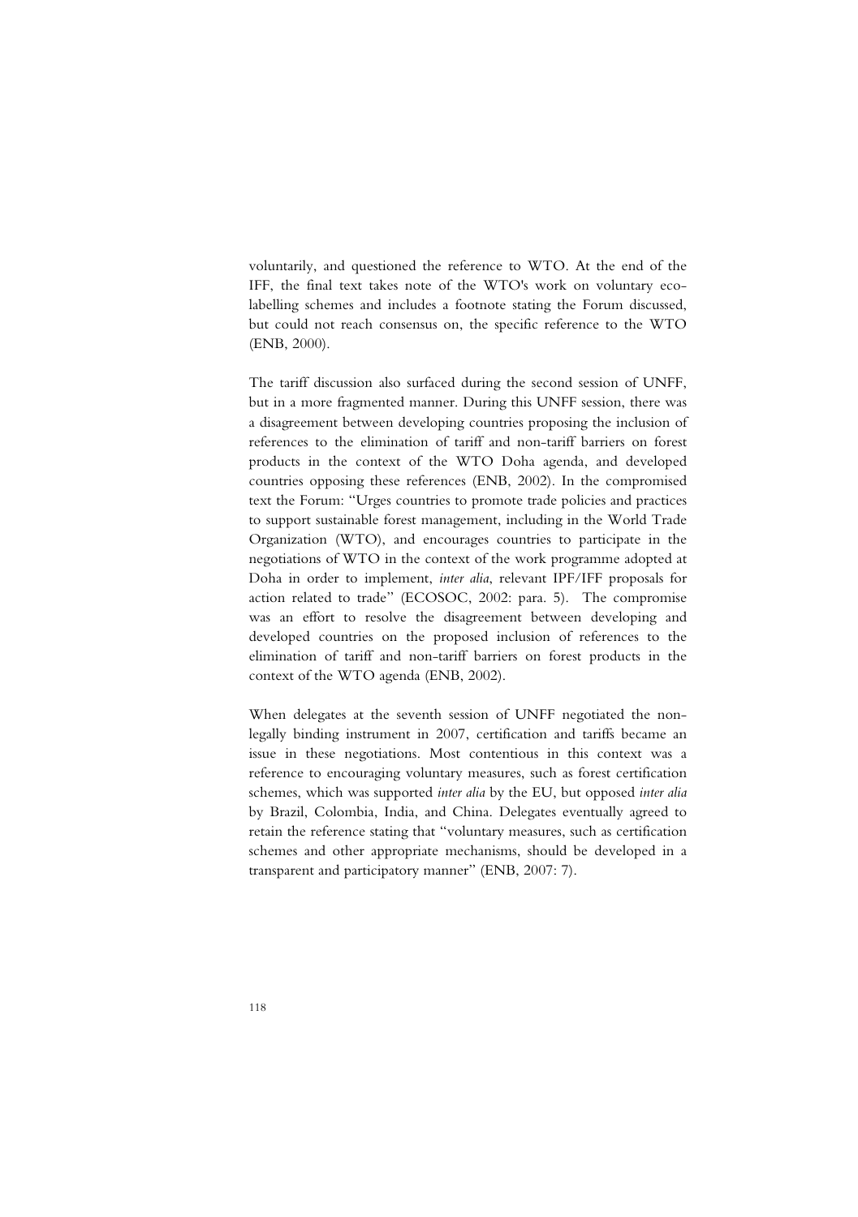voluntarily, and questioned the reference to WTO. At the end of the IFF, the final text takes note of the WTO's work on voluntary eco-labelling schemes and includes a footnote stating the Forum discussed, but could not reach consensus on, the specific reference to the WTO (ENB, 2000).

The tariff discussion also surfaced during the second session of UNFF, but in a more fragmented manner. During this UNFF session, there was a disagreement between developing countries proposing the inclusion of references to the elimination of tariff and non-tariff barriers on forest products in the context of the WTO Doha agenda, and developed countries opposing these references (ENB, 2002). In the compromised text the Forum: "Urges countries to promote trade policies and practices to support sustainable forest management, including in the World Trade Organization (WTO), and encourages countries to participate in the negotiations of WTO in the context of the work programme adopted at Doha in order to implement, *inter alia*, relevant IPF/IFF proposals for action related to trade" (ECOSOC, 2002: para. 5). The compromise was an effort to resolve the disagreement between developing and developed countries on the proposed inclusion of references to the elimination of tariff and non-tariff barriers on forest products in the context of the WTO agenda (ENB, 2002).

When delegates at the seventh session of UNFF negotiated the non-legally binding instrument in 2007, certification and tariffs became an issue in these negotiations. Most contentious in this context was a reference to encouraging voluntary measures, such as forest certification schemes, which was supported *inter alia* by the EU, but opposed *inter alia* by Brazil, Colombia, India, and China. Delegates eventually agreed to retain the reference stating that "voluntary measures, such as certification schemes and other appropriate mechanisms, should be developed in a transparent and participatory manner" (ENB, 2007: 7).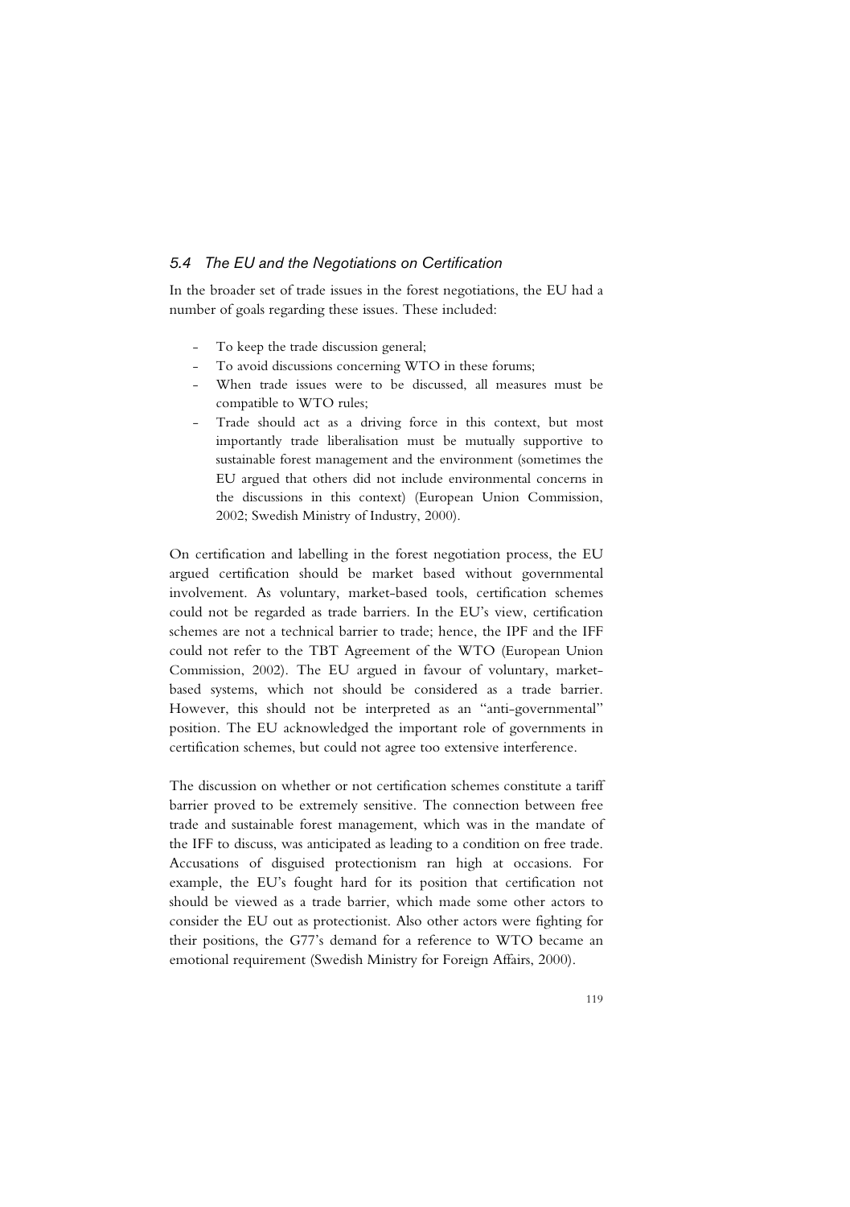### *5.4 The EU and the Negotiations on Certification*

In the broader set of trade issues in the forest negotiations, the EU had a number of goals regarding these issues. These included:

- To keep the trade discussion general;
- To avoid discussions concerning WTO in these forums;
- When trade issues were to be discussed, all measures must be compatible to WTO rules;
- Trade should act as a driving force in this context, but most importantly trade liberalisation must be mutually supportive to sustainable forest management and the environment (sometimes the EU argued that others did not include environmental concerns in the discussions in this context) (European Union Commission, 2002; Swedish Ministry of Industry, 2000).

On certification and labelling in the forest negotiation process, the EU argued certification should be market based without governmental involvement. As voluntary, market-based tools, certification schemes could not be regarded as trade barriers. In the EU's view, certification schemes are not a technical barrier to trade; hence, the IPF and the IFF could not refer to the TBT Agreement of the WTO (European Union Commission, 2002). The EU argued in favour of voluntary, market-based systems, which not should be considered as a trade barrier. However, this should not be interpreted as an "anti-governmental" position. The EU acknowledged the important role of governments in certification schemes, but could not agree too extensive interference.

The discussion on whether or not certification schemes constitute a tariff barrier proved to be extremely sensitive. The connection between free trade and sustainable forest management, which was in the mandate of the IFF to discuss, was anticipated as leading to a condition on free trade. Accusations of disguised protectionism ran high at occasions. For example, the EU's fought hard for its position that certification not should be viewed as a trade barrier, which made some other actors to consider the EU out as protectionist. Also other actors were fighting for their positions, the G77's demand for a reference to WTO became an emotional requirement (Swedish Ministry for Foreign Affairs, 2000).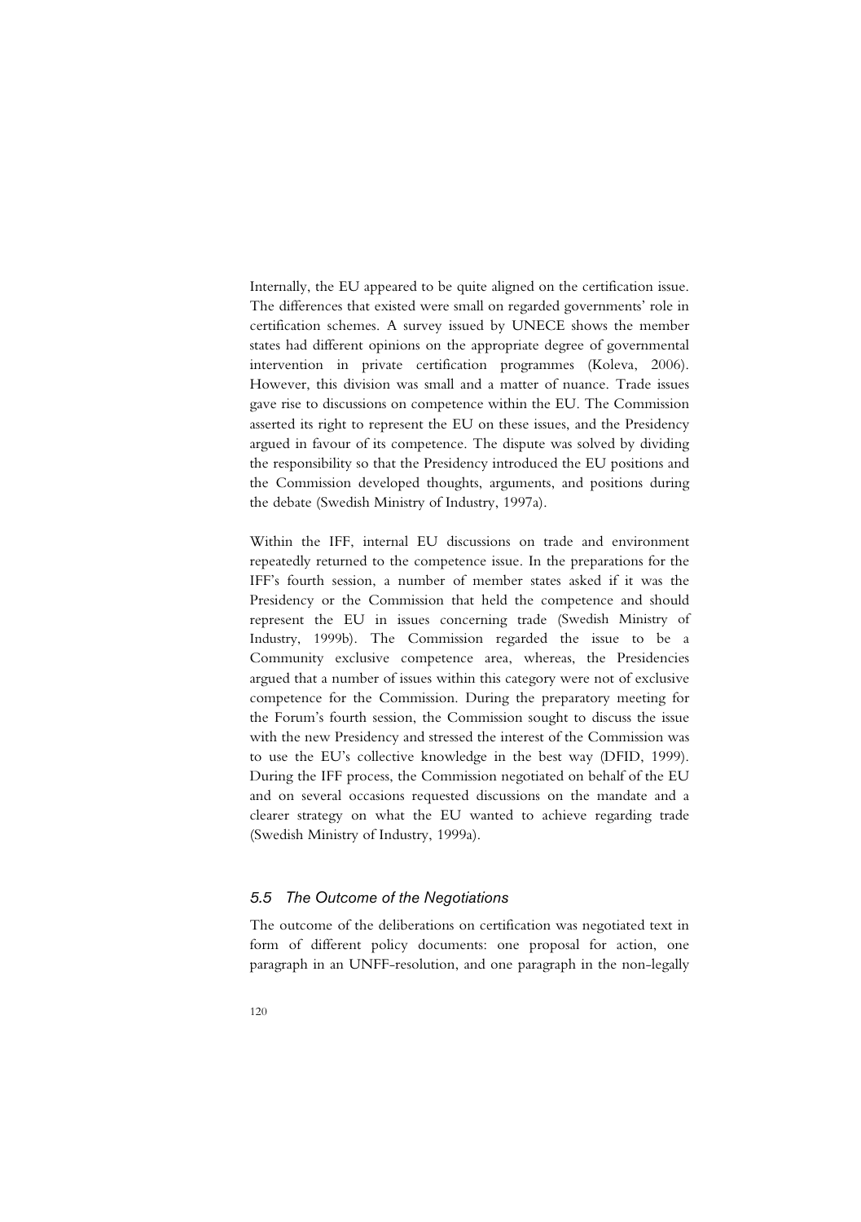Internally, the EU appeared to be quite aligned on the certification issue. The differences that existed were small on regarded governments' role in certification schemes. A survey issued by UNECE shows the member states had different opinions on the appropriate degree of governmental intervention in private certification programmes (Koleva, 2006). However, this division was small and a matter of nuance. Trade issues gave rise to discussions on competence within the EU. The Commission asserted its right to represent the EU on these issues, and the Presidency argued in favour of its competence. The dispute was solved by dividing the responsibility so that the Presidency introduced the EU positions and the Commission developed thoughts, arguments, and positions during the debate (Swedish Ministry of Industry, 1997a).

Within the IFF, internal EU discussions on trade and environment repeatedly returned to the competence issue. In the preparations for the IFF's fourth session, a number of member states asked if it was the Presidency or the Commission that held the competence and should represent the EU in issues concerning trade (Swedish Ministry of Industry, 1999b). The Commission regarded the issue to be a Community exclusive competence area, whereas, the Presidencies argued that a number of issues within this category were not of exclusive competence for the Commission. During the preparatory meeting for the Forum's fourth session, the Commission sought to discuss the issue with the new Presidency and stressed the interest of the Commission was to use the EU's collective knowledge in the best way (DFID, 1999). During the IFF process, the Commission negotiated on behalf of the EU and on several occasions requested discussions on the mandate and a clearer strategy on what the EU wanted to achieve regarding trade (Swedish Ministry of Industry, 1999a).

### *5.5 The Outcome of the Negotiations*

The outcome of the deliberations on certification was negotiated text in form of different policy documents: one proposal for action, one paragraph in an UNFF-resolution, and one paragraph in the non-legally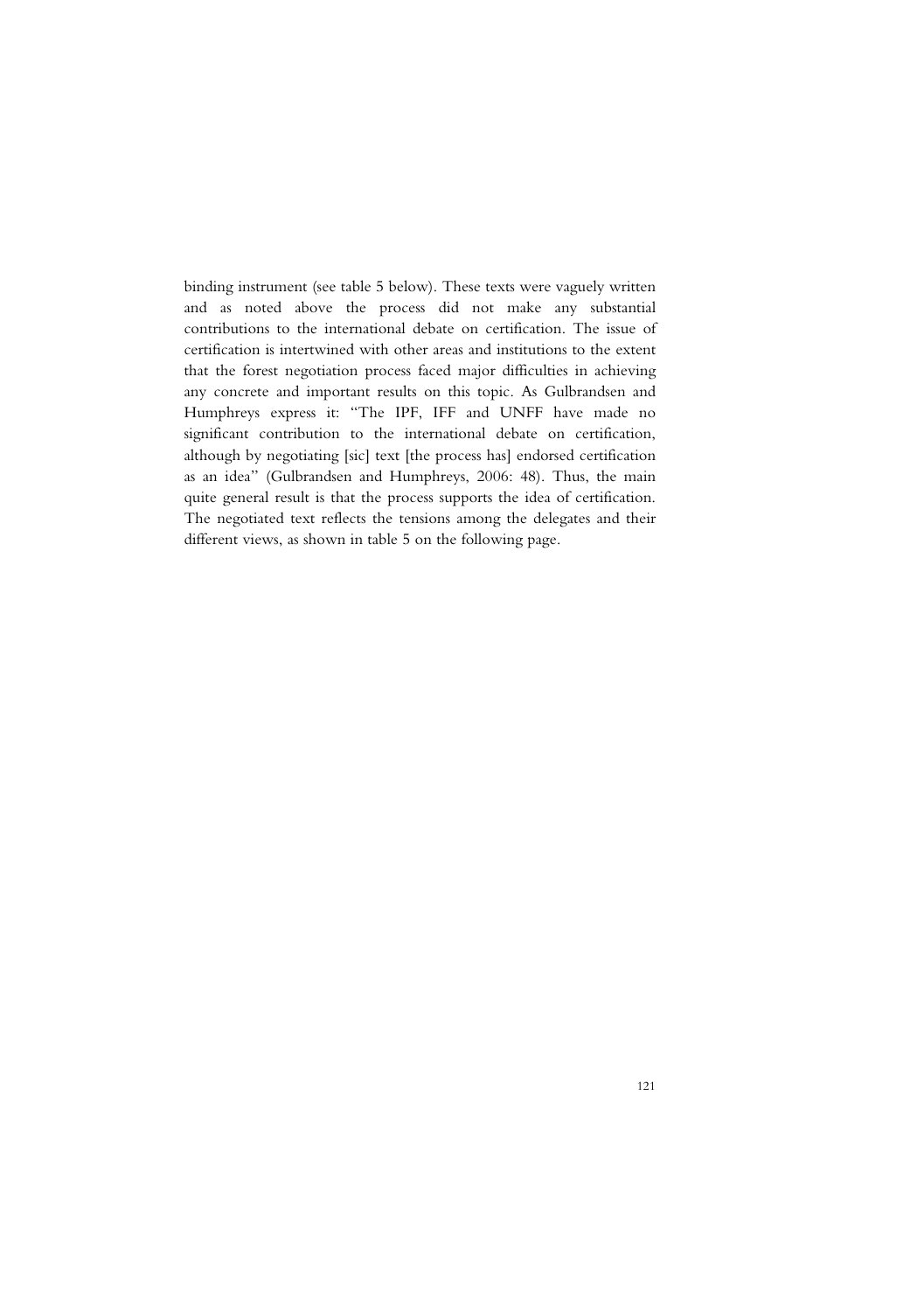binding instrument (see table 5 below). These texts were vaguely written and as noted above the process did not make any substantial contributions to the international debate on certification. The issue of certification is intertwined with other areas and institutions to the extent that the forest negotiation process faced major difficulties in achieving any concrete and important results on this topic. As Gulbrandsen and Humphreys express it: "The IPF, IFF and UNFF have made no significant contribution to the international debate on certification, although by negotiating [sic] text [the process has] endorsed certification as an idea" (Gulbrandsen and Humphreys, 2006: 48). Thus, the main quite general result is that the process supports the idea of certification. The negotiated text reflects the tensions among the delegates and their different views, as shown in table 5 on the following page.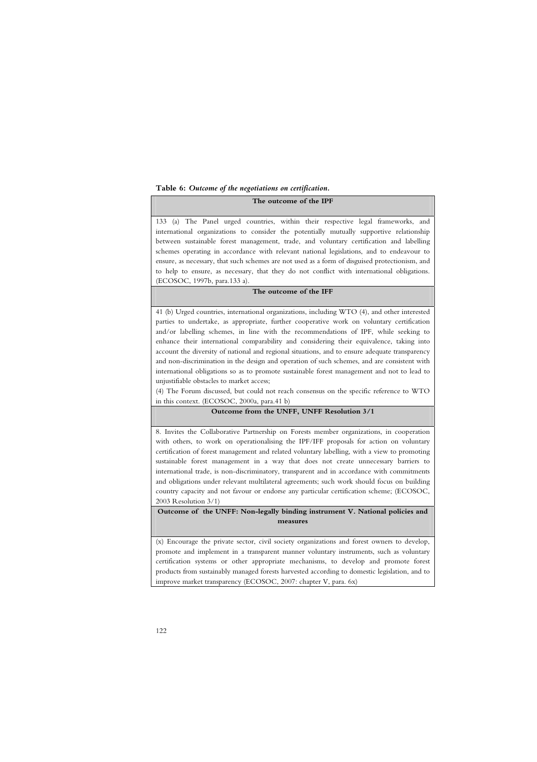**Table 6:** ***Outcome of the negotiations on certification.***

| The outcome of the IPF |
|---|
| 133 (a) The Panel urged countries, within their respective legal frameworks, and international organizations to consider the potentially mutually supportive relationship between sustainable forest management, trade, and voluntary certification and labelling schemes operating in accordance with relevant national legislations, and to endeavour to ensure, as necessary, that such schemes are not used as a form of disguised protectionism, and to help to ensure, as necessary, that they do not conflict with international obligations. (ECOSOC, 1997b, para.133 a). |
| **The outcome of the IFF** |
| 41 (b) Urged countries, international organizations, including WTO (4), and other interested parties to undertake, as appropriate, further cooperative work on voluntary certification and/or labelling schemes, in line with the recommendations of IPF, while seeking to enhance their international comparability and considering their equivalence, taking into account the diversity of national and regional situations, and to ensure adequate transparency and non-discrimination in the design and operation of such schemes, and are consistent with international obligations so as to promote sustainable forest management and not to lead to unjustifiable obstacles to market access; (4) The Forum discussed, but could not reach consensus on the specific reference to WTO in this context. (ECOSOC, 2000a, para.41 b) |
| **Outcome from the UNFF, UNFF Resolution 3/1** |
| 8. Invites the Collaborative Partnership on Forests member organizations, in cooperation with others, to work on operationalising the IPF/IFF proposals for action on voluntary certification of forest management and related voluntary labelling, with a view to promoting sustainable forest management in a way that does not create unnecessary barriers to international trade, is non-discriminatory, transparent and in accordance with commitments and obligations under relevant multilateral agreements; such work should focus on building country capacity and not favour or endorse any particular certification scheme; (ECOSOC, 2003 Resolution 3/1) |
| **Outcome of the UNFF: Non-legally binding instrument V. National policies and measures** |
| (x) Encourage the private sector, civil society organizations and forest owners to develop, promote and implement in a transparent manner voluntary instruments, such as voluntary certification systems or other appropriate mechanisms, to develop and promote forest products from sustainably managed forests harvested according to domestic legislation, and to improve market transparency (ECOSOC, 2007: chapter V, para. 6x) |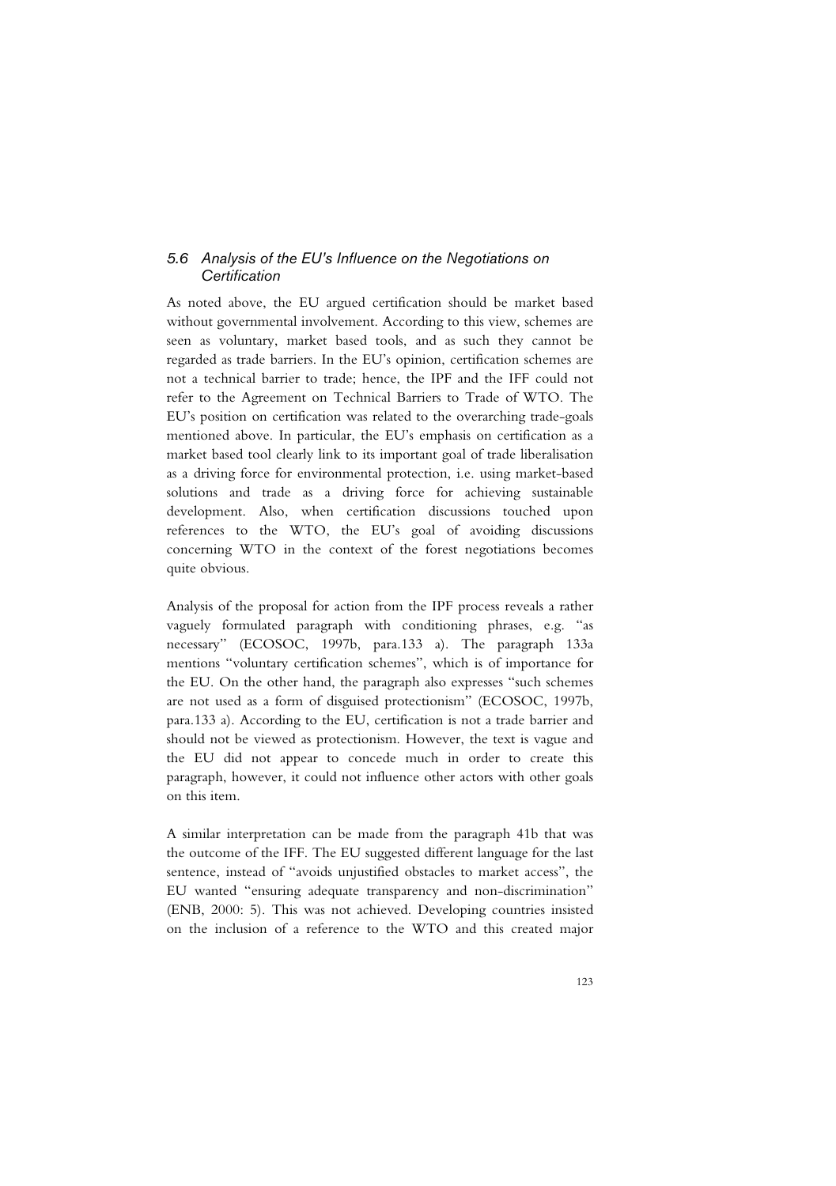## *5.6 Analysis of the EU's Influence on the Negotiations on Certification*

As noted above, the EU argued certification should be market based without governmental involvement. According to this view, schemes are seen as voluntary, market based tools, and as such they cannot be regarded as trade barriers. In the EU's opinion, certification schemes are not a technical barrier to trade; hence, the IPF and the IFF could not refer to the Agreement on Technical Barriers to Trade of WTO. The EU's position on certification was related to the overarching trade-goals mentioned above. In particular, the EU's emphasis on certification as a market based tool clearly link to its important goal of trade liberalisation as a driving force for environmental protection, i.e. using market-based solutions and trade as a driving force for achieving sustainable development. Also, when certification discussions touched upon references to the WTO, the EU's goal of avoiding discussions concerning WTO in the context of the forest negotiations becomes quite obvious.

Analysis of the proposal for action from the IPF process reveals a rather vaguely formulated paragraph with conditioning phrases, e.g. "as necessary" (ECOSOC, 1997b, para.133 a). The paragraph 133a mentions "voluntary certification schemes", which is of importance for the EU. On the other hand, the paragraph also expresses "such schemes are not used as a form of disguised protectionism" (ECOSOC, 1997b, para.133 a). According to the EU, certification is not a trade barrier and should not be viewed as protectionism. However, the text is vague and the EU did not appear to concede much in order to create this paragraph, however, it could not influence other actors with other goals on this item.

A similar interpretation can be made from the paragraph 41b that was the outcome of the IFF. The EU suggested different language for the last sentence, instead of "avoids unjustified obstacles to market access", the EU wanted "ensuring adequate transparency and non-discrimination" (ENB, 2000: 5). This was not achieved. Developing countries insisted on the inclusion of a reference to the WTO and this created major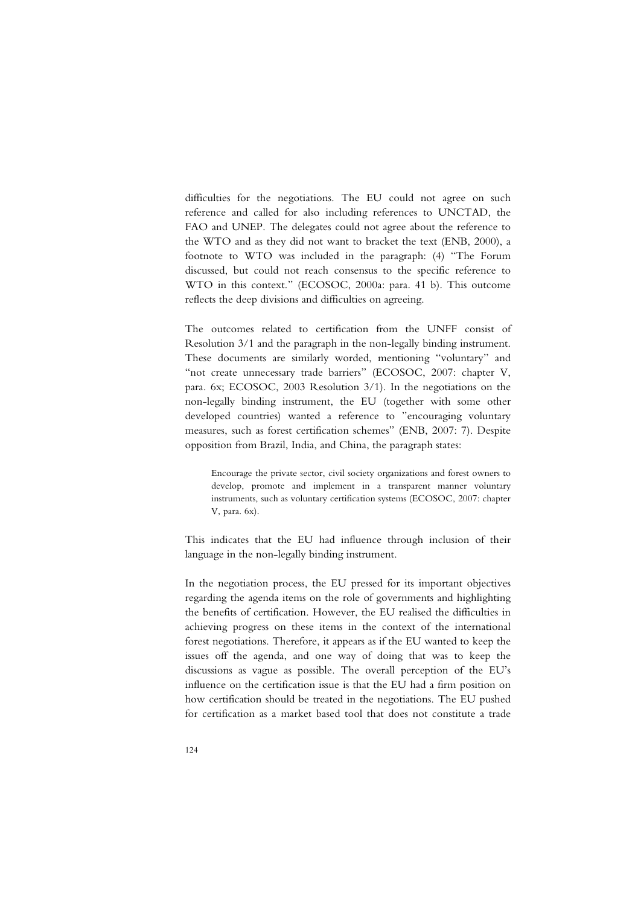difficulties for the negotiations. The EU could not agree on such reference and called for also including references to UNCTAD, the FAO and UNEP. The delegates could not agree about the reference to the WTO and as they did not want to bracket the text (ENB, 2000), a footnote to WTO was included in the paragraph: (4) "The Forum discussed, but could not reach consensus to the specific reference to WTO in this context." (ECOSOC, 2000a: para. 41 b). This outcome reflects the deep divisions and difficulties on agreeing.

The outcomes related to certification from the UNFF consist of Resolution 3/1 and the paragraph in the non-legally binding instrument. These documents are similarly worded, mentioning "voluntary" and "not create unnecessary trade barriers" (ECOSOC, 2007: chapter V, para. 6x; ECOSOC, 2003 Resolution 3/1). In the negotiations on the non-legally binding instrument, the EU (together with some other developed countries) wanted a reference to "encouraging voluntary measures, such as forest certification schemes" (ENB, 2007: 7). Despite opposition from Brazil, India, and China, the paragraph states:

> Encourage the private sector, civil society organizations and forest owners to develop, promote and implement in a transparent manner voluntary instruments, such as voluntary certification systems (ECOSOC, 2007: chapter V, para. 6x).

This indicates that the EU had influence through inclusion of their language in the non-legally binding instrument.

In the negotiation process, the EU pressed for its important objectives regarding the agenda items on the role of governments and highlighting the benefits of certification. However, the EU realised the difficulties in achieving progress on these items in the context of the international forest negotiations. Therefore, it appears as if the EU wanted to keep the issues off the agenda, and one way of doing that was to keep the discussions as vague as possible. The overall perception of the EU's influence on the certification issue is that the EU had a firm position on how certification should be treated in the negotiations. The EU pushed for certification as a market based tool that does not constitute a trade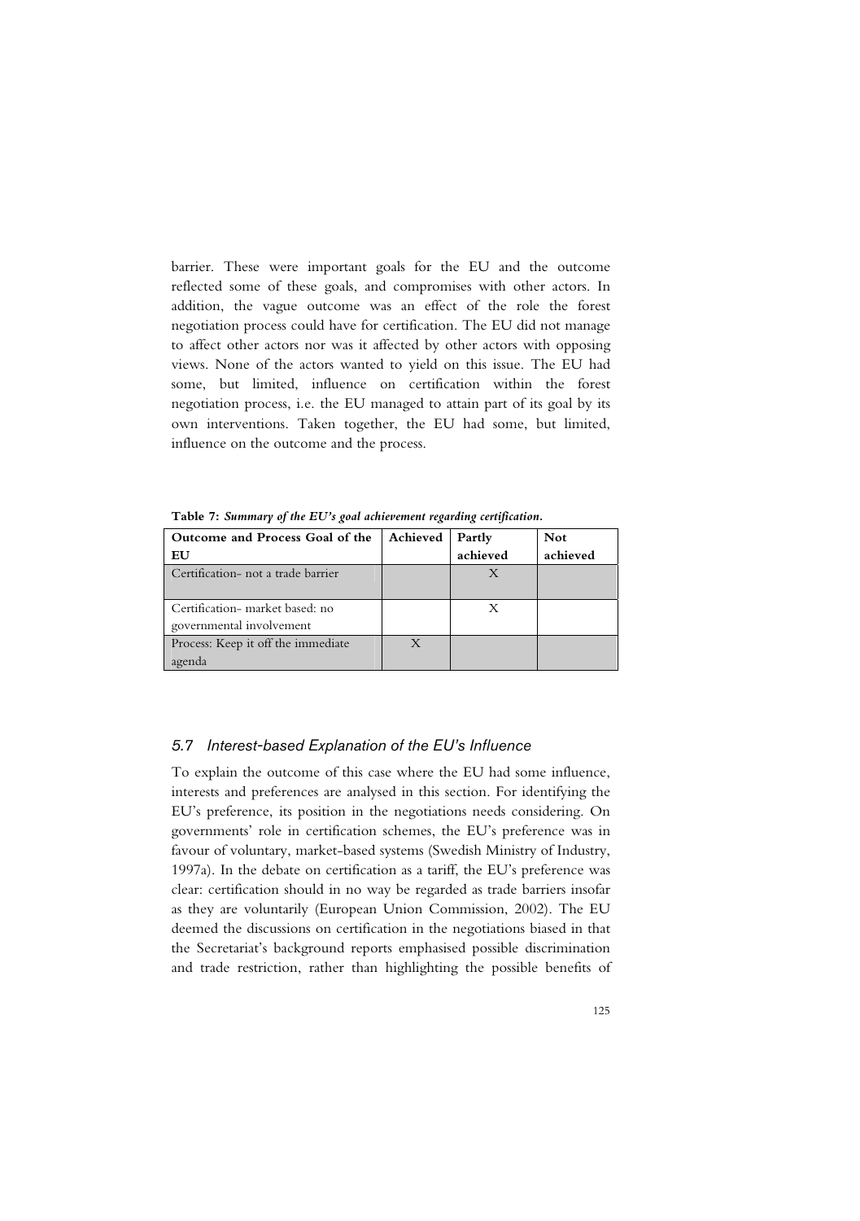barrier. These were important goals for the EU and the outcome reflected some of these goals, and compromises with other actors. In addition, the vague outcome was an effect of the role the forest negotiation process could have for certification. The EU did not manage to affect other actors nor was it affected by other actors with opposing views. None of the actors wanted to yield on this issue. The EU had some, but limited, influence on certification within the forest negotiation process, i.e. the EU managed to attain part of its goal by its own interventions. Taken together, the EU had some, but limited, influence on the outcome and the process.

**Table 7:** ***Summary of the EU's goal achievement regarding certification.***

| Outcome and Process Goal of the EU | Achieved | Partly achieved | Not achieved |
|---|---|---|---|
| Certification- not a trade barrier | | X | |
| Certification- market based: no governmental involvement | | X | |
| Process: Keep it off the immediate agenda | X | | |

## *5.7 Interest-based Explanation of the EU's Influence*

To explain the outcome of this case where the EU had some influence, interests and preferences are analysed in this section. For identifying the EU's preference, its position in the negotiations needs considering. On governments' role in certification schemes, the EU's preference was in favour of voluntary, market-based systems (Swedish Ministry of Industry, 1997a). In the debate on certification as a tariff, the EU's preference was clear: certification should in no way be regarded as trade barriers insofar as they are voluntarily (European Union Commission, 2002). The EU deemed the discussions on certification in the negotiations biased in that the Secretariat's background reports emphasised possible discrimination and trade restriction, rather than highlighting the possible benefits of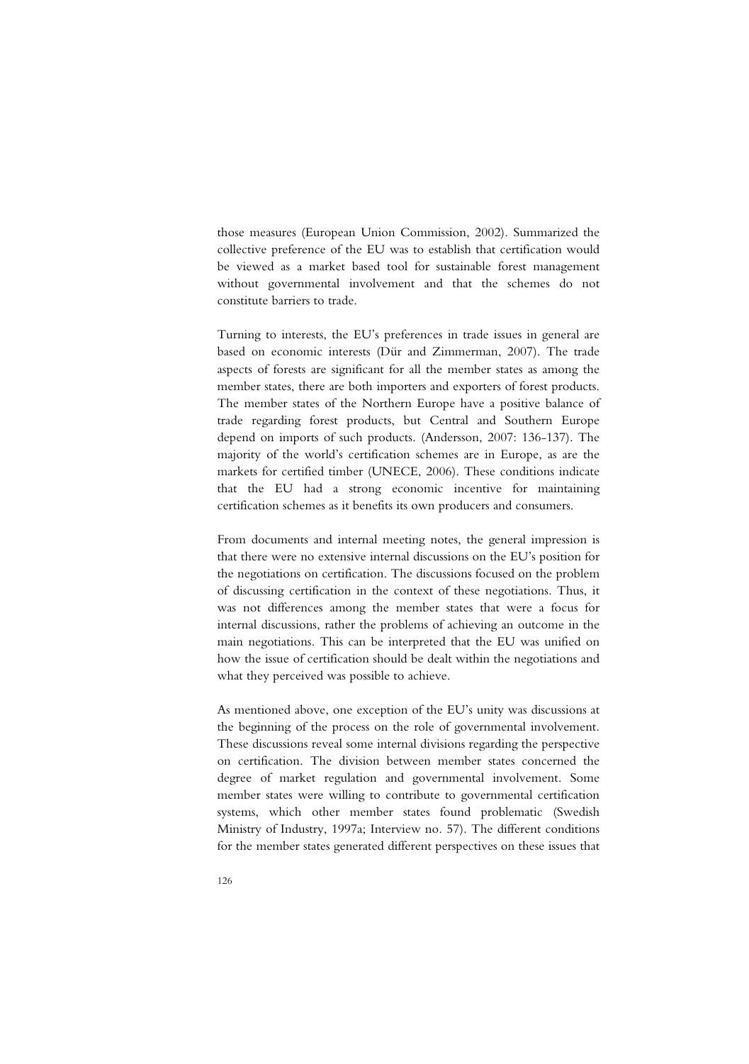those measures (European Union Commission, 2002). Summarized the collective preference of the EU was to establish that certification would be viewed as a market based tool for sustainable forest management without governmental involvement and that the schemes do not constitute barriers to trade.

Turning to interests, the EU's preferences in trade issues in general are based on economic interests (Dür and Zimmerman, 2007). The trade aspects of forests are significant for all the member states as among the member states, there are both importers and exporters of forest products. The member states of the Northern Europe have a positive balance of trade regarding forest products, but Central and Southern Europe depend on imports of such products. (Andersson, 2007: 136-137). The majority of the world's certification schemes are in Europe, as are the markets for certified timber (UNECE, 2006). These conditions indicate that the EU had a strong economic incentive for maintaining certification schemes as it benefits its own producers and consumers.

From documents and internal meeting notes, the general impression is that there were no extensive internal discussions on the EU's position for the negotiations on certification. The discussions focused on the problem of discussing certification in the context of these negotiations. Thus, it was not differences among the member states that were a focus for internal discussions, rather the problems of achieving an outcome in the main negotiations. This can be interpreted that the EU was unified on how the issue of certification should be dealt within the negotiations and what they perceived was possible to achieve.

As mentioned above, one exception of the EU's unity was discussions at the beginning of the process on the role of governmental involvement. These discussions reveal some internal divisions regarding the perspective on certification. The division between member states concerned the degree of market regulation and governmental involvement. Some member states were willing to contribute to governmental certification systems, which other member states found problematic (Swedish Ministry of Industry, 1997a; Interview no. 57). The different conditions for the member states generated different perspectives on these issues that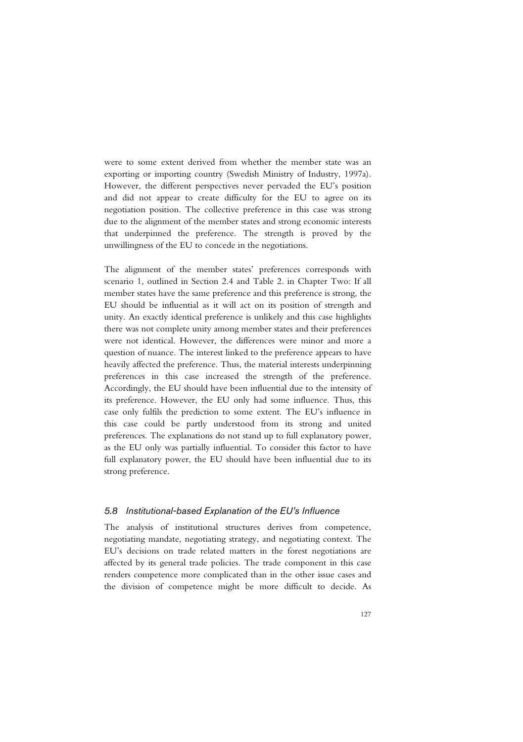were to some extent derived from whether the member state was an exporting or importing country (Swedish Ministry of Industry, 1997a). However, the different perspectives never pervaded the EU's position and did not appear to create difficulty for the EU to agree on its negotiation position. The collective preference in this case was strong due to the alignment of the member states and strong economic interests that underpinned the preference. The strength is proved by the unwillingness of the EU to concede in the negotiations.

The alignment of the member states' preferences corresponds with scenario 1, outlined in Section 2.4 and Table 2. in Chapter Two: If all member states have the same preference and this preference is strong, the EU should be influential as it will act on its position of strength and unity. An exactly identical preference is unlikely and this case highlights there was not complete unity among member states and their preferences were not identical. However, the differences were minor and more a question of nuance. The interest linked to the preference appears to have heavily affected the preference. Thus, the material interests underpinning preferences in this case increased the strength of the preference. Accordingly, the EU should have been influential due to the intensity of its preference. However, the EU only had some influence. Thus, this case only fulfils the prediction to some extent. The EU's influence in this case could be partly understood from its strong and united preferences. The explanations do not stand up to full explanatory power, as the EU only was partially influential. To consider this factor to have full explanatory power, the EU should have been influential due to its strong preference.

### *5.8 Institutional-based Explanation of the EU's Influence*

The analysis of institutional structures derives from competence, negotiating mandate, negotiating strategy, and negotiating context. The EU's decisions on trade related matters in the forest negotiations are affected by its general trade policies. The trade component in this case renders competence more complicated than in the other issue cases and the division of competence might be more difficult to decide. As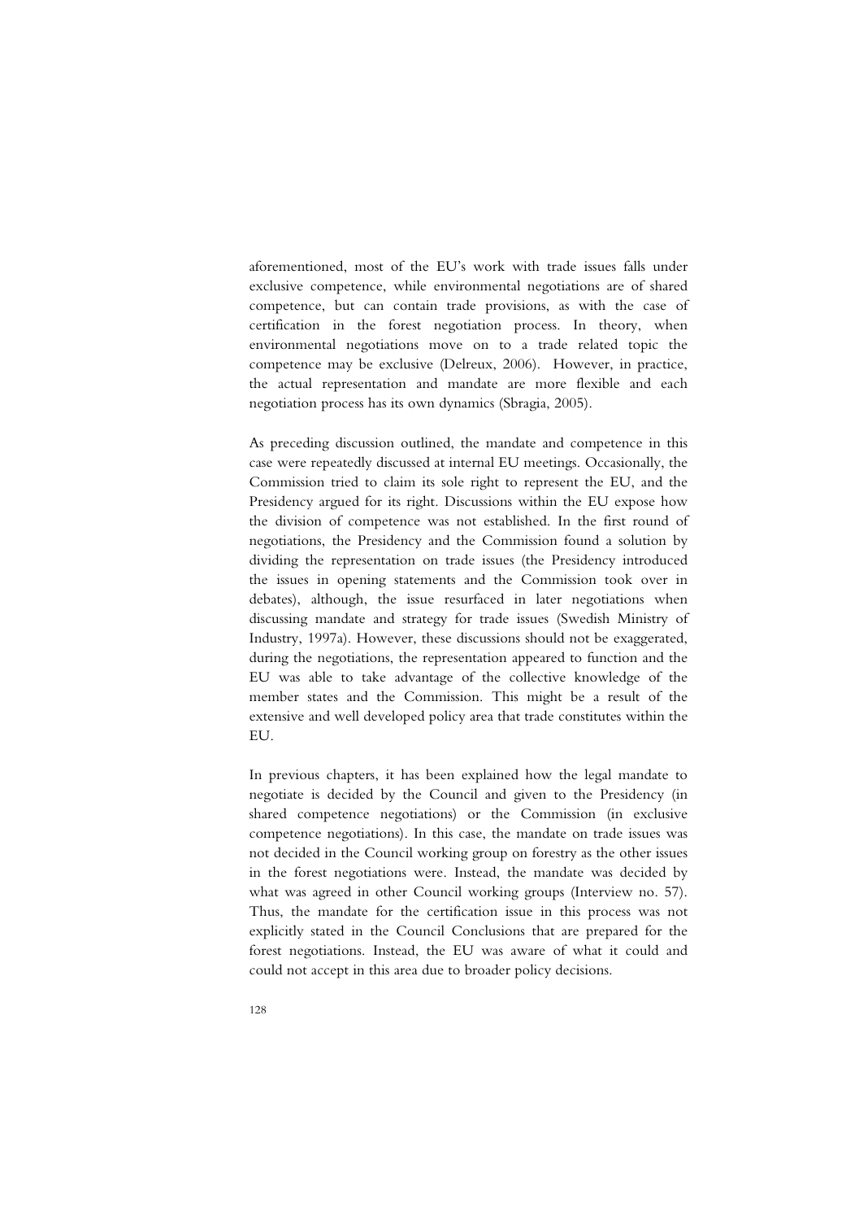aforementioned, most of the EU's work with trade issues falls under exclusive competence, while environmental negotiations are of shared competence, but can contain trade provisions, as with the case of certification in the forest negotiation process. In theory, when environmental negotiations move on to a trade related topic the competence may be exclusive (Delreux, 2006). However, in practice, the actual representation and mandate are more flexible and each negotiation process has its own dynamics (Sbragia, 2005).

As preceding discussion outlined, the mandate and competence in this case were repeatedly discussed at internal EU meetings. Occasionally, the Commission tried to claim its sole right to represent the EU, and the Presidency argued for its right. Discussions within the EU expose how the division of competence was not established. In the first round of negotiations, the Presidency and the Commission found a solution by dividing the representation on trade issues (the Presidency introduced the issues in opening statements and the Commission took over in debates), although, the issue resurfaced in later negotiations when discussing mandate and strategy for trade issues (Swedish Ministry of Industry, 1997a). However, these discussions should not be exaggerated, during the negotiations, the representation appeared to function and the EU was able to take advantage of the collective knowledge of the member states and the Commission. This might be a result of the extensive and well developed policy area that trade constitutes within the EU.

In previous chapters, it has been explained how the legal mandate to negotiate is decided by the Council and given to the Presidency (in shared competence negotiations) or the Commission (in exclusive competence negotiations). In this case, the mandate on trade issues was not decided in the Council working group on forestry as the other issues in the forest negotiations were. Instead, the mandate was decided by what was agreed in other Council working groups (Interview no. 57). Thus, the mandate for the certification issue in this process was not explicitly stated in the Council Conclusions that are prepared for the forest negotiations. Instead, the EU was aware of what it could and could not accept in this area due to broader policy decisions.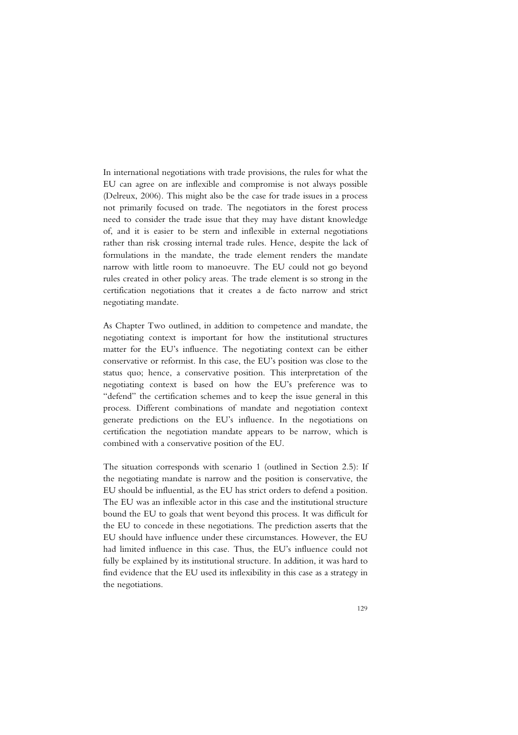In international negotiations with trade provisions, the rules for what the EU can agree on are inflexible and compromise is not always possible (Delreux, 2006). This might also be the case for trade issues in a process not primarily focused on trade. The negotiators in the forest process need to consider the trade issue that they may have distant knowledge of, and it is easier to be stern and inflexible in external negotiations rather than risk crossing internal trade rules. Hence, despite the lack of formulations in the mandate, the trade element renders the mandate narrow with little room to manoeuvre. The EU could not go beyond rules created in other policy areas. The trade element is so strong in the certification negotiations that it creates a de facto narrow and strict negotiating mandate.

As Chapter Two outlined, in addition to competence and mandate, the negotiating context is important for how the institutional structures matter for the EU's influence. The negotiating context can be either conservative or reformist. In this case, the EU's position was close to the status quo; hence, a conservative position. This interpretation of the negotiating context is based on how the EU's preference was to "defend" the certification schemes and to keep the issue general in this process. Different combinations of mandate and negotiation context generate predictions on the EU's influence. In the negotiations on certification the negotiation mandate appears to be narrow, which is combined with a conservative position of the EU.

The situation corresponds with scenario 1 (outlined in Section 2.5): If the negotiating mandate is narrow and the position is conservative, the EU should be influential, as the EU has strict orders to defend a position. The EU was an inflexible actor in this case and the institutional structure bound the EU to goals that went beyond this process. It was difficult for the EU to concede in these negotiations. The prediction asserts that the EU should have influence under these circumstances. However, the EU had limited influence in this case. Thus, the EU's influence could not fully be explained by its institutional structure. In addition, it was hard to find evidence that the EU used its inflexibility in this case as a strategy in the negotiations.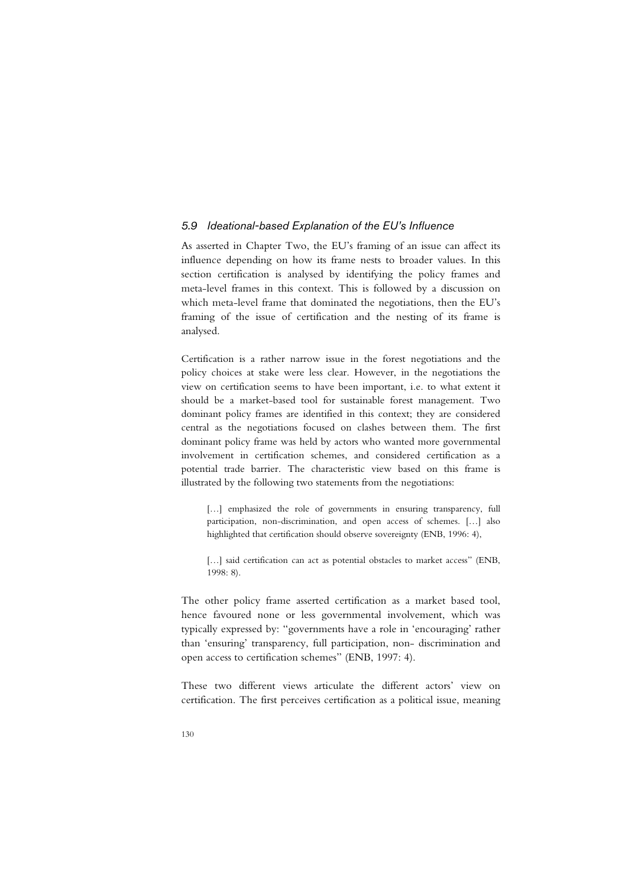### *5.9 Ideational-based Explanation of the EU's Influence*

As asserted in Chapter Two, the EU's framing of an issue can affect its influence depending on how its frame nests to broader values. In this section certification is analysed by identifying the policy frames and meta-level frames in this context. This is followed by a discussion on which meta-level frame that dominated the negotiations, then the EU's framing of the issue of certification and the nesting of its frame is analysed.

Certification is a rather narrow issue in the forest negotiations and the policy choices at stake were less clear. However, in the negotiations the view on certification seems to have been important, i.e. to what extent it should be a market-based tool for sustainable forest management. Two dominant policy frames are identified in this context; they are considered central as the negotiations focused on clashes between them. The first dominant policy frame was held by actors who wanted more governmental involvement in certification schemes, and considered certification as a potential trade barrier. The characteristic view based on this frame is illustrated by the following two statements from the negotiations:

> [...] emphasized the role of governments in ensuring transparency, full participation, non-discrimination, and open access of schemes. [...] also highlighted that certification should observe sovereignty (ENB, 1996: 4),

> [...] said certification can act as potential obstacles to market access" (ENB, 1998: 8).

The other policy frame asserted certification as a market based tool, hence favoured none or less governmental involvement, which was typically expressed by: "governments have a role in 'encouraging' rather than 'ensuring' transparency, full participation, non- discrimination and open access to certification schemes" (ENB, 1997: 4).

These two different views articulate the different actors' view on certification. The first perceives certification as a political issue, meaning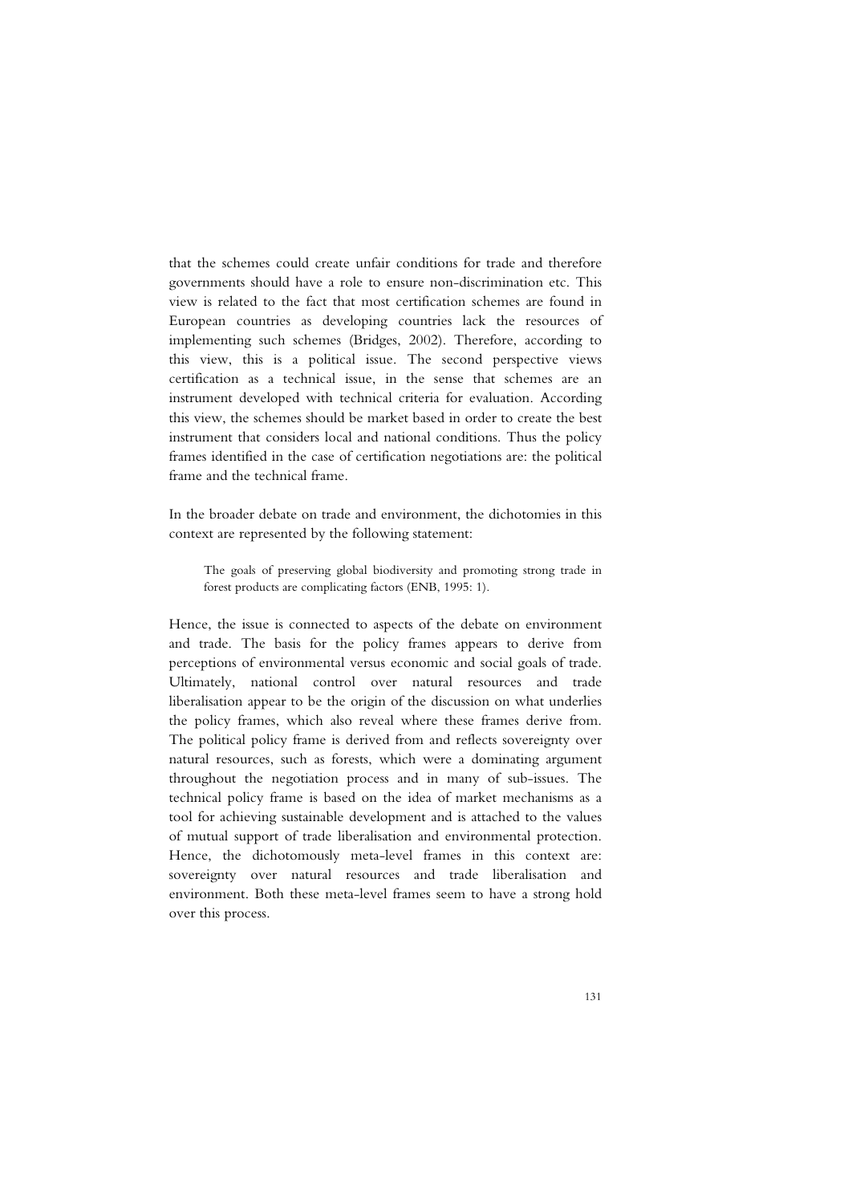that the schemes could create unfair conditions for trade and therefore governments should have a role to ensure non-discrimination etc. This view is related to the fact that most certification schemes are found in European countries as developing countries lack the resources of implementing such schemes (Bridges, 2002). Therefore, according to this view, this is a political issue. The second perspective views certification as a technical issue, in the sense that schemes are an instrument developed with technical criteria for evaluation. According this view, the schemes should be market based in order to create the best instrument that considers local and national conditions. Thus the policy frames identified in the case of certification negotiations are: the political frame and the technical frame.

In the broader debate on trade and environment, the dichotomies in this context are represented by the following statement:

> The goals of preserving global biodiversity and promoting strong trade in forest products are complicating factors (ENB, 1995: 1).

Hence, the issue is connected to aspects of the debate on environment and trade. The basis for the policy frames appears to derive from perceptions of environmental versus economic and social goals of trade. Ultimately, national control over natural resources and trade liberalisation appear to be the origin of the discussion on what underlies the policy frames, which also reveal where these frames derive from. The political policy frame is derived from and reflects sovereignty over natural resources, such as forests, which were a dominating argument throughout the negotiation process and in many of sub-issues. The technical policy frame is based on the idea of market mechanisms as a tool for achieving sustainable development and is attached to the values of mutual support of trade liberalisation and environmental protection. Hence, the dichotomously meta-level frames in this context are: sovereignty over natural resources and trade liberalisation and environment. Both these meta-level frames seem to have a strong hold over this process.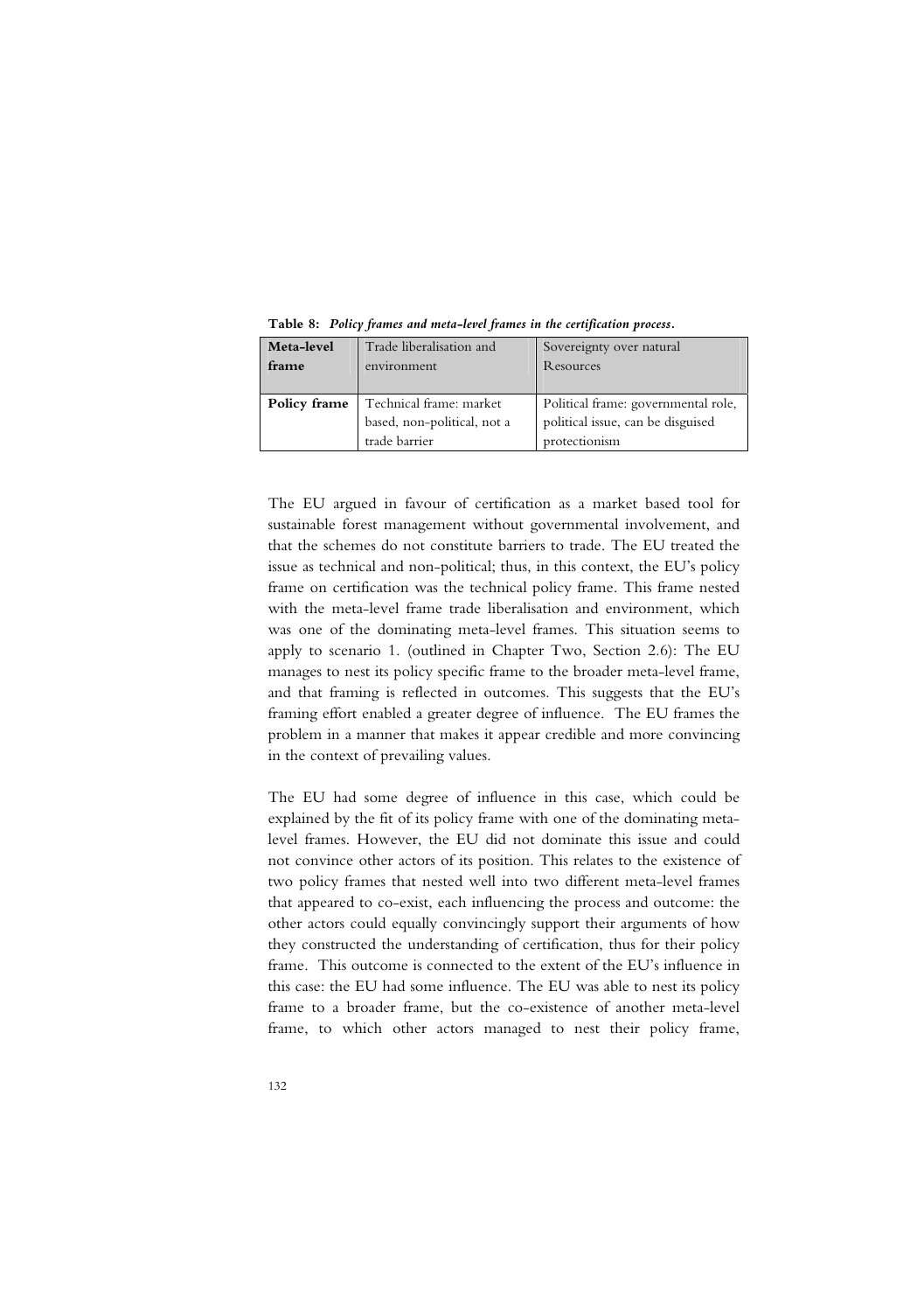**Table 8:** ***Policy frames and meta-level frames in the certification process.***

| **Meta-level frame** | Trade liberalisation and environment | Sovereignty over natural Resources |
|---|---|---|
| **Policy frame** | Technical frame: market based, non-political, not a trade barrier | Political frame: governmental role, political issue, can be disguised protectionism |

The EU argued in favour of certification as a market based tool for sustainable forest management without governmental involvement, and that the schemes do not constitute barriers to trade. The EU treated the issue as technical and non-political; thus, in this context, the EU's policy frame on certification was the technical policy frame. This frame nested with the meta-level frame trade liberalisation and environment, which was one of the dominating meta-level frames. This situation seems to apply to scenario 1. (outlined in Chapter Two, Section 2.6): The EU manages to nest its policy specific frame to the broader meta-level frame, and that framing is reflected in outcomes. This suggests that the EU's framing effort enabled a greater degree of influence. The EU frames the problem in a manner that makes it appear credible and more convincing in the context of prevailing values.

The EU had some degree of influence in this case, which could be explained by the fit of its policy frame with one of the dominating meta-level frames. However, the EU did not dominate this issue and could not convince other actors of its position. This relates to the existence of two policy frames that nested well into two different meta-level frames that appeared to co-exist, each influencing the process and outcome: the other actors could equally convincingly support their arguments of how they constructed the understanding of certification, thus for their policy frame. This outcome is connected to the extent of the EU's influence in this case: the EU had some influence. The EU was able to nest its policy frame to a broader frame, but the co-existence of another meta-level frame, to which other actors managed to nest their policy frame,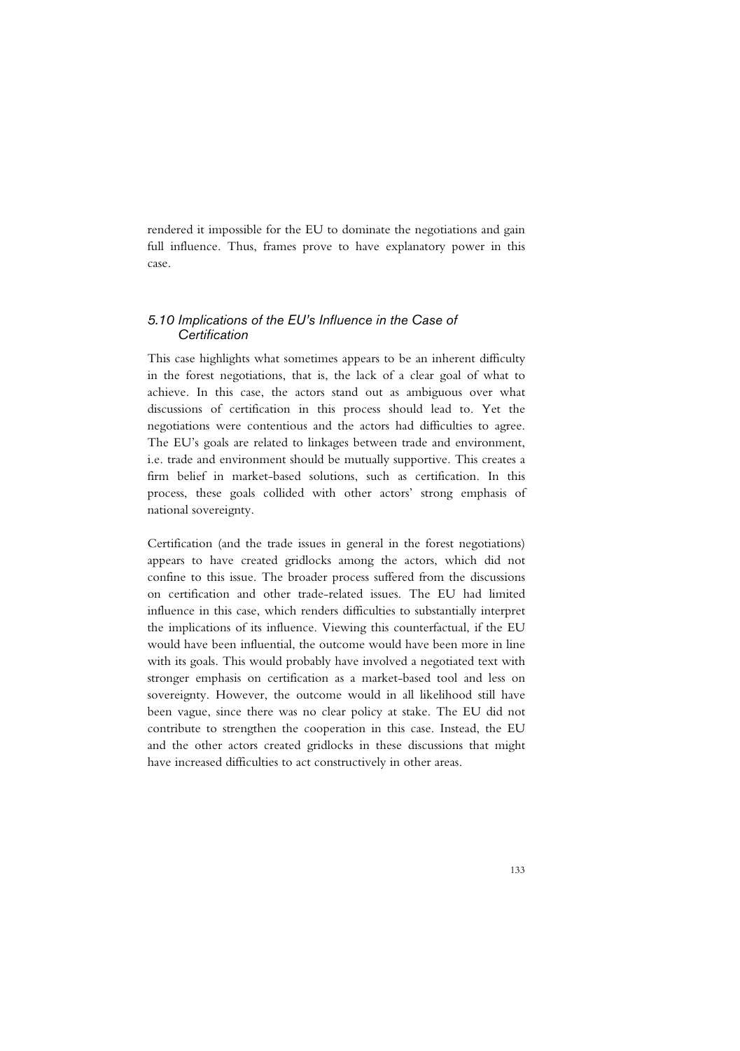rendered it impossible for the EU to dominate the negotiations and gain full influence. Thus, frames prove to have explanatory power in this case.

### *5.10 Implications of the EU's Influence in the Case of Certification*

This case highlights what sometimes appears to be an inherent difficulty in the forest negotiations, that is, the lack of a clear goal of what to achieve. In this case, the actors stand out as ambiguous over what discussions of certification in this process should lead to. Yet the negotiations were contentious and the actors had difficulties to agree. The EU's goals are related to linkages between trade and environment, i.e. trade and environment should be mutually supportive. This creates a firm belief in market-based solutions, such as certification. In this process, these goals collided with other actors' strong emphasis of national sovereignty.

Certification (and the trade issues in general in the forest negotiations) appears to have created gridlocks among the actors, which did not confine to this issue. The broader process suffered from the discussions on certification and other trade-related issues. The EU had limited influence in this case, which renders difficulties to substantially interpret the implications of its influence. Viewing this counterfactual, if the EU would have been influential, the outcome would have been more in line with its goals. This would probably have involved a negotiated text with stronger emphasis on certification as a market-based tool and less on sovereignty. However, the outcome would in all likelihood still have been vague, since there was no clear policy at stake. The EU did not contribute to strengthen the cooperation in this case. Instead, the EU and the other actors created gridlocks in these discussions that might have increased difficulties to act constructively in other areas.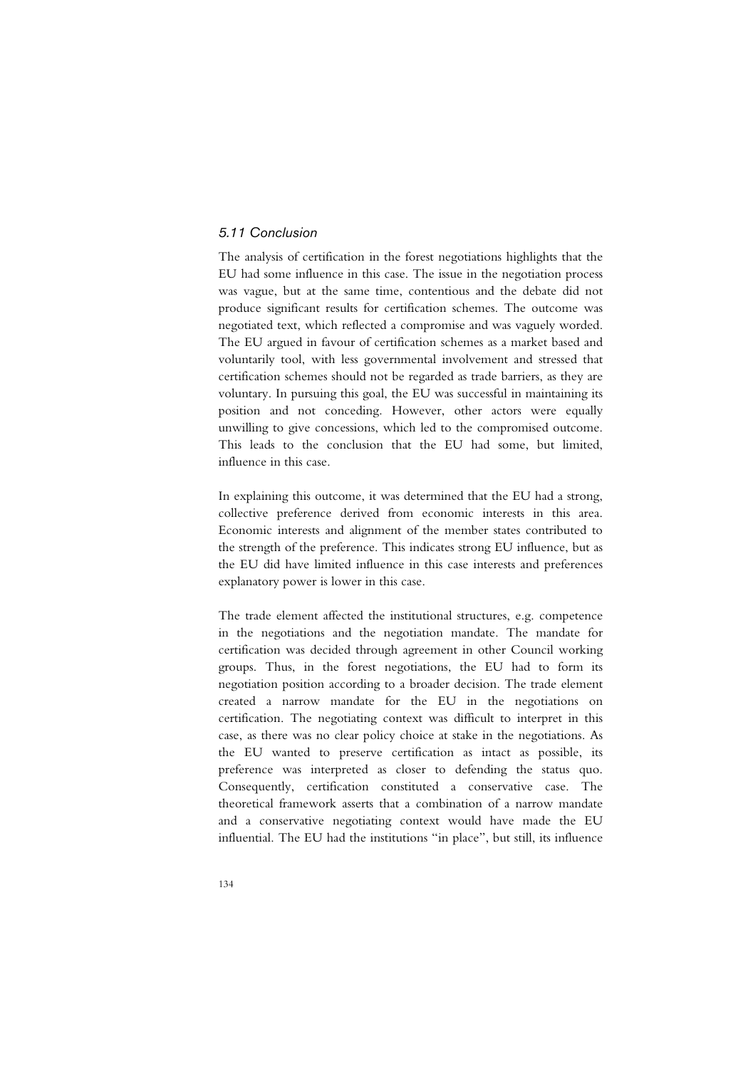### *5.11 Conclusion*

The analysis of certification in the forest negotiations highlights that the EU had some influence in this case. The issue in the negotiation process was vague, but at the same time, contentious and the debate did not produce significant results for certification schemes. The outcome was negotiated text, which reflected a compromise and was vaguely worded. The EU argued in favour of certification schemes as a market based and voluntarily tool, with less governmental involvement and stressed that certification schemes should not be regarded as trade barriers, as they are voluntary. In pursuing this goal, the EU was successful in maintaining its position and not conceding. However, other actors were equally unwilling to give concessions, which led to the compromised outcome. This leads to the conclusion that the EU had some, but limited, influence in this case.

In explaining this outcome, it was determined that the EU had a strong, collective preference derived from economic interests in this area. Economic interests and alignment of the member states contributed to the strength of the preference. This indicates strong EU influence, but as the EU did have limited influence in this case interests and preferences explanatory power is lower in this case.

The trade element affected the institutional structures, e.g. competence in the negotiations and the negotiation mandate. The mandate for certification was decided through agreement in other Council working groups. Thus, in the forest negotiations, the EU had to form its negotiation position according to a broader decision. The trade element created a narrow mandate for the EU in the negotiations on certification. The negotiating context was difficult to interpret in this case, as there was no clear policy choice at stake in the negotiations. As the EU wanted to preserve certification as intact as possible, its preference was interpreted as closer to defending the status quo. Consequently, certification constituted a conservative case. The theoretical framework asserts that a combination of a narrow mandate and a conservative negotiating context would have made the EU influential. The EU had the institutions "in place", but still, its influence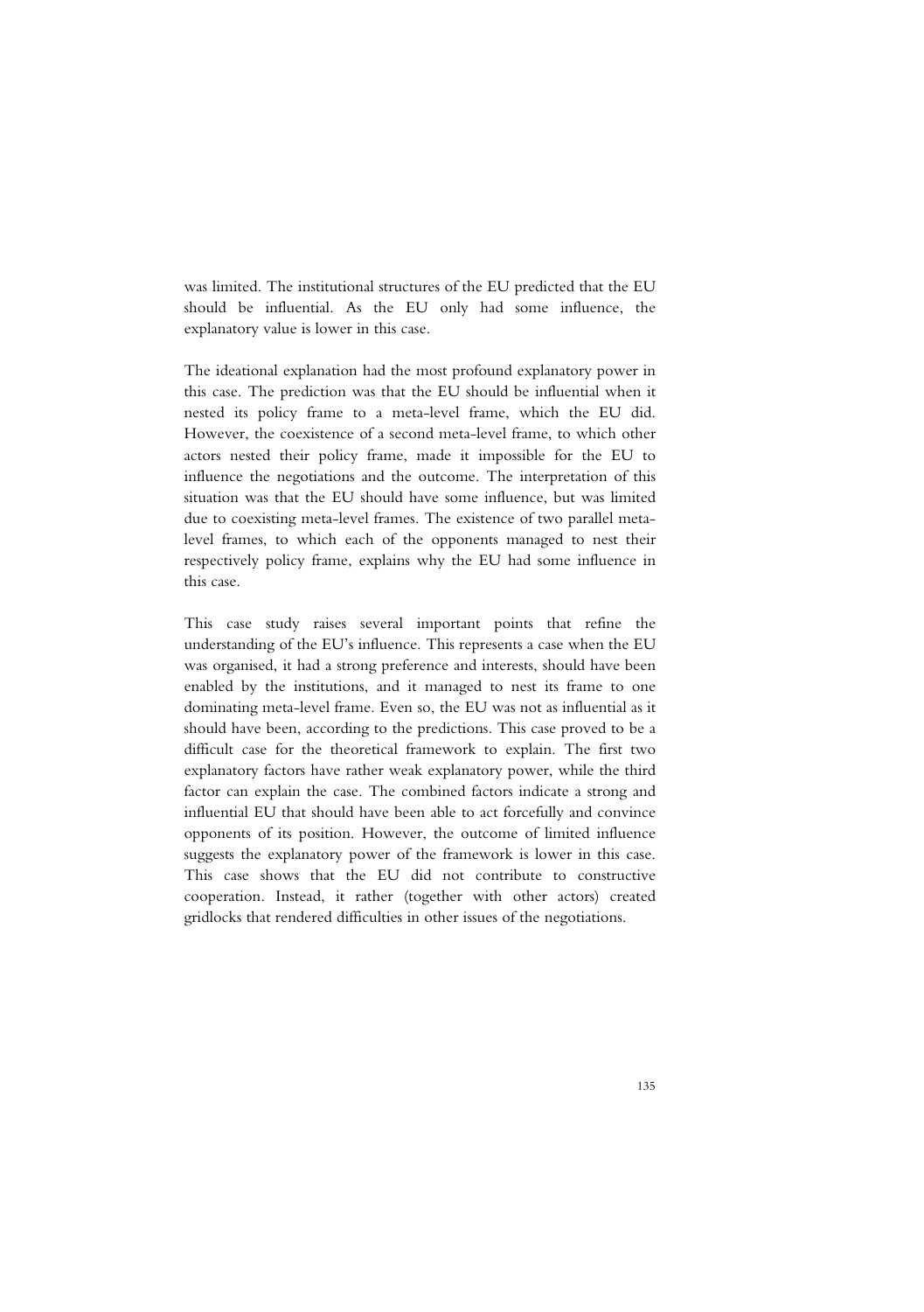was limited. The institutional structures of the EU predicted that the EU should be influential. As the EU only had some influence, the explanatory value is lower in this case.

The ideational explanation had the most profound explanatory power in this case. The prediction was that the EU should be influential when it nested its policy frame to a meta-level frame, which the EU did. However, the coexistence of a second meta-level frame, to which other actors nested their policy frame, made it impossible for the EU to influence the negotiations and the outcome. The interpretation of this situation was that the EU should have some influence, but was limited due to coexisting meta-level frames. The existence of two parallel meta-level frames, to which each of the opponents managed to nest their respectively policy frame, explains why the EU had some influence in this case.

This case study raises several important points that refine the understanding of the EU's influence. This represents a case when the EU was organised, it had a strong preference and interests, should have been enabled by the institutions, and it managed to nest its frame to one dominating meta-level frame. Even so, the EU was not as influential as it should have been, according to the predictions. This case proved to be a difficult case for the theoretical framework to explain. The first two explanatory factors have rather weak explanatory power, while the third factor can explain the case. The combined factors indicate a strong and influential EU that should have been able to act forcefully and convince opponents of its position. However, the outcome of limited influence suggests the explanatory power of the framework is lower in this case. This case shows that the EU did not contribute to constructive cooperation. Instead, it rather (together with other actors) created gridlocks that rendered difficulties in other issues of the negotiations.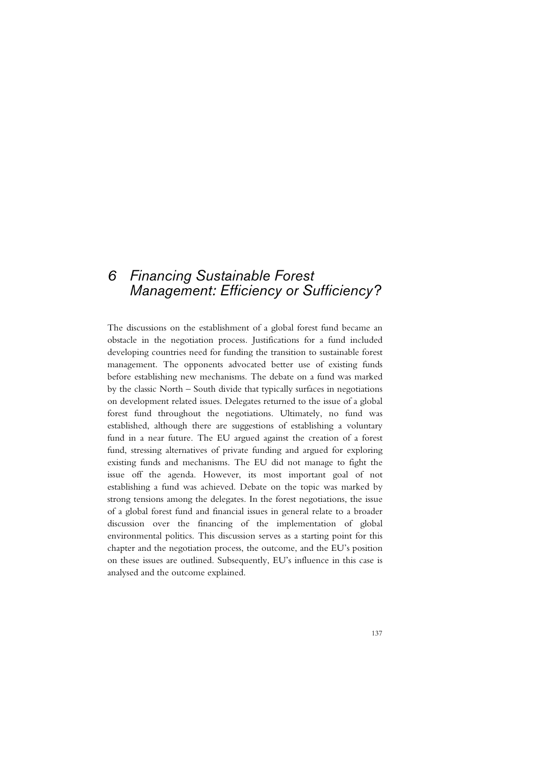# 6 Financing Sustainable Forest Management: Efficiency or Sufficiency?

The discussions on the establishment of a global forest fund became an obstacle in the negotiation process. Justifications for a fund included developing countries need for funding the transition to sustainable forest management. The opponents advocated better use of existing funds before establishing new mechanisms. The debate on a fund was marked by the classic North – South divide that typically surfaces in negotiations on development related issues. Delegates returned to the issue of a global forest fund throughout the negotiations. Ultimately, no fund was established, although there are suggestions of establishing a voluntary fund in a near future. The EU argued against the creation of a forest fund, stressing alternatives of private funding and argued for exploring existing funds and mechanisms. The EU did not manage to fight the issue off the agenda. However, its most important goal of not establishing a fund was achieved. Debate on the topic was marked by strong tensions among the delegates. In the forest negotiations, the issue of a global forest fund and financial issues in general relate to a broader discussion over the financing of the implementation of global environmental politics. This discussion serves as a starting point for this chapter and the negotiation process, the outcome, and the EU's position on these issues are outlined. Subsequently, EU's influence in this case is analysed and the outcome explained.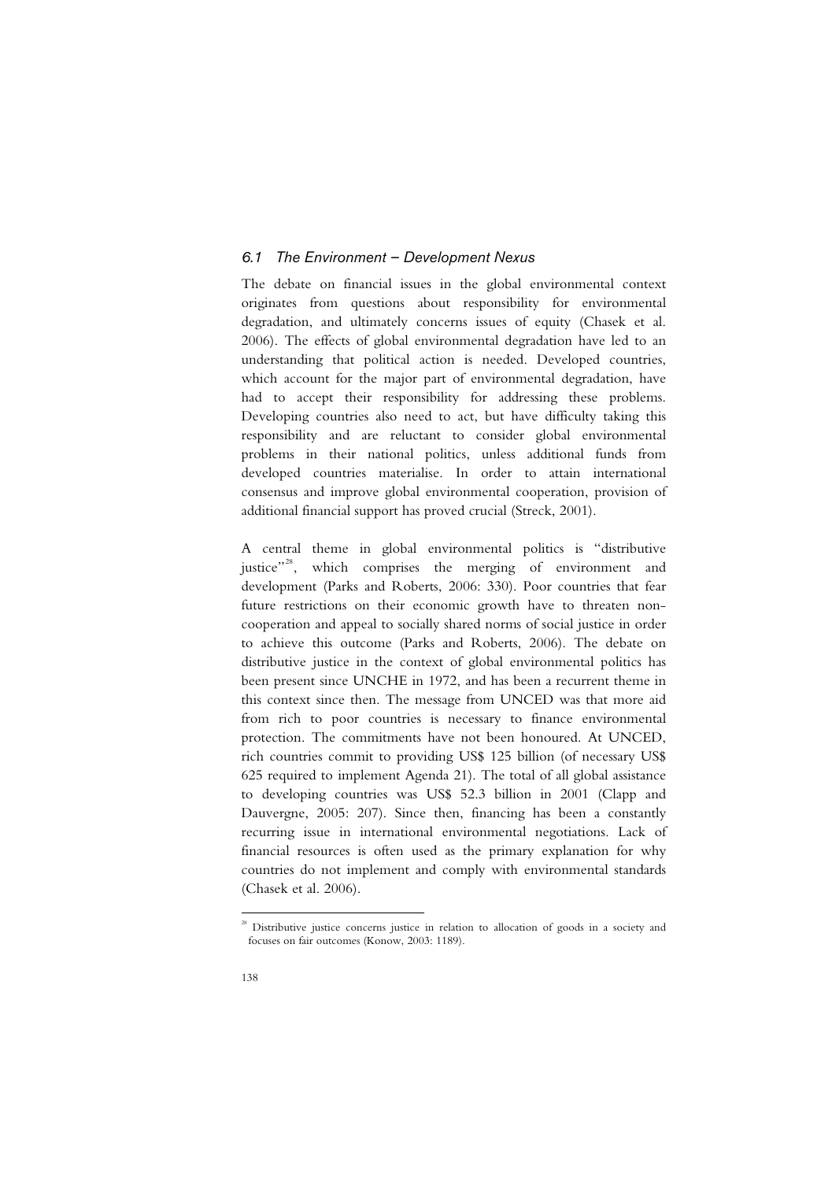### 6.1 The Environment – Development Nexus

The debate on financial issues in the global environmental context originates from questions about responsibility for environmental degradation, and ultimately concerns issues of equity (Chasek et al. 2006). The effects of global environmental degradation have led to an understanding that political action is needed. Developed countries, which account for the major part of environmental degradation, have had to accept their responsibility for addressing these problems. Developing countries also need to act, but have difficulty taking this responsibility and are reluctant to consider global environmental problems in their national politics, unless additional funds from developed countries materialise. In order to attain international consensus and improve global environmental cooperation, provision of additional financial support has proved crucial (Streck, 2001).

A central theme in global environmental politics is "distributive justice"[28], which comprises the merging of environment and development (Parks and Roberts, 2006: 330). Poor countries that fear future restrictions on their economic growth have to threaten non-cooperation and appeal to socially shared norms of social justice in order to achieve this outcome (Parks and Roberts, 2006). The debate on distributive justice in the context of global environmental politics has been present since UNCHE in 1972, and has been a recurrent theme in this context since then. The message from UNCED was that more aid from rich to poor countries is necessary to finance environmental protection. The commitments have not been honoured. At UNCED, rich countries commit to providing US$ 125 billion (of necessary US$ 625 required to implement Agenda 21). The total of all global assistance to developing countries was US$ 52.3 billion in 2001 (Clapp and Dauvergne, 2005: 207). Since then, financing has been a constantly recurring issue in international environmental negotiations. Lack of financial resources is often used as the primary explanation for why countries do not implement and comply with environmental standards (Chasek et al. 2006).

---

[28] Distributive justice concerns justice in relation to allocation of goods in a society and focuses on fair outcomes (Konow, 2003: 1189).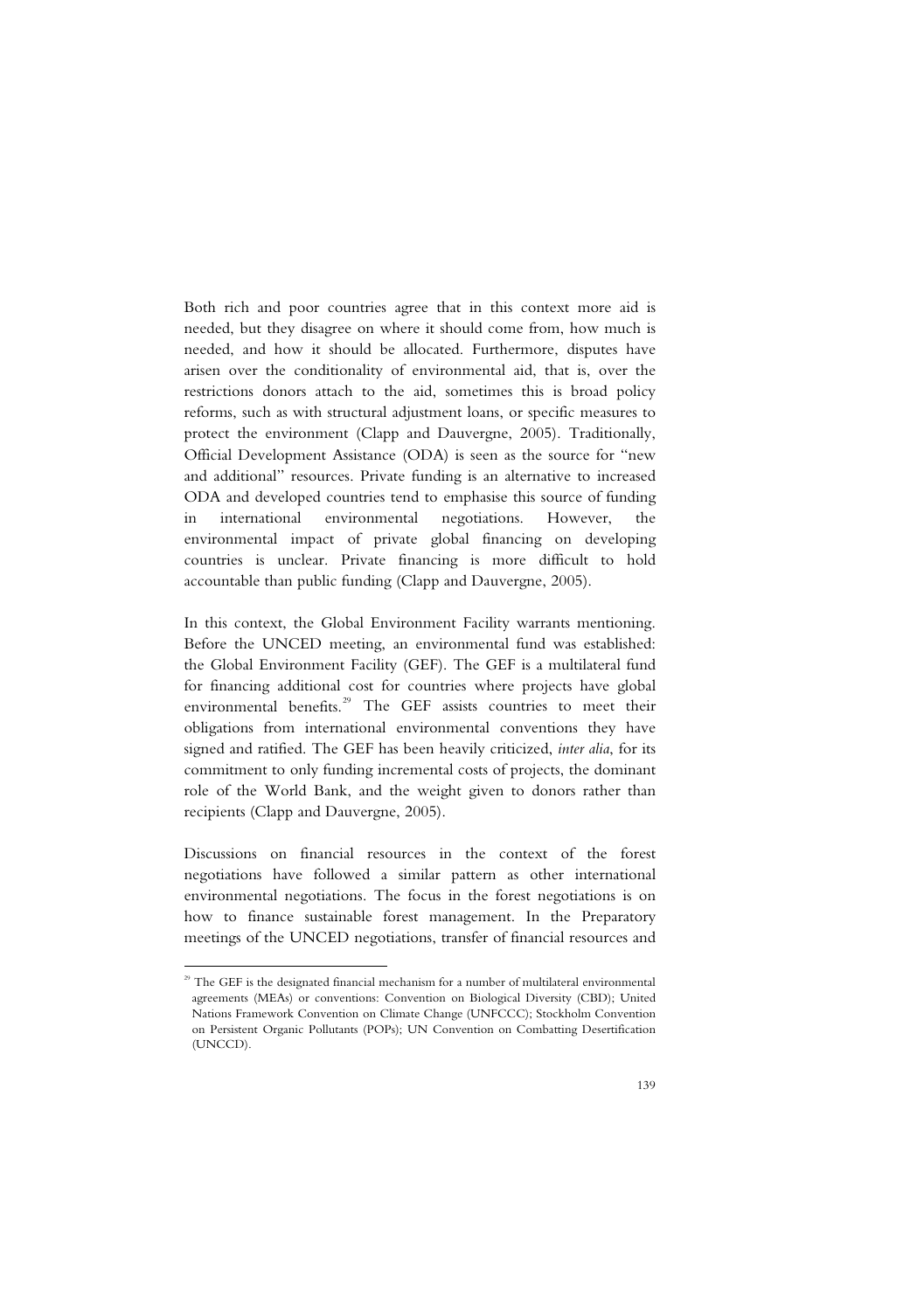Both rich and poor countries agree that in this context more aid is needed, but they disagree on where it should come from, how much is needed, and how it should be allocated. Furthermore, disputes have arisen over the conditionality of environmental aid, that is, over the restrictions donors attach to the aid, sometimes this is broad policy reforms, such as with structural adjustment loans, or specific measures to protect the environment (Clapp and Dauvergne, 2005). Traditionally, Official Development Assistance (ODA) is seen as the source for "new and additional" resources. Private funding is an alternative to increased ODA and developed countries tend to emphasise this source of funding in international environmental negotiations. However, the environmental impact of private global financing on developing countries is unclear. Private financing is more difficult to hold accountable than public funding (Clapp and Dauvergne, 2005).

In this context, the Global Environment Facility warrants mentioning. Before the UNCED meeting, an environmental fund was established: the Global Environment Facility (GEF). The GEF is a multilateral fund for financing additional cost for countries where projects have global environmental benefits.[29] The GEF assists countries to meet their obligations from international environmental conventions they have signed and ratified. The GEF has been heavily criticized, *inter alia*, for its commitment to only funding incremental costs of projects, the dominant role of the World Bank, and the weight given to donors rather than recipients (Clapp and Dauvergne, 2005).

Discussions on financial resources in the context of the forest negotiations have followed a similar pattern as other international environmental negotiations. The focus in the forest negotiations is on how to finance sustainable forest management. In the Preparatory meetings of the UNCED negotiations, transfer of financial resources and

[29] The GEF is the designated financial mechanism for a number of multilateral environmental agreements (MEAs) or conventions: Convention on Biological Diversity (CBD); United Nations Framework Convention on Climate Change (UNFCCC); Stockholm Convention on Persistent Organic Pollutants (POPs); UN Convention on Combatting Desertification (UNCCD).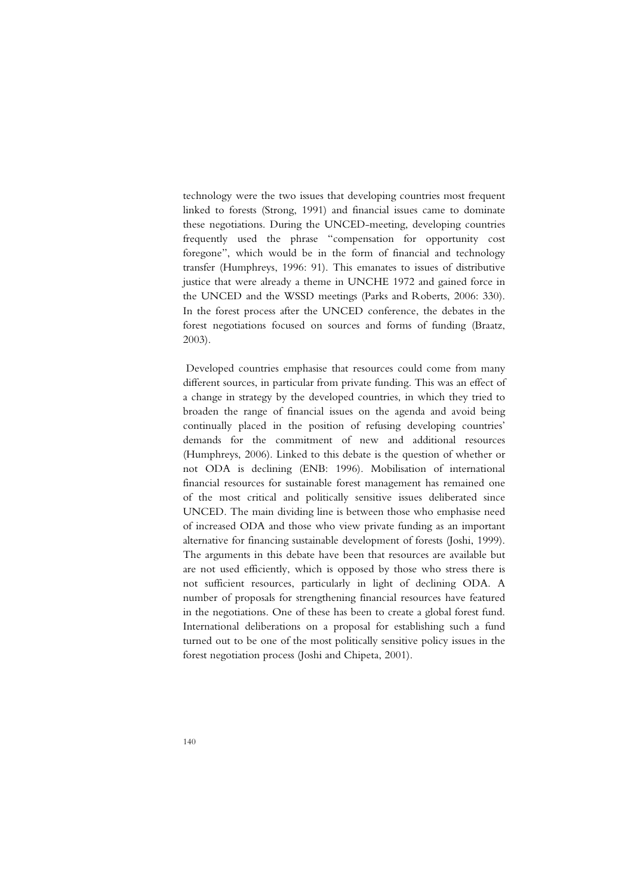technology were the two issues that developing countries most frequent linked to forests (Strong, 1991) and financial issues came to dominate these negotiations. During the UNCED-meeting, developing countries frequently used the phrase "compensation for opportunity cost foregone", which would be in the form of financial and technology transfer (Humphreys, 1996: 91). This emanates to issues of distributive justice that were already a theme in UNCHE 1972 and gained force in the UNCED and the WSSD meetings (Parks and Roberts, 2006: 330). In the forest process after the UNCED conference, the debates in the forest negotiations focused on sources and forms of funding (Braatz, 2003).

Developed countries emphasise that resources could come from many different sources, in particular from private funding. This was an effect of a change in strategy by the developed countries, in which they tried to broaden the range of financial issues on the agenda and avoid being continually placed in the position of refusing developing countries' demands for the commitment of new and additional resources (Humphreys, 2006). Linked to this debate is the question of whether or not ODA is declining (ENB: 1996). Mobilisation of international financial resources for sustainable forest management has remained one of the most critical and politically sensitive issues deliberated since UNCED. The main dividing line is between those who emphasise need of increased ODA and those who view private funding as an important alternative for financing sustainable development of forests (Joshi, 1999). The arguments in this debate have been that resources are available but are not used efficiently, which is opposed by those who stress there is not sufficient resources, particularly in light of declining ODA. A number of proposals for strengthening financial resources have featured in the negotiations. One of these has been to create a global forest fund. International deliberations on a proposal for establishing such a fund turned out to be one of the most politically sensitive policy issues in the forest negotiation process (Joshi and Chipeta, 2001).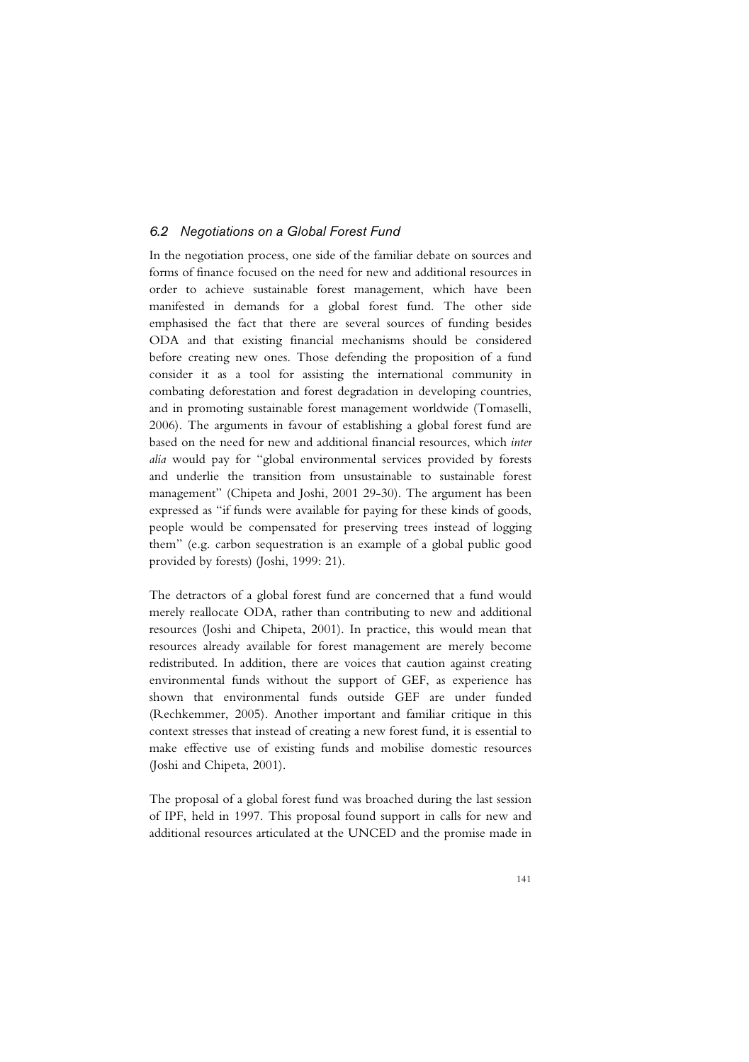## *6.2 Negotiations on a Global Forest Fund*

In the negotiation process, one side of the familiar debate on sources and forms of finance focused on the need for new and additional resources in order to achieve sustainable forest management, which have been manifested in demands for a global forest fund. The other side emphasised the fact that there are several sources of funding besides ODA and that existing financial mechanisms should be considered before creating new ones. Those defending the proposition of a fund consider it as a tool for assisting the international community in combating deforestation and forest degradation in developing countries, and in promoting sustainable forest management worldwide (Tomaselli, 2006). The arguments in favour of establishing a global forest fund are based on the need for new and additional financial resources, which *inter alia* would pay for "global environmental services provided by forests and underlie the transition from unsustainable to sustainable forest management" (Chipeta and Joshi, 2001 29-30). The argument has been expressed as "if funds were available for paying for these kinds of goods, people would be compensated for preserving trees instead of logging them" (e.g. carbon sequestration is an example of a global public good provided by forests) (Joshi, 1999: 21).

The detractors of a global forest fund are concerned that a fund would merely reallocate ODA, rather than contributing to new and additional resources (Joshi and Chipeta, 2001). In practice, this would mean that resources already available for forest management are merely become redistributed. In addition, there are voices that caution against creating environmental funds without the support of GEF, as experience has shown that environmental funds outside GEF are under funded (Rechkemmer, 2005). Another important and familiar critique in this context stresses that instead of creating a new forest fund, it is essential to make effective use of existing funds and mobilise domestic resources (Joshi and Chipeta, 2001).

The proposal of a global forest fund was broached during the last session of IPF, held in 1997. This proposal found support in calls for new and additional resources articulated at the UNCED and the promise made in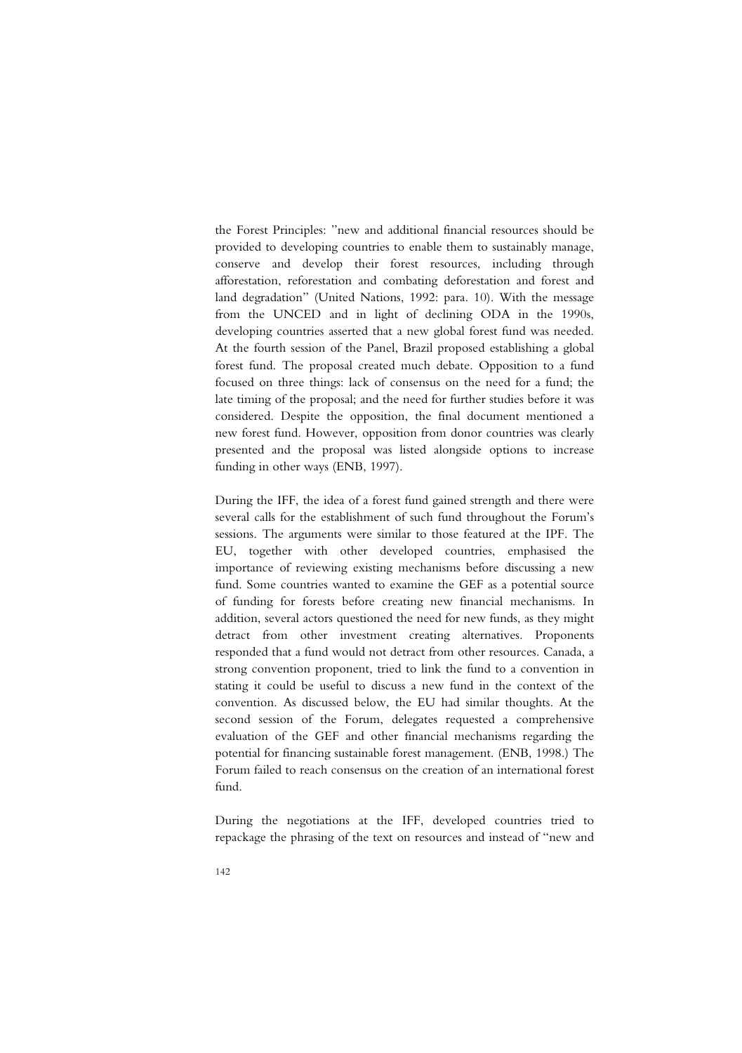the Forest Principles: "new and additional financial resources should be provided to developing countries to enable them to sustainably manage, conserve and develop their forest resources, including through afforestation, reforestation and combating deforestation and forest and land degradation" (United Nations, 1992: para. 10). With the message from the UNCED and in light of declining ODA in the 1990s, developing countries asserted that a new global forest fund was needed. At the fourth session of the Panel, Brazil proposed establishing a global forest fund. The proposal created much debate. Opposition to a fund focused on three things: lack of consensus on the need for a fund; the late timing of the proposal; and the need for further studies before it was considered. Despite the opposition, the final document mentioned a new forest fund. However, opposition from donor countries was clearly presented and the proposal was listed alongside options to increase funding in other ways (ENB, 1997).

During the IFF, the idea of a forest fund gained strength and there were several calls for the establishment of such fund throughout the Forum's sessions. The arguments were similar to those featured at the IPF. The EU, together with other developed countries, emphasised the importance of reviewing existing mechanisms before discussing a new fund. Some countries wanted to examine the GEF as a potential source of funding for forests before creating new financial mechanisms. In addition, several actors questioned the need for new funds, as they might detract from other investment creating alternatives. Proponents responded that a fund would not detract from other resources. Canada, a strong convention proponent, tried to link the fund to a convention in stating it could be useful to discuss a new fund in the context of the convention. As discussed below, the EU had similar thoughts. At the second session of the Forum, delegates requested a comprehensive evaluation of the GEF and other financial mechanisms regarding the potential for financing sustainable forest management. (ENB, 1998.) The Forum failed to reach consensus on the creation of an international forest fund.

During the negotiations at the IFF, developed countries tried to repackage the phrasing of the text on resources and instead of "new and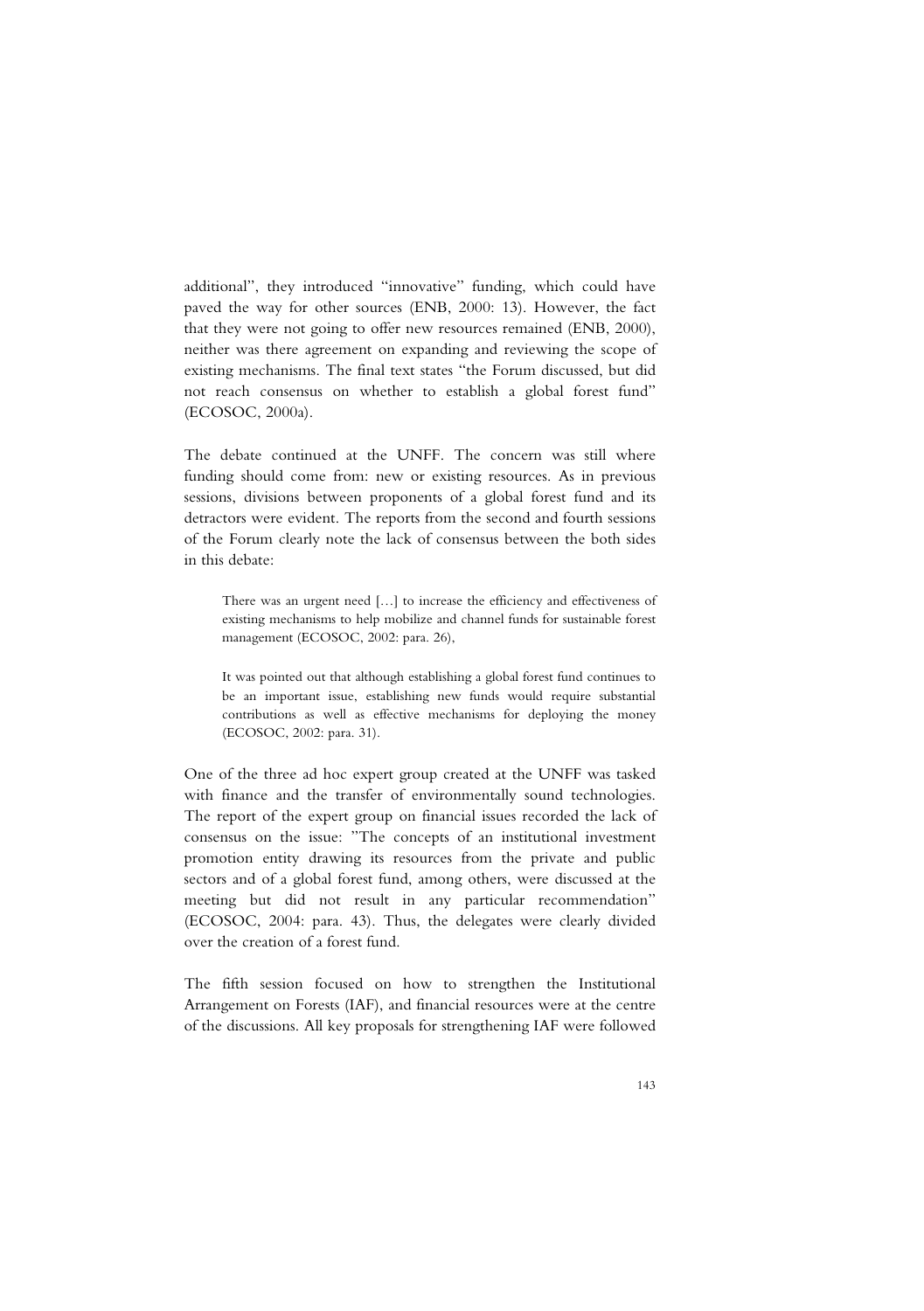additional", they introduced "innovative" funding, which could have paved the way for other sources (ENB, 2000: 13). However, the fact that they were not going to offer new resources remained (ENB, 2000), neither was there agreement on expanding and reviewing the scope of existing mechanisms. The final text states "the Forum discussed, but did not reach consensus on whether to establish a global forest fund" (ECOSOC, 2000a).

The debate continued at the UNFF. The concern was still where funding should come from: new or existing resources. As in previous sessions, divisions between proponents of a global forest fund and its detractors were evident. The reports from the second and fourth sessions of the Forum clearly note the lack of consensus between the both sides in this debate:

> There was an urgent need […] to increase the efficiency and effectiveness of existing mechanisms to help mobilize and channel funds for sustainable forest management (ECOSOC, 2002: para. 26),

> It was pointed out that although establishing a global forest fund continues to be an important issue, establishing new funds would require substantial contributions as well as effective mechanisms for deploying the money (ECOSOC, 2002: para. 31).

One of the three ad hoc expert group created at the UNFF was tasked with finance and the transfer of environmentally sound technologies. The report of the expert group on financial issues recorded the lack of consensus on the issue: "The concepts of an institutional investment promotion entity drawing its resources from the private and public sectors and of a global forest fund, among others, were discussed at the meeting but did not result in any particular recommendation" (ECOSOC, 2004: para. 43). Thus, the delegates were clearly divided over the creation of a forest fund.

The fifth session focused on how to strengthen the Institutional Arrangement on Forests (IAF), and financial resources were at the centre of the discussions. All key proposals for strengthening IAF were followed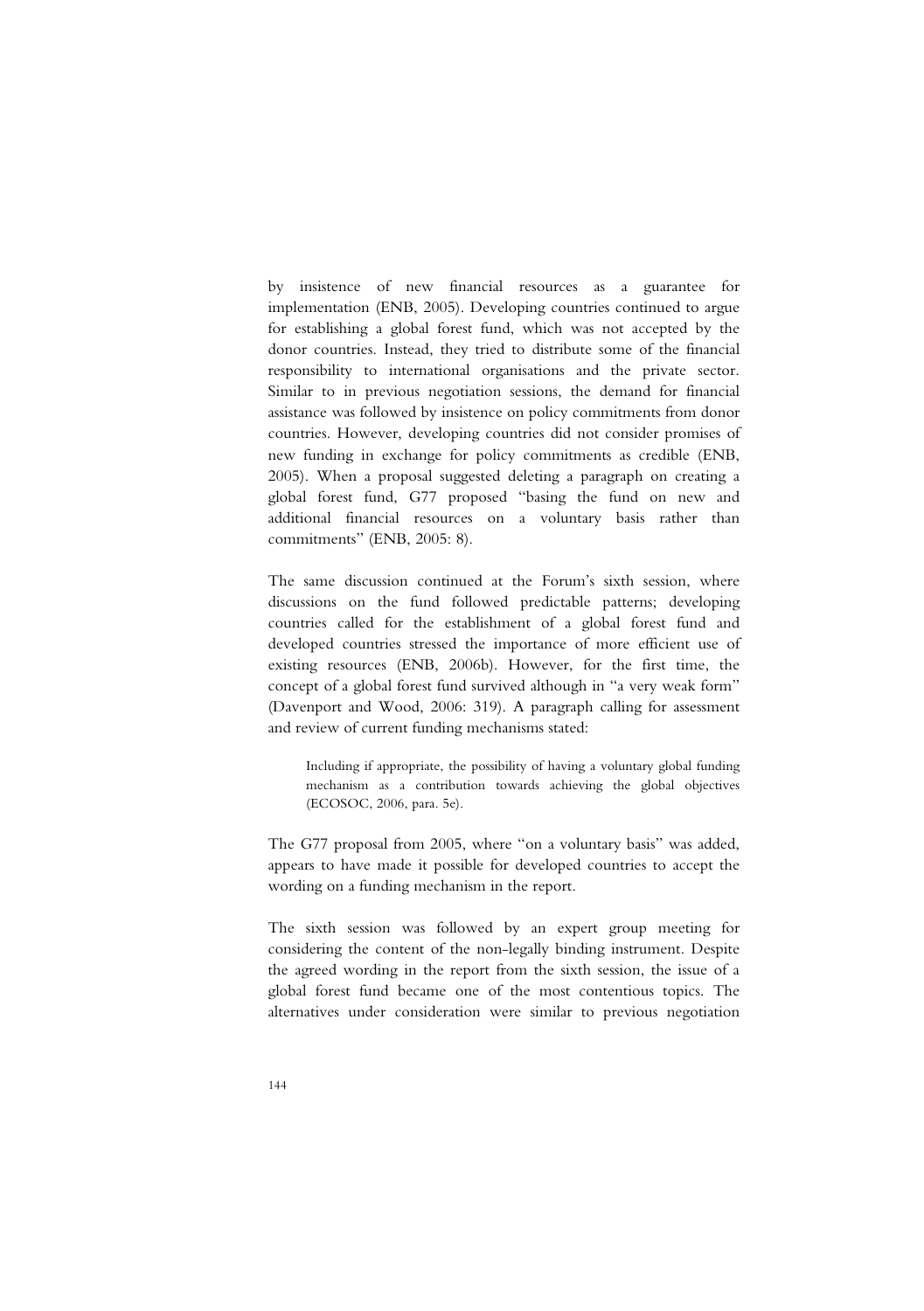by insistence of new financial resources as a guarantee for implementation (ENB, 2005). Developing countries continued to argue for establishing a global forest fund, which was not accepted by the donor countries. Instead, they tried to distribute some of the financial responsibility to international organisations and the private sector. Similar to in previous negotiation sessions, the demand for financial assistance was followed by insistence on policy commitments from donor countries. However, developing countries did not consider promises of new funding in exchange for policy commitments as credible (ENB, 2005). When a proposal suggested deleting a paragraph on creating a global forest fund, G77 proposed "basing the fund on new and additional financial resources on a voluntary basis rather than commitments" (ENB, 2005: 8).

The same discussion continued at the Forum's sixth session, where discussions on the fund followed predictable patterns; developing countries called for the establishment of a global forest fund and developed countries stressed the importance of more efficient use of existing resources (ENB, 2006b). However, for the first time, the concept of a global forest fund survived although in "a very weak form" (Davenport and Wood, 2006: 319). A paragraph calling for assessment and review of current funding mechanisms stated:

> Including if appropriate, the possibility of having a voluntary global funding mechanism as a contribution towards achieving the global objectives (ECOSOC, 2006, para. 5e).

The G77 proposal from 2005, where "on a voluntary basis" was added, appears to have made it possible for developed countries to accept the wording on a funding mechanism in the report.

The sixth session was followed by an expert group meeting for considering the content of the non-legally binding instrument. Despite the agreed wording in the report from the sixth session, the issue of a global forest fund became one of the most contentious topics. The alternatives under consideration were similar to previous negotiation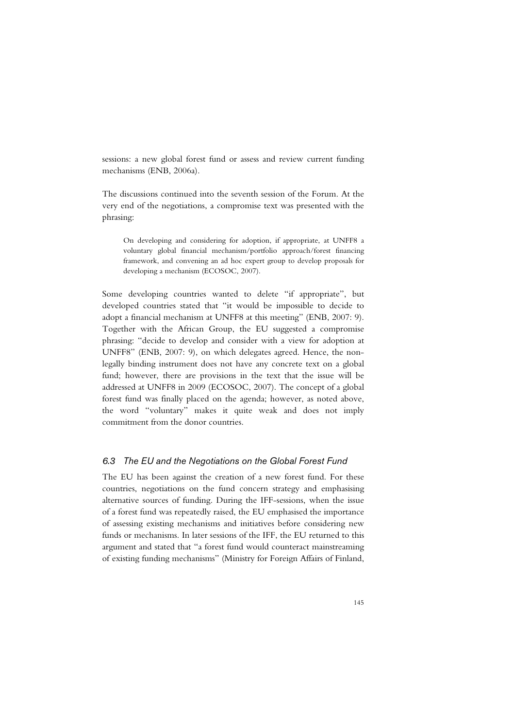sessions: a new global forest fund or assess and review current funding mechanisms (ENB, 2006a).

The discussions continued into the seventh session of the Forum. At the very end of the negotiations, a compromise text was presented with the phrasing:

> On developing and considering for adoption, if appropriate, at UNFF8 a voluntary global financial mechanism/portfolio approach/forest financing framework, and convening an ad hoc expert group to develop proposals for developing a mechanism (ECOSOC, 2007).

Some developing countries wanted to delete "if appropriate", but developed countries stated that "it would be impossible to decide to adopt a financial mechanism at UNFF8 at this meeting" (ENB, 2007: 9). Together with the African Group, the EU suggested a compromise phrasing: "decide to develop and consider with a view for adoption at UNFF8" (ENB, 2007: 9), on which delegates agreed. Hence, the non-legally binding instrument does not have any concrete text on a global fund; however, there are provisions in the text that the issue will be addressed at UNFF8 in 2009 (ECOSOC, 2007). The concept of a global forest fund was finally placed on the agenda; however, as noted above, the word "voluntary" makes it quite weak and does not imply commitment from the donor countries.

### *6.3 The EU and the Negotiations on the Global Forest Fund*

The EU has been against the creation of a new forest fund. For these countries, negotiations on the fund concern strategy and emphasising alternative sources of funding. During the IFF-sessions, when the issue of a forest fund was repeatedly raised, the EU emphasised the importance of assessing existing mechanisms and initiatives before considering new funds or mechanisms. In later sessions of the IFF, the EU returned to this argument and stated that "a forest fund would counteract mainstreaming of existing funding mechanisms" (Ministry for Foreign Affairs of Finland,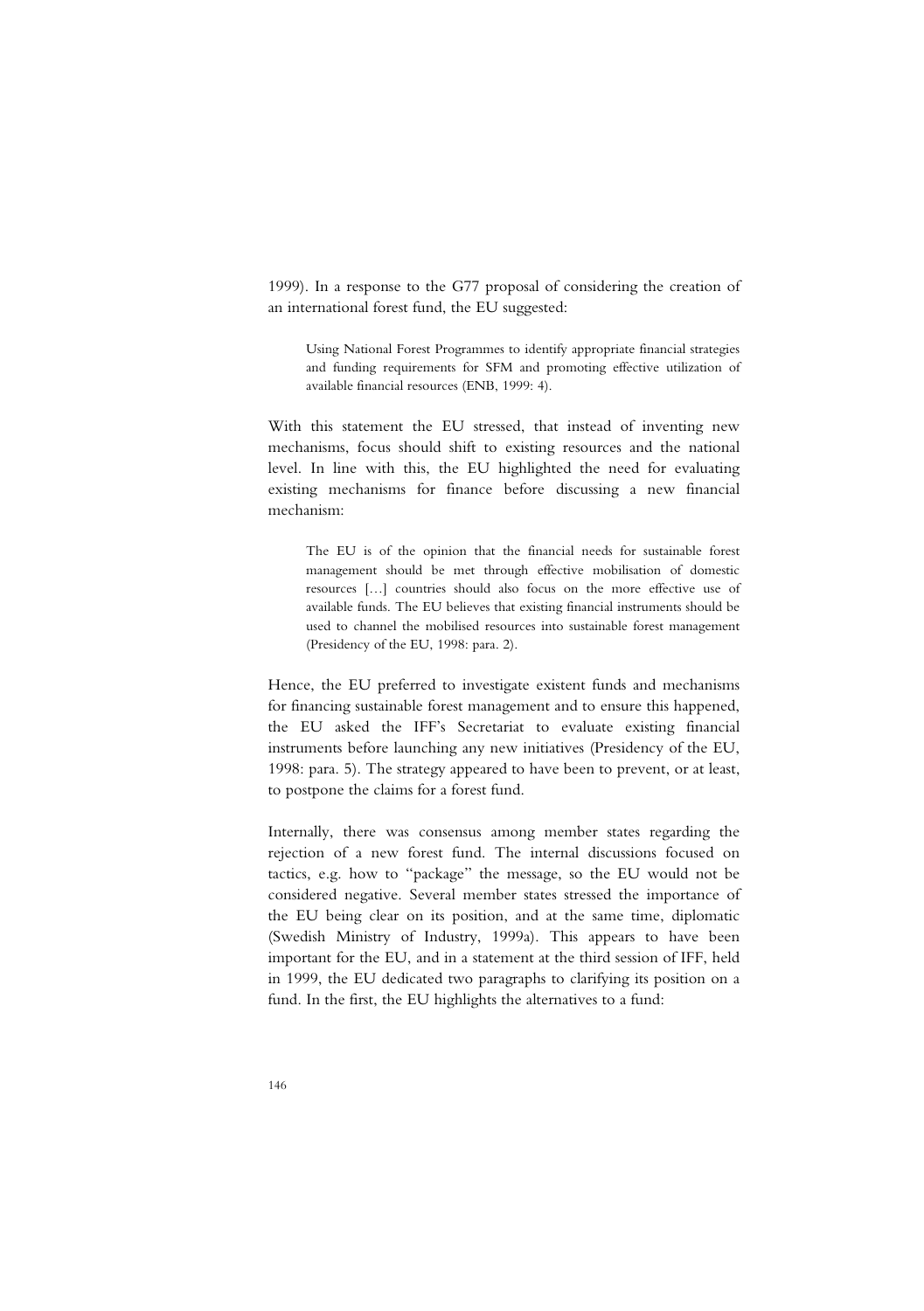1999). In a response to the G77 proposal of considering the creation of an international forest fund, the EU suggested:

> Using National Forest Programmes to identify appropriate financial strategies and funding requirements for SFM and promoting effective utilization of available financial resources (ENB, 1999: 4).

With this statement the EU stressed, that instead of inventing new mechanisms, focus should shift to existing resources and the national level. In line with this, the EU highlighted the need for evaluating existing mechanisms for finance before discussing a new financial mechanism:

> The EU is of the opinion that the financial needs for sustainable forest management should be met through effective mobilisation of domestic resources […] countries should also focus on the more effective use of available funds. The EU believes that existing financial instruments should be used to channel the mobilised resources into sustainable forest management (Presidency of the EU, 1998: para. 2).

Hence, the EU preferred to investigate existent funds and mechanisms for financing sustainable forest management and to ensure this happened, the EU asked the IFF's Secretariat to evaluate existing financial instruments before launching any new initiatives (Presidency of the EU, 1998: para. 5). The strategy appeared to have been to prevent, or at least, to postpone the claims for a forest fund.

Internally, there was consensus among member states regarding the rejection of a new forest fund. The internal discussions focused on tactics, e.g. how to "package" the message, so the EU would not be considered negative. Several member states stressed the importance of the EU being clear on its position, and at the same time, diplomatic (Swedish Ministry of Industry, 1999a). This appears to have been important for the EU, and in a statement at the third session of IFF, held in 1999, the EU dedicated two paragraphs to clarifying its position on a fund. In the first, the EU highlights the alternatives to a fund: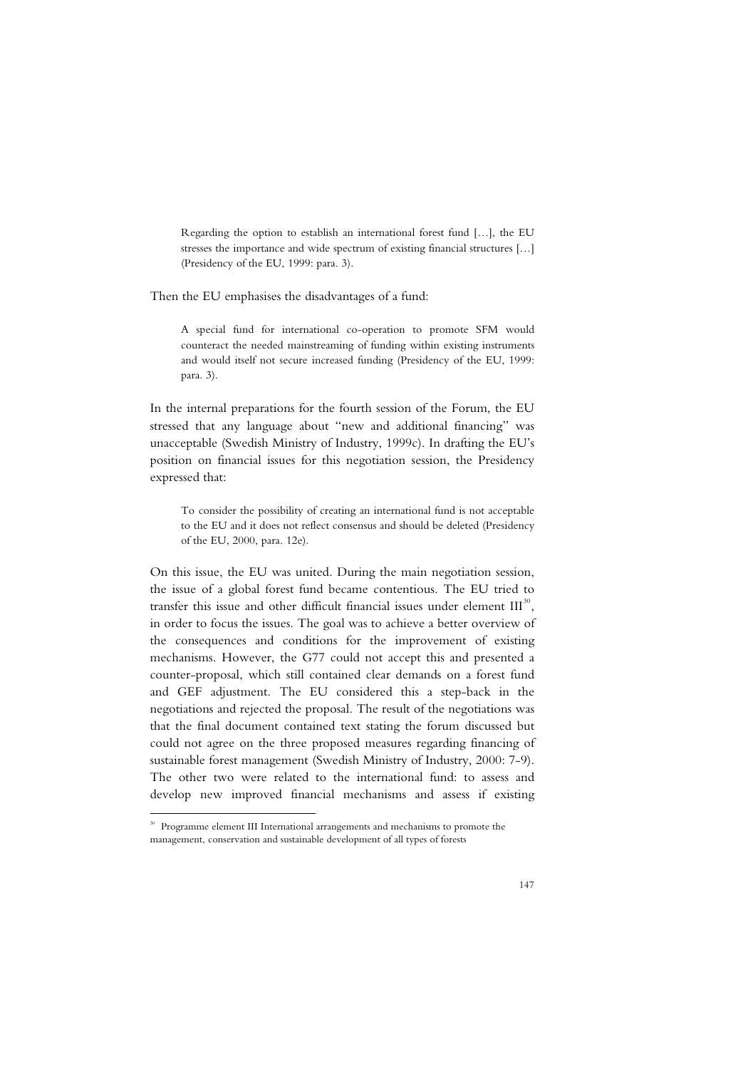> Regarding the option to establish an international forest fund […], the EU stresses the importance and wide spectrum of existing financial structures […] (Presidency of the EU, 1999: para. 3).

Then the EU emphasises the disadvantages of a fund:

> A special fund for international co-operation to promote SFM would counteract the needed mainstreaming of funding within existing instruments and would itself not secure increased funding (Presidency of the EU, 1999: para. 3).

In the internal preparations for the fourth session of the Forum, the EU stressed that any language about "new and additional financing" was unacceptable (Swedish Ministry of Industry, 1999c). In drafting the EU's position on financial issues for this negotiation session, the Presidency expressed that:

> To consider the possibility of creating an international fund is not acceptable to the EU and it does not reflect consensus and should be deleted (Presidency of the EU, 2000, para. 12e).

On this issue, the EU was united. During the main negotiation session, the issue of a global forest fund became contentious. The EU tried to transfer this issue and other difficult financial issues under element III[30], in order to focus the issues. The goal was to achieve a better overview of the consequences and conditions for the improvement of existing mechanisms. However, the G77 could not accept this and presented a counter-proposal, which still contained clear demands on a forest fund and GEF adjustment. The EU considered this a step-back in the negotiations and rejected the proposal. The result of the negotiations was that the final document contained text stating the forum discussed but could not agree on the three proposed measures regarding financing of sustainable forest management (Swedish Ministry of Industry, 2000: 7-9). The other two were related to the international fund: to assess and develop new improved financial mechanisms and assess if existing

[30] Programme element III International arrangements and mechanisms to promote the management, conservation and sustainable development of all types of forests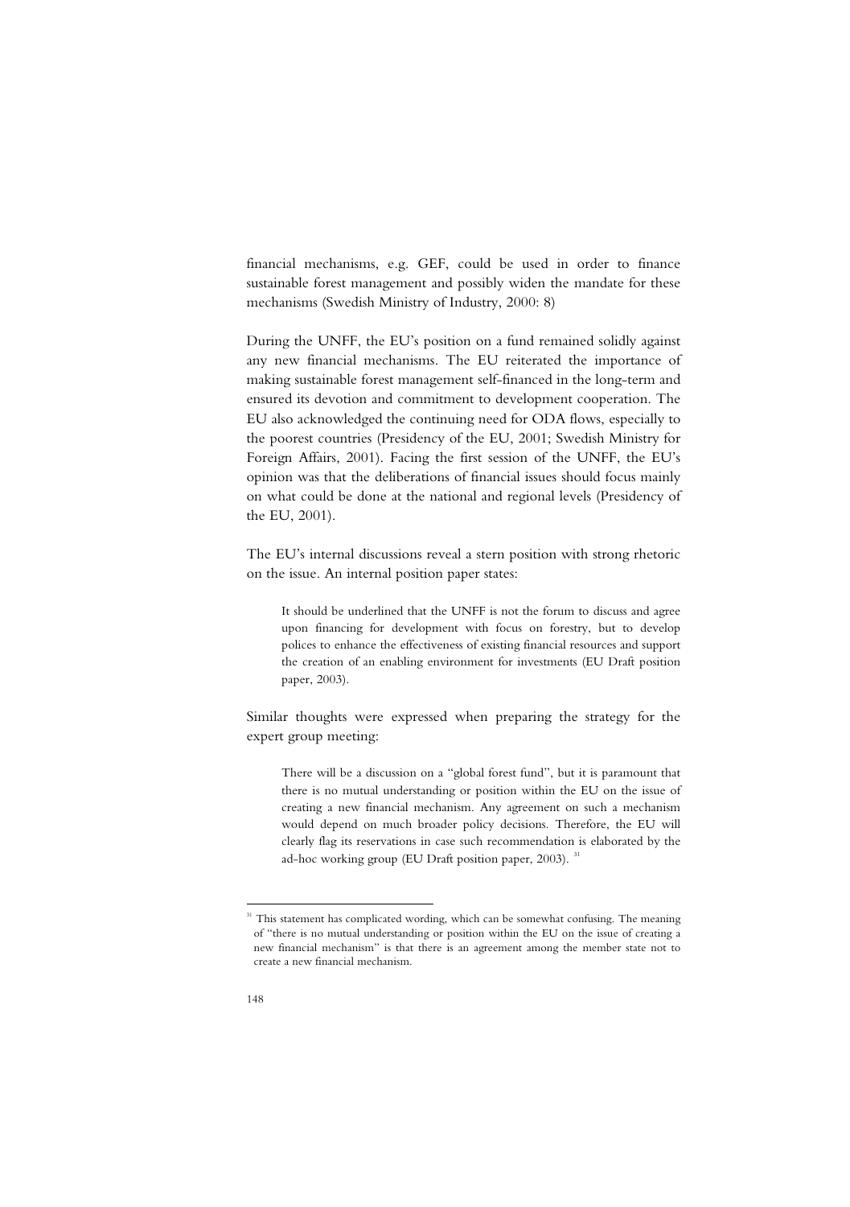financial mechanisms, e.g. GEF, could be used in order to finance sustainable forest management and possibly widen the mandate for these mechanisms (Swedish Ministry of Industry, 2000: 8)

During the UNFF, the EU's position on a fund remained solidly against any new financial mechanisms. The EU reiterated the importance of making sustainable forest management self-financed in the long-term and ensured its devotion and commitment to development cooperation. The EU also acknowledged the continuing need for ODA flows, especially to the poorest countries (Presidency of the EU, 2001; Swedish Ministry for Foreign Affairs, 2001). Facing the first session of the UNFF, the EU's opinion was that the deliberations of financial issues should focus mainly on what could be done at the national and regional levels (Presidency of the EU, 2001).

The EU's internal discussions reveal a stern position with strong rhetoric on the issue. An internal position paper states:

> It should be underlined that the UNFF is not the forum to discuss and agree upon financing for development with focus on forestry, but to develop polices to enhance the effectiveness of existing financial resources and support the creation of an enabling environment for investments (EU Draft position paper, 2003).

Similar thoughts were expressed when preparing the strategy for the expert group meeting:

> There will be a discussion on a "global forest fund", but it is paramount that there is no mutual understanding or position within the EU on the issue of creating a new financial mechanism. Any agreement on such a mechanism would depend on much broader policy decisions. Therefore, the EU will clearly flag its reservations in case such recommendation is elaborated by the ad-hoc working group (EU Draft position paper, 2003). [31]

---

[31] This statement has complicated wording, which can be somewhat confusing. The meaning of "there is no mutual understanding or position within the EU on the issue of creating a new financial mechanism" is that there is an agreement among the member state not to create a new financial mechanism.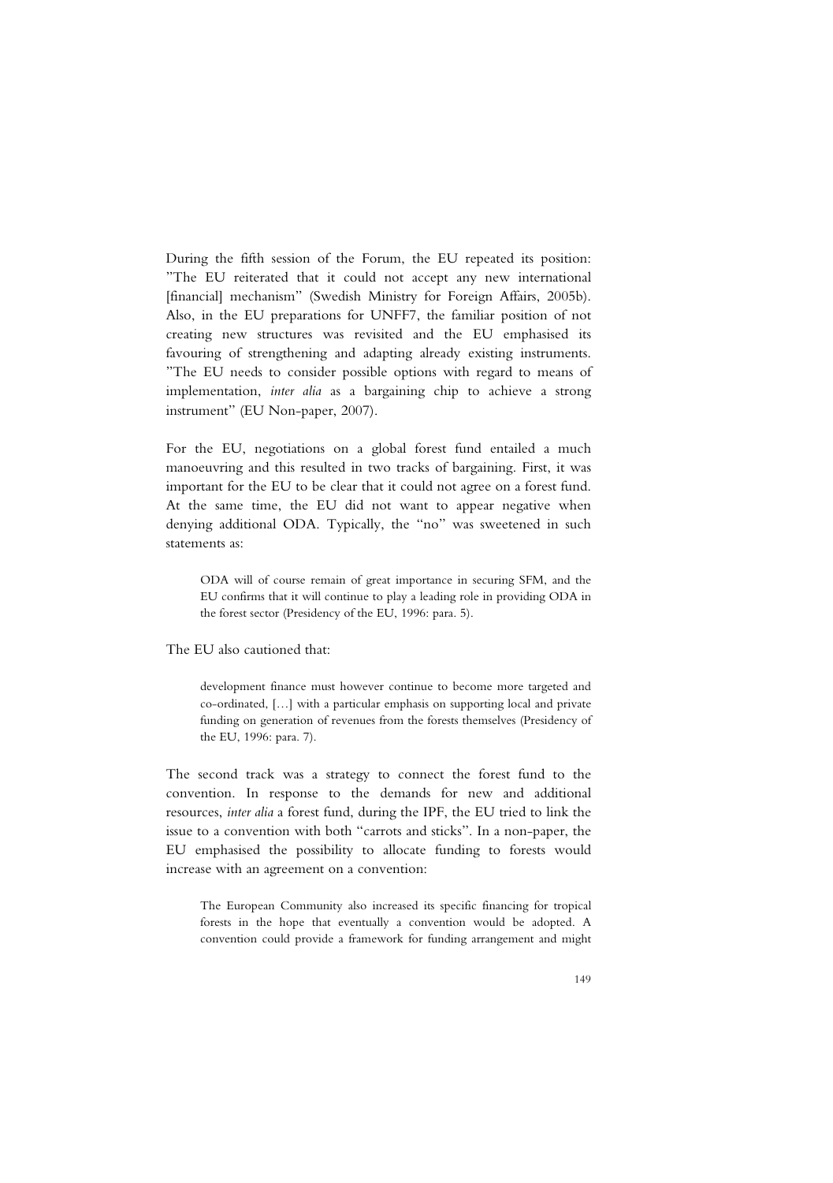During the fifth session of the Forum, the EU repeated its position: "The EU reiterated that it could not accept any new international [financial] mechanism" (Swedish Ministry for Foreign Affairs, 2005b). Also, in the EU preparations for UNFF7, the familiar position of not creating new structures was revisited and the EU emphasised its favouring of strengthening and adapting already existing instruments. "The EU needs to consider possible options with regard to means of implementation, *inter alia* as a bargaining chip to achieve a strong instrument" (EU Non-paper, 2007).

For the EU, negotiations on a global forest fund entailed a much manoeuvring and this resulted in two tracks of bargaining. First, it was important for the EU to be clear that it could not agree on a forest fund. At the same time, the EU did not want to appear negative when denying additional ODA. Typically, the "no" was sweetened in such statements as:

> ODA will of course remain of great importance in securing SFM, and the EU confirms that it will continue to play a leading role in providing ODA in the forest sector (Presidency of the EU, 1996: para. 5).

The EU also cautioned that:

> development finance must however continue to become more targeted and co-ordinated, […] with a particular emphasis on supporting local and private funding on generation of revenues from the forests themselves (Presidency of the EU, 1996: para. 7).

The second track was a strategy to connect the forest fund to the convention. In response to the demands for new and additional resources, *inter alia* a forest fund, during the IPF, the EU tried to link the issue to a convention with both "carrots and sticks". In a non-paper, the EU emphasised the possibility to allocate funding to forests would increase with an agreement on a convention:

> The European Community also increased its specific financing for tropical forests in the hope that eventually a convention would be adopted. A convention could provide a framework for funding arrangement and might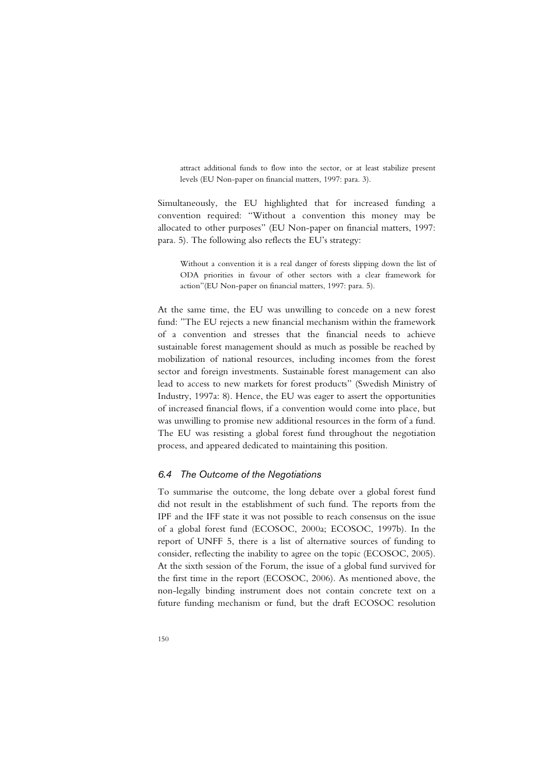> attract additional funds to flow into the sector, or at least stabilize present levels (EU Non-paper on financial matters, 1997: para. 3).

Simultaneously, the EU highlighted that for increased funding a convention required: "Without a convention this money may be allocated to other purposes" (EU Non-paper on financial matters, 1997: para. 5). The following also reflects the EU's strategy:

> Without a convention it is a real danger of forests slipping down the list of ODA priorities in favour of other sectors with a clear framework for action"(EU Non-paper on financial matters, 1997: para. 5).

At the same time, the EU was unwilling to concede on a new forest fund: "The EU rejects a new financial mechanism within the framework of a convention and stresses that the financial needs to achieve sustainable forest management should as much as possible be reached by mobilization of national resources, including incomes from the forest sector and foreign investments. Sustainable forest management can also lead to access to new markets for forest products" (Swedish Ministry of Industry, 1997a: 8). Hence, the EU was eager to assert the opportunities of increased financial flows, if a convention would come into place, but was unwilling to promise new additional resources in the form of a fund. The EU was resisting a global forest fund throughout the negotiation process, and appeared dedicated to maintaining this position.

### *6.4 The Outcome of the Negotiations*

To summarise the outcome, the long debate over a global forest fund did not result in the establishment of such fund. The reports from the IPF and the IFF state it was not possible to reach consensus on the issue of a global forest fund (ECOSOC, 2000a; ECOSOC, 1997b). In the report of UNFF 5, there is a list of alternative sources of funding to consider, reflecting the inability to agree on the topic (ECOSOC, 2005). At the sixth session of the Forum, the issue of a global fund survived for the first time in the report (ECOSOC, 2006). As mentioned above, the non-legally binding instrument does not contain concrete text on a future funding mechanism or fund, but the draft ECOSOC resolution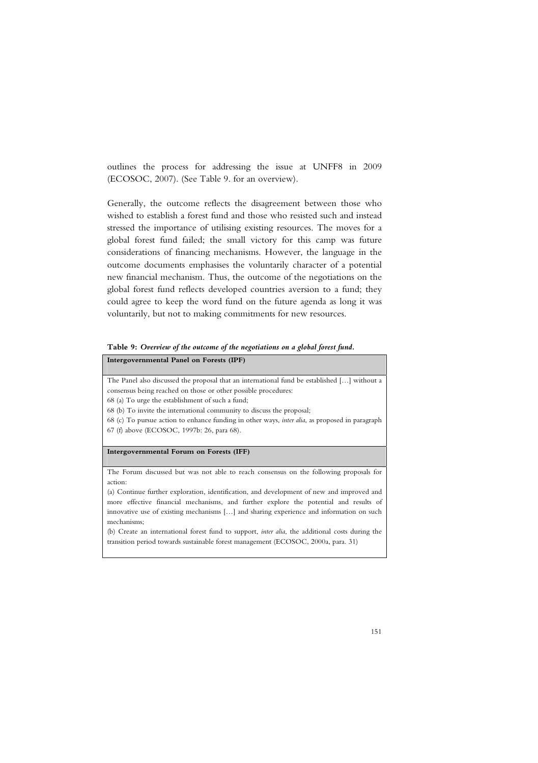outlines the process for addressing the issue at UNFF8 in 2009 (ECOSOC, 2007). (See Table 9. for an overview).

Generally, the outcome reflects the disagreement between those who wished to establish a forest fund and those who resisted such and instead stressed the importance of utilising existing resources. The moves for a global forest fund failed; the small victory for this camp was future considerations of financing mechanisms. However, the language in the outcome documents emphasises the voluntarily character of a potential new financial mechanism. Thus, the outcome of the negotiations on the global forest fund reflects developed countries aversion to a fund; they could agree to keep the word fund on the future agenda as long it was voluntarily, but not to making commitments for new resources.

**Table 9:** ***Overview of the outcome of the negotiations on a global forest fund.***

| **Intergovernmental Panel on Forests (IPF)** |
|---|
| The Panel also discussed the proposal that an international fund be established […] without a consensus being reached on those or other possible procedures:<br>68 (a) To urge the establishment of such a fund;<br>68 (b) To invite the international community to discuss the proposal;<br>68 (c) To pursue action to enhance funding in other ways, *inter alia*, as proposed in paragraph 67 (f) above (ECOSOC, 1997b: 26, para 68). |
| **Intergovernmental Forum on Forests (IFF)** |
| The Forum discussed but was not able to reach consensus on the following proposals for action:<br>(a) Continue further exploration, identification, and development of new and improved and more effective financial mechanisms, and further explore the potential and results of innovative use of existing mechanisms […] and sharing experience and information on such mechanisms;<br>(b) Create an international forest fund to support, *inter alia*, the additional costs during the transition period towards sustainable forest management (ECOSOC, 2000a, para. 31) |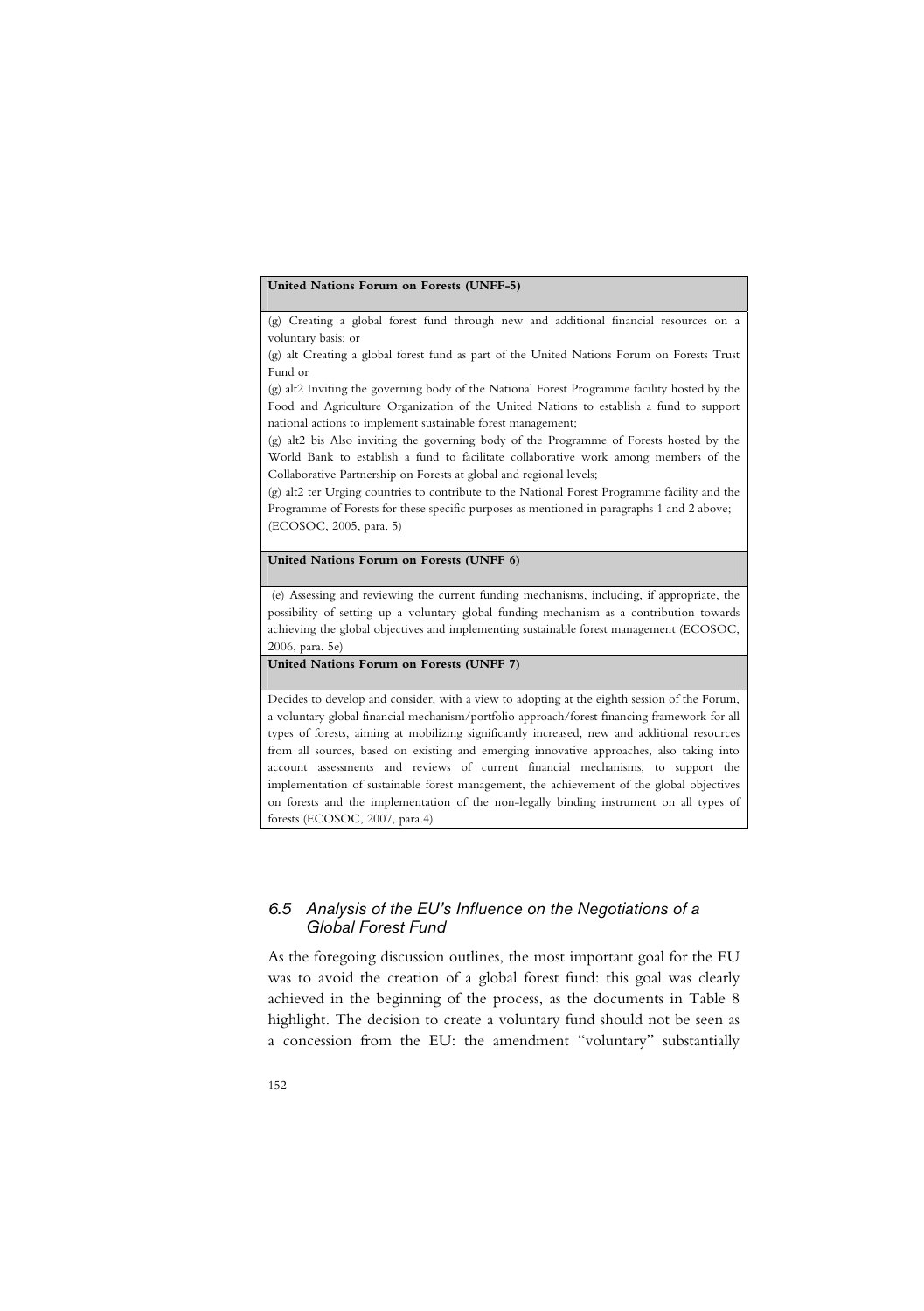| United Nations Forum on Forests (UNFF-5) |
|---|
| (g) Creating a global forest fund through new and additional financial resources on a voluntary basis; or<br>(g) alt Creating a global forest fund as part of the United Nations Forum on Forests Trust Fund or<br>(g) alt2 Inviting the governing body of the National Forest Programme facility hosted by the Food and Agriculture Organization of the United Nations to establish a fund to support national actions to implement sustainable forest management;<br>(g) alt2 bis Also inviting the governing body of the Programme of Forests hosted by the World Bank to establish a fund to facilitate collaborative work among members of the Collaborative Partnership on Forests at global and regional levels;<br>(g) alt2 ter Urging countries to contribute to the National Forest Programme facility and the Programme of Forests for these specific purposes as mentioned in paragraphs 1 and 2 above; (ECOSOC, 2005, para. 5) |
| **United Nations Forum on Forests (UNFF 6)** |
| (e) Assessing and reviewing the current funding mechanisms, including, if appropriate, the possibility of setting up a voluntary global funding mechanism as a contribution towards achieving the global objectives and implementing sustainable forest management (ECOSOC, 2006, para. 5e) |
| **United Nations Forum on Forests (UNFF 7)** |
| Decides to develop and consider, with a view to adopting at the eighth session of the Forum, a voluntary global financial mechanism/portfolio approach/forest financing framework for all types of forests, aiming at mobilizing significantly increased, new and additional resources from all sources, based on existing and emerging innovative approaches, also taking into account assessments and reviews of current financial mechanisms, to support the implementation of sustainable forest management, the achievement of the global objectives on forests and the implementation of the non-legally binding instrument on all types of forests (ECOSOC, 2007, para.4) |

### *6.5 Analysis of the EU's Influence on the Negotiations of a Global Forest Fund*

As the foregoing discussion outlines, the most important goal for the EU was to avoid the creation of a global forest fund: this goal was clearly achieved in the beginning of the process, as the documents in Table 8 highlight. The decision to create a voluntary fund should not be seen as a concession from the EU: the amendment "voluntary" substantially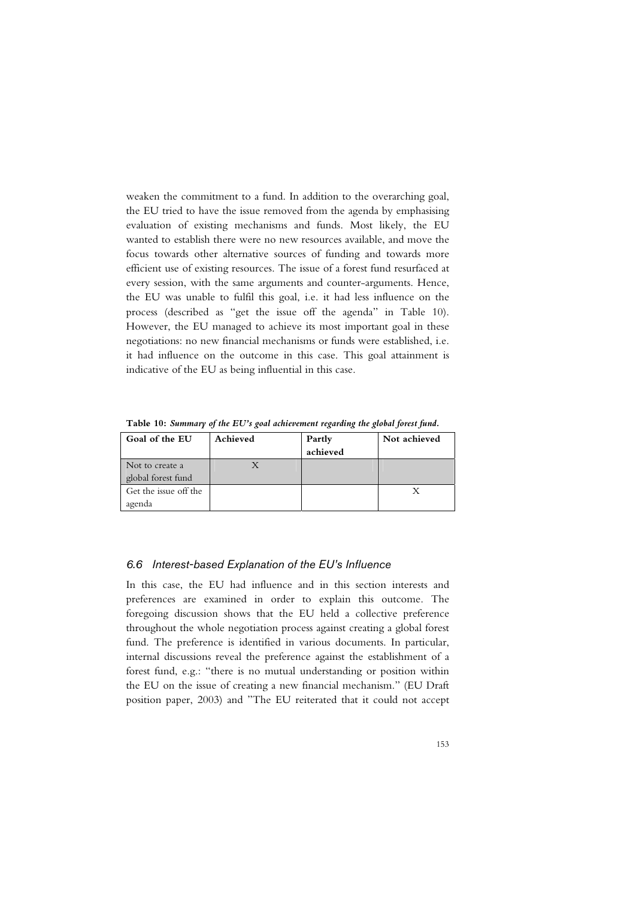weaken the commitment to a fund. In addition to the overarching goal, the EU tried to have the issue removed from the agenda by emphasising evaluation of existing mechanisms and funds. Most likely, the EU wanted to establish there were no new resources available, and move the focus towards other alternative sources of funding and towards more efficient use of existing resources. The issue of a forest fund resurfaced at every session, with the same arguments and counter-arguments. Hence, the EU was unable to fulfil this goal, i.e. it had less influence on the process (described as "get the issue off the agenda" in Table 10). However, the EU managed to achieve its most important goal in these negotiations: no new financial mechanisms or funds were established, i.e. it had influence on the outcome in this case. This goal attainment is indicative of the EU as being influential in this case.

**Table 10:** ***Summary of the EU's goal achievement regarding the global forest fund.***

| Goal of the EU | Achieved | Partly achieved | Not achieved |
|---|---|---|---|
| Not to create a global forest fund | X | | |
| Get the issue off the agenda | | | X |

### *6.6 Interest-based Explanation of the EU's Influence*

In this case, the EU had influence and in this section interests and preferences are examined in order to explain this outcome. The foregoing discussion shows that the EU held a collective preference throughout the whole negotiation process against creating a global forest fund. The preference is identified in various documents. In particular, internal discussions reveal the preference against the establishment of a forest fund, e.g.: "there is no mutual understanding or position within the EU on the issue of creating a new financial mechanism." (EU Draft position paper, 2003) and "The EU reiterated that it could not accept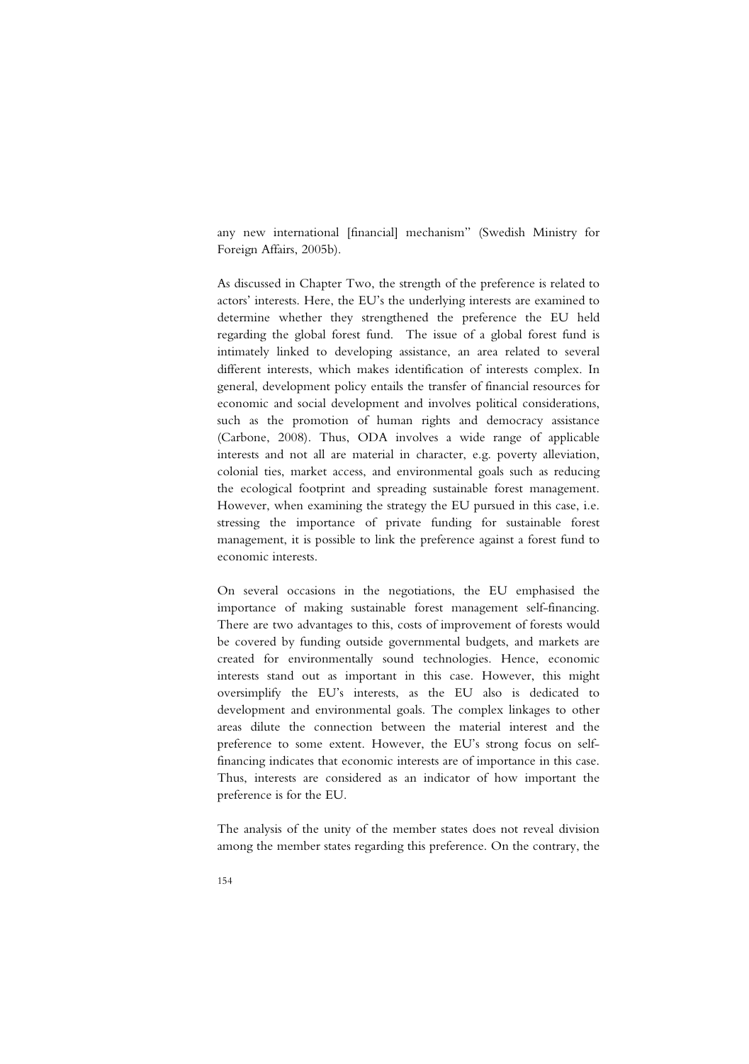any new international [financial] mechanism" (Swedish Ministry for Foreign Affairs, 2005b).

As discussed in Chapter Two, the strength of the preference is related to actors' interests. Here, the EU's the underlying interests are examined to determine whether they strengthened the preference the EU held regarding the global forest fund. The issue of a global forest fund is intimately linked to developing assistance, an area related to several different interests, which makes identification of interests complex. In general, development policy entails the transfer of financial resources for economic and social development and involves political considerations, such as the promotion of human rights and democracy assistance (Carbone, 2008). Thus, ODA involves a wide range of applicable interests and not all are material in character, e.g. poverty alleviation, colonial ties, market access, and environmental goals such as reducing the ecological footprint and spreading sustainable forest management. However, when examining the strategy the EU pursued in this case, i.e. stressing the importance of private funding for sustainable forest management, it is possible to link the preference against a forest fund to economic interests.

On several occasions in the negotiations, the EU emphasised the importance of making sustainable forest management self-financing. There are two advantages to this, costs of improvement of forests would be covered by funding outside governmental budgets, and markets are created for environmentally sound technologies. Hence, economic interests stand out as important in this case. However, this might oversimplify the EU's interests, as the EU also is dedicated to development and environmental goals. The complex linkages to other areas dilute the connection between the material interest and the preference to some extent. However, the EU's strong focus on self-financing indicates that economic interests are of importance in this case. Thus, interests are considered as an indicator of how important the preference is for the EU.

The analysis of the unity of the member states does not reveal division among the member states regarding this preference. On the contrary, the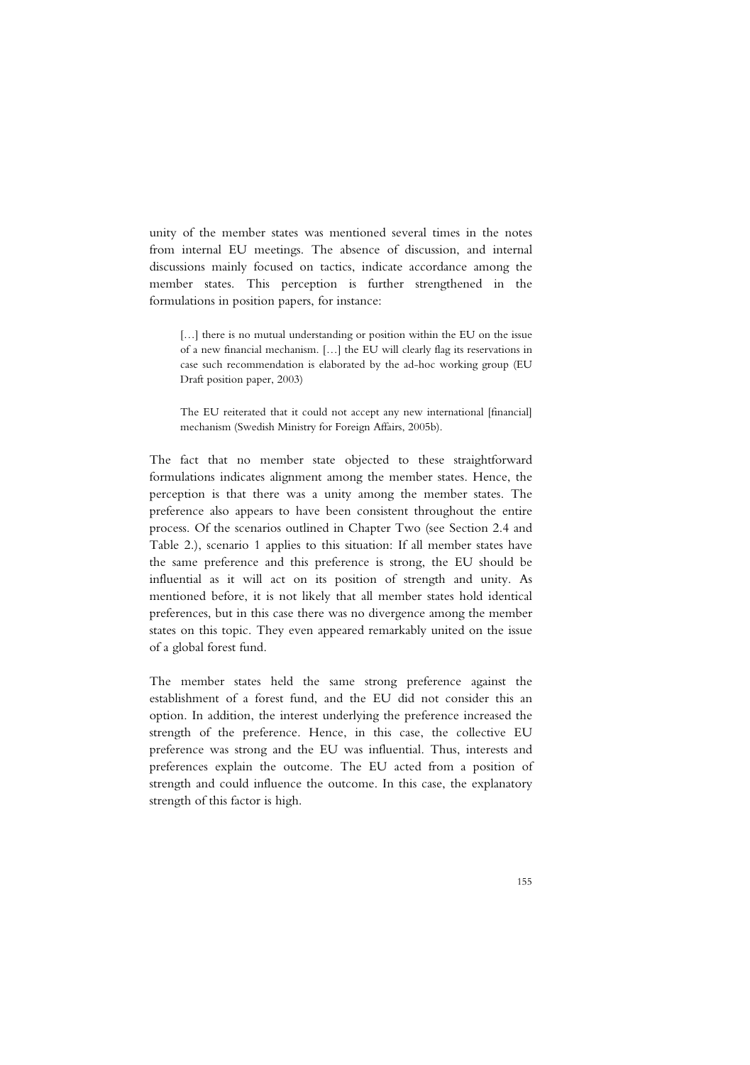unity of the member states was mentioned several times in the notes from internal EU meetings. The absence of discussion, and internal discussions mainly focused on tactics, indicate accordance among the member states. This perception is further strengthened in the formulations in position papers, for instance:

> […] there is no mutual understanding or position within the EU on the issue of a new financial mechanism. […] the EU will clearly flag its reservations in case such recommendation is elaborated by the ad-hoc working group (EU Draft position paper, 2003)

> The EU reiterated that it could not accept any new international [financial] mechanism (Swedish Ministry for Foreign Affairs, 2005b).

The fact that no member state objected to these straightforward formulations indicates alignment among the member states. Hence, the perception is that there was a unity among the member states. The preference also appears to have been consistent throughout the entire process. Of the scenarios outlined in Chapter Two (see Section 2.4 and Table 2.), scenario 1 applies to this situation: If all member states have the same preference and this preference is strong, the EU should be influential as it will act on its position of strength and unity. As mentioned before, it is not likely that all member states hold identical preferences, but in this case there was no divergence among the member states on this topic. They even appeared remarkably united on the issue of a global forest fund.

The member states held the same strong preference against the establishment of a forest fund, and the EU did not consider this an option. In addition, the interest underlying the preference increased the strength of the preference. Hence, in this case, the collective EU preference was strong and the EU was influential. Thus, interests and preferences explain the outcome. The EU acted from a position of strength and could influence the outcome. In this case, the explanatory strength of this factor is high.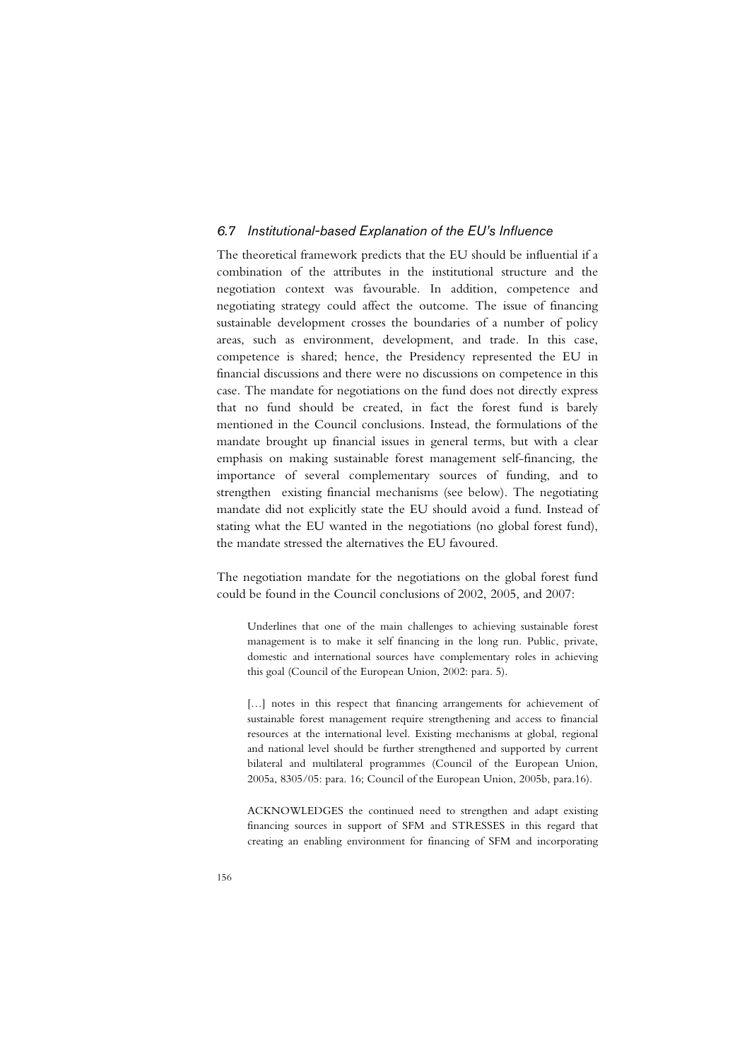### 6.7 Institutional-based Explanation of the EU's Influence

The theoretical framework predicts that the EU should be influential if a combination of the attributes in the institutional structure and the negotiation context was favourable. In addition, competence and negotiating strategy could affect the outcome. The issue of financing sustainable development crosses the boundaries of a number of policy areas, such as environment, development, and trade. In this case, competence is shared; hence, the Presidency represented the EU in financial discussions and there were no discussions on competence in this case. The mandate for negotiations on the fund does not directly express that no fund should be created, in fact the forest fund is barely mentioned in the Council conclusions. Instead, the formulations of the mandate brought up financial issues in general terms, but with a clear emphasis on making sustainable forest management self-financing, the importance of several complementary sources of funding, and to strengthen existing financial mechanisms (see below). The negotiating mandate did not explicitly state the EU should avoid a fund. Instead of stating what the EU wanted in the negotiations (no global forest fund), the mandate stressed the alternatives the EU favoured.

The negotiation mandate for the negotiations on the global forest fund could be found in the Council conclusions of 2002, 2005, and 2007:

> Underlines that one of the main challenges to achieving sustainable forest management is to make it self financing in the long run. Public, private, domestic and international sources have complementary roles in achieving this goal (Council of the European Union, 2002: para. 5).

> […] notes in this respect that financing arrangements for achievement of sustainable forest management require strengthening and access to financial resources at the international level. Existing mechanisms at global, regional and national level should be further strengthened and supported by current bilateral and multilateral programmes (Council of the European Union, 2005a, 8305/05: para. 16; Council of the European Union, 2005b, para.16).

> ACKNOWLEDGES the continued need to strengthen and adapt existing financing sources in support of SFM and STRESSES in this regard that creating an enabling environment for financing of SFM and incorporating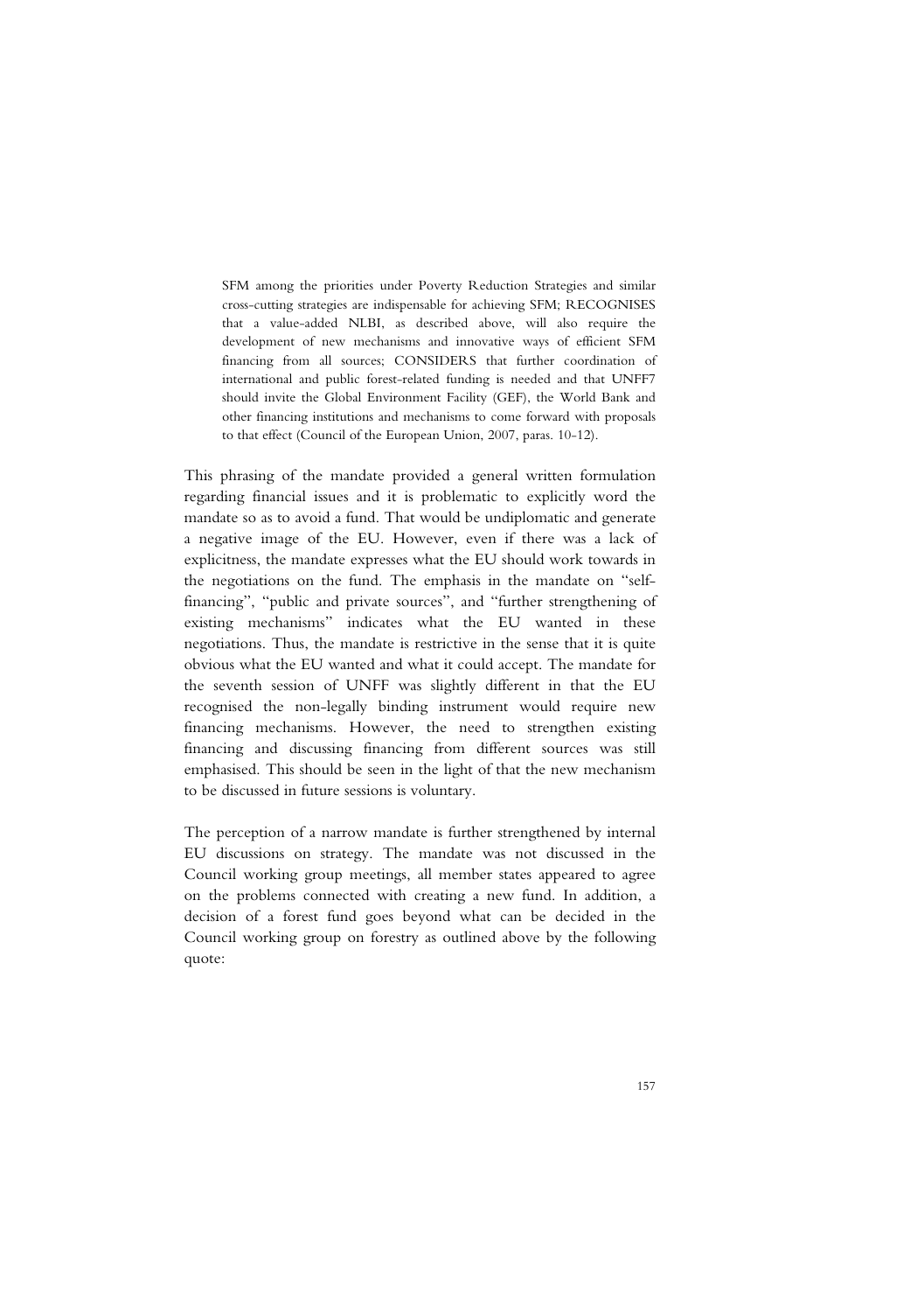> SFM among the priorities under Poverty Reduction Strategies and similar cross-cutting strategies are indispensable for achieving SFM; RECOGNISES that a value-added NLBI, as described above, will also require the development of new mechanisms and innovative ways of efficient SFM financing from all sources; CONSIDERS that further coordination of international and public forest-related funding is needed and that UNFF7 should invite the Global Environment Facility (GEF), the World Bank and other financing institutions and mechanisms to come forward with proposals to that effect (Council of the European Union, 2007, paras. 10-12).

This phrasing of the mandate provided a general written formulation regarding financial issues and it is problematic to explicitly word the mandate so as to avoid a fund. That would be undiplomatic and generate a negative image of the EU. However, even if there was a lack of explicitness, the mandate expresses what the EU should work towards in the negotiations on the fund. The emphasis in the mandate on "self-financing", "public and private sources", and "further strengthening of existing mechanisms" indicates what the EU wanted in these negotiations. Thus, the mandate is restrictive in the sense that it is quite obvious what the EU wanted and what it could accept. The mandate for the seventh session of UNFF was slightly different in that the EU recognised the non-legally binding instrument would require new financing mechanisms. However, the need to strengthen existing financing and discussing financing from different sources was still emphasised. This should be seen in the light of that the new mechanism to be discussed in future sessions is voluntary.

The perception of a narrow mandate is further strengthened by internal EU discussions on strategy. The mandate was not discussed in the Council working group meetings, all member states appeared to agree on the problems connected with creating a new fund. In addition, a decision of a forest fund goes beyond what can be decided in the Council working group on forestry as outlined above by the following quote: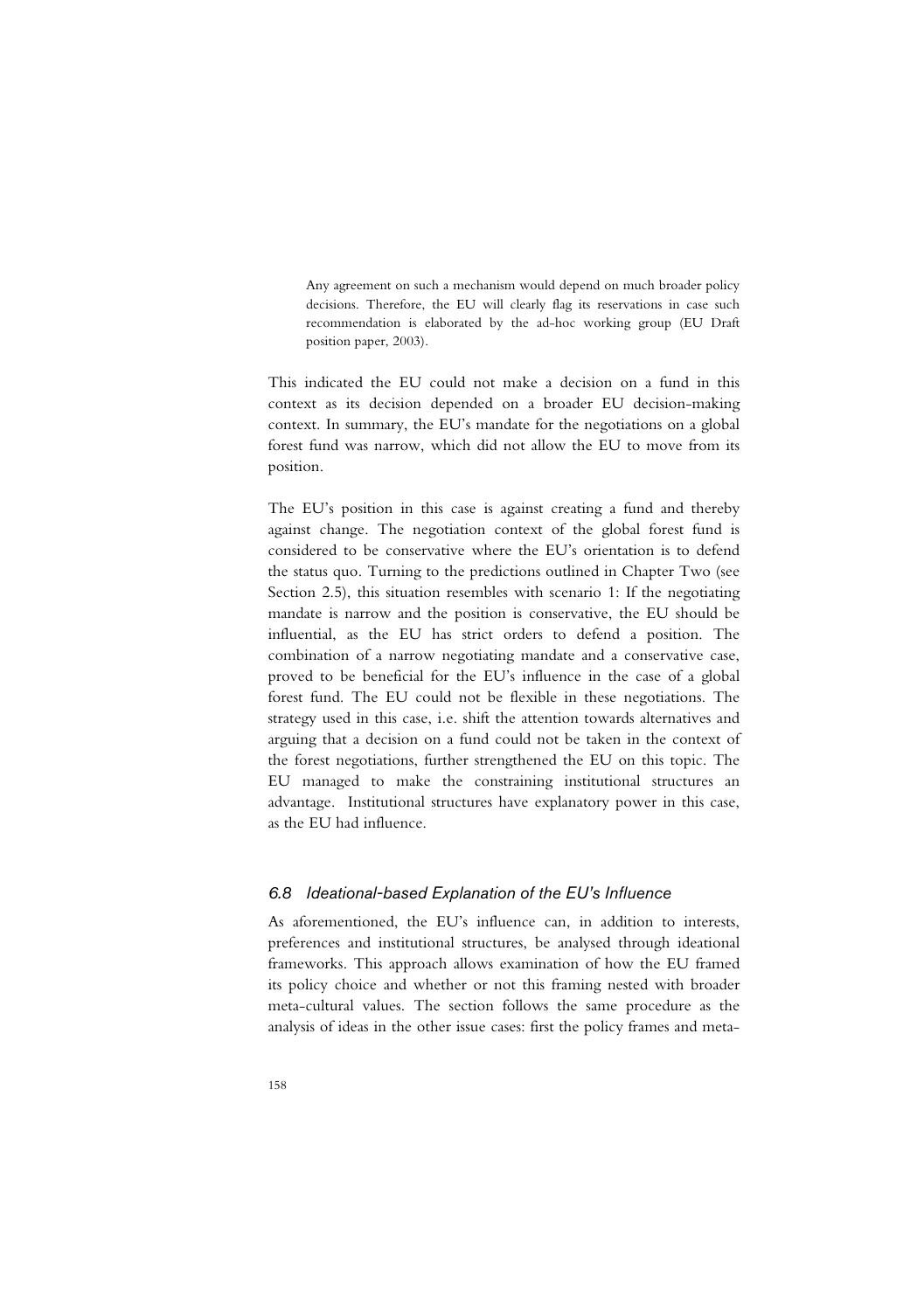> Any agreement on such a mechanism would depend on much broader policy decisions. Therefore, the EU will clearly flag its reservations in case such recommendation is elaborated by the ad-hoc working group (EU Draft position paper, 2003).

This indicated the EU could not make a decision on a fund in this context as its decision depended on a broader EU decision-making context. In summary, the EU's mandate for the negotiations on a global forest fund was narrow, which did not allow the EU to move from its position.

The EU's position in this case is against creating a fund and thereby against change. The negotiation context of the global forest fund is considered to be conservative where the EU's orientation is to defend the status quo. Turning to the predictions outlined in Chapter Two (see Section 2.5), this situation resembles with scenario 1: If the negotiating mandate is narrow and the position is conservative, the EU should be influential, as the EU has strict orders to defend a position. The combination of a narrow negotiating mandate and a conservative case, proved to be beneficial for the EU's influence in the case of a global forest fund. The EU could not be flexible in these negotiations. The strategy used in this case, i.e. shift the attention towards alternatives and arguing that a decision on a fund could not be taken in the context of the forest negotiations, further strengthened the EU on this topic. The EU managed to make the constraining institutional structures an advantage. Institutional structures have explanatory power in this case, as the EU had influence.

### 6.8 Ideational-based Explanation of the EU's Influence

As aforementioned, the EU's influence can, in addition to interests, preferences and institutional structures, be analysed through ideational frameworks. This approach allows examination of how the EU framed its policy choice and whether or not this framing nested with broader meta-cultural values. The section follows the same procedure as the analysis of ideas in the other issue cases: first the policy frames and meta-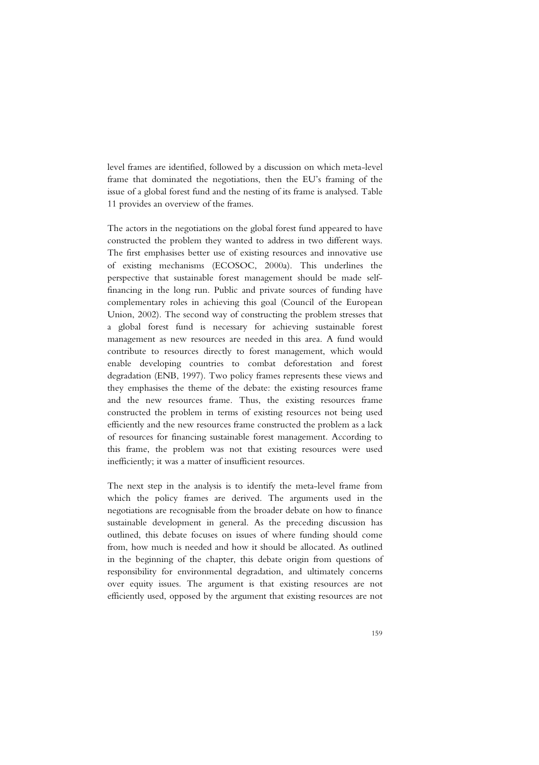level frames are identified, followed by a discussion on which meta-level frame that dominated the negotiations, then the EU's framing of the issue of a global forest fund and the nesting of its frame is analysed. Table 11 provides an overview of the frames.

The actors in the negotiations on the global forest fund appeared to have constructed the problem they wanted to address in two different ways. The first emphasises better use of existing resources and innovative use of existing mechanisms (ECOSOC, 2000a). This underlines the perspective that sustainable forest management should be made self-financing in the long run. Public and private sources of funding have complementary roles in achieving this goal (Council of the European Union, 2002). The second way of constructing the problem stresses that a global forest fund is necessary for achieving sustainable forest management as new resources are needed in this area. A fund would contribute to resources directly to forest management, which would enable developing countries to combat deforestation and forest degradation (ENB, 1997). Two policy frames represents these views and they emphasises the theme of the debate: the existing resources frame and the new resources frame. Thus, the existing resources frame constructed the problem in terms of existing resources not being used efficiently and the new resources frame constructed the problem as a lack of resources for financing sustainable forest management. According to this frame, the problem was not that existing resources were used inefficiently; it was a matter of insufficient resources.

The next step in the analysis is to identify the meta-level frame from which the policy frames are derived. The arguments used in the negotiations are recognisable from the broader debate on how to finance sustainable development in general. As the preceding discussion has outlined, this debate focuses on issues of where funding should come from, how much is needed and how it should be allocated. As outlined in the beginning of the chapter, this debate origin from questions of responsibility for environmental degradation, and ultimately concerns over equity issues. The argument is that existing resources are not efficiently used, opposed by the argument that existing resources are not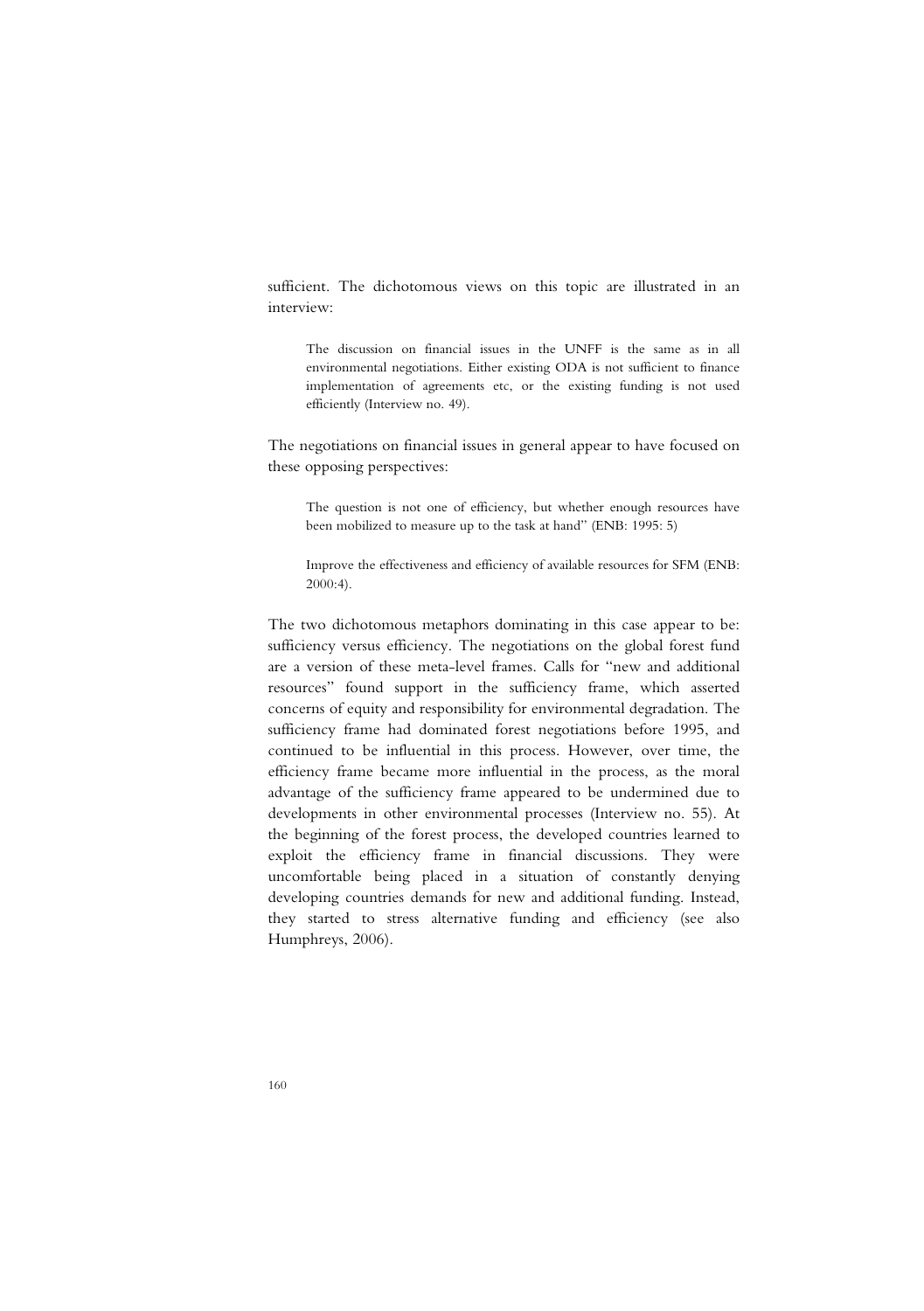sufficient. The dichotomous views on this topic are illustrated in an interview:

> The discussion on financial issues in the UNFF is the same as in all environmental negotiations. Either existing ODA is not sufficient to finance implementation of agreements etc, or the existing funding is not used efficiently (Interview no. 49).

The negotiations on financial issues in general appear to have focused on these opposing perspectives:

> The question is not one of efficiency, but whether enough resources have been mobilized to measure up to the task at hand" (ENB: 1995: 5)

> Improve the effectiveness and efficiency of available resources for SFM (ENB: 2000:4).

The two dichotomous metaphors dominating in this case appear to be: sufficiency versus efficiency. The negotiations on the global forest fund are a version of these meta-level frames. Calls for "new and additional resources" found support in the sufficiency frame, which asserted concerns of equity and responsibility for environmental degradation. The sufficiency frame had dominated forest negotiations before 1995, and continued to be influential in this process. However, over time, the efficiency frame became more influential in the process, as the moral advantage of the sufficiency frame appeared to be undermined due to developments in other environmental processes (Interview no. 55). At the beginning of the forest process, the developed countries learned to exploit the efficiency frame in financial discussions. They were uncomfortable being placed in a situation of constantly denying developing countries demands for new and additional funding. Instead, they started to stress alternative funding and efficiency (see also Humphreys, 2006).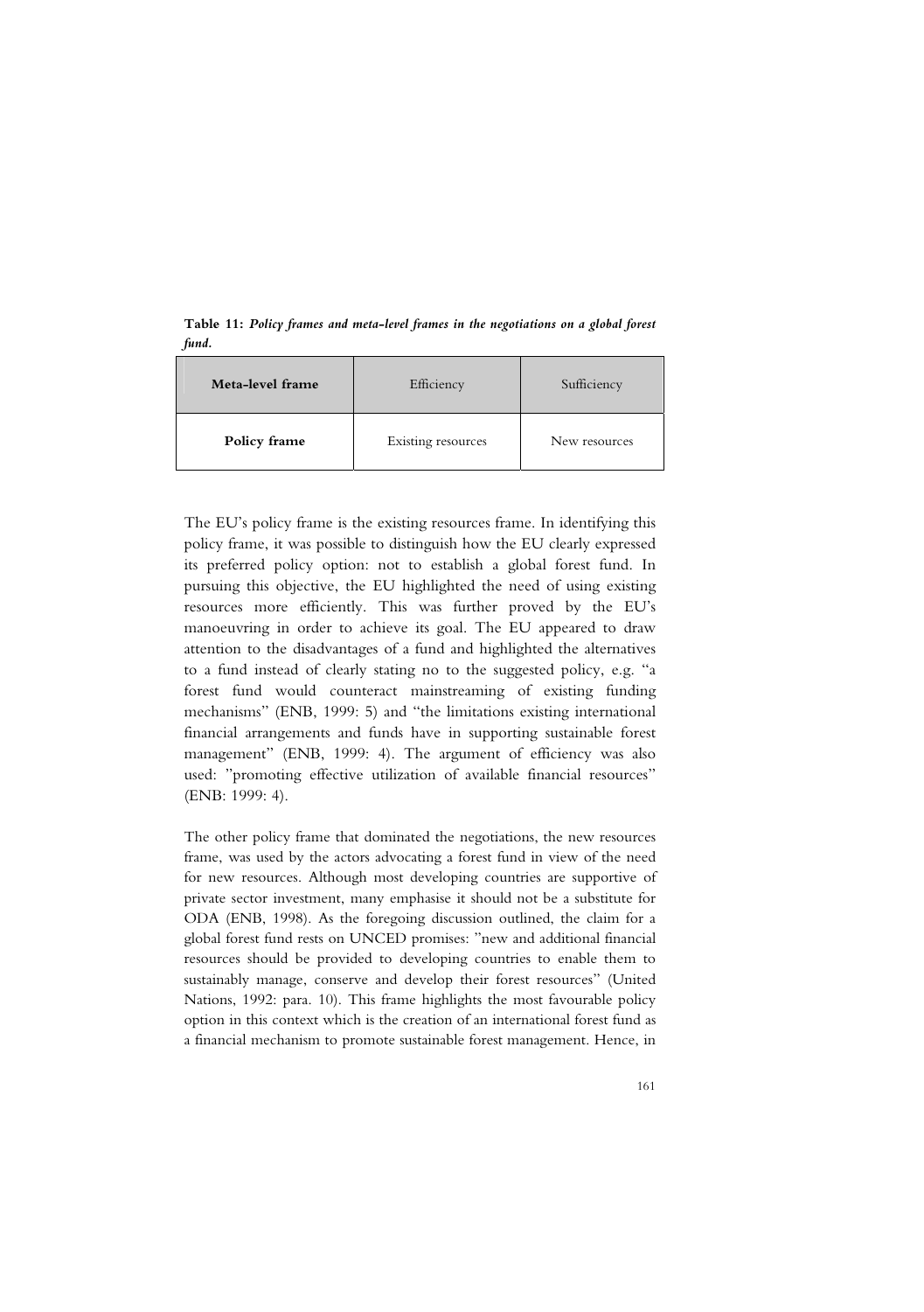**Table 11:** ***Policy frames and meta-level frames in the negotiations on a global forest fund.***

| **Meta-level frame** | Efficiency | Sufficiency |
|---|---|---|
| **Policy frame** | Existing resources | New resources |

The EU's policy frame is the existing resources frame. In identifying this policy frame, it was possible to distinguish how the EU clearly expressed its preferred policy option: not to establish a global forest fund. In pursuing this objective, the EU highlighted the need of using existing resources more efficiently. This was further proved by the EU's manoeuvring in order to achieve its goal. The EU appeared to draw attention to the disadvantages of a fund and highlighted the alternatives to a fund instead of clearly stating no to the suggested policy, e.g. "a forest fund would counteract mainstreaming of existing funding mechanisms" (ENB, 1999: 5) and "the limitations existing international financial arrangements and funds have in supporting sustainable forest management" (ENB, 1999: 4). The argument of efficiency was also used: "promoting effective utilization of available financial resources" (ENB: 1999: 4).

The other policy frame that dominated the negotiations, the new resources frame, was used by the actors advocating a forest fund in view of the need for new resources. Although most developing countries are supportive of private sector investment, many emphasise it should not be a substitute for ODA (ENB, 1998). As the foregoing discussion outlined, the claim for a global forest fund rests on UNCED promises: "new and additional financial resources should be provided to developing countries to enable them to sustainably manage, conserve and develop their forest resources" (United Nations, 1992: para. 10). This frame highlights the most favourable policy option in this context which is the creation of an international forest fund as a financial mechanism to promote sustainable forest management. Hence, in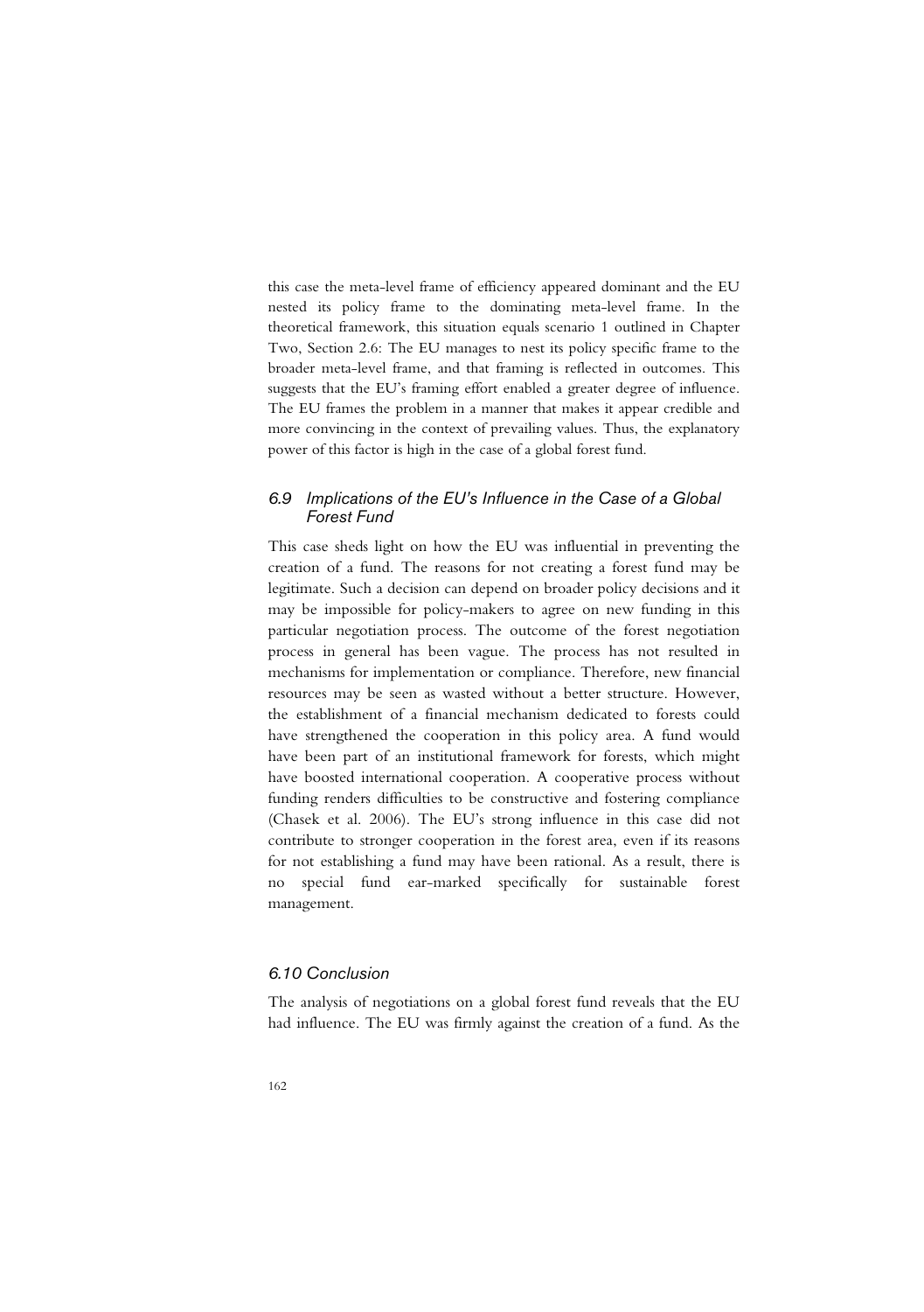this case the meta-level frame of efficiency appeared dominant and the EU nested its policy frame to the dominating meta-level frame. In the theoretical framework, this situation equals scenario 1 outlined in Chapter Two, Section 2.6: The EU manages to nest its policy specific frame to the broader meta-level frame, and that framing is reflected in outcomes. This suggests that the EU's framing effort enabled a greater degree of influence. The EU frames the problem in a manner that makes it appear credible and more convincing in the context of prevailing values. Thus, the explanatory power of this factor is high in the case of a global forest fund.

## *6.9 Implications of the EU's Influence in the Case of a Global Forest Fund*

This case sheds light on how the EU was influential in preventing the creation of a fund. The reasons for not creating a forest fund may be legitimate. Such a decision can depend on broader policy decisions and it may be impossible for policy-makers to agree on new funding in this particular negotiation process. The outcome of the forest negotiation process in general has been vague. The process has not resulted in mechanisms for implementation or compliance. Therefore, new financial resources may be seen as wasted without a better structure. However, the establishment of a financial mechanism dedicated to forests could have strengthened the cooperation in this policy area. A fund would have been part of an institutional framework for forests, which might have boosted international cooperation. A cooperative process without funding renders difficulties to be constructive and fostering compliance (Chasek et al. 2006). The EU's strong influence in this case did not contribute to stronger cooperation in the forest area, even if its reasons for not establishing a fund may have been rational. As a result, there is no special fund ear-marked specifically for sustainable forest management.

## *6.10 Conclusion*

The analysis of negotiations on a global forest fund reveals that the EU had influence. The EU was firmly against the creation of a fund. As the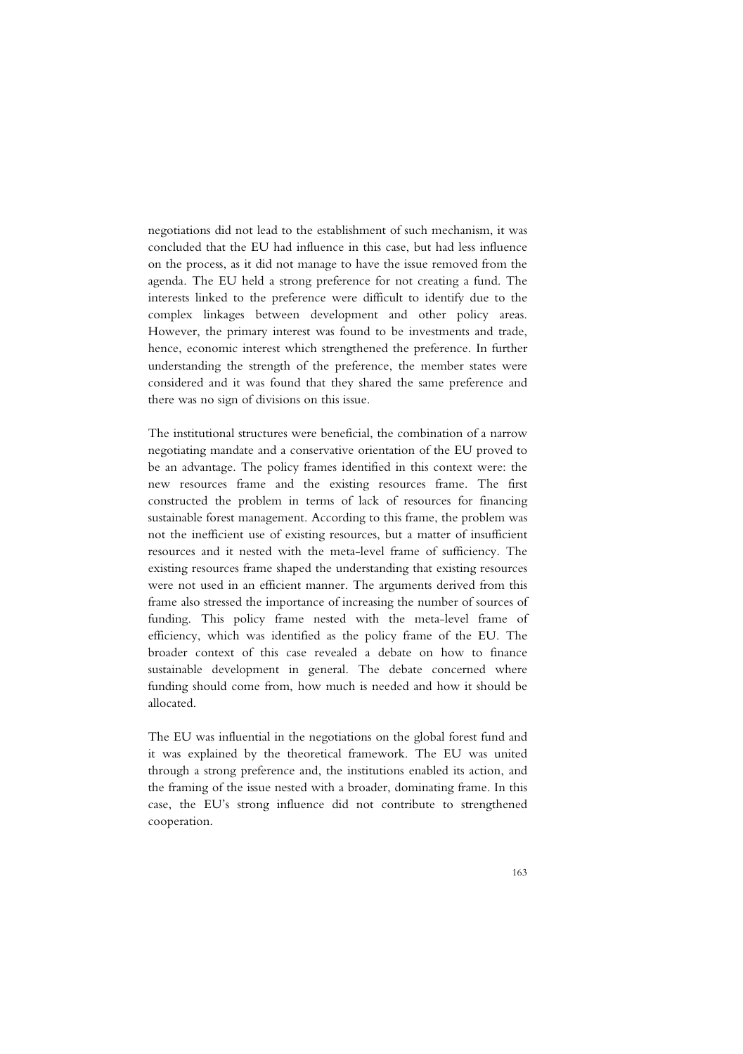negotiations did not lead to the establishment of such mechanism, it was concluded that the EU had influence in this case, but had less influence on the process, as it did not manage to have the issue removed from the agenda. The EU held a strong preference for not creating a fund. The interests linked to the preference were difficult to identify due to the complex linkages between development and other policy areas. However, the primary interest was found to be investments and trade, hence, economic interest which strengthened the preference. In further understanding the strength of the preference, the member states were considered and it was found that they shared the same preference and there was no sign of divisions on this issue.

The institutional structures were beneficial, the combination of a narrow negotiating mandate and a conservative orientation of the EU proved to be an advantage. The policy frames identified in this context were: the new resources frame and the existing resources frame. The first constructed the problem in terms of lack of resources for financing sustainable forest management. According to this frame, the problem was not the inefficient use of existing resources, but a matter of insufficient resources and it nested with the meta-level frame of sufficiency. The existing resources frame shaped the understanding that existing resources were not used in an efficient manner. The arguments derived from this frame also stressed the importance of increasing the number of sources of funding. This policy frame nested with the meta-level frame of efficiency, which was identified as the policy frame of the EU. The broader context of this case revealed a debate on how to finance sustainable development in general. The debate concerned where funding should come from, how much is needed and how it should be allocated.

The EU was influential in the negotiations on the global forest fund and it was explained by the theoretical framework. The EU was united through a strong preference and, the institutions enabled its action, and the framing of the issue nested with a broader, dominating frame. In this case, the EU's strong influence did not contribute to strengthened cooperation.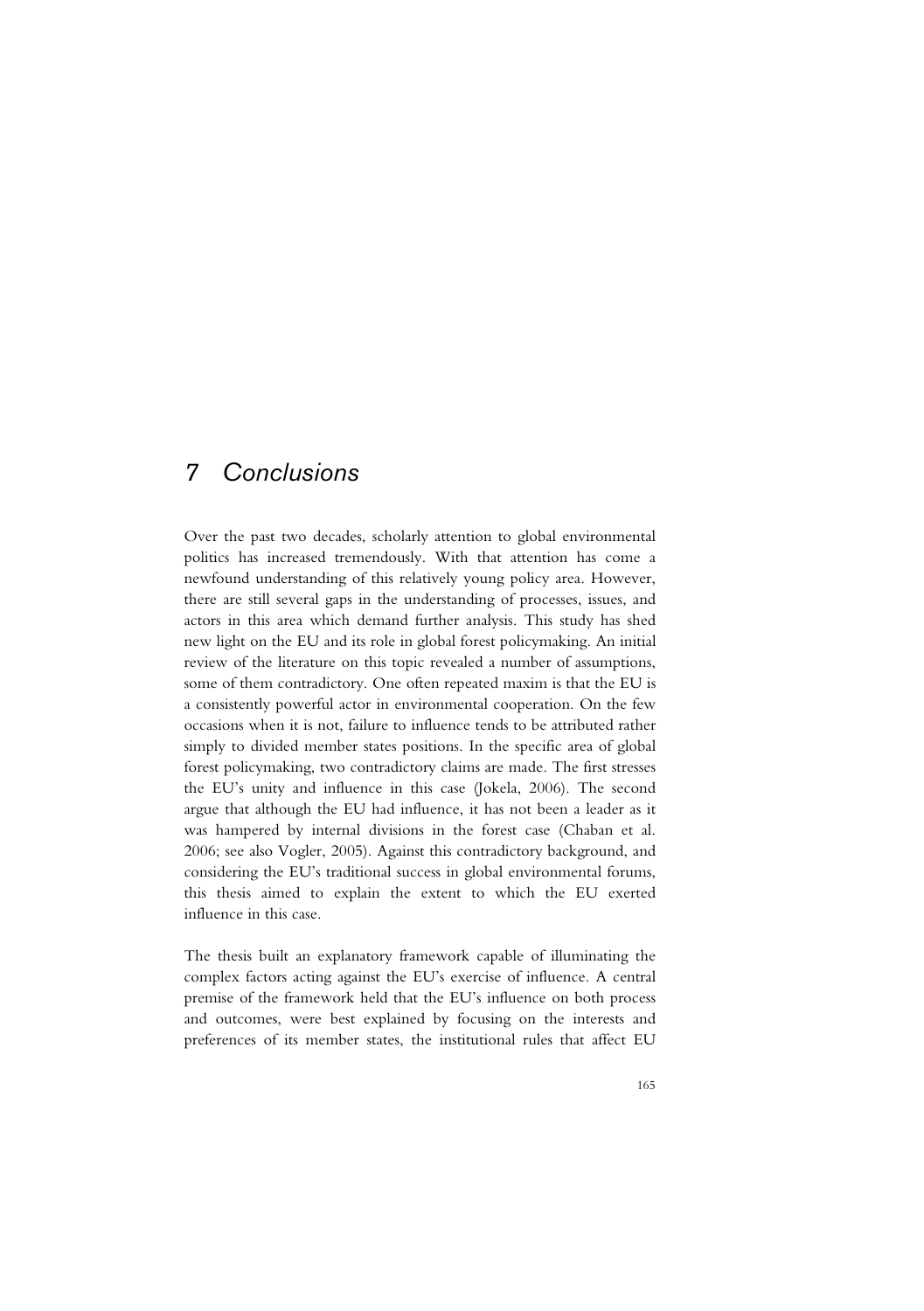# 7 Conclusions

Over the past two decades, scholarly attention to global environmental politics has increased tremendously. With that attention has come a newfound understanding of this relatively young policy area. However, there are still several gaps in the understanding of processes, issues, and actors in this area which demand further analysis. This study has shed new light on the EU and its role in global forest policymaking. An initial review of the literature on this topic revealed a number of assumptions, some of them contradictory. One often repeated maxim is that the EU is a consistently powerful actor in environmental cooperation. On the few occasions when it is not, failure to influence tends to be attributed rather simply to divided member states positions. In the specific area of global forest policymaking, two contradictory claims are made. The first stresses the EU's unity and influence in this case (Jokela, 2006). The second argue that although the EU had influence, it has not been a leader as it was hampered by internal divisions in the forest case (Chaban et al. 2006; see also Vogler, 2005). Against this contradictory background, and considering the EU's traditional success in global environmental forums, this thesis aimed to explain the extent to which the EU exerted influence in this case.

The thesis built an explanatory framework capable of illuminating the complex factors acting against the EU's exercise of influence. A central premise of the framework held that the EU's influence on both process and outcomes, were best explained by focusing on the interests and preferences of its member states, the institutional rules that affect EU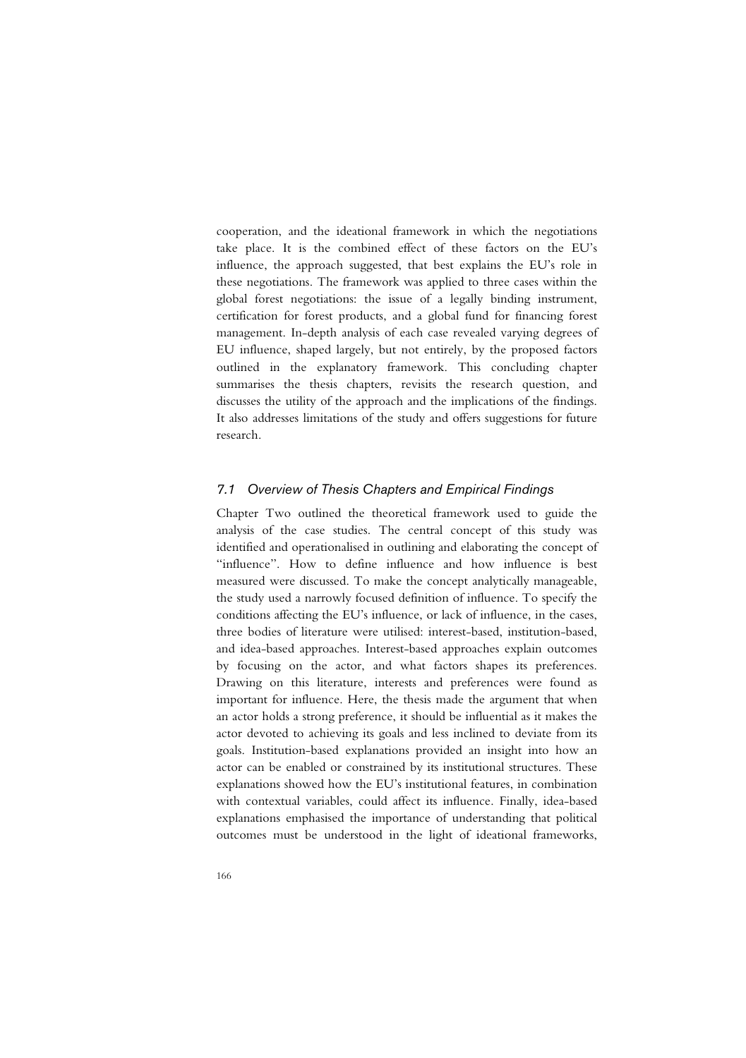cooperation, and the ideational framework in which the negotiations take place. It is the combined effect of these factors on the EU's influence, the approach suggested, that best explains the EU's role in these negotiations. The framework was applied to three cases within the global forest negotiations: the issue of a legally binding instrument, certification for forest products, and a global fund for financing forest management. In-depth analysis of each case revealed varying degrees of EU influence, shaped largely, but not entirely, by the proposed factors outlined in the explanatory framework. This concluding chapter summarises the thesis chapters, revisits the research question, and discusses the utility of the approach and the implications of the findings. It also addresses limitations of the study and offers suggestions for future research.

## *7.1 Overview of Thesis Chapters and Empirical Findings*

Chapter Two outlined the theoretical framework used to guide the analysis of the case studies. The central concept of this study was identified and operationalised in outlining and elaborating the concept of "influence". How to define influence and how influence is best measured were discussed. To make the concept analytically manageable, the study used a narrowly focused definition of influence. To specify the conditions affecting the EU's influence, or lack of influence, in the cases, three bodies of literature were utilised: interest-based, institution-based, and idea-based approaches. Interest-based approaches explain outcomes by focusing on the actor, and what factors shapes its preferences. Drawing on this literature, interests and preferences were found as important for influence. Here, the thesis made the argument that when an actor holds a strong preference, it should be influential as it makes the actor devoted to achieving its goals and less inclined to deviate from its goals. Institution-based explanations provided an insight into how an actor can be enabled or constrained by its institutional structures. These explanations showed how the EU's institutional features, in combination with contextual variables, could affect its influence. Finally, idea-based explanations emphasised the importance of understanding that political outcomes must be understood in the light of ideational frameworks,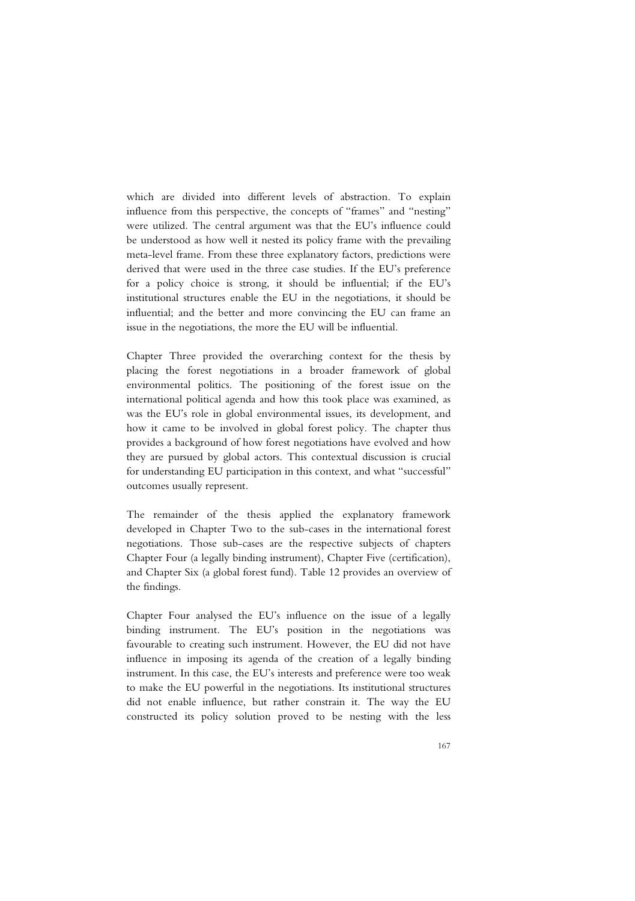which are divided into different levels of abstraction. To explain influence from this perspective, the concepts of "frames" and "nesting" were utilized. The central argument was that the EU's influence could be understood as how well it nested its policy frame with the prevailing meta-level frame. From these three explanatory factors, predictions were derived that were used in the three case studies. If the EU's preference for a policy choice is strong, it should be influential; if the EU's institutional structures enable the EU in the negotiations, it should be influential; and the better and more convincing the EU can frame an issue in the negotiations, the more the EU will be influential.

Chapter Three provided the overarching context for the thesis by placing the forest negotiations in a broader framework of global environmental politics. The positioning of the forest issue on the international political agenda and how this took place was examined, as was the EU's role in global environmental issues, its development, and how it came to be involved in global forest policy. The chapter thus provides a background of how forest negotiations have evolved and how they are pursued by global actors. This contextual discussion is crucial for understanding EU participation in this context, and what "successful" outcomes usually represent.

The remainder of the thesis applied the explanatory framework developed in Chapter Two to the sub-cases in the international forest negotiations. Those sub-cases are the respective subjects of chapters Chapter Four (a legally binding instrument), Chapter Five (certification), and Chapter Six (a global forest fund). Table 12 provides an overview of the findings.

Chapter Four analysed the EU's influence on the issue of a legally binding instrument. The EU's position in the negotiations was favourable to creating such instrument. However, the EU did not have influence in imposing its agenda of the creation of a legally binding instrument. In this case, the EU's interests and preference were too weak to make the EU powerful in the negotiations. Its institutional structures did not enable influence, but rather constrain it. The way the EU constructed its policy solution proved to be nesting with the less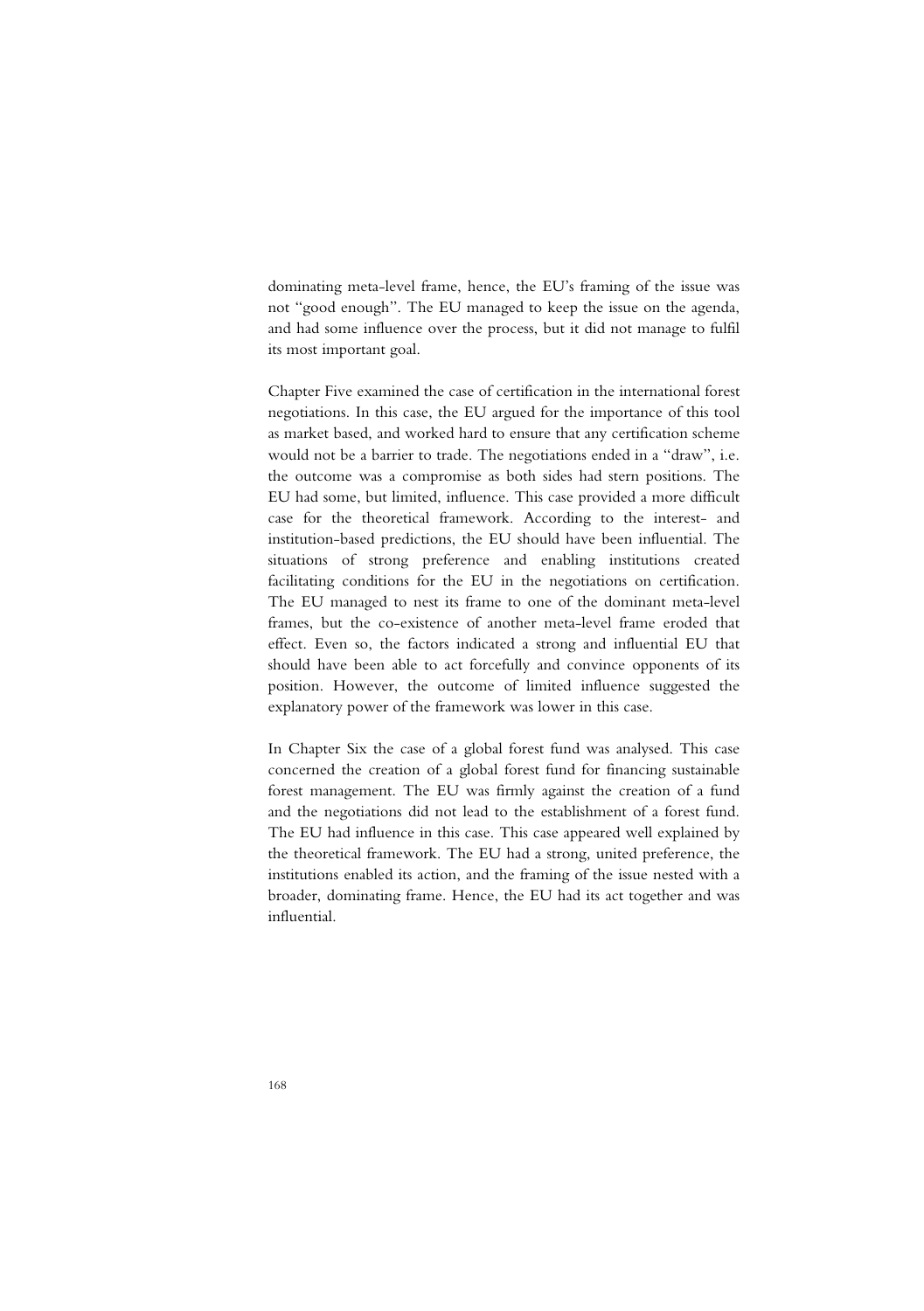dominating meta-level frame, hence, the EU's framing of the issue was not "good enough". The EU managed to keep the issue on the agenda, and had some influence over the process, but it did not manage to fulfil its most important goal.

Chapter Five examined the case of certification in the international forest negotiations. In this case, the EU argued for the importance of this tool as market based, and worked hard to ensure that any certification scheme would not be a barrier to trade. The negotiations ended in a "draw", i.e. the outcome was a compromise as both sides had stern positions. The EU had some, but limited, influence. This case provided a more difficult case for the theoretical framework. According to the interest- and institution-based predictions, the EU should have been influential. The situations of strong preference and enabling institutions created facilitating conditions for the EU in the negotiations on certification. The EU managed to nest its frame to one of the dominant meta-level frames, but the co-existence of another meta-level frame eroded that effect. Even so, the factors indicated a strong and influential EU that should have been able to act forcefully and convince opponents of its position. However, the outcome of limited influence suggested the explanatory power of the framework was lower in this case.

In Chapter Six the case of a global forest fund was analysed. This case concerned the creation of a global forest fund for financing sustainable forest management. The EU was firmly against the creation of a fund and the negotiations did not lead to the establishment of a forest fund. The EU had influence in this case. This case appeared well explained by the theoretical framework. The EU had a strong, united preference, the institutions enabled its action, and the framing of the issue nested with a broader, dominating frame. Hence, the EU had its act together and was influential.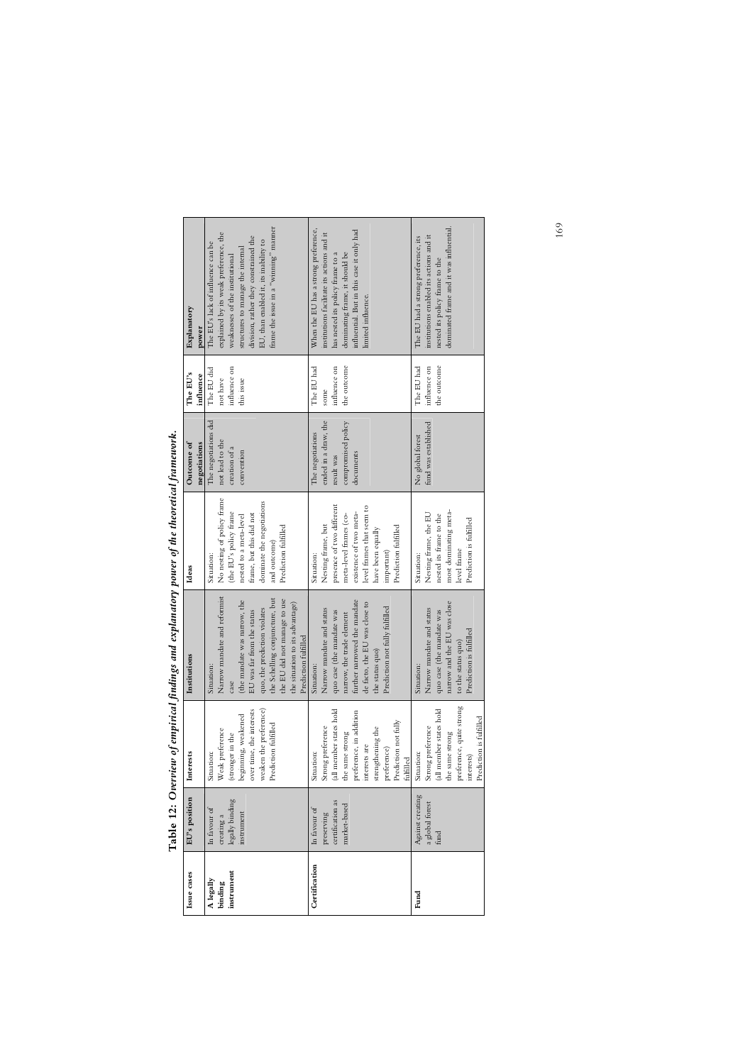**Table 12: *Overview of empirical findings and explanatory power of the theoretical framework.***

| Issue cases | EU's position | Interests | Institutions | Ideas | Outcome of negotiations | The EU's influence | Explanatory power |
|---|---|---|---|---|---|---|---|
| **A legally binding instrument** | In favour of creating a legally binding instrument | Situation: Weak preference (stronger in the beginning, weakened over time, the interests weaken the preference) Prediction fulfilled | Situation: Narrow mandate and reformist case (the mandate was narrow, the EU was far from the status quo, the prediction violates the Schelling conjuncture, but the EU did not manage to use the situation to its advantage) Prediction fulfilled | Situation: No nesting of policy frame (the EU's policy frame nested to a meta-level frame, but this did not dominate the negotiations and outcome) Prediction fulfilled | The negotiations did not lead to the creation of a convention | The EU did not have influence on this issue | The EU's lack of influence can be explained by its weak preference, the weaknesses of the institutional structures to manage the internal division, rather they constrained the EU, than enabled it, its inability to frame the issue in a "winning" manner |
| **Certification** | In favour of preserving certification as market-based | Situation: Strong preference (all member states hold the same strong preference, in addition interests are strengthening the preference) Prediction not fully fulfilled | Situation: Narrow mandate and status quo case (the mandate was narrow, the trade element further narrowed the mandate de facto, the EU was close to the status quo) Prediction not fully fulfilled | Situation: Nesting frame, but presence of two different meta-level frames (co-existence of two meta-level frames that seem to have been equally important) Prediction fulfilled | The negotiations ended in a draw, the result was compromised policy documents | The EU had some influence on the outcome | When the EU has a strong preference, institutions facilitate its actions and it has nested its policy frame to a dominating frame, it should be influential. But in this case it only had limited influence. |
| **Fund** | Against creating a global forest fund | Situation: Strong preference (all member states hold the same strong preference, quite strong interests) Prediction is fulfilled | Situation: Narrow mandate and status quo case (the mandate was narrow and the EU was close to the status quo) Prediction is fulfilled | Situation: Nesting frame, the EU nested its frame to the most dominating meta-level frame Prediction is fulfilled | No global forest fund was established | The EU had influence on the outcome | The EU had a strong preference, its institutions enabled its actions and it nested its policy frame to the dominated frame and it was influential. |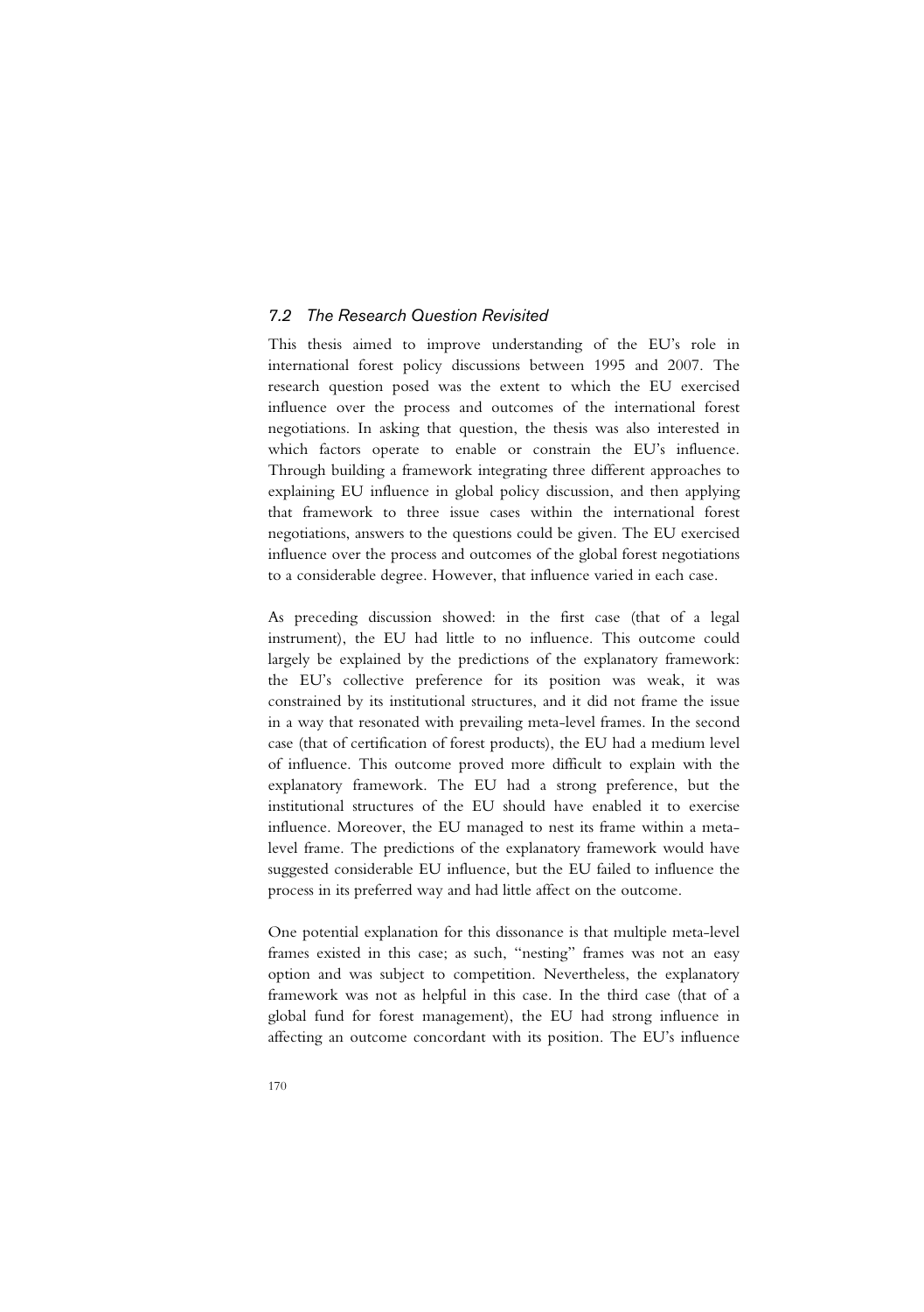## 7.2 The Research Question Revisited

This thesis aimed to improve understanding of the EU's role in international forest policy discussions between 1995 and 2007. The research question posed was the extent to which the EU exercised influence over the process and outcomes of the international forest negotiations. In asking that question, the thesis was also interested in which factors operate to enable or constrain the EU's influence. Through building a framework integrating three different approaches to explaining EU influence in global policy discussion, and then applying that framework to three issue cases within the international forest negotiations, answers to the questions could be given. The EU exercised influence over the process and outcomes of the global forest negotiations to a considerable degree. However, that influence varied in each case.

As preceding discussion showed: in the first case (that of a legal instrument), the EU had little to no influence. This outcome could largely be explained by the predictions of the explanatory framework: the EU's collective preference for its position was weak, it was constrained by its institutional structures, and it did not frame the issue in a way that resonated with prevailing meta-level frames. In the second case (that of certification of forest products), the EU had a medium level of influence. This outcome proved more difficult to explain with the explanatory framework. The EU had a strong preference, but the institutional structures of the EU should have enabled it to exercise influence. Moreover, the EU managed to nest its frame within a meta-level frame. The predictions of the explanatory framework would have suggested considerable EU influence, but the EU failed to influence the process in its preferred way and had little affect on the outcome.

One potential explanation for this dissonance is that multiple meta-level frames existed in this case; as such, "nesting" frames was not an easy option and was subject to competition. Nevertheless, the explanatory framework was not as helpful in this case. In the third case (that of a global fund for forest management), the EU had strong influence in affecting an outcome concordant with its position. The EU's influence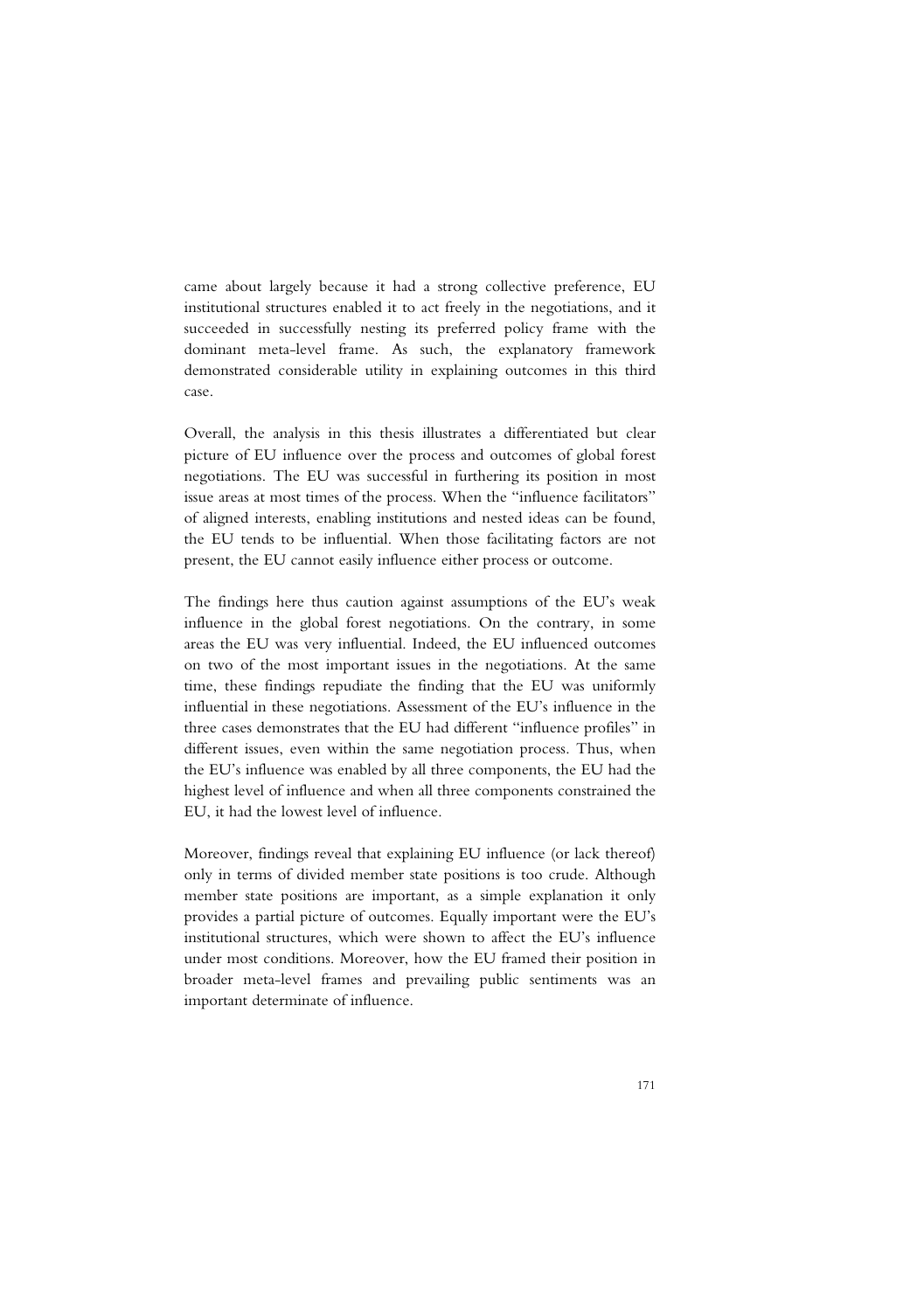came about largely because it had a strong collective preference, EU institutional structures enabled it to act freely in the negotiations, and it succeeded in successfully nesting its preferred policy frame with the dominant meta-level frame. As such, the explanatory framework demonstrated considerable utility in explaining outcomes in this third case.

Overall, the analysis in this thesis illustrates a differentiated but clear picture of EU influence over the process and outcomes of global forest negotiations. The EU was successful in furthering its position in most issue areas at most times of the process. When the "influence facilitators" of aligned interests, enabling institutions and nested ideas can be found, the EU tends to be influential. When those facilitating factors are not present, the EU cannot easily influence either process or outcome.

The findings here thus caution against assumptions of the EU's weak influence in the global forest negotiations. On the contrary, in some areas the EU was very influential. Indeed, the EU influenced outcomes on two of the most important issues in the negotiations. At the same time, these findings repudiate the finding that the EU was uniformly influential in these negotiations. Assessment of the EU's influence in the three cases demonstrates that the EU had different "influence profiles" in different issues, even within the same negotiation process. Thus, when the EU's influence was enabled by all three components, the EU had the highest level of influence and when all three components constrained the EU, it had the lowest level of influence.

Moreover, findings reveal that explaining EU influence (or lack thereof) only in terms of divided member state positions is too crude. Although member state positions are important, as a simple explanation it only provides a partial picture of outcomes. Equally important were the EU's institutional structures, which were shown to affect the EU's influence under most conditions. Moreover, how the EU framed their position in broader meta-level frames and prevailing public sentiments was an important determinate of influence.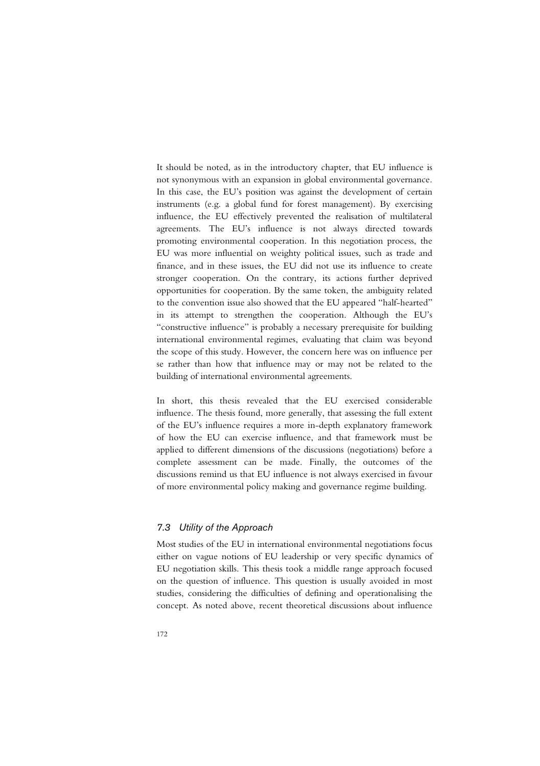It should be noted, as in the introductory chapter, that EU influence is not synonymous with an expansion in global environmental governance. In this case, the EU's position was against the development of certain instruments (e.g. a global fund for forest management). By exercising influence, the EU effectively prevented the realisation of multilateral agreements. The EU's influence is not always directed towards promoting environmental cooperation. In this negotiation process, the EU was more influential on weighty political issues, such as trade and finance, and in these issues, the EU did not use its influence to create stronger cooperation. On the contrary, its actions further deprived opportunities for cooperation. By the same token, the ambiguity related to the convention issue also showed that the EU appeared "half-hearted" in its attempt to strengthen the cooperation. Although the EU's "constructive influence" is probably a necessary prerequisite for building international environmental regimes, evaluating that claim was beyond the scope of this study. However, the concern here was on influence per se rather than how that influence may or may not be related to the building of international environmental agreements.

In short, this thesis revealed that the EU exercised considerable influence. The thesis found, more generally, that assessing the full extent of the EU's influence requires a more in-depth explanatory framework of how the EU can exercise influence, and that framework must be applied to different dimensions of the discussions (negotiations) before a complete assessment can be made. Finally, the outcomes of the discussions remind us that EU influence is not always exercised in favour of more environmental policy making and governance regime building.

### *7.3 Utility of the Approach*

Most studies of the EU in international environmental negotiations focus either on vague notions of EU leadership or very specific dynamics of EU negotiation skills. This thesis took a middle range approach focused on the question of influence. This question is usually avoided in most studies, considering the difficulties of defining and operationalising the concept. As noted above, recent theoretical discussions about influence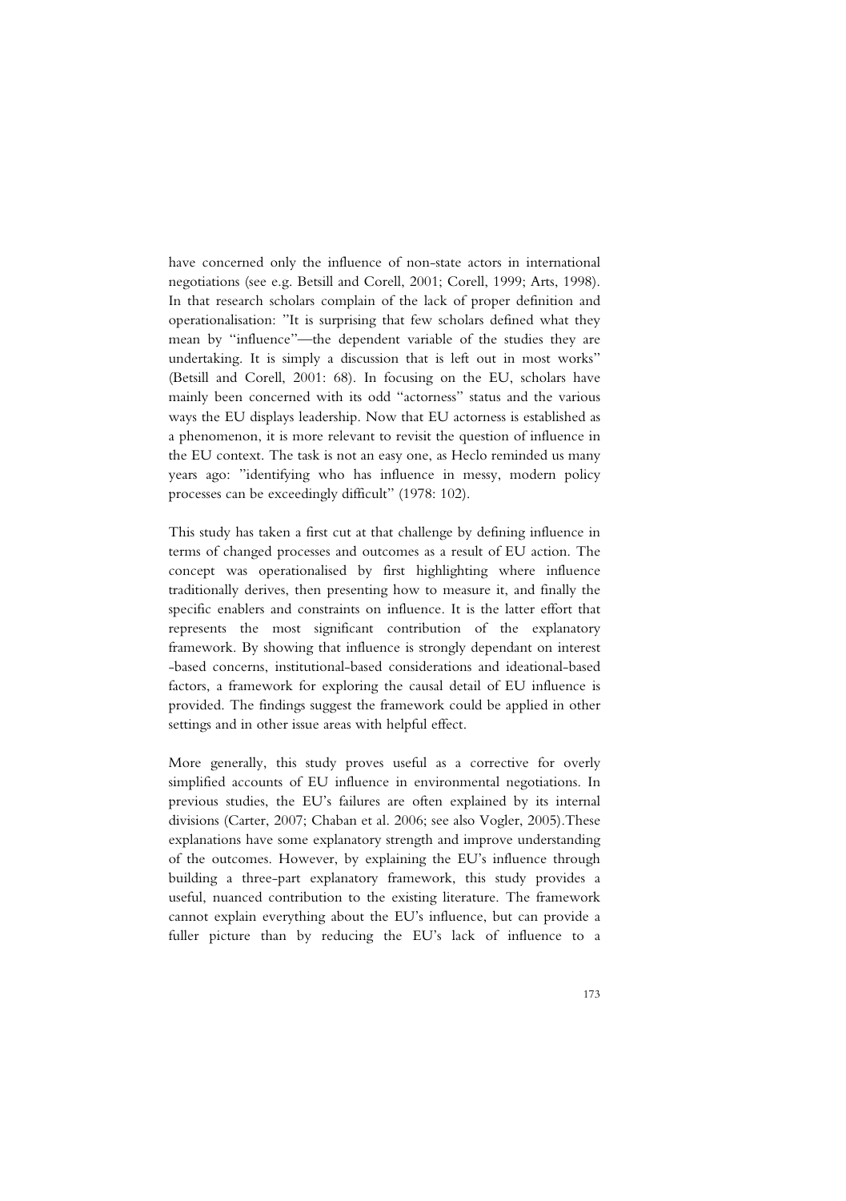have concerned only the influence of non-state actors in international negotiations (see e.g. Betsill and Corell, 2001; Corell, 1999; Arts, 1998). In that research scholars complain of the lack of proper definition and operationalisation: "It is surprising that few scholars defined what they mean by "influence"—the dependent variable of the studies they are undertaking. It is simply a discussion that is left out in most works" (Betsill and Corell, 2001: 68). In focusing on the EU, scholars have mainly been concerned with its odd "actorness" status and the various ways the EU displays leadership. Now that EU actorness is established as a phenomenon, it is more relevant to revisit the question of influence in the EU context. The task is not an easy one, as Heclo reminded us many years ago: "identifying who has influence in messy, modern policy processes can be exceedingly difficult" (1978: 102).

This study has taken a first cut at that challenge by defining influence in terms of changed processes and outcomes as a result of EU action. The concept was operationalised by first highlighting where influence traditionally derives, then presenting how to measure it, and finally the specific enablers and constraints on influence. It is the latter effort that represents the most significant contribution of the explanatory framework. By showing that influence is strongly dependant on interest -based concerns, institutional-based considerations and ideational-based factors, a framework for exploring the causal detail of EU influence is provided. The findings suggest the framework could be applied in other settings and in other issue areas with helpful effect.

More generally, this study proves useful as a corrective for overly simplified accounts of EU influence in environmental negotiations. In previous studies, the EU's failures are often explained by its internal divisions (Carter, 2007; Chaban et al. 2006; see also Vogler, 2005).These explanations have some explanatory strength and improve understanding of the outcomes. However, by explaining the EU's influence through building a three-part explanatory framework, this study provides a useful, nuanced contribution to the existing literature. The framework cannot explain everything about the EU's influence, but can provide a fuller picture than by reducing the EU's lack of influence to a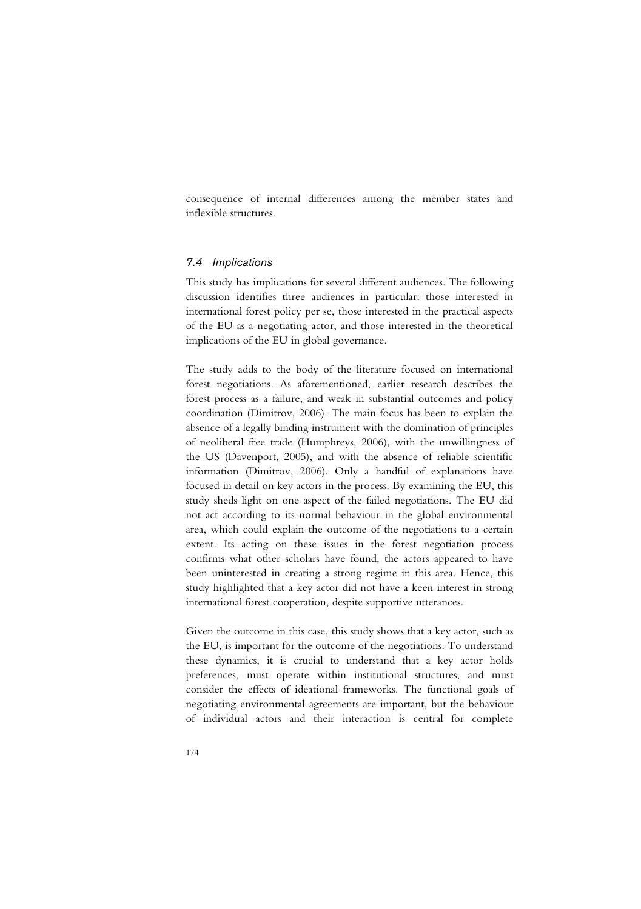consequence of internal differences among the member states and inflexible structures.

### *7.4 Implications*

This study has implications for several different audiences. The following discussion identifies three audiences in particular: those interested in international forest policy per se, those interested in the practical aspects of the EU as a negotiating actor, and those interested in the theoretical implications of the EU in global governance.

The study adds to the body of the literature focused on international forest negotiations. As aforementioned, earlier research describes the forest process as a failure, and weak in substantial outcomes and policy coordination (Dimitrov, 2006). The main focus has been to explain the absence of a legally binding instrument with the domination of principles of neoliberal free trade (Humphreys, 2006), with the unwillingness of the US (Davenport, 2005), and with the absence of reliable scientific information (Dimitrov, 2006). Only a handful of explanations have focused in detail on key actors in the process. By examining the EU, this study sheds light on one aspect of the failed negotiations. The EU did not act according to its normal behaviour in the global environmental area, which could explain the outcome of the negotiations to a certain extent. Its acting on these issues in the forest negotiation process confirms what other scholars have found, the actors appeared to have been uninterested in creating a strong regime in this area. Hence, this study highlighted that a key actor did not have a keen interest in strong international forest cooperation, despite supportive utterances.

Given the outcome in this case, this study shows that a key actor, such as the EU, is important for the outcome of the negotiations. To understand these dynamics, it is crucial to understand that a key actor holds preferences, must operate within institutional structures, and must consider the effects of ideational frameworks. The functional goals of negotiating environmental agreements are important, but the behaviour of individual actors and their interaction is central for complete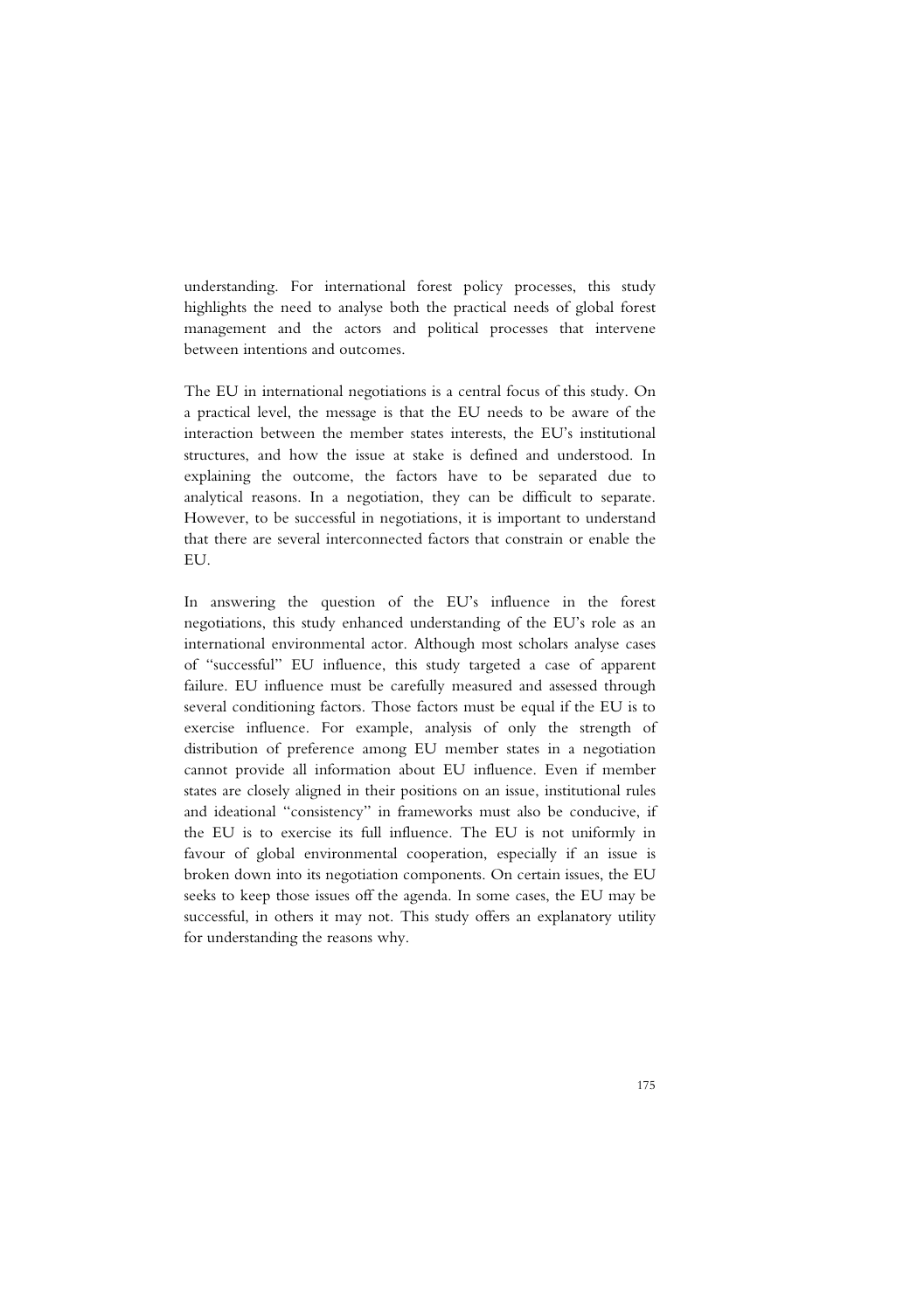understanding. For international forest policy processes, this study highlights the need to analyse both the practical needs of global forest management and the actors and political processes that intervene between intentions and outcomes.

The EU in international negotiations is a central focus of this study. On a practical level, the message is that the EU needs to be aware of the interaction between the member states interests, the EU's institutional structures, and how the issue at stake is defined and understood. In explaining the outcome, the factors have to be separated due to analytical reasons. In a negotiation, they can be difficult to separate. However, to be successful in negotiations, it is important to understand that there are several interconnected factors that constrain or enable the EU.

In answering the question of the EU's influence in the forest negotiations, this study enhanced understanding of the EU's role as an international environmental actor. Although most scholars analyse cases of "successful" EU influence, this study targeted a case of apparent failure. EU influence must be carefully measured and assessed through several conditioning factors. Those factors must be equal if the EU is to exercise influence. For example, analysis of only the strength of distribution of preference among EU member states in a negotiation cannot provide all information about EU influence. Even if member states are closely aligned in their positions on an issue, institutional rules and ideational "consistency" in frameworks must also be conducive, if the EU is to exercise its full influence. The EU is not uniformly in favour of global environmental cooperation, especially if an issue is broken down into its negotiation components. On certain issues, the EU seeks to keep those issues off the agenda. In some cases, the EU may be successful, in others it may not. This study offers an explanatory utility for understanding the reasons why.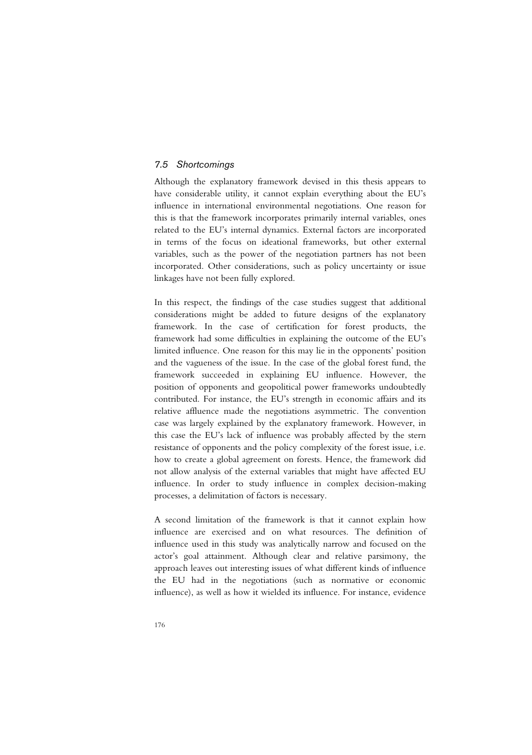### *7.5 Shortcomings*

Although the explanatory framework devised in this thesis appears to have considerable utility, it cannot explain everything about the EU's influence in international environmental negotiations. One reason for this is that the framework incorporates primarily internal variables, ones related to the EU's internal dynamics. External factors are incorporated in terms of the focus on ideational frameworks, but other external variables, such as the power of the negotiation partners has not been incorporated. Other considerations, such as policy uncertainty or issue linkages have not been fully explored.

In this respect, the findings of the case studies suggest that additional considerations might be added to future designs of the explanatory framework. In the case of certification for forest products, the framework had some difficulties in explaining the outcome of the EU's limited influence. One reason for this may lie in the opponents' position and the vagueness of the issue. In the case of the global forest fund, the framework succeeded in explaining EU influence. However, the position of opponents and geopolitical power frameworks undoubtedly contributed. For instance, the EU's strength in economic affairs and its relative affluence made the negotiations asymmetric. The convention case was largely explained by the explanatory framework. However, in this case the EU's lack of influence was probably affected by the stern resistance of opponents and the policy complexity of the forest issue, i.e. how to create a global agreement on forests. Hence, the framework did not allow analysis of the external variables that might have affected EU influence. In order to study influence in complex decision-making processes, a delimitation of factors is necessary.

A second limitation of the framework is that it cannot explain how influence are exercised and on what resources. The definition of influence used in this study was analytically narrow and focused on the actor's goal attainment. Although clear and relative parsimony, the approach leaves out interesting issues of what different kinds of influence the EU had in the negotiations (such as normative or economic influence), as well as how it wielded its influence. For instance, evidence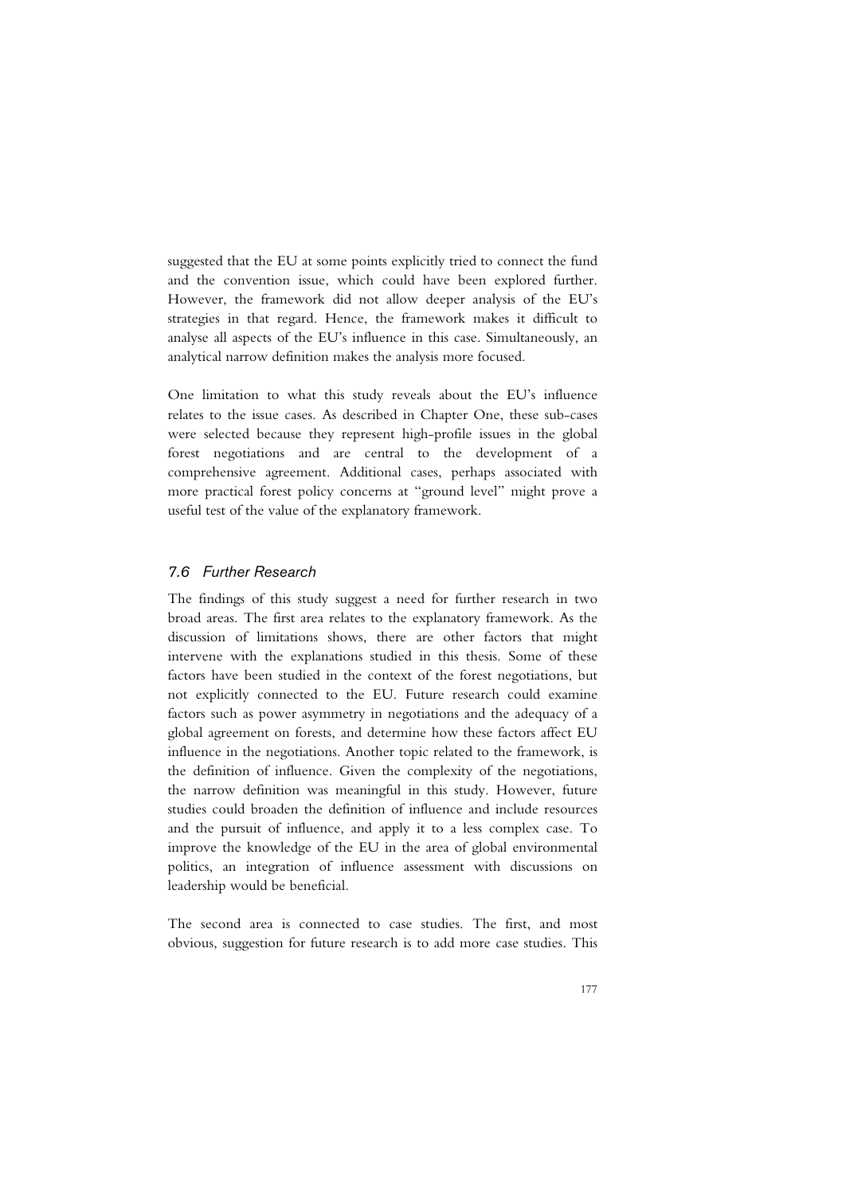suggested that the EU at some points explicitly tried to connect the fund and the convention issue, which could have been explored further. However, the framework did not allow deeper analysis of the EU's strategies in that regard. Hence, the framework makes it difficult to analyse all aspects of the EU's influence in this case. Simultaneously, an analytical narrow definition makes the analysis more focused.

One limitation to what this study reveals about the EU's influence relates to the issue cases. As described in Chapter One, these sub-cases were selected because they represent high-profile issues in the global forest negotiations and are central to the development of a comprehensive agreement. Additional cases, perhaps associated with more practical forest policy concerns at "ground level" might prove a useful test of the value of the explanatory framework.

## *7.6 Further Research*

The findings of this study suggest a need for further research in two broad areas. The first area relates to the explanatory framework. As the discussion of limitations shows, there are other factors that might intervene with the explanations studied in this thesis. Some of these factors have been studied in the context of the forest negotiations, but not explicitly connected to the EU. Future research could examine factors such as power asymmetry in negotiations and the adequacy of a global agreement on forests, and determine how these factors affect EU influence in the negotiations. Another topic related to the framework, is the definition of influence. Given the complexity of the negotiations, the narrow definition was meaningful in this study. However, future studies could broaden the definition of influence and include resources and the pursuit of influence, and apply it to a less complex case. To improve the knowledge of the EU in the area of global environmental politics, an integration of influence assessment with discussions on leadership would be beneficial.

The second area is connected to case studies. The first, and most obvious, suggestion for future research is to add more case studies. This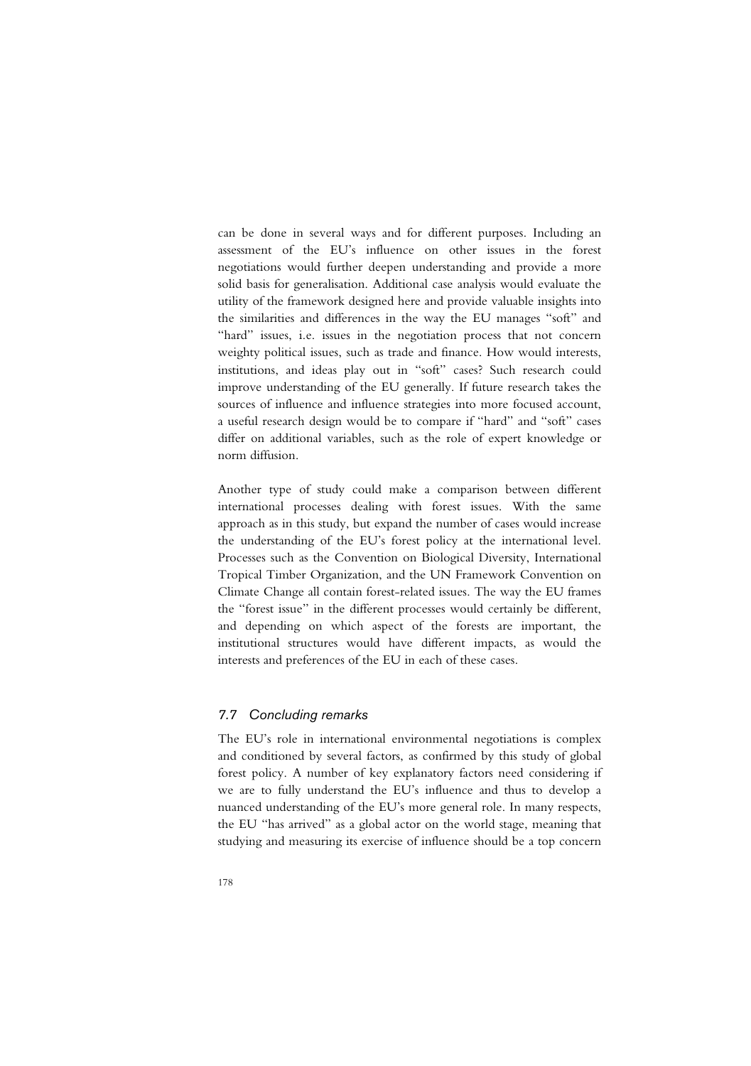can be done in several ways and for different purposes. Including an assessment of the EU's influence on other issues in the forest negotiations would further deepen understanding and provide a more solid basis for generalisation. Additional case analysis would evaluate the utility of the framework designed here and provide valuable insights into the similarities and differences in the way the EU manages "soft" and "hard" issues, i.e. issues in the negotiation process that not concern weighty political issues, such as trade and finance. How would interests, institutions, and ideas play out in "soft" cases? Such research could improve understanding of the EU generally. If future research takes the sources of influence and influence strategies into more focused account, a useful research design would be to compare if "hard" and "soft" cases differ on additional variables, such as the role of expert knowledge or norm diffusion.

Another type of study could make a comparison between different international processes dealing with forest issues. With the same approach as in this study, but expand the number of cases would increase the understanding of the EU's forest policy at the international level. Processes such as the Convention on Biological Diversity, International Tropical Timber Organization, and the UN Framework Convention on Climate Change all contain forest-related issues. The way the EU frames the "forest issue" in the different processes would certainly be different, and depending on which aspect of the forests are important, the institutional structures would have different impacts, as would the interests and preferences of the EU in each of these cases.

## *7.7 Concluding remarks*

The EU's role in international environmental negotiations is complex and conditioned by several factors, as confirmed by this study of global forest policy. A number of key explanatory factors need considering if we are to fully understand the EU's influence and thus to develop a nuanced understanding of the EU's more general role. In many respects, the EU "has arrived" as a global actor on the world stage, meaning that studying and measuring its exercise of influence should be a top concern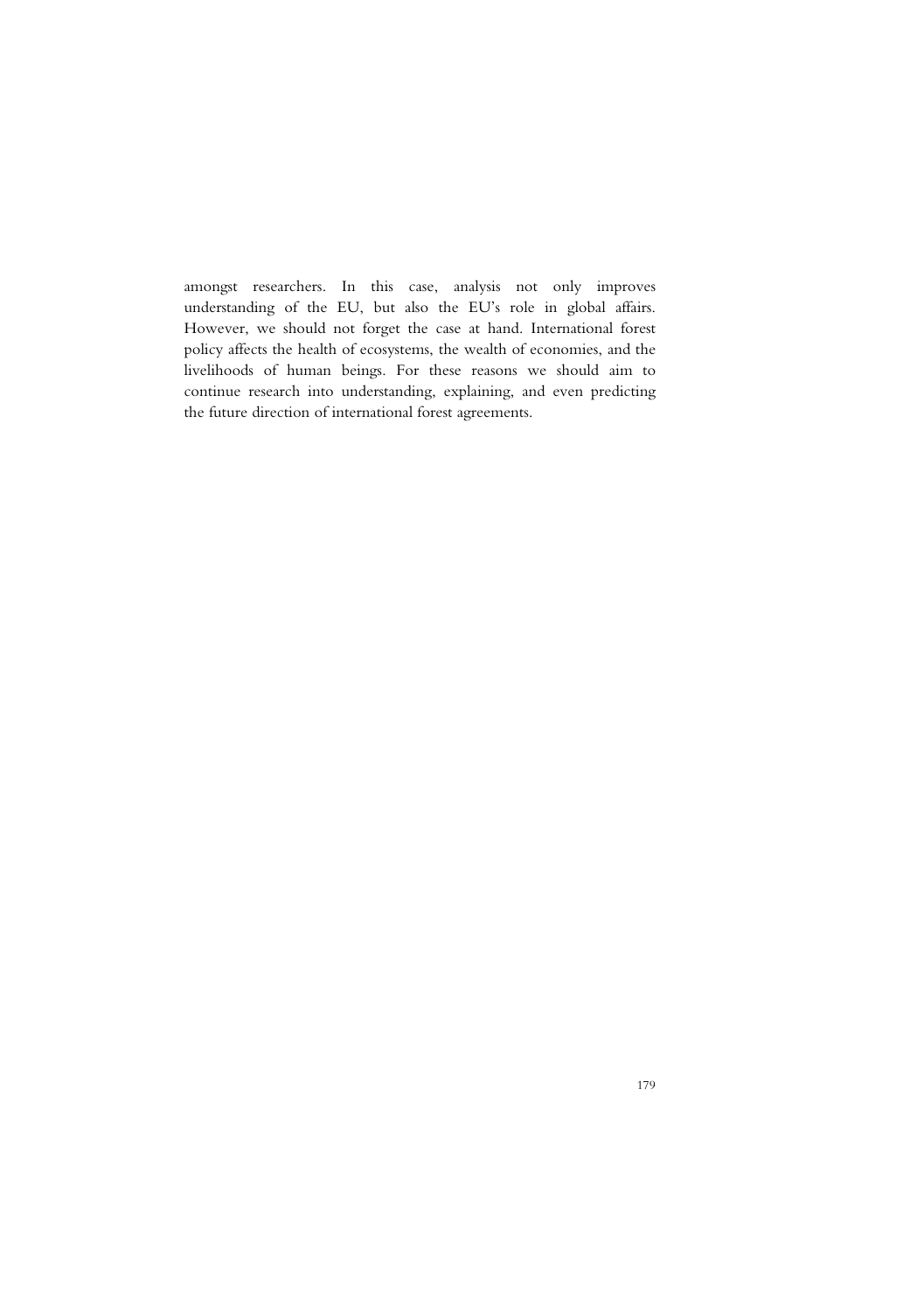amongst researchers. In this case, analysis not only improves understanding of the EU, but also the EU's role in global affairs. However, we should not forget the case at hand. International forest policy affects the health of ecosystems, the wealth of economies, and the livelihoods of human beings. For these reasons we should aim to continue research into understanding, explaining, and even predicting the future direction of international forest agreements.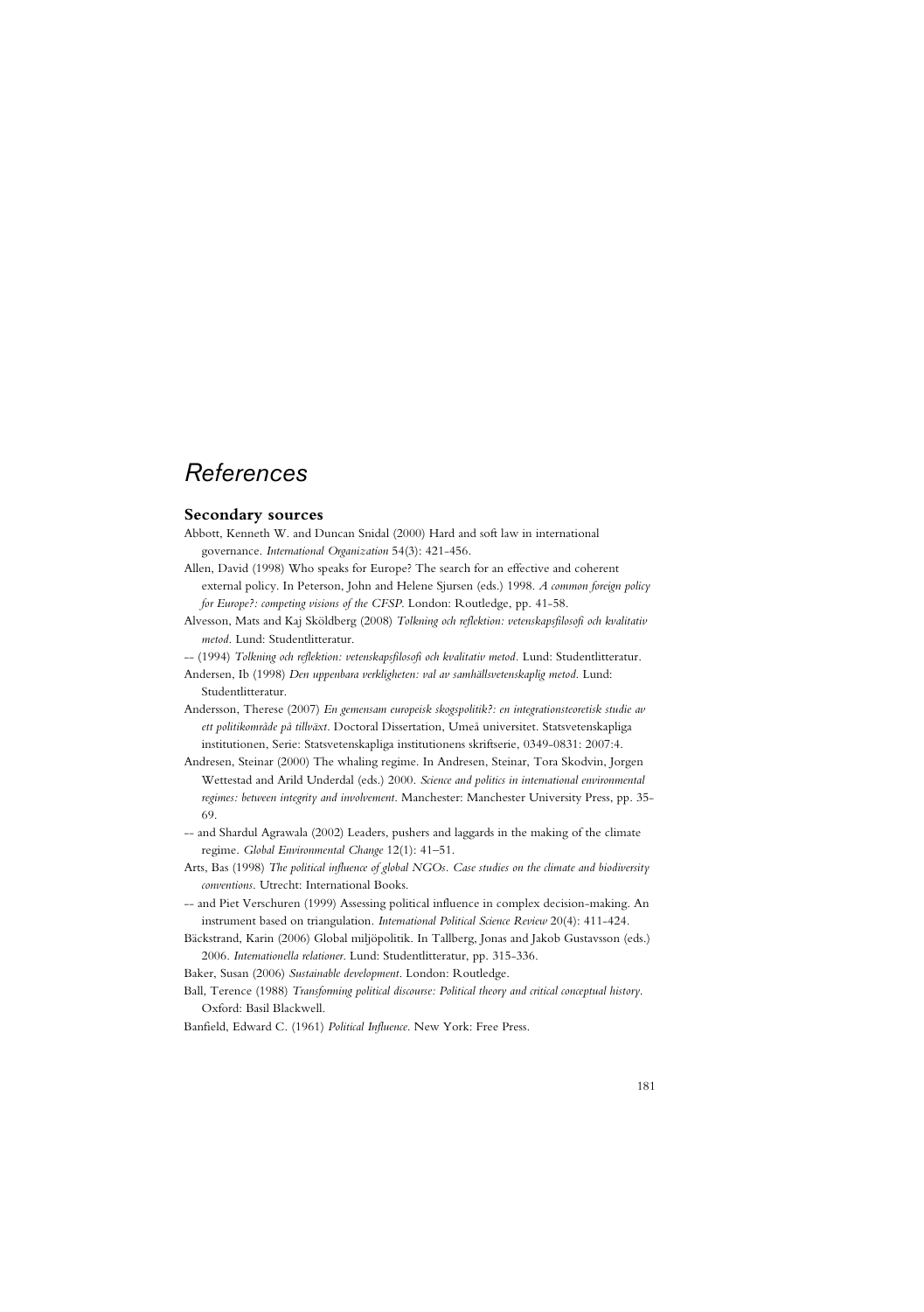# *References*

## Secondary sources

Abbott, Kenneth W. and Duncan Snidal (2000) Hard and soft law in international governance. *International Organization* 54(3): 421-456.

Allen, David (1998) Who speaks for Europe? The search for an effective and coherent external policy. In Peterson, John and Helene Sjursen (eds.) 1998. *A common foreign policy for Europe?: competing visions of the CFSP*. London: Routledge, pp. 41-58.

Alvesson, Mats and Kaj Sköldberg (2008) *Tolkning och reflektion: vetenskapsfilosofi och kvalitativ metod*. Lund: Studentlitteratur.

-- (1994) *Tolkning och reflektion: vetenskapsfilosofi och kvalitativ metod*. Lund: Studentlitteratur.

Andersen, Ib (1998) *Den uppenbara verkligheten: val av samhällsvetenskaplig metod*. Lund: Studentlitteratur.

Andersson, Therese (2007) *En gemensam europeisk skogspolitik?: en integrationsteoretisk studie av ett politikområde på tillväxt*. Doctoral Dissertation, Umeå universitet. Statsvetenskapliga institutionen, Serie: Statsvetenskapliga institutionens skriftserie, 0349-0831: 2007:4.

Andresen, Steinar (2000) The whaling regime. In Andresen, Steinar, Tora Skodvin, Jorgen Wettestad and Arild Underdal (eds.) 2000. *Science and politics in international environmental regimes: between integrity and involvement*. Manchester: Manchester University Press, pp. 35-69.

-- and Shardul Agrawala (2002) Leaders, pushers and laggards in the making of the climate regime. *Global Environmental Change* 12(1): 41–51.

Arts, Bas (1998) *The political influence of global NGOs. Case studies on the climate and biodiversity conventions*. Utrecht: International Books.

-- and Piet Verschuren (1999) Assessing political influence in complex decision-making. An instrument based on triangulation. *International Political Science Review* 20(4): 411-424.

Bäckstrand, Karin (2006) Global miljöpolitik. In Tallberg, Jonas and Jakob Gustavsson (eds.) 2006. *Internationella relationer*. Lund: Studentlitteratur, pp. 315-336.

Baker, Susan (2006) *Sustainable development*. London: Routledge.

Ball, Terence (1988) *Transforming political discourse: Political theory and critical conceptual history*. Oxford: Basil Blackwell.

Banfield, Edward C. (1961) *Political Influence*. New York: Free Press.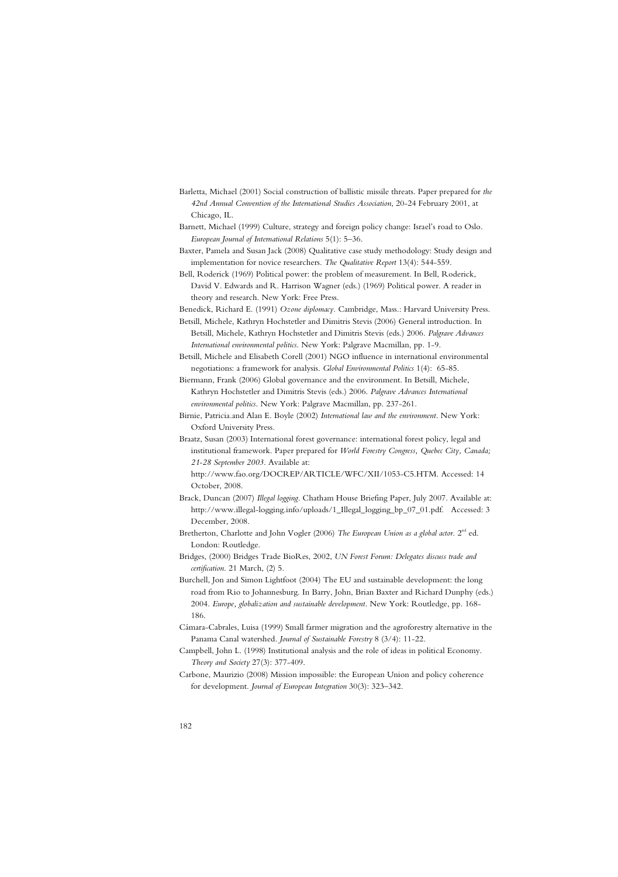Barletta, Michael (2001) Social construction of ballistic missile threats. Paper prepared for *the 42nd Annual Convention of the International Studies Association*, 20-24 February 2001, at Chicago, IL.

Barnett, Michael (1999) Culture, strategy and foreign policy change: Israel's road to Oslo. *European Journal of International Relations* 5(1): 5–36.

Baxter, Pamela and Susan Jack (2008) Qualitative case study methodology: Study design and implementation for novice researchers. *The Qualitative Report* 13(4): 544-559.

Bell, Roderick (1969) Political power: the problem of measurement. In Bell, Roderick, David V. Edwards and R. Harrison Wagner (eds.) (1969) Political power. A reader in theory and research. New York: Free Press.

Benedick, Richard E. (1991) *Ozone diplomacy*. Cambridge, Mass.: Harvard University Press.

Betsill, Michele, Kathryn Hochstetler and Dimitris Stevis (2006) General introduction. In Betsill, Michele, Kathryn Hochstetler and Dimitris Stevis (eds.) 2006. *Palgrave Advances International environmental politics*. New York: Palgrave Macmillan, pp. 1-9.

Betsill, Michele and Elisabeth Corell (2001) NGO influence in international environmental negotiations: a framework for analysis. *Global Environmental Politics* 1(4): 65-85.

Biermann, Frank (2006) Global governance and the environment. In Betsill, Michele, Kathryn Hochstetler and Dimitris Stevis (eds.) 2006. *Palgrave Advances International environmental politics*. New York: Palgrave Macmillan, pp. 237-261.

Birnie, Patricia.and Alan E. Boyle (2002) *International law and the environment*. New York: Oxford University Press.

Braatz, Susan (2003) International forest governance: international forest policy, legal and institutional framework. Paper prepared for *World Forestry Congress, Quebec City, Canada; 21-28 September 2003*. Available at: http://www.fao.org/DOCREP/ARTICLE/WFC/XII/1053-C5.HTM. Accessed: 14 October, 2008.

Brack, Duncan (2007) *Illegal logging*. Chatham House Briefing Paper, July 2007. Available at: http://www.illegal-logging.info/uploads/1_Illegal_logging_bp_07_01.pdf. Accessed: 3 December, 2008.

Bretherton, Charlotte and John Vogler (2006) *The European Union as a global actor*. 2nd ed. London: Routledge.

Bridges, (2000) Bridges Trade BioRes, 2002, *UN Forest Forum: Delegates discuss trade and certification*. 21 March, (2) 5.

Burchell, Jon and Simon Lightfoot (2004) The EU and sustainable development: the long road from Rio to Johannesburg. In Barry, John, Brian Baxter and Richard Dunphy (eds.) 2004. *Europe, globalization and sustainable development*. New York: Routledge, pp. 168-186.

Cámara-Cabrales, Luisa (1999) Small farmer migration and the agroforestry alternative in the Panama Canal watershed. *Journal of Sustainable Forestry* 8 (3/4): 11-22.

Campbell, John L. (1998) Institutional analysis and the role of ideas in political Economy. *Theory and Society* 27(3): 377-409.

Carbone, Maurizio (2008) Mission impossible: the European Union and policy coherence for development. *Journal of European Integration* 30(3): 323–342.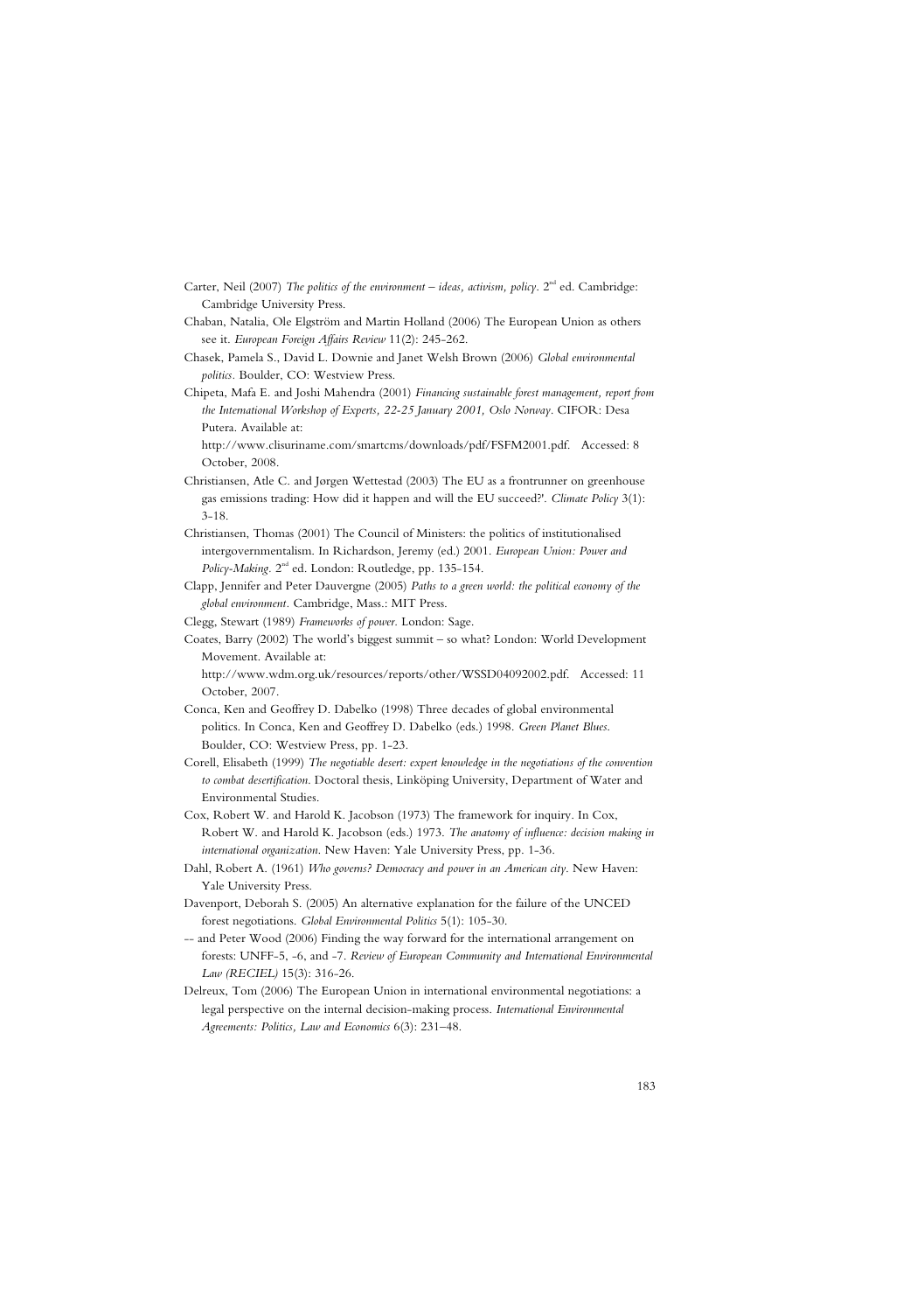Carter, Neil (2007) *The politics of the environment – ideas, activism, policy*. 2nd ed. Cambridge: Cambridge University Press.

Chaban, Natalia, Ole Elgström and Martin Holland (2006) The European Union as others see it. *European Foreign Affairs Review* 11(2): 245-262.

Chasek, Pamela S., David L. Downie and Janet Welsh Brown (2006) *Global environmental politics*. Boulder, CO: Westview Press.

Chipeta, Mafa E. and Joshi Mahendra (2001) *Financing sustainable forest management, report from the International Workshop of Experts, 22-25 January 2001, Oslo Norway*. CIFOR: Desa Putera. Available at: http://www.clisuriname.com/smartcms/downloads/pdf/FSFM2001.pdf. Accessed: 8 October, 2008.

Christiansen, Atle C. and Jørgen Wettestad (2003) The EU as a frontrunner on greenhouse gas emissions trading: How did it happen and will the EU succeed?'. *Climate Policy* 3(1): 3-18.

Christiansen, Thomas (2001) The Council of Ministers: the politics of institutionalised intergovernmentalism. In Richardson, Jeremy (ed.) 2001. *European Union: Power and Policy-Making*. 2nd ed. London: Routledge, pp. 135-154.

Clapp, Jennifer and Peter Dauvergne (2005) *Paths to a green world: the political economy of the global environment*. Cambridge, Mass.: MIT Press.

Clegg, Stewart (1989) *Frameworks of power*. London: Sage.

Coates, Barry (2002) The world's biggest summit – so what? London: World Development Movement. Available at: http://www.wdm.org.uk/resources/reports/other/WSSD04092002.pdf. Accessed: 11 October, 2007.

Conca, Ken and Geoffrey D. Dabelko (1998) Three decades of global environmental politics. In Conca, Ken and Geoffrey D. Dabelko (eds.) 1998. *Green Planet Blues*. Boulder, CO: Westview Press, pp. 1-23.

Corell, Elisabeth (1999) *The negotiable desert: expert knowledge in the negotiations of the convention to combat desertification*. Doctoral thesis, Linköping University, Department of Water and Environmental Studies.

Cox, Robert W. and Harold K. Jacobson (1973) The framework for inquiry. In Cox, Robert W. and Harold K. Jacobson (eds.) 1973. *The anatomy of influence: decision making in international organization*. New Haven: Yale University Press, pp. 1-36.

Dahl, Robert A. (1961) *Who governs? Democracy and power in an American city*. New Haven: Yale University Press.

Davenport, Deborah S. (2005) An alternative explanation for the failure of the UNCED forest negotiations. *Global Environmental Politics* 5(1): 105-30.

-- and Peter Wood (2006) Finding the way forward for the international arrangement on forests: UNFF-5, -6, and -7. *Review of European Community and International Environmental Law (RECIEL)* 15(3): 316-26.

Delreux, Tom (2006) The European Union in international environmental negotiations: a legal perspective on the internal decision-making process. *International Environmental Agreements: Politics, Law and Economics* 6(3): 231–48.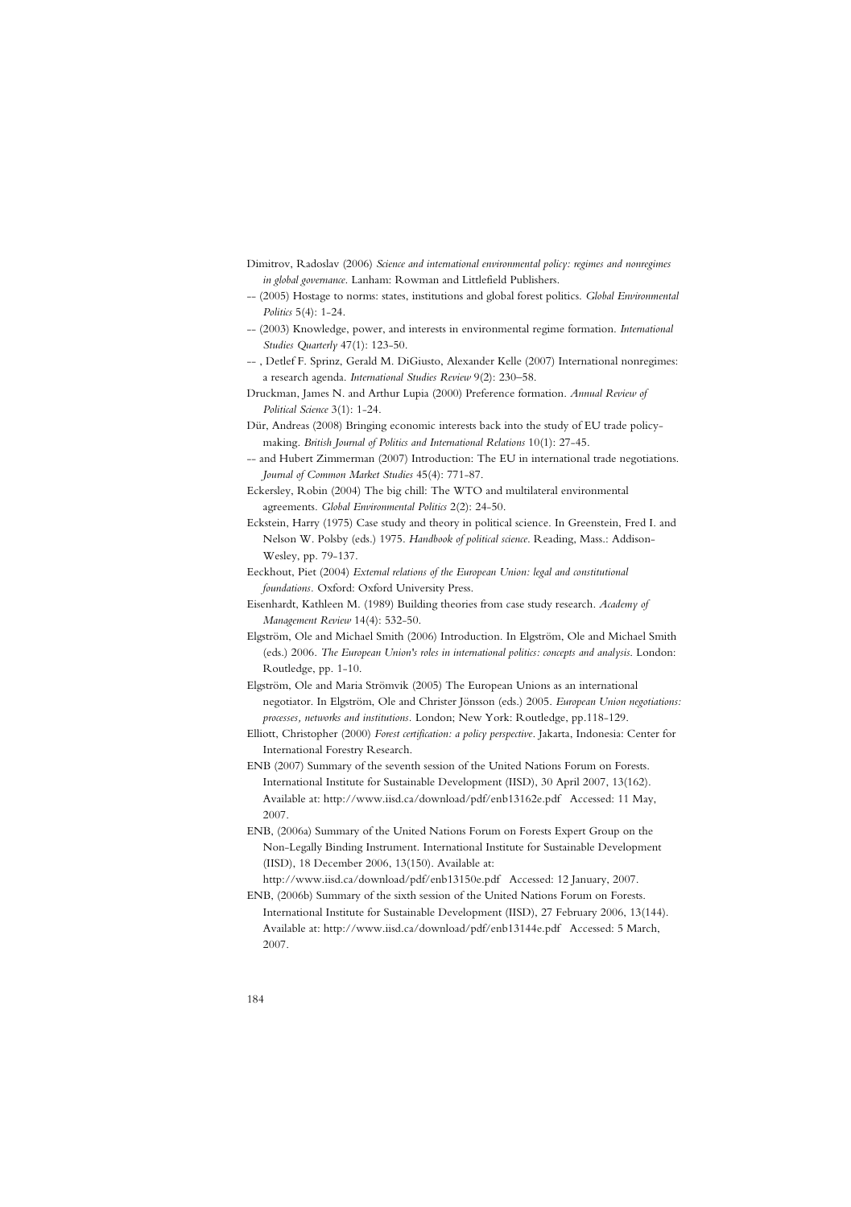Dimitrov, Radoslav (2006) *Science and international environmental policy: regimes and nonregimes in global governance*. Lanham: Rowman and Littlefield Publishers.

-- (2005) Hostage to norms: states, institutions and global forest politics. *Global Environmental Politics* 5(4): 1-24.

-- (2003) Knowledge, power, and interests in environmental regime formation. *International Studies Quarterly* 47(1): 123-50.

-- , Detlef F. Sprinz, Gerald M. DiGiusto, Alexander Kelle (2007) International nonregimes: a research agenda. *International Studies Review* 9(2): 230–58.

Druckman, James N. and Arthur Lupia (2000) Preference formation. *Annual Review of Political Science* 3(1): 1-24.

Dür, Andreas (2008) Bringing economic interests back into the study of EU trade policy-making. *British Journal of Politics and International Relations* 10(1): 27-45.

-- and Hubert Zimmerman (2007) Introduction: The EU in international trade negotiations. *Journal of Common Market Studies* 45(4): 771-87.

Eckersley, Robin (2004) The big chill: The WTO and multilateral environmental agreements. *Global Environmental Politics* 2(2): 24-50.

Eckstein, Harry (1975) Case study and theory in political science. In Greenstein, Fred I. and Nelson W. Polsby (eds.) 1975. *Handbook of political science*. Reading, Mass.: Addison-Wesley, pp. 79-137.

Eeckhout, Piet (2004) *External relations of the European Union: legal and constitutional foundations*. Oxford: Oxford University Press.

Eisenhardt, Kathleen M. (1989) Building theories from case study research. *Academy of Management Review* 14(4): 532-50.

Elgström, Ole and Michael Smith (2006) Introduction. In Elgström, Ole and Michael Smith (eds.) 2006. *The European Union's roles in international politics: concepts and analysis*. London: Routledge, pp. 1-10.

Elgström, Ole and Maria Strömvik (2005) The European Unions as an international negotiator. In Elgström, Ole and Christer Jönsson (eds.) 2005. *European Union negotiations: processes, networks and institutions*. London; New York: Routledge, pp.118-129.

Elliott, Christopher (2000) *Forest certification: a policy perspective*. Jakarta, Indonesia: Center for International Forestry Research.

ENB (2007) Summary of the seventh session of the United Nations Forum on Forests. International Institute for Sustainable Development (IISD), 30 April 2007, 13(162). Available at: http://www.iisd.ca/download/pdf/enb13162e.pdf Accessed: 11 May, 2007.

ENB, (2006a) Summary of the United Nations Forum on Forests Expert Group on the Non-Legally Binding Instrument. International Institute for Sustainable Development (IISD), 18 December 2006, 13(150). Available at: http://www.iisd.ca/download/pdf/enb13150e.pdf Accessed: 12 January, 2007.

ENB, (2006b) Summary of the sixth session of the United Nations Forum on Forests. International Institute for Sustainable Development (IISD), 27 February 2006, 13(144). Available at: http://www.iisd.ca/download/pdf/enb13144e.pdf Accessed: 5 March, 2007.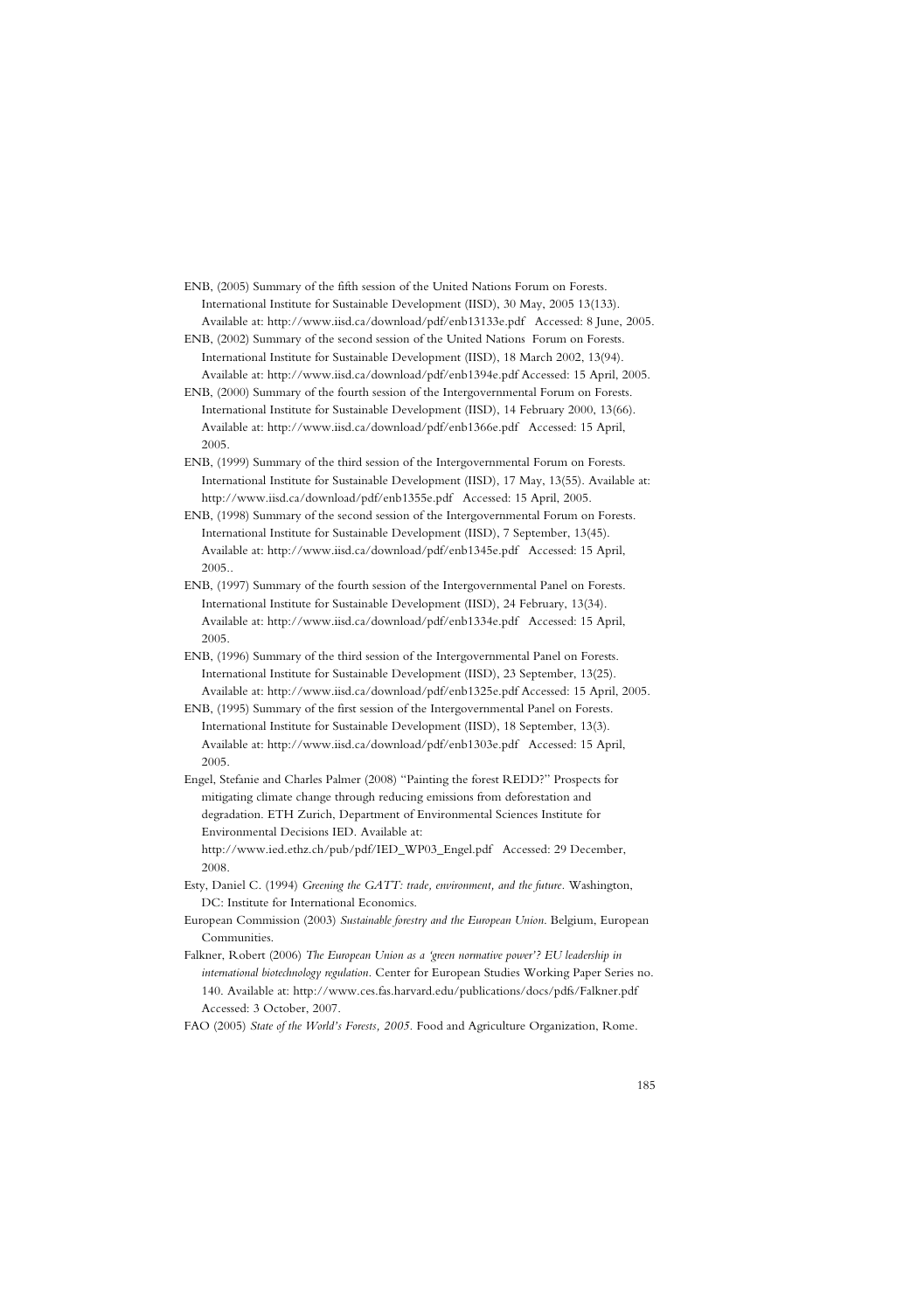ENB, (2005) Summary of the fifth session of the United Nations Forum on Forests. International Institute for Sustainable Development (IISD), 30 May, 2005 13(133). Available at: http://www.iisd.ca/download/pdf/enb13133e.pdf Accessed: 8 June, 2005.

ENB, (2002) Summary of the second session of the United Nations Forum on Forests. International Institute for Sustainable Development (IISD), 18 March 2002, 13(94). Available at: http://www.iisd.ca/download/pdf/enb1394e.pdf Accessed: 15 April, 2005.

ENB, (2000) Summary of the fourth session of the Intergovernmental Forum on Forests. International Institute for Sustainable Development (IISD), 14 February 2000, 13(66). Available at: http://www.iisd.ca/download/pdf/enb1366e.pdf Accessed: 15 April, 2005.

ENB, (1999) Summary of the third session of the Intergovernmental Forum on Forests. International Institute for Sustainable Development (IISD), 17 May, 13(55). Available at: http://www.iisd.ca/download/pdf/enb1355e.pdf Accessed: 15 April, 2005.

ENB, (1998) Summary of the second session of the Intergovernmental Forum on Forests. International Institute for Sustainable Development (IISD), 7 September, 13(45). Available at: http://www.iisd.ca/download/pdf/enb1345e.pdf Accessed: 15 April, 2005..

ENB, (1997) Summary of the fourth session of the Intergovernmental Panel on Forests. International Institute for Sustainable Development (IISD), 24 February, 13(34). Available at: http://www.iisd.ca/download/pdf/enb1334e.pdf Accessed: 15 April, 2005.

ENB, (1996) Summary of the third session of the Intergovernmental Panel on Forests. International Institute for Sustainable Development (IISD), 23 September, 13(25). Available at: http://www.iisd.ca/download/pdf/enb1325e.pdf Accessed: 15 April, 2005.

ENB, (1995) Summary of the first session of the Intergovernmental Panel on Forests. International Institute for Sustainable Development (IISD), 18 September, 13(3). Available at: http://www.iisd.ca/download/pdf/enb1303e.pdf Accessed: 15 April, 2005.

Engel, Stefanie and Charles Palmer (2008) "Painting the forest REDD?" Prospects for mitigating climate change through reducing emissions from deforestation and degradation. ETH Zurich, Department of Environmental Sciences Institute for Environmental Decisions IED. Available at: http://www.ied.ethz.ch/pub/pdf/IED_WP03_Engel.pdf Accessed: 29 December, 2008.

Esty, Daniel C. (1994) *Greening the GATT: trade, environment, and the future*. Washington, DC: Institute for International Economics.

European Commission (2003) *Sustainable forestry and the European Union*. Belgium, European Communities.

Falkner, Robert (2006) *The European Union as a 'green normative power'? EU leadership in international biotechnology regulation*. Center for European Studies Working Paper Series no. 140. Available at: http://www.ces.fas.harvard.edu/publications/docs/pdfs/Falkner.pdf Accessed: 3 October, 2007.

FAO (2005) *State of the World's Forests, 2005*. Food and Agriculture Organization, Rome.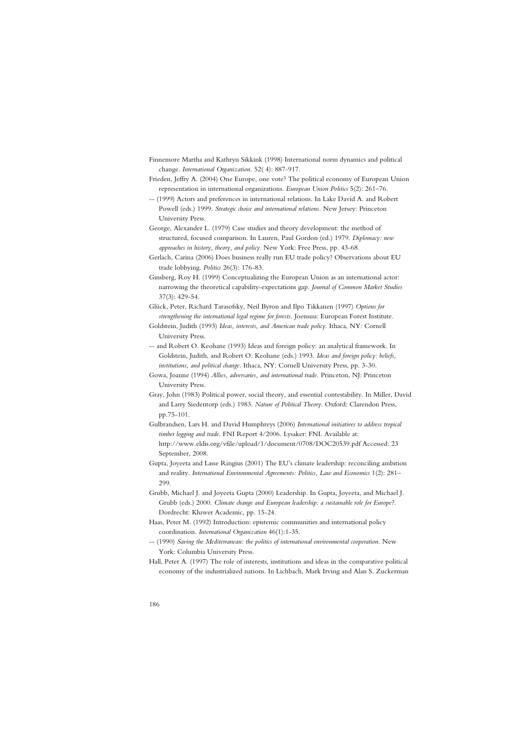Finnemore Martha and Kathryn Sikkink (1998) International norm dynamics and political change. *International Organization.* 52( 4): 887-917.

Frieden, Jeffry A. (2004) One Europe, one vote? The political economy of European Union representation in international organizations. *European Union Politics* 5(2): 261–76.

-- (1999) Actors and preferences in international relations. In Lake David A. and Robert Powell (eds.) 1999. *Strategic choice and international relations.* New Jersey: Princeton University Press.

George, Alexander L. (1979) Case studies and theory development: the method of structured, focused comparison. In Lauren, Paul Gordon (ed.) 1979. *Diplomacy: new approaches in history, theory, and policy.* New York: Free Press, pp. 43-68.

Gerlach, Carina (2006) Does business really run EU trade policy? Observations about EU trade lobbying. *Politics* 26(3): 176-83.

Ginsberg, Roy H. (1999) Conceptualizing the European Union as an international actor: narrowing the theoretical capability-expectations gap. *Journal of Common Market Studies* 37(3): 429-54.

Glück, Peter, Richard Tarasofsky, Neil Byron and Ilpo Tikkanen (1997) *Options for strengthening the international legal regime for forests.* Joensuu: European Forest Institute.

Goldstein, Judith (1993) *Ideas, interests, and American trade policy.* Ithaca, NY: Cornell University Press.

-- and Robert O. Keohane (1993) Ideas and foreign policy: an analytical framework. In Goldstein, Judith, and Robert O. Keohane (eds.) 1993. *Ideas and foreign policy: beliefs, institutions, and political change.* Ithaca, NY: Cornell University Press, pp. 3-30.

Gowa, Joanne (1994) *Allies, adversaries, and international trade.* Princeton, NJ: Princeton University Press.

Gray, John (1983) Political power, social theory, and essential contestability. In Miller, David and Larry Siedentorp (eds.) 1983. *Nature of Political Theory.* Oxford: Clarendon Press, pp.75-101.

Gulbrandsen, Lars H. and David Humphreys (2006) *International initiatives to address tropical timber logging and trade.* FNI Report 4/2006. Lysaker: FNI. Available at: http://www.eldis.org/vfile/upload/1/document/0708/DOC20539.pdf Accessed: 23 September, 2008.

Gupta, Joyeeta and Lasse Ringius (2001) The EU's climate leadership: reconciling ambition and reality. *International Environmental Agreements: Politics, Law and Economics* 1(2): 281–299.

Grubb, Michael J. and Joyeeta Gupta (2000) Leadership. In Gupta, Joyeeta, and Michael J. Grubb (eds.) 2000. *Climate change and European leadership: a sustainable role for Europe?.* Dordrecht: Kluwer Academic, pp. 15-24.

Haas, Peter M. (1992) Introduction: epistemic communities and international policy coordination. *International Organization* 46(1):1-35.

-- (1990) *Saving the Mediterranean: the politics of international environmental cooperation.* New York: Columbia University Press.

Hall, Peter A. (1997) The role of interests, institutions and ideas in the comparative political economy of the industrialized nations. In Lichbach, Mark Irving and Alan S. Zuckerman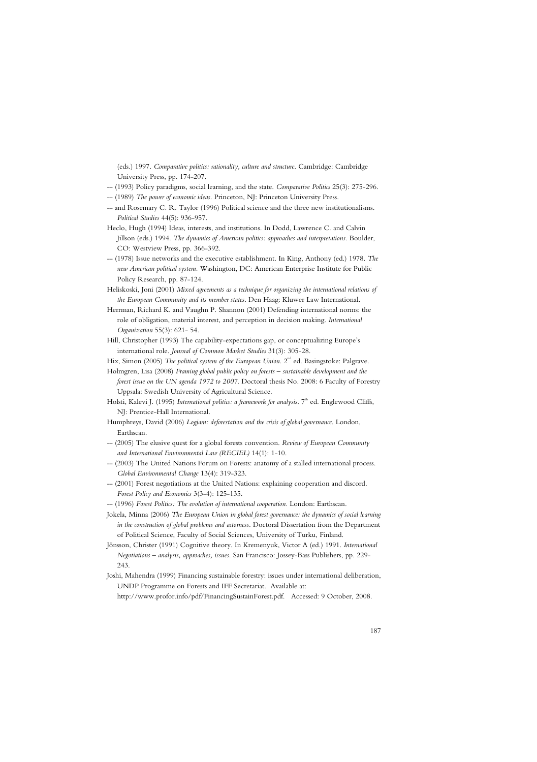(eds.) 1997. *Comparative politics: rationality, culture and structure*. Cambridge: Cambridge University Press, pp. 174-207.

-- (1993) Policy paradigms, social learning, and the state. *Comparative Politics* 25(3): 275-296.

-- (1989) *The power of economic ideas*. Princeton, NJ: Princeton University Press.

-- and Rosemary C. R. Taylor (1996) Political science and the three new institutionalisms. *Political Studies* 44(5): 936-957.

Heclo, Hugh (1994) Ideas, interests, and institutions. In Dodd, Lawrence C. and Calvin Jillson (eds.) 1994. *The dynamics of American politics: approaches and interpretations*. Boulder, CO: Westview Press, pp. 366-392.

-- (1978) Issue networks and the executive establishment. In King, Anthony (ed.) 1978. *The new American political system*. Washington, DC: American Enterprise Institute for Public Policy Research, pp. 87-124.

Heliskoski, Joni (2001) *Mixed agreements as a technique for organizing the international relations of the European Community and its member states*. Den Haag: Kluwer Law International.

Herrman, Richard K. and Vaughn P. Shannon (2001) Defending international norms: the role of obligation, material interest, and perception in decision making. *International Organization* 55(3): 621- 54.

Hill, Christopher (1993) The capability-expectations gap, or conceptualizing Europe's international role. *Journal of Common Market Studies* 31(3): 305-28.

Hix, Simon (2005) *The political system of the European Union*. 2nd ed. Basingstoke: Palgrave.

Holmgren, Lisa (2008) *Framing global public policy on forests – sustainable development and the forest issue on the UN agenda 1972 to 2007*. Doctoral thesis No. 2008: 6 Faculty of Forestry Uppsala: Swedish University of Agricultural Science.

Holsti, Kalevi J. (1995) *International politics: a framework for analysis*. 7th ed. Englewood Cliffs, NJ: Prentice-Hall International.

Humphreys, David (2006) *Logjam: deforestation and the crisis of global governance*. London, Earthscan.

-- (2005) The elusive quest for a global forests convention. *Review of European Community and International Environmental Law (RECIEL)* 14(1): 1-10.

-- (2003) The United Nations Forum on Forests: anatomy of a stalled international process. *Global Environmental Change* 13(4): 319-323.

-- (2001) Forest negotiations at the United Nations: explaining cooperation and discord. *Forest Policy and Economics* 3(3-4): 125-135.

-- (1996) *Forest Politics: The evolution of international cooperation*. London: Earthscan.

Jokela, Minna (2006) *The European Union in global forest governance: the dynamics of social learning in the construction of global problems and actorness*. Doctoral Dissertation from the Department of Political Science, Faculty of Social Sciences, University of Turku, Finland.

Jönsson, Christer (1991) Cognitive theory. In Kremenyuk, Victor A (ed.) 1991. *International Negotiations – analysis, approaches, issues*. San Francisco: Jossey-Bass Publishers, pp. 229-243.

Joshi, Mahendra (1999) Financing sustainable forestry: issues under international deliberation, UNDP Programme on Forests and IFF Secretariat. Available at: http://www.profor.info/pdf/FinancingSustainForest.pdf. Accessed: 9 October, 2008.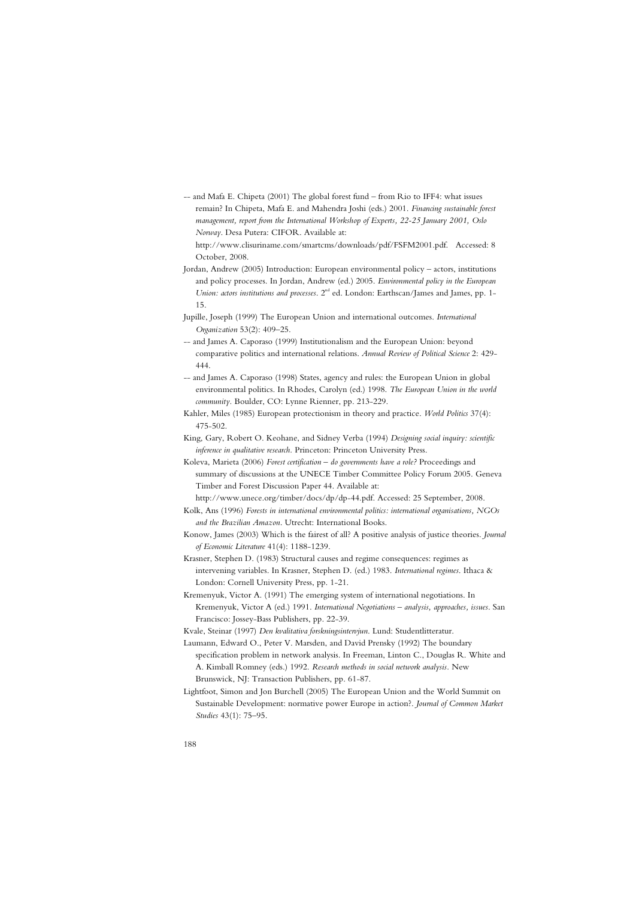-- and Mafa E. Chipeta (2001) The global forest fund – from Rio to IFF4: what issues remain? In Chipeta, Mafa E. and Mahendra Joshi (eds.) 2001. *Financing sustainable forest management, report from the International Workshop of Experts, 22-25 January 2001, Oslo Norway*. Desa Putera: CIFOR. Available at: http://www.clisuriname.com/smartcms/downloads/pdf/FSFM2001.pdf. Accessed: 8 October, 2008.

Jordan, Andrew (2005) Introduction: European environmental policy – actors, institutions and policy processes. In Jordan, Andrew (ed.) 2005. *Environmental policy in the European Union: actors institutions and processes*. 2nd ed. London: Earthscan/James and James, pp. 1-15.

Jupille, Joseph (1999) The European Union and international outcomes. *International Organization* 53(2): 409–25.

-- and James A. Caporaso (1999) Institutionalism and the European Union: beyond comparative politics and international relations. *Annual Review of Political Science* 2: 429-444.

-- and James A. Caporaso (1998) States, agency and rules: the European Union in global environmental politics. In Rhodes, Carolyn (ed.) 1998. *The European Union in the world community*. Boulder, CO: Lynne Rienner, pp. 213-229.

Kahler, Miles (1985) European protectionism in theory and practice. *World Politics* 37(4): 475-502.

King, Gary, Robert O. Keohane, and Sidney Verba (1994) *Designing social inquiry: scientific inference in qualitative research*. Princeton: Princeton University Press.

Koleva, Marieta (2006) *Forest certification – do governments have a role?* Proceedings and summary of discussions at the UNECE Timber Committee Policy Forum 2005. Geneva Timber and Forest Discussion Paper 44. Available at: http://www.unece.org/timber/docs/dp/dp-44.pdf. Accessed: 25 September, 2008.

Kolk, Ans (1996) *Forests in international environmental politics: international organisations, NGOs and the Brazilian Amazon*. Utrecht: International Books.

Konow, James (2003) Which is the fairest of all? A positive analysis of justice theories. *Journal of Economic Literature* 41(4): 1188-1239.

Krasner, Stephen D. (1983) Structural causes and regime consequences: regimes as intervening variables. In Krasner, Stephen D. (ed.) 1983. *International regimes*. Ithaca & London: Cornell University Press, pp. 1-21.

Kremenyuk, Victor A. (1991) The emerging system of international negotiations. In Kremenyuk, Victor A (ed.) 1991. *International Negotiations – analysis, approaches, issues*. San Francisco: Jossey-Bass Publishers, pp. 22-39.

Kvale, Steinar (1997) *Den kvalitativa forskningsintervjun*. Lund: Studentlitteratur.

Laumann, Edward O., Peter V. Marsden, and David Prensky (1992) The boundary specification problem in network analysis. In Freeman, Linton C., Douglas R. White and A. Kimball Romney (eds.) 1992. *Research methods in social network analysis*. New Brunswick, NJ: Transaction Publishers, pp. 61-87.

Lightfoot, Simon and Jon Burchell (2005) The European Union and the World Summit on Sustainable Development: normative power Europe in action?. *Journal of Common Market Studies* 43(1): 75–95.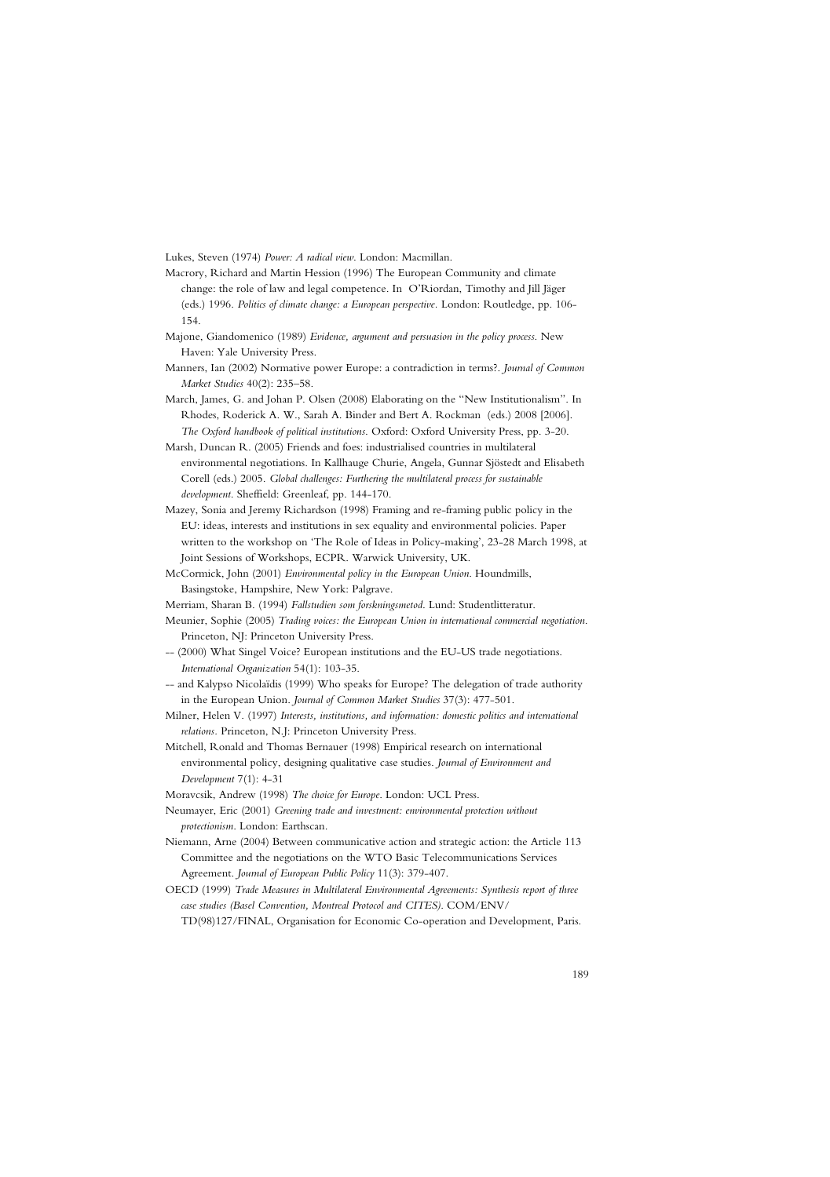Lukes, Steven (1974) *Power: A radical view*. London: Macmillan.

Macrory, Richard and Martin Hession (1996) The European Community and climate change: the role of law and legal competence. In O'Riordan, Timothy and Jill Jäger (eds.) 1996. *Politics of climate change: a European perspective*. London: Routledge, pp. 106-154.

Majone, Giandomenico (1989) *Evidence, argument and persuasion in the policy process*. New Haven: Yale University Press.

Manners, Ian (2002) Normative power Europe: a contradiction in terms?. *Journal of Common Market Studies* 40(2): 235–58.

March, James, G. and Johan P. Olsen (2008) Elaborating on the "New Institutionalism". In Rhodes, Roderick A. W., Sarah A. Binder and Bert A. Rockman (eds.) 2008 [2006]. *The Oxford handbook of political institutions*. Oxford: Oxford University Press, pp. 3-20.

Marsh, Duncan R. (2005) Friends and foes: industrialised countries in multilateral environmental negotiations. In Kallhauge Churie, Angela, Gunnar Sjöstedt and Elisabeth Corell (eds.) 2005. *Global challenges: Furthering the multilateral process for sustainable development*. Sheffield: Greenleaf, pp. 144-170.

Mazey, Sonia and Jeremy Richardson (1998) Framing and re-framing public policy in the EU: ideas, interests and institutions in sex equality and environmental policies. Paper written to the workshop on 'The Role of Ideas in Policy-making', 23-28 March 1998, at Joint Sessions of Workshops, ECPR. Warwick University, UK.

McCormick, John (2001) *Environmental policy in the European Union*. Houndmills, Basingstoke, Hampshire, New York: Palgrave.

Merriam, Sharan B. (1994) *Fallstudien som forskningsmetod*. Lund: Studentlitteratur.

Meunier, Sophie (2005) *Trading voices: the European Union in international commercial negotiation*. Princeton, NJ: Princeton University Press.

-- (2000) What Singel Voice? European institutions and the EU-US trade negotiations. *International Organization* 54(1): 103-35.

-- and Kalypso Nicolaïdis (1999) Who speaks for Europe? The delegation of trade authority in the European Union. *Journal of Common Market Studies* 37(3): 477-501.

Milner, Helen V. (1997) *Interests, institutions, and information: domestic politics and international relations*. Princeton, N.J: Princeton University Press.

Mitchell, Ronald and Thomas Bernauer (1998) Empirical research on international environmental policy, designing qualitative case studies. *Journal of Environment and Development* 7(1): 4-31

Moravcsik, Andrew (1998) *The choice for Europe*. London: UCL Press.

Neumayer, Eric (2001) *Greening trade and investment: environmental protection without protectionism*. London: Earthscan.

Niemann, Arne (2004) Between communicative action and strategic action: the Article 113 Committee and the negotiations on the WTO Basic Telecommunications Services Agreement. *Journal of European Public Policy* 11(3): 379-407.

OECD (1999) *Trade Measures in Multilateral Environmental Agreements: Synthesis report of three case studies (Basel Convention, Montreal Protocol and CITES)*. COM/ENV/TD(98)127/FINAL, Organisation for Economic Co-operation and Development, Paris.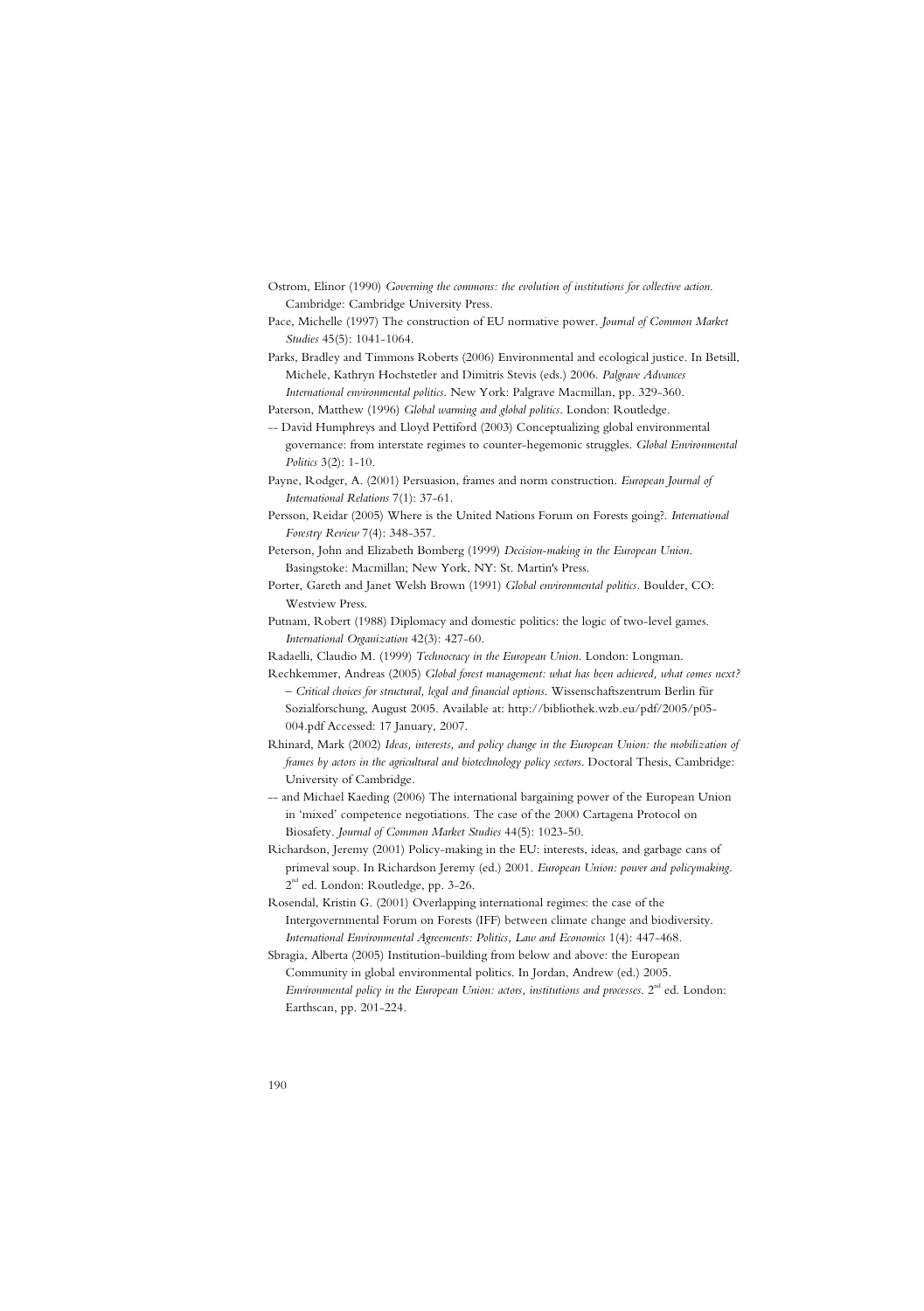Ostrom, Elinor (1990) *Governing the commons: the evolution of institutions for collective action*. Cambridge: Cambridge University Press.

Pace, Michelle (1997) The construction of EU normative power. *Journal of Common Market Studies* 45(5): 1041-1064.

Parks, Bradley and Timmons Roberts (2006) Environmental and ecological justice. In Betsill, Michele, Kathryn Hochstetler and Dimitris Stevis (eds.) 2006. *Palgrave Advances International environmental politics*. New York: Palgrave Macmillan, pp. 329-360.

Paterson, Matthew (1996) *Global warming and global politics*. London: Routledge.

-- David Humphreys and Lloyd Pettiford (2003) Conceptualizing global environmental governance: from interstate regimes to counter-hegemonic struggles. *Global Environmental Politics* 3(2): 1-10.

Payne, Rodger, A. (2001) Persuasion, frames and norm construction. *European Journal of International Relations* 7(1): 37-61.

Persson, Reidar (2005) Where is the United Nations Forum on Forests going?. *International Forestry Review* 7(4): 348-357.

Peterson, John and Elizabeth Bomberg (1999) *Decision-making in the European Union*. Basingstoke: Macmillan; New York, NY: St. Martin's Press.

Porter, Gareth and Janet Welsh Brown (1991) *Global environmental politics*. Boulder, CO: Westview Press.

Putnam, Robert (1988) Diplomacy and domestic politics: the logic of two-level games. *International Organization* 42(3): 427-60.

Radaelli, Claudio M. (1999) *Technocracy in the European Union*. London: Longman.

Rechkemmer, Andreas (2005) *Global forest management: what has been achieved, what comes next? – Critical choices for structural, legal and financial options*. Wissenschaftszentrum Berlin für Sozialforschung, August 2005. Available at: http://bibliothek.wzb.eu/pdf/2005/p05-004.pdf Accessed: 17 January, 2007.

Rhinard, Mark (2002) *Ideas, interests, and policy change in the European Union: the mobilization of frames by actors in the agricultural and biotechnology policy sectors*. Doctoral Thesis, Cambridge: University of Cambridge.

-- and Michael Kaeding (2006) The international bargaining power of the European Union in 'mixed' competence negotiations. The case of the 2000 Cartagena Protocol on Biosafety. *Journal of Common Market Studies* 44(5): 1023-50.

Richardson, Jeremy (2001) Policy-making in the EU: interests, ideas, and garbage cans of primeval soup. In Richardson Jeremy (ed.) 2001. *European Union: power and policymaking*. 2nd ed. London: Routledge, pp. 3-26.

Rosendal, Kristin G. (2001) Overlapping international regimes: the case of the Intergovernmental Forum on Forests (IFF) between climate change and biodiversity. *International Environmental Agreements: Politics, Law and Economics* 1(4): 447-468.

Sbragia, Alberta (2005) Institution-building from below and above: the European Community in global environmental politics. In Jordan, Andrew (ed.) 2005. *Environmental policy in the European Union: actors, institutions and processes*. 2nd ed. London: Earthscan, pp. 201-224.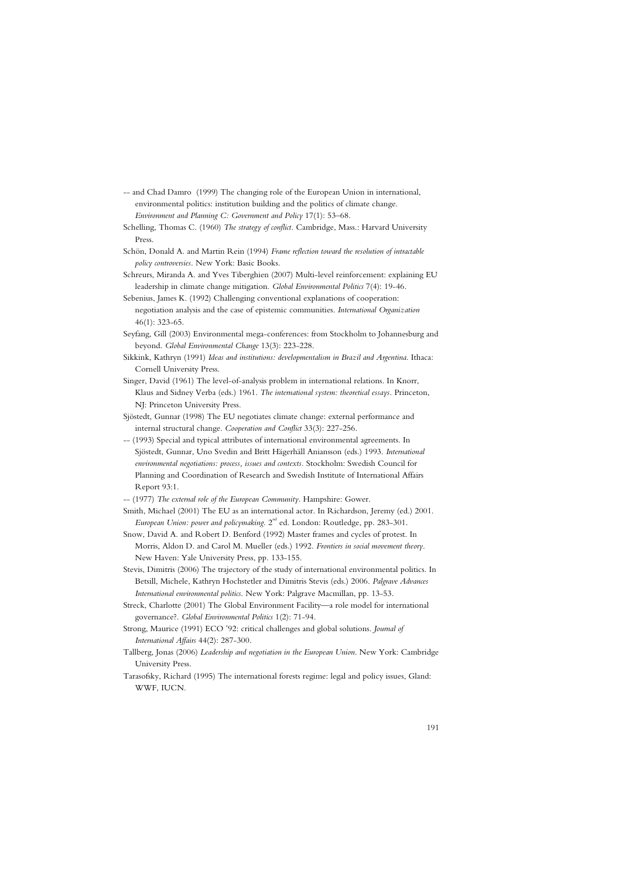-- and Chad Damro (1999) The changing role of the European Union in international, environmental politics: institution building and the politics of climate change. *Environment and Planning C: Government and Policy* 17(1): 53–68.

Schelling, Thomas C. (1960) *The strategy of conflict*. Cambridge, Mass.: Harvard University Press.

Schön, Donald A. and Martin Rein (1994) *Frame reflection toward the resolution of intractable policy controversies*. New York: Basic Books.

Schreurs, Miranda A. and Yves Tiberghien (2007) Multi-level reinforcement: explaining EU leadership in climate change mitigation. *Global Environmental Politics* 7(4): 19-46.

Sebenius, James K. (1992) Challenging conventional explanations of cooperation: negotiation analysis and the case of epistemic communities. *International Organization* 46(1): 323-65.

Seyfang, Gill (2003) Environmental mega-conferences: from Stockholm to Johannesburg and beyond. *Global Environmental Change* 13(3): 223-228.

Sikkink, Kathryn (1991) *Ideas and institutions: developmentalism in Brazil and Argentina*. Ithaca: Cornell University Press.

Singer, David (1961) The level-of-analysis problem in international relations. In Knorr, Klaus and Sidney Verba (eds.) 1961. *The international system: theoretical essays*. Princeton, NJ: Princeton University Press.

Sjöstedt, Gunnar (1998) The EU negotiates climate change: external performance and internal structural change. *Cooperation and Conflict* 33(3): 227-256.

-- (1993) Special and typical attributes of international environmental agreements. In Sjöstedt, Gunnar, Uno Svedin and Britt Hägerhäll Aniansson (eds.) 1993. *International environmental negotiations: process, issues and contexts*. Stockholm: Swedish Council for Planning and Coordination of Research and Swedish Institute of International Affairs Report 93:1.

-- (1977) *The external role of the European Community*. Hampshire: Gower.

Smith, Michael (2001) The EU as an international actor. In Richardson, Jeremy (ed.) 2001. *European Union: power and policymaking*. 2nd ed. London: Routledge, pp. 283-301.

Snow, David A. and Robert D. Benford (1992) Master frames and cycles of protest. In Morris, Aldon D. and Carol M. Mueller (eds.) 1992. *Frontiers in social movement theory*. New Haven: Yale University Press, pp. 133-155.

Stevis, Dimitris (2006) The trajectory of the study of international environmental politics. In Betsill, Michele, Kathryn Hochstetler and Dimitris Stevis (eds.) 2006. *Palgrave Advances International environmental politics*. New York: Palgrave Macmillan, pp. 13-53.

Streck, Charlotte (2001) The Global Environment Facility—a role model for international governance?. *Global Environmental Politics* 1(2): 71-94.

Strong, Maurice (1991) ECO '92: critical challenges and global solutions. *Journal of International Affairs* 44(2): 287-300.

Tallberg, Jonas (2006) *Leadership and negotiation in the European Union*. New York: Cambridge University Press.

Tarasofsky, Richard (1995) The international forests regime: legal and policy issues, Gland: WWF, IUCN.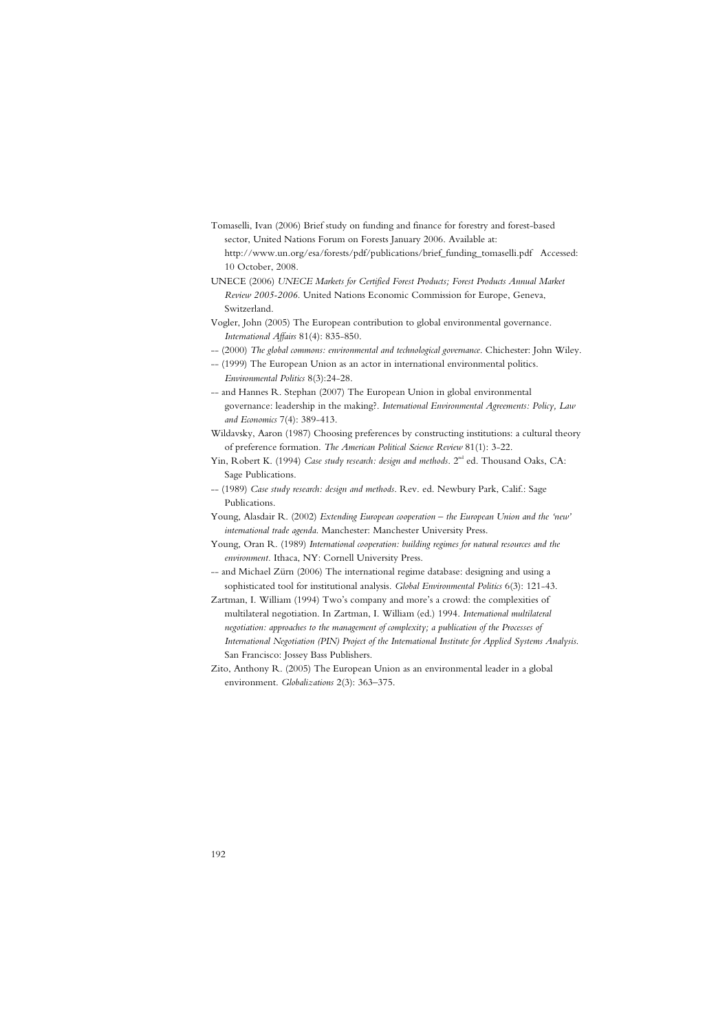Tomaselli, Ivan (2006) Brief study on funding and finance for forestry and forest-based sector, United Nations Forum on Forests January 2006. Available at: http://www.un.org/esa/forests/pdf/publications/brief_funding_tomaselli.pdf Accessed: 10 October, 2008.

UNECE (2006) *UNECE Markets for Certified Forest Products; Forest Products Annual Market Review 2005-2006*. United Nations Economic Commission for Europe, Geneva, Switzerland.

Vogler, John (2005) The European contribution to global environmental governance. *International Affairs* 81(4): 835-850.

-- (2000) *The global commons: environmental and technological governance*. Chichester: John Wiley.

-- (1999) The European Union as an actor in international environmental politics. *Environmental Politics* 8(3):24-28.

-- and Hannes R. Stephan (2007) The European Union in global environmental governance: leadership in the making?. *International Environmental Agreements: Policy, Law and Economics* 7(4): 389-413.

Wildavsky, Aaron (1987) Choosing preferences by constructing institutions: a cultural theory of preference formation. *The American Political Science Review* 81(1): 3-22.

Yin, Robert K. (1994) *Case study research: design and methods*. 2nd ed. Thousand Oaks, CA: Sage Publications.

-- (1989) *Case study research: design and methods*. Rev. ed. Newbury Park, Calif.: Sage Publications.

Young, Alasdair R. (2002) *Extending European cooperation – the European Union and the 'new' international trade agenda*. Manchester: Manchester University Press.

Young, Oran R. (1989) *International cooperation: building regimes for natural resources and the environment*. Ithaca, NY: Cornell University Press.

-- and Michael Zürn (2006) The international regime database: designing and using a sophisticated tool for institutional analysis. *Global Environmental Politics* 6(3): 121-43.

Zartman, I. William (1994) Two's company and more's a crowd: the complexities of multilateral negotiation. In Zartman, I. William (ed.) 1994. *International multilateral negotiation: approaches to the management of complexity; a publication of the Processes of International Negotiation (PIN) Project of the International Institute for Applied Systems Analysis*. San Francisco: Jossey Bass Publishers.

Zito, Anthony R. (2005) The European Union as an environmental leader in a global environment. *Globalizations* 2(3): 363–375.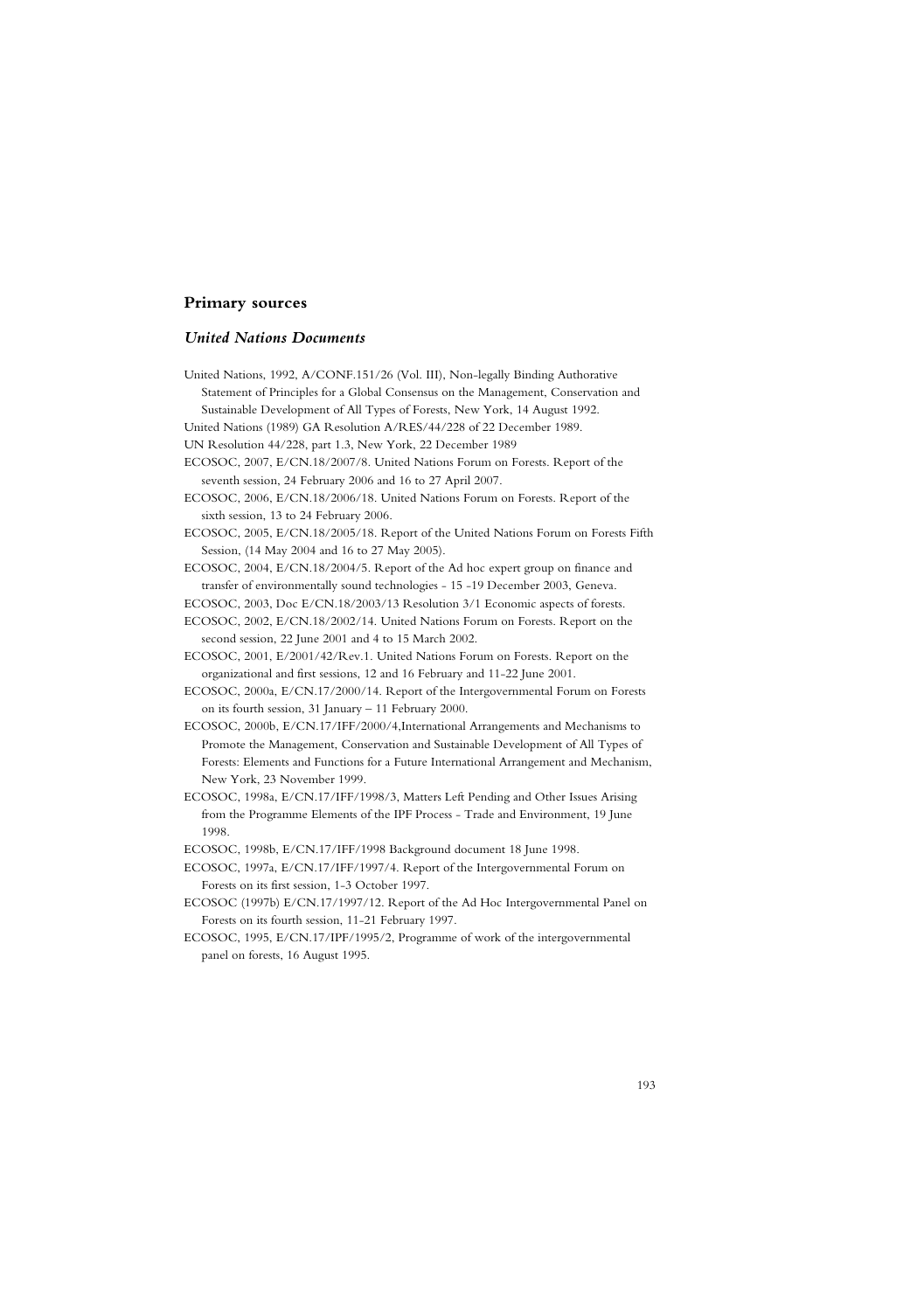## Primary sources

### *United Nations Documents*

United Nations, 1992, A/CONF.151/26 (Vol. III), Non-legally Binding Authorative Statement of Principles for a Global Consensus on the Management, Conservation and Sustainable Development of All Types of Forests, New York, 14 August 1992.

United Nations (1989) GA Resolution A/RES/44/228 of 22 December 1989.

UN Resolution 44/228, part 1.3, New York, 22 December 1989

ECOSOC, 2007, E/CN.18/2007/8. United Nations Forum on Forests. Report of the seventh session, 24 February 2006 and 16 to 27 April 2007.

ECOSOC, 2006, E/CN.18/2006/18. United Nations Forum on Forests. Report of the sixth session, 13 to 24 February 2006.

ECOSOC, 2005, E/CN.18/2005/18. Report of the United Nations Forum on Forests Fifth Session, (14 May 2004 and 16 to 27 May 2005).

ECOSOC, 2004, E/CN.18/2004/5. Report of the Ad hoc expert group on finance and transfer of environmentally sound technologies - 15 -19 December 2003, Geneva.

ECOSOC, 2003, Doc E/CN.18/2003/13 Resolution 3/1 Economic aspects of forests.

ECOSOC, 2002, E/CN.18/2002/14. United Nations Forum on Forests. Report on the second session, 22 June 2001 and 4 to 15 March 2002.

ECOSOC, 2001, E/2001/42/Rev.1. United Nations Forum on Forests. Report on the organizational and first sessions, 12 and 16 February and 11-22 June 2001.

ECOSOC, 2000a, E/CN.17/2000/14. Report of the Intergovernmental Forum on Forests on its fourth session, 31 January – 11 February 2000.

ECOSOC, 2000b, E/CN.17/IFF/2000/4,International Arrangements and Mechanisms to Promote the Management, Conservation and Sustainable Development of All Types of Forests: Elements and Functions for a Future International Arrangement and Mechanism, New York, 23 November 1999.

ECOSOC, 1998a, E/CN.17/IFF/1998/3, Matters Left Pending and Other Issues Arising from the Programme Elements of the IPF Process - Trade and Environment, 19 June 1998.

ECOSOC, 1998b, E/CN.17/IFF/1998 Background document 18 June 1998.

ECOSOC, 1997a, E/CN.17/IFF/1997/4. Report of the Intergovernmental Forum on Forests on its first session, 1-3 October 1997.

ECOSOC (1997b) E/CN.17/1997/12. Report of the Ad Hoc Intergovernmental Panel on Forests on its fourth session, 11-21 February 1997.

ECOSOC, 1995, E/CN.17/IPF/1995/2, Programme of work of the intergovernmental panel on forests, 16 August 1995.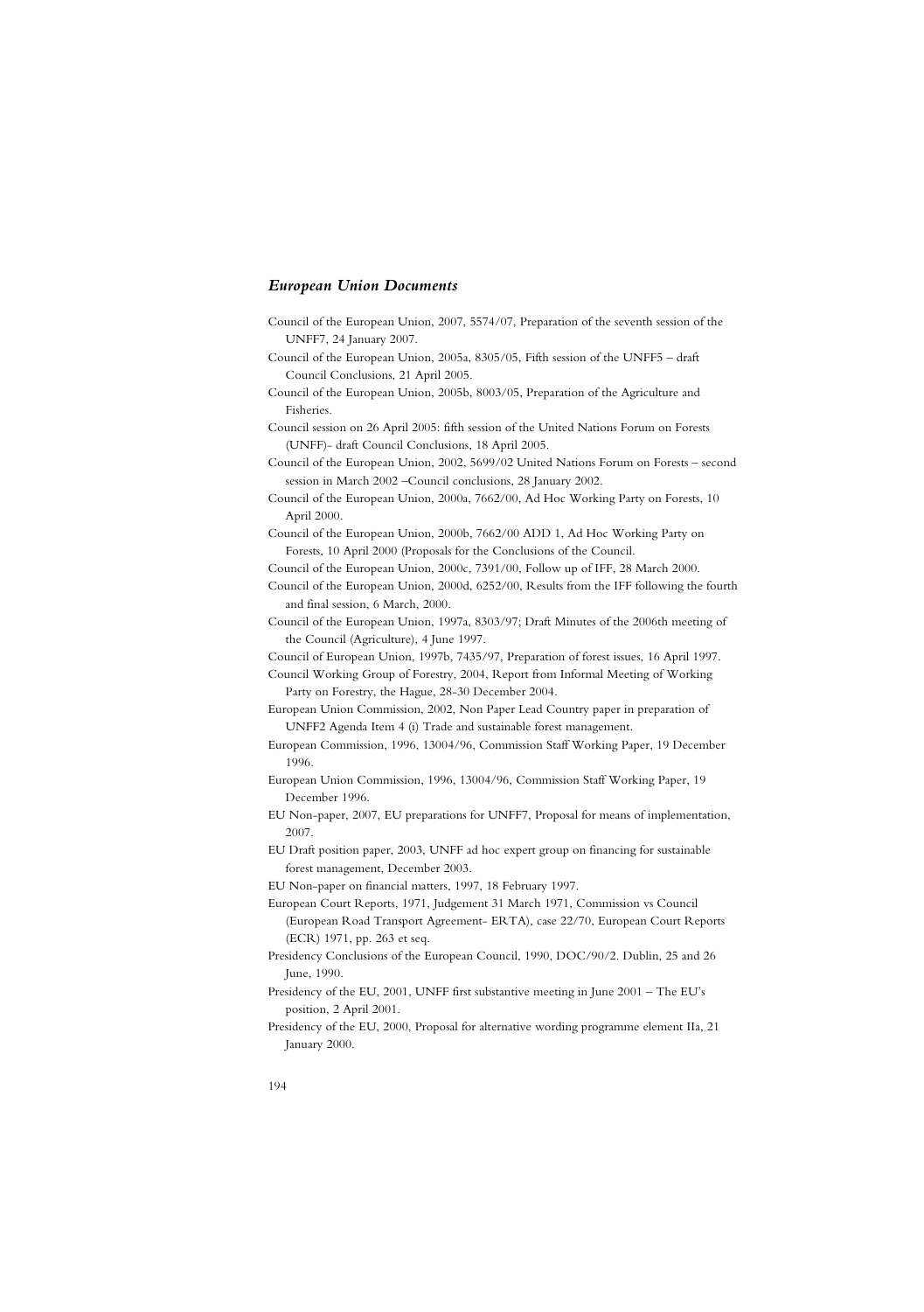### *European Union Documents*

Council of the European Union, 2007, 5574/07, Preparation of the seventh session of the UNFF7, 24 January 2007.

Council of the European Union, 2005a, 8305/05, Fifth session of the UNFF5 – draft Council Conclusions, 21 April 2005.

Council of the European Union, 2005b, 8003/05, Preparation of the Agriculture and Fisheries.

Council session on 26 April 2005: fifth session of the United Nations Forum on Forests (UNFF)- draft Council Conclusions, 18 April 2005.

Council of the European Union, 2002, 5699/02 United Nations Forum on Forests – second session in March 2002 –Council conclusions, 28 January 2002.

Council of the European Union, 2000a, 7662/00, Ad Hoc Working Party on Forests, 10 April 2000.

Council of the European Union, 2000b, 7662/00 ADD 1, Ad Hoc Working Party on Forests, 10 April 2000 (Proposals for the Conclusions of the Council.

Council of the European Union, 2000c, 7391/00, Follow up of IFF, 28 March 2000.

Council of the European Union, 2000d, 6252/00, Results from the IFF following the fourth and final session, 6 March, 2000.

Council of the European Union, 1997a, 8303/97; Draft Minutes of the 2006th meeting of the Council (Agriculture), 4 June 1997.

Council of European Union, 1997b, 7435/97, Preparation of forest issues, 16 April 1997.

Council Working Group of Forestry, 2004, Report from Informal Meeting of Working Party on Forestry, the Hague, 28-30 December 2004.

European Union Commission, 2002, Non Paper Lead Country paper in preparation of UNFF2 Agenda Item 4 (i) Trade and sustainable forest management.

European Commission, 1996, 13004/96, Commission Staff Working Paper, 19 December 1996.

European Union Commission, 1996, 13004/96, Commission Staff Working Paper, 19 December 1996.

EU Non-paper, 2007, EU preparations for UNFF7, Proposal for means of implementation, 2007.

EU Draft position paper, 2003, UNFF ad hoc expert group on financing for sustainable forest management, December 2003.

EU Non-paper on financial matters, 1997, 18 February 1997.

European Court Reports, 1971, Judgement 31 March 1971, Commission vs Council (European Road Transport Agreement- ERTA), case 22/70, European Court Reports (ECR) 1971, pp. 263 et seq.

Presidency Conclusions of the European Council, 1990, DOC/90/2. Dublin, 25 and 26 June, 1990.

Presidency of the EU, 2001, UNFF first substantive meeting in June 2001 – The EU's position, 2 April 2001.

Presidency of the EU, 2000, Proposal for alternative wording programme element IIa, 21 January 2000.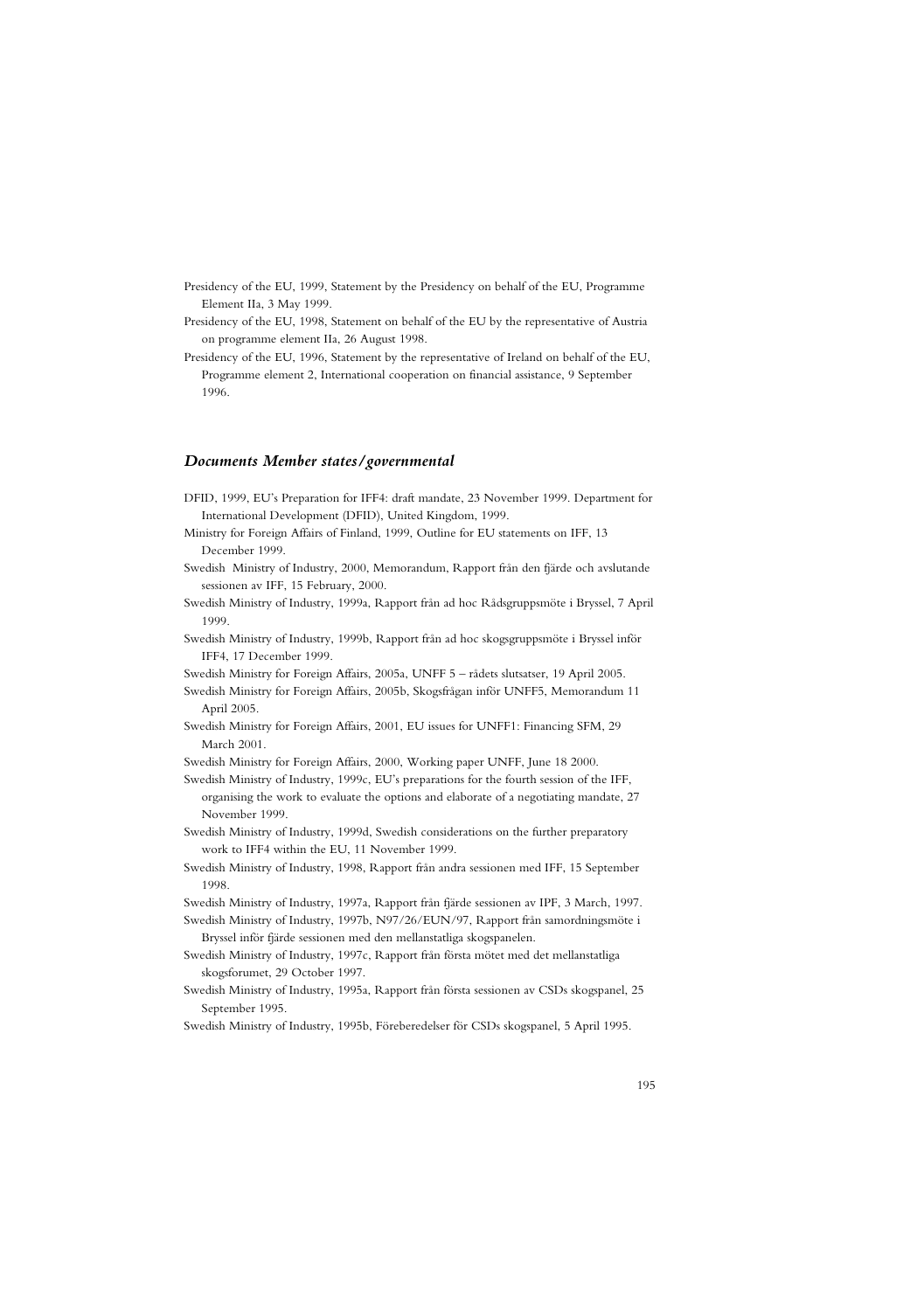Presidency of the EU, 1999, Statement by the Presidency on behalf of the EU, Programme Element IIa, 3 May 1999.

Presidency of the EU, 1998, Statement on behalf of the EU by the representative of Austria on programme element IIa, 26 August 1998.

Presidency of the EU, 1996, Statement by the representative of Ireland on behalf of the EU, Programme element 2, International cooperation on financial assistance, 9 September 1996.

### *Documents Member states/governmental*

DFID, 1999, EU's Preparation for IFF4: draft mandate, 23 November 1999. Department for International Development (DFID), United Kingdom, 1999.

Ministry for Foreign Affairs of Finland, 1999, Outline for EU statements on IFF, 13 December 1999.

Swedish Ministry of Industry, 2000, Memorandum, Rapport från den fjärde och avslutande sessionen av IFF, 15 February, 2000.

Swedish Ministry of Industry, 1999a, Rapport från ad hoc Rådsgruppsmöte i Bryssel, 7 April 1999.

Swedish Ministry of Industry, 1999b, Rapport från ad hoc skogsgruppsmöte i Bryssel inför IFF4, 17 December 1999.

Swedish Ministry for Foreign Affairs, 2005a, UNFF 5 – rådets slutsatser, 19 April 2005.

Swedish Ministry for Foreign Affairs, 2005b, Skogsfrågan inför UNFF5, Memorandum 11 April 2005.

Swedish Ministry for Foreign Affairs, 2001, EU issues for UNFF1: Financing SFM, 29 March 2001.

Swedish Ministry for Foreign Affairs, 2000, Working paper UNFF, June 18 2000.

Swedish Ministry of Industry, 1999c, EU's preparations for the fourth session of the IFF, organising the work to evaluate the options and elaborate of a negotiating mandate, 27 November 1999.

Swedish Ministry of Industry, 1999d, Swedish considerations on the further preparatory work to IFF4 within the EU, 11 November 1999.

Swedish Ministry of Industry, 1998, Rapport från andra sessionen med IFF, 15 September 1998.

Swedish Ministry of Industry, 1997a, Rapport från fjärde sessionen av IPF, 3 March, 1997.

Swedish Ministry of Industry, 1997b, N97/26/EUN/97, Rapport från samordningsmöte i Bryssel inför fjärde sessionen med den mellanstatliga skogspanelen.

Swedish Ministry of Industry, 1997c, Rapport från första mötet med det mellanstatliga skogsforumet, 29 October 1997.

Swedish Ministry of Industry, 1995a, Rapport från första sessionen av CSDs skogspanel, 25 September 1995.

Swedish Ministry of Industry, 1995b, Föreberedelser för CSDs skogspanel, 5 April 1995.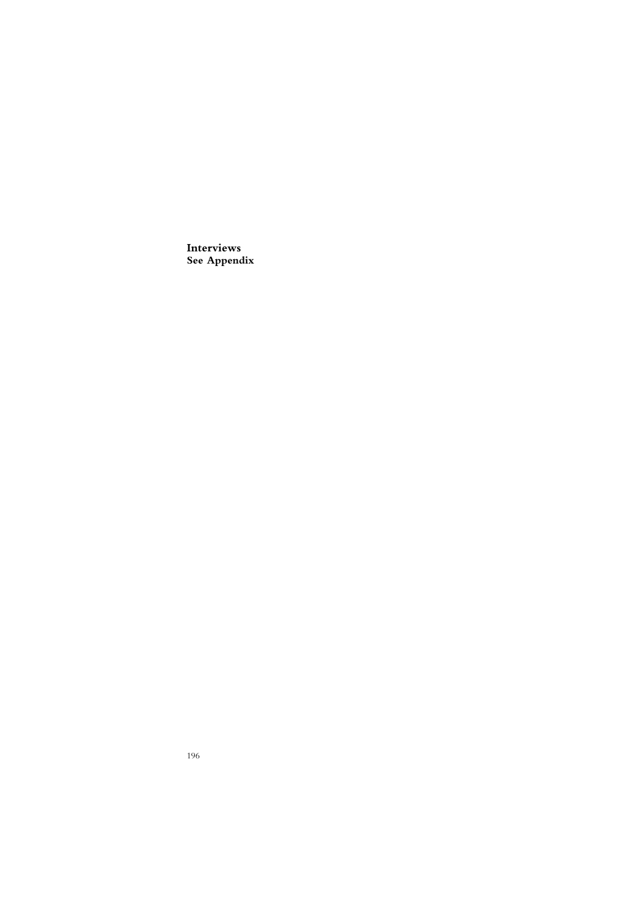**Interviews**
**See Appendix**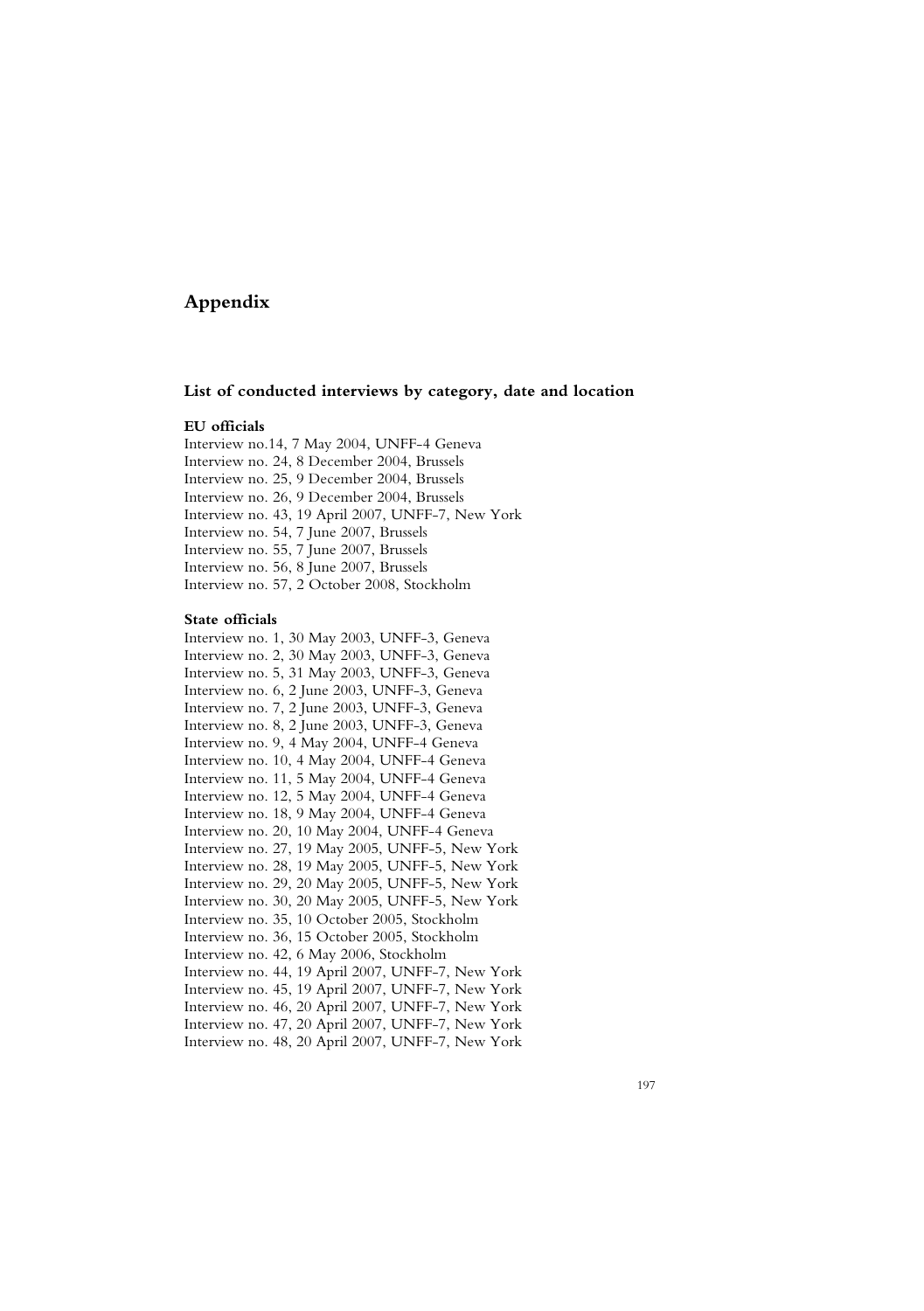# Appendix

## List of conducted interviews by category, date and location

### EU officials

Interview no.14, 7 May 2004, UNFF-4 Geneva
Interview no. 24, 8 December 2004, Brussels
Interview no. 25, 9 December 2004, Brussels
Interview no. 26, 9 December 2004, Brussels
Interview no. 43, 19 April 2007, UNFF-7, New York
Interview no. 54, 7 June 2007, Brussels
Interview no. 55, 7 June 2007, Brussels
Interview no. 56, 8 June 2007, Brussels
Interview no. 57, 2 October 2008, Stockholm

### State officials

Interview no. 1, 30 May 2003, UNFF-3, Geneva
Interview no. 2, 30 May 2003, UNFF-3, Geneva
Interview no. 5, 31 May 2003, UNFF-3, Geneva
Interview no. 6, 2 June 2003, UNFF-3, Geneva
Interview no. 7, 2 June 2003, UNFF-3, Geneva
Interview no. 8, 2 June 2003, UNFF-3, Geneva
Interview no. 9, 4 May 2004, UNFF-4 Geneva
Interview no. 10, 4 May 2004, UNFF-4 Geneva
Interview no. 11, 5 May 2004, UNFF-4 Geneva
Interview no. 12, 5 May 2004, UNFF-4 Geneva
Interview no. 18, 9 May 2004, UNFF-4 Geneva
Interview no. 20, 10 May 2004, UNFF-4 Geneva
Interview no. 27, 19 May 2005, UNFF-5, New York
Interview no. 28, 19 May 2005, UNFF-5, New York
Interview no. 29, 20 May 2005, UNFF-5, New York
Interview no. 30, 20 May 2005, UNFF-5, New York
Interview no. 35, 10 October 2005, Stockholm
Interview no. 36, 15 October 2005, Stockholm
Interview no. 42, 6 May 2006, Stockholm
Interview no. 44, 19 April 2007, UNFF-7, New York
Interview no. 45, 19 April 2007, UNFF-7, New York
Interview no. 46, 20 April 2007, UNFF-7, New York
Interview no. 47, 20 April 2007, UNFF-7, New York
Interview no. 48, 20 April 2007, UNFF-7, New York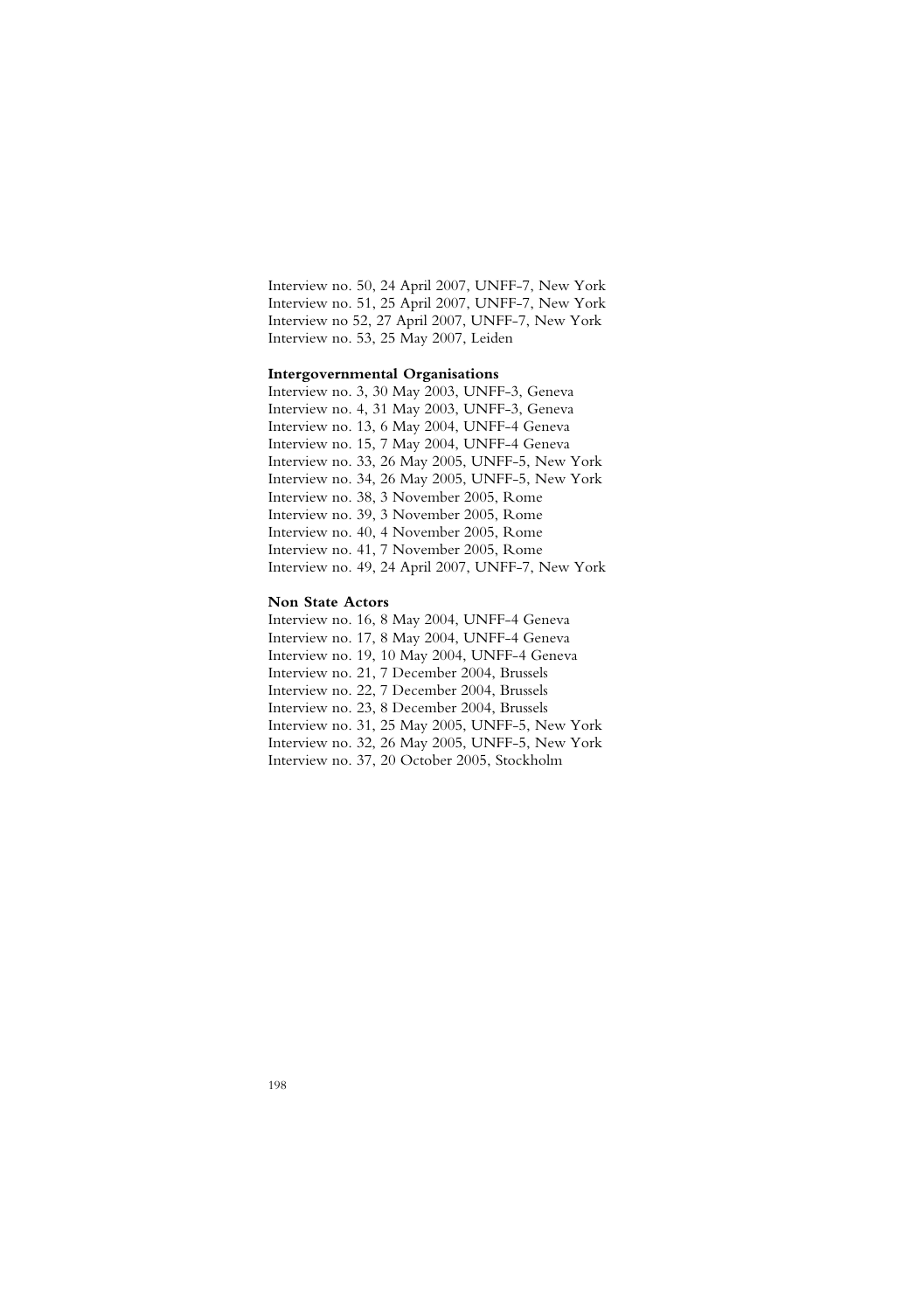Interview no. 50, 24 April 2007, UNFF-7, New York
Interview no. 51, 25 April 2007, UNFF-7, New York
Interview no 52, 27 April 2007, UNFF-7, New York
Interview no. 53, 25 May 2007, Leiden

**Intergovernmental Organisations**

Interview no. 3, 30 May 2003, UNFF-3, Geneva
Interview no. 4, 31 May 2003, UNFF-3, Geneva
Interview no. 13, 6 May 2004, UNFF-4 Geneva
Interview no. 15, 7 May 2004, UNFF-4 Geneva
Interview no. 33, 26 May 2005, UNFF-5, New York
Interview no. 34, 26 May 2005, UNFF-5, New York
Interview no. 38, 3 November 2005, Rome
Interview no. 39, 3 November 2005, Rome
Interview no. 40, 4 November 2005, Rome
Interview no. 41, 7 November 2005, Rome
Interview no. 49, 24 April 2007, UNFF-7, New York

**Non State Actors**

Interview no. 16, 8 May 2004, UNFF-4 Geneva
Interview no. 17, 8 May 2004, UNFF-4 Geneva
Interview no. 19, 10 May 2004, UNFF-4 Geneva
Interview no. 21, 7 December 2004, Brussels
Interview no. 22, 7 December 2004, Brussels
Interview no. 23, 8 December 2004, Brussels
Interview no. 31, 25 May 2005, UNFF-5, New York
Interview no. 32, 26 May 2005, UNFF-5, New York
Interview no. 37, 20 October 2005, Stockholm